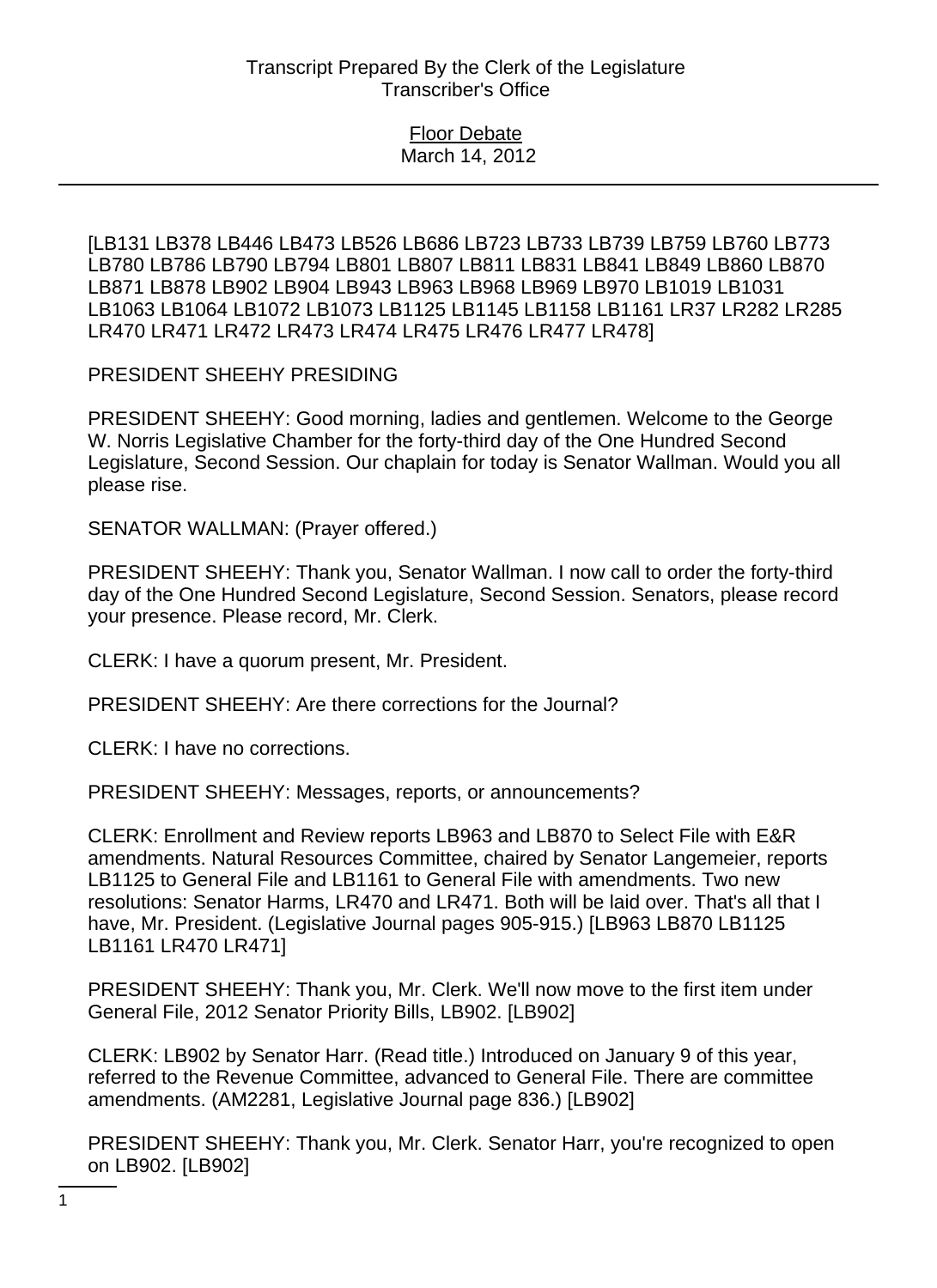Transcript Prepared By the Clerk of the Legislature
Transcriber's Office

Floor Debate
March 14, 2012

[LB131 LB378 LB446 LB473 LB526 LB686 LB723 LB733 LB739 LB759 LB760 LB773 LB780 LB786 LB790 LB794 LB801 LB807 LB811 LB831 LB841 LB849 LB860 LB870 LB871 LB878 LB902 LB904 LB943 LB963 LB968 LB969 LB970 LB1019 LB1031 LB1063 LB1064 LB1072 LB1073 LB1125 LB1145 LB1158 LB1161 LR37 LR282 LR285 LR470 LR471 LR472 LR473 LR474 LR475 LR476 LR477 LR478]

PRESIDENT SHEEHY PRESIDING

PRESIDENT SHEEHY: Good morning, ladies and gentlemen. Welcome to the George W. Norris Legislative Chamber for the forty-third day of the One Hundred Second Legislature, Second Session. Our chaplain for today is Senator Wallman. Would you all please rise.

SENATOR WALLMAN: (Prayer offered.)

PRESIDENT SHEEHY: Thank you, Senator Wallman. I now call to order the forty-third day of the One Hundred Second Legislature, Second Session. Senators, please record your presence. Please record, Mr. Clerk.

CLERK: I have a quorum present, Mr. President.

PRESIDENT SHEEHY: Are there corrections for the Journal?

CLERK: I have no corrections.

PRESIDENT SHEEHY: Messages, reports, or announcements?

CLERK: Enrollment and Review reports LB963 and LB870 to Select File with E&R amendments. Natural Resources Committee, chaired by Senator Langemeier, reports LB1125 to General File and LB1161 to General File with amendments. Two new resolutions: Senator Harms, LR470 and LR471. Both will be laid over. That's all that I have, Mr. President. (Legislative Journal pages 905-915.) [LB963 LB870 LB1125 LB1161 LR470 LR471]

PRESIDENT SHEEHY: Thank you, Mr. Clerk. We'll now move to the first item under General File, 2012 Senator Priority Bills, LB902. [LB902]

CLERK: LB902 by Senator Harr. (Read title.) Introduced on January 9 of this year, referred to the Revenue Committee, advanced to General File. There are committee amendments. (AM2281, Legislative Journal page 836.) [LB902]

PRESIDENT SHEEHY: Thank you, Mr. Clerk. Senator Harr, you're recognized to open on LB902. [LB902]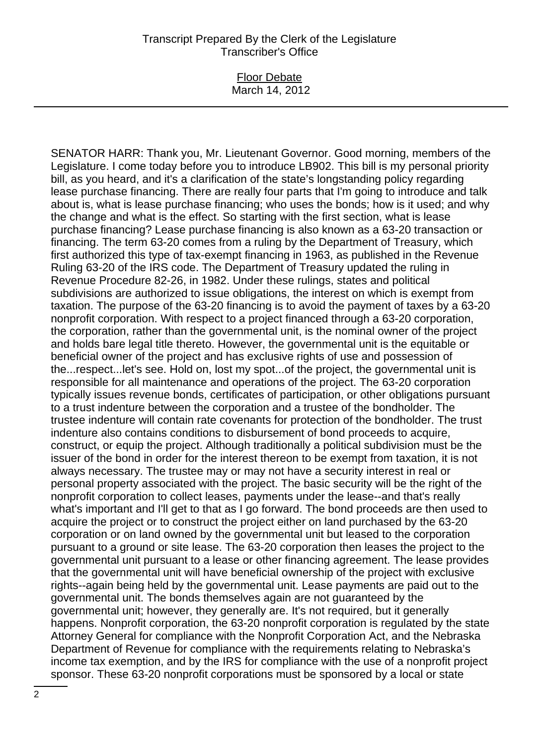SENATOR HARR: Thank you, Mr. Lieutenant Governor. Good morning, members of the Legislature. I come today before you to introduce LB902. This bill is my personal priority bill, as you heard, and it's a clarification of the state's longstanding policy regarding lease purchase financing. There are really four parts that I'm going to introduce and talk about is, what is lease purchase financing; who uses the bonds; how is it used; and why the change and what is the effect. So starting with the first section, what is lease purchase financing? Lease purchase financing is also known as a 63-20 transaction or financing. The term 63-20 comes from a ruling by the Department of Treasury, which first authorized this type of tax-exempt financing in 1963, as published in the Revenue Ruling 63-20 of the IRS code. The Department of Treasury updated the ruling in Revenue Procedure 82-26, in 1982. Under these rulings, states and political subdivisions are authorized to issue obligations, the interest on which is exempt from taxation. The purpose of the 63-20 financing is to avoid the payment of taxes by a 63-20 nonprofit corporation. With respect to a project financed through a 63-20 corporation, the corporation, rather than the governmental unit, is the nominal owner of the project and holds bare legal title thereto. However, the governmental unit is the equitable or beneficial owner of the project and has exclusive rights of use and possession of the...respect...let's see. Hold on, lost my spot...of the project, the governmental unit is responsible for all maintenance and operations of the project. The 63-20 corporation typically issues revenue bonds, certificates of participation, or other obligations pursuant to a trust indenture between the corporation and a trustee of the bondholder. The trustee indenture will contain rate covenants for protection of the bondholder. The trust indenture also contains conditions to disbursement of bond proceeds to acquire, construct, or equip the project. Although traditionally a political subdivision must be the issuer of the bond in order for the interest thereon to be exempt from taxation, it is not always necessary. The trustee may or may not have a security interest in real or personal property associated with the project. The basic security will be the right of the nonprofit corporation to collect leases, payments under the lease--and that's really what's important and I'll get to that as I go forward. The bond proceeds are then used to acquire the project or to construct the project either on land purchased by the 63-20 corporation or on land owned by the governmental unit but leased to the corporation pursuant to a ground or site lease. The 63-20 corporation then leases the project to the governmental unit pursuant to a lease or other financing agreement. The lease provides that the governmental unit will have beneficial ownership of the project with exclusive rights--again being held by the governmental unit. Lease payments are paid out to the governmental unit. The bonds themselves again are not guaranteed by the governmental unit; however, they generally are. It's not required, but it generally happens. Nonprofit corporation, the 63-20 nonprofit corporation is regulated by the state Attorney General for compliance with the Nonprofit Corporation Act, and the Nebraska Department of Revenue for compliance with the requirements relating to Nebraska's income tax exemption, and by the IRS for compliance with the use of a nonprofit project sponsor. These 63-20 nonprofit corporations must be sponsored by a local or state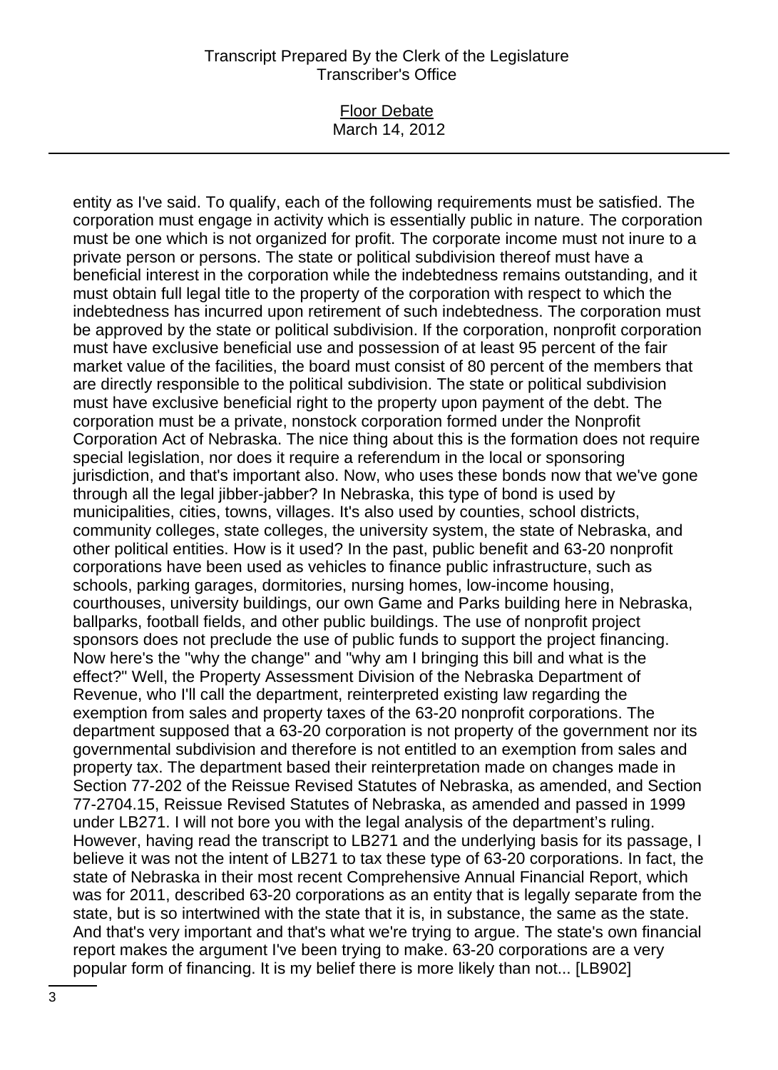entity as I've said. To qualify, each of the following requirements must be satisfied. The corporation must engage in activity which is essentially public in nature. The corporation must be one which is not organized for profit. The corporate income must not inure to a private person or persons. The state or political subdivision thereof must have a beneficial interest in the corporation while the indebtedness remains outstanding, and it must obtain full legal title to the property of the corporation with respect to which the indebtedness has incurred upon retirement of such indebtedness. The corporation must be approved by the state or political subdivision. If the corporation, nonprofit corporation must have exclusive beneficial use and possession of at least 95 percent of the fair market value of the facilities, the board must consist of 80 percent of the members that are directly responsible to the political subdivision. The state or political subdivision must have exclusive beneficial right to the property upon payment of the debt. The corporation must be a private, nonstock corporation formed under the Nonprofit Corporation Act of Nebraska. The nice thing about this is the formation does not require special legislation, nor does it require a referendum in the local or sponsoring jurisdiction, and that's important also. Now, who uses these bonds now that we've gone through all the legal jibber-jabber? In Nebraska, this type of bond is used by municipalities, cities, towns, villages. It's also used by counties, school districts, community colleges, state colleges, the university system, the state of Nebraska, and other political entities. How is it used? In the past, public benefit and 63-20 nonprofit corporations have been used as vehicles to finance public infrastructure, such as schools, parking garages, dormitories, nursing homes, low-income housing, courthouses, university buildings, our own Game and Parks building here in Nebraska, ballparks, football fields, and other public buildings. The use of nonprofit project sponsors does not preclude the use of public funds to support the project financing. Now here's the "why the change" and "why am I bringing this bill and what is the effect?" Well, the Property Assessment Division of the Nebraska Department of Revenue, who I'll call the department, reinterpreted existing law regarding the exemption from sales and property taxes of the 63-20 nonprofit corporations. The department supposed that a 63-20 corporation is not property of the government nor its governmental subdivision and therefore is not entitled to an exemption from sales and property tax. The department based their reinterpretation made on changes made in Section 77-202 of the Reissue Revised Statutes of Nebraska, as amended, and Section 77-2704.15, Reissue Revised Statutes of Nebraska, as amended and passed in 1999 under LB271. I will not bore you with the legal analysis of the department's ruling. However, having read the transcript to LB271 and the underlying basis for its passage, I believe it was not the intent of LB271 to tax these type of 63-20 corporations. In fact, the state of Nebraska in their most recent Comprehensive Annual Financial Report, which was for 2011, described 63-20 corporations as an entity that is legally separate from the state, but is so intertwined with the state that it is, in substance, the same as the state. And that's very important and that's what we're trying to argue. The state's own financial report makes the argument I've been trying to make. 63-20 corporations are a very popular form of financing. It is my belief there is more likely than not... [LB902]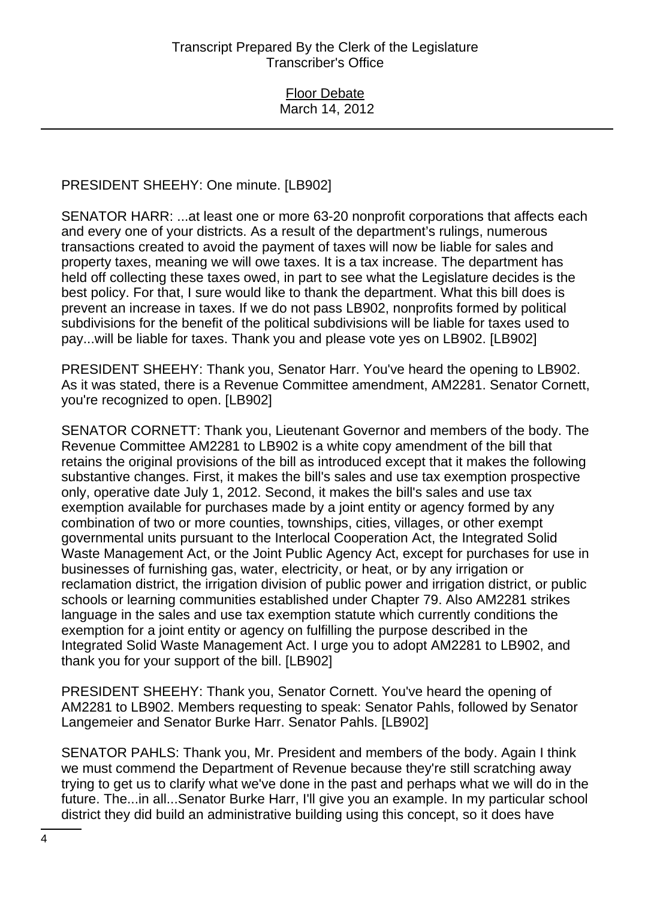PRESIDENT SHEEHY: One minute. [LB902]

SENATOR HARR: ...at least one or more 63-20 nonprofit corporations that affects each and every one of your districts. As a result of the department's rulings, numerous transactions created to avoid the payment of taxes will now be liable for sales and property taxes, meaning we will owe taxes. It is a tax increase. The department has held off collecting these taxes owed, in part to see what the Legislature decides is the best policy. For that, I sure would like to thank the department. What this bill does is prevent an increase in taxes. If we do not pass LB902, nonprofits formed by political subdivisions for the benefit of the political subdivisions will be liable for taxes used to pay...will be liable for taxes. Thank you and please vote yes on LB902. [LB902]

PRESIDENT SHEEHY: Thank you, Senator Harr. You've heard the opening to LB902. As it was stated, there is a Revenue Committee amendment, AM2281. Senator Cornett, you're recognized to open. [LB902]

SENATOR CORNETT: Thank you, Lieutenant Governor and members of the body. The Revenue Committee AM2281 to LB902 is a white copy amendment of the bill that retains the original provisions of the bill as introduced except that it makes the following substantive changes. First, it makes the bill's sales and use tax exemption prospective only, operative date July 1, 2012. Second, it makes the bill's sales and use tax exemption available for purchases made by a joint entity or agency formed by any combination of two or more counties, townships, cities, villages, or other exempt governmental units pursuant to the Interlocal Cooperation Act, the Integrated Solid Waste Management Act, or the Joint Public Agency Act, except for purchases for use in businesses of furnishing gas, water, electricity, or heat, or by any irrigation or reclamation district, the irrigation division of public power and irrigation district, or public schools or learning communities established under Chapter 79. Also AM2281 strikes language in the sales and use tax exemption statute which currently conditions the exemption for a joint entity or agency on fulfilling the purpose described in the Integrated Solid Waste Management Act. I urge you to adopt AM2281 to LB902, and thank you for your support of the bill. [LB902]

PRESIDENT SHEEHY: Thank you, Senator Cornett. You've heard the opening of AM2281 to LB902. Members requesting to speak: Senator Pahls, followed by Senator Langemeier and Senator Burke Harr. Senator Pahls. [LB902]

SENATOR PAHLS: Thank you, Mr. President and members of the body. Again I think we must commend the Department of Revenue because they're still scratching away trying to get us to clarify what we've done in the past and perhaps what we will do in the future. The...in all...Senator Burke Harr, I'll give you an example. In my particular school district they did build an administrative building using this concept, so it does have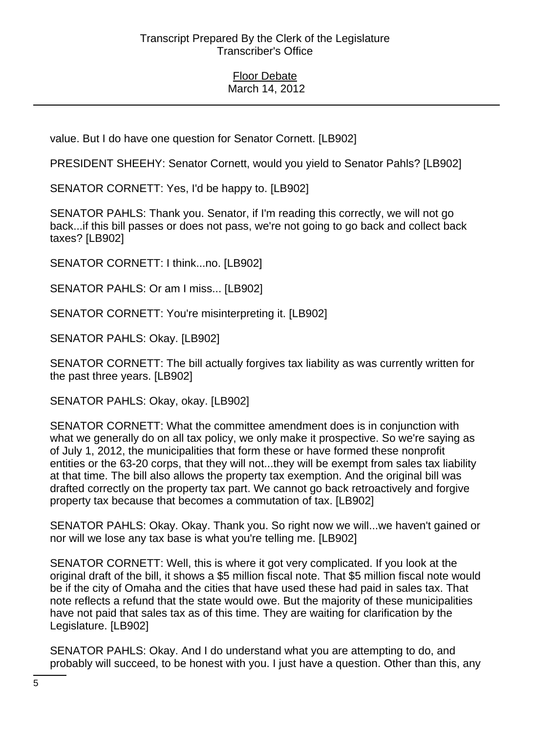value. But I do have one question for Senator Cornett. [LB902]

PRESIDENT SHEEHY: Senator Cornett, would you yield to Senator Pahls? [LB902]

SENATOR CORNETT: Yes, I'd be happy to. [LB902]

SENATOR PAHLS: Thank you. Senator, if I'm reading this correctly, we will not go back...if this bill passes or does not pass, we're not going to go back and collect back taxes? [LB902]

SENATOR CORNETT: I think...no. [LB902]

SENATOR PAHLS: Or am I miss... [LB902]

SENATOR CORNETT: You're misinterpreting it. [LB902]

SENATOR PAHLS: Okay. [LB902]

SENATOR CORNETT: The bill actually forgives tax liability as was currently written for the past three years. [LB902]

SENATOR PAHLS: Okay, okay. [LB902]

SENATOR CORNETT: What the committee amendment does is in conjunction with what we generally do on all tax policy, we only make it prospective. So we're saying as of July 1, 2012, the municipalities that form these or have formed these nonprofit entities or the 63-20 corps, that they will not...they will be exempt from sales tax liability at that time. The bill also allows the property tax exemption. And the original bill was drafted correctly on the property tax part. We cannot go back retroactively and forgive property tax because that becomes a commutation of tax. [LB902]

SENATOR PAHLS: Okay. Okay. Thank you. So right now we will...we haven't gained or nor will we lose any tax base is what you're telling me. [LB902]

SENATOR CORNETT: Well, this is where it got very complicated. If you look at the original draft of the bill, it shows a $5 million fiscal note. That $5 million fiscal note would be if the city of Omaha and the cities that have used these had paid in sales tax. That note reflects a refund that the state would owe. But the majority of these municipalities have not paid that sales tax as of this time. They are waiting for clarification by the Legislature. [LB902]

SENATOR PAHLS: Okay. And I do understand what you are attempting to do, and probably will succeed, to be honest with you. I just have a question. Other than this, any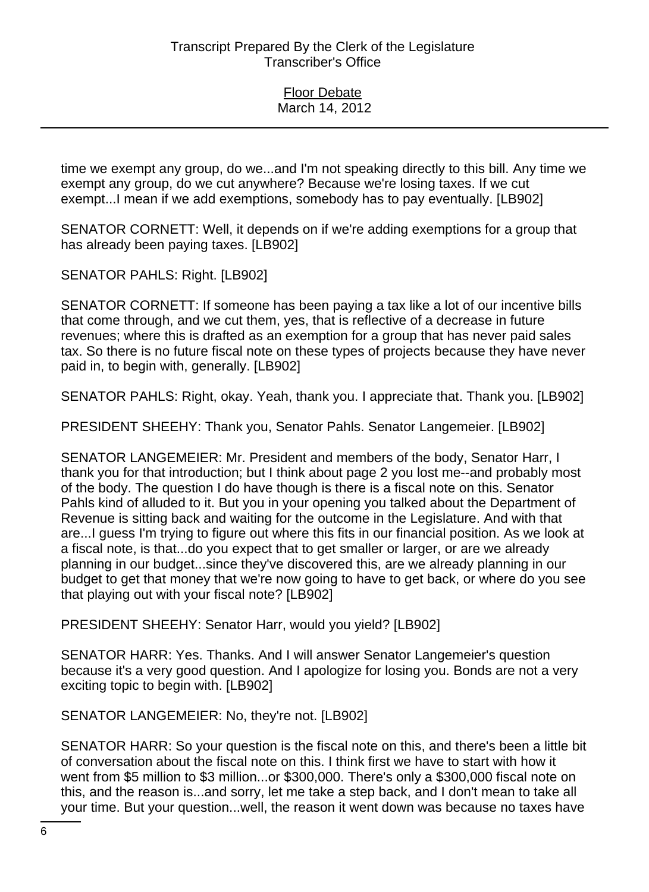time we exempt any group, do we...and I'm not speaking directly to this bill. Any time we exempt any group, do we cut anywhere? Because we're losing taxes. If we cut exempt...I mean if we add exemptions, somebody has to pay eventually. [LB902]

SENATOR CORNETT: Well, it depends on if we're adding exemptions for a group that has already been paying taxes. [LB902]

SENATOR PAHLS: Right. [LB902]

SENATOR CORNETT: If someone has been paying a tax like a lot of our incentive bills that come through, and we cut them, yes, that is reflective of a decrease in future revenues; where this is drafted as an exemption for a group that has never paid sales tax. So there is no future fiscal note on these types of projects because they have never paid in, to begin with, generally. [LB902]

SENATOR PAHLS: Right, okay. Yeah, thank you. I appreciate that. Thank you. [LB902]

PRESIDENT SHEEHY: Thank you, Senator Pahls. Senator Langemeier. [LB902]

SENATOR LANGEMEIER: Mr. President and members of the body, Senator Harr, I thank you for that introduction; but I think about page 2 you lost me--and probably most of the body. The question I do have though is there is a fiscal note on this. Senator Pahls kind of alluded to it. But you in your opening you talked about the Department of Revenue is sitting back and waiting for the outcome in the Legislature. And with that are...I guess I'm trying to figure out where this fits in our financial position. As we look at a fiscal note, is that...do you expect that to get smaller or larger, or are we already planning in our budget...since they've discovered this, are we already planning in our budget to get that money that we're now going to have to get back, or where do you see that playing out with your fiscal note? [LB902]

PRESIDENT SHEEHY: Senator Harr, would you yield? [LB902]

SENATOR HARR: Yes. Thanks. And I will answer Senator Langemeier's question because it's a very good question. And I apologize for losing you. Bonds are not a very exciting topic to begin with. [LB902]

SENATOR LANGEMEIER: No, they're not. [LB902]

SENATOR HARR: So your question is the fiscal note on this, and there's been a little bit of conversation about the fiscal note on this. I think first we have to start with how it went from $5 million to $3 million...or $300,000. There's only a $300,000 fiscal note on this, and the reason is...and sorry, let me take a step back, and I don't mean to take all your time. But your question...well, the reason it went down was because no taxes have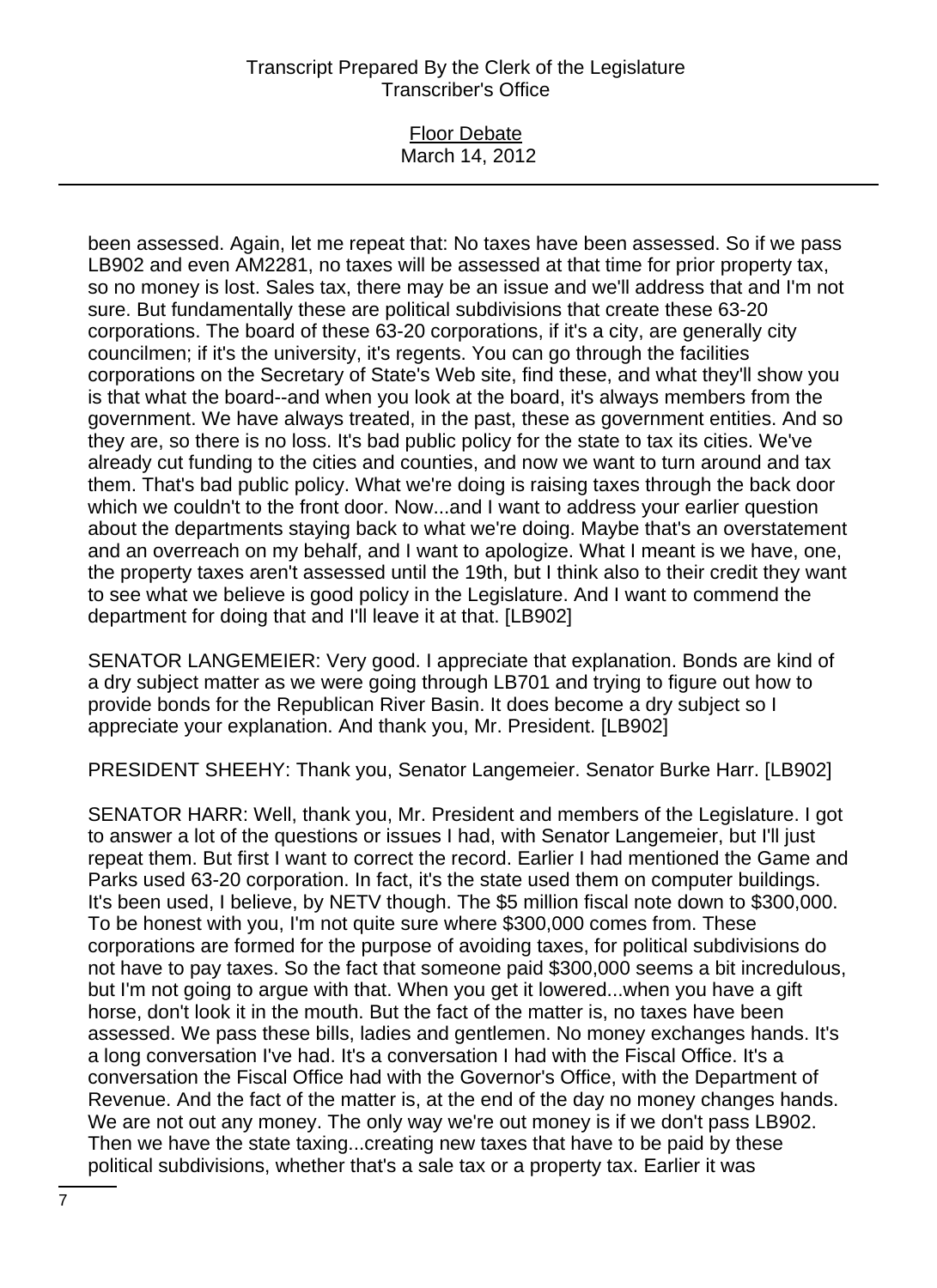been assessed. Again, let me repeat that: No taxes have been assessed. So if we pass LB902 and even AM2281, no taxes will be assessed at that time for prior property tax, so no money is lost. Sales tax, there may be an issue and we'll address that and I'm not sure. But fundamentally these are political subdivisions that create these 63-20 corporations. The board of these 63-20 corporations, if it's a city, are generally city councilmen; if it's the university, it's regents. You can go through the facilities corporations on the Secretary of State's Web site, find these, and what they'll show you is that what the board--and when you look at the board, it's always members from the government. We have always treated, in the past, these as government entities. And so they are, so there is no loss. It's bad public policy for the state to tax its cities. We've already cut funding to the cities and counties, and now we want to turn around and tax them. That's bad public policy. What we're doing is raising taxes through the back door which we couldn't to the front door. Now...and I want to address your earlier question about the departments staying back to what we're doing. Maybe that's an overstatement and an overreach on my behalf, and I want to apologize. What I meant is we have, one, the property taxes aren't assessed until the 19th, but I think also to their credit they want to see what we believe is good policy in the Legislature. And I want to commend the department for doing that and I'll leave it at that. [LB902]

SENATOR LANGEMEIER: Very good. I appreciate that explanation. Bonds are kind of a dry subject matter as we were going through LB701 and trying to figure out how to provide bonds for the Republican River Basin. It does become a dry subject so I appreciate your explanation. And thank you, Mr. President. [LB902]

PRESIDENT SHEEHY: Thank you, Senator Langemeier. Senator Burke Harr. [LB902]

SENATOR HARR: Well, thank you, Mr. President and members of the Legislature. I got to answer a lot of the questions or issues I had, with Senator Langemeier, but I'll just repeat them. But first I want to correct the record. Earlier I had mentioned the Game and Parks used 63-20 corporation. In fact, it's the state used them on computer buildings. It's been used, I believe, by NETV though. The $5 million fiscal note down to $300,000. To be honest with you, I'm not quite sure where $300,000 comes from. These corporations are formed for the purpose of avoiding taxes, for political subdivisions do not have to pay taxes. So the fact that someone paid $300,000 seems a bit incredulous, but I'm not going to argue with that. When you get it lowered...when you have a gift horse, don't look it in the mouth. But the fact of the matter is, no taxes have been assessed. We pass these bills, ladies and gentlemen. No money exchanges hands. It's a long conversation I've had. It's a conversation I had with the Fiscal Office. It's a conversation the Fiscal Office had with the Governor's Office, with the Department of Revenue. And the fact of the matter is, at the end of the day no money changes hands. We are not out any money. The only way we're out money is if we don't pass LB902. Then we have the state taxing...creating new taxes that have to be paid by these political subdivisions, whether that's a sale tax or a property tax. Earlier it was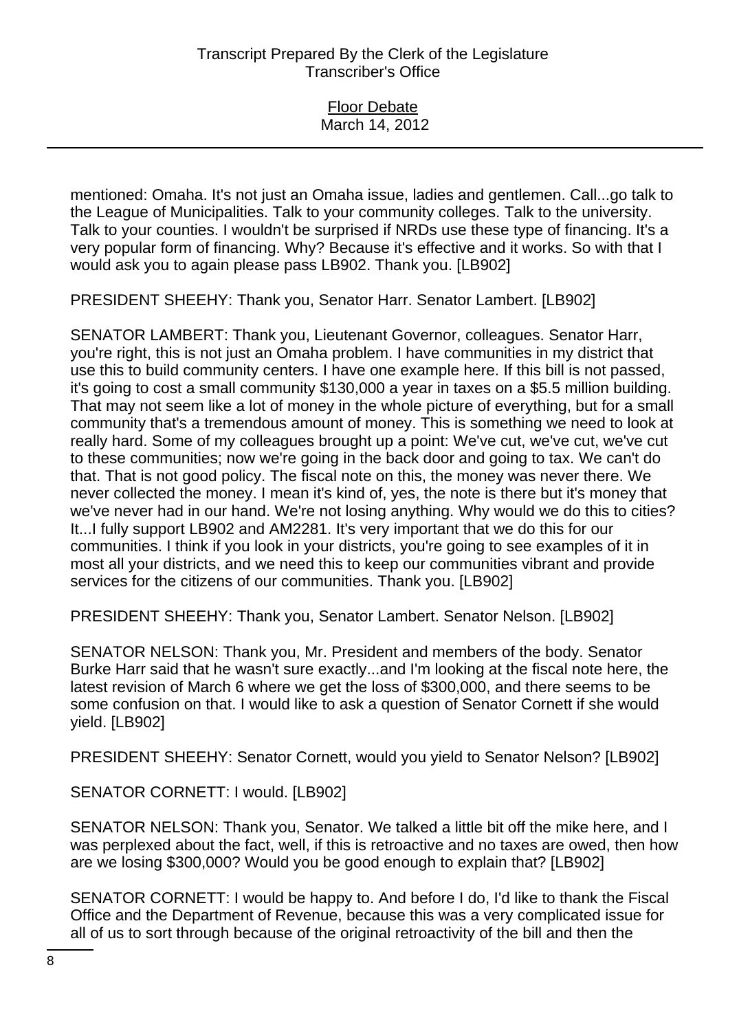mentioned: Omaha. It's not just an Omaha issue, ladies and gentlemen. Call...go talk to the League of Municipalities. Talk to your community colleges. Talk to the university. Talk to your counties. I wouldn't be surprised if NRDs use these type of financing. It's a very popular form of financing. Why? Because it's effective and it works. So with that I would ask you to again please pass LB902. Thank you. [LB902]

PRESIDENT SHEEHY: Thank you, Senator Harr. Senator Lambert. [LB902]

SENATOR LAMBERT: Thank you, Lieutenant Governor, colleagues. Senator Harr, you're right, this is not just an Omaha problem. I have communities in my district that use this to build community centers. I have one example here. If this bill is not passed, it's going to cost a small community $130,000 a year in taxes on a $5.5 million building. That may not seem like a lot of money in the whole picture of everything, but for a small community that's a tremendous amount of money. This is something we need to look at really hard. Some of my colleagues brought up a point: We've cut, we've cut, we've cut to these communities; now we're going in the back door and going to tax. We can't do that. That is not good policy. The fiscal note on this, the money was never there. We never collected the money. I mean it's kind of, yes, the note is there but it's money that we've never had in our hand. We're not losing anything. Why would we do this to cities? It...I fully support LB902 and AM2281. It's very important that we do this for our communities. I think if you look in your districts, you're going to see examples of it in most all your districts, and we need this to keep our communities vibrant and provide services for the citizens of our communities. Thank you. [LB902]

PRESIDENT SHEEHY: Thank you, Senator Lambert. Senator Nelson. [LB902]

SENATOR NELSON: Thank you, Mr. President and members of the body. Senator Burke Harr said that he wasn't sure exactly...and I'm looking at the fiscal note here, the latest revision of March 6 where we get the loss of $300,000, and there seems to be some confusion on that. I would like to ask a question of Senator Cornett if she would yield. [LB902]

PRESIDENT SHEEHY: Senator Cornett, would you yield to Senator Nelson? [LB902]

SENATOR CORNETT: I would. [LB902]

SENATOR NELSON: Thank you, Senator. We talked a little bit off the mike here, and I was perplexed about the fact, well, if this is retroactive and no taxes are owed, then how are we losing $300,000? Would you be good enough to explain that? [LB902]

SENATOR CORNETT: I would be happy to. And before I do, I'd like to thank the Fiscal Office and the Department of Revenue, because this was a very complicated issue for all of us to sort through because of the original retroactivity of the bill and then the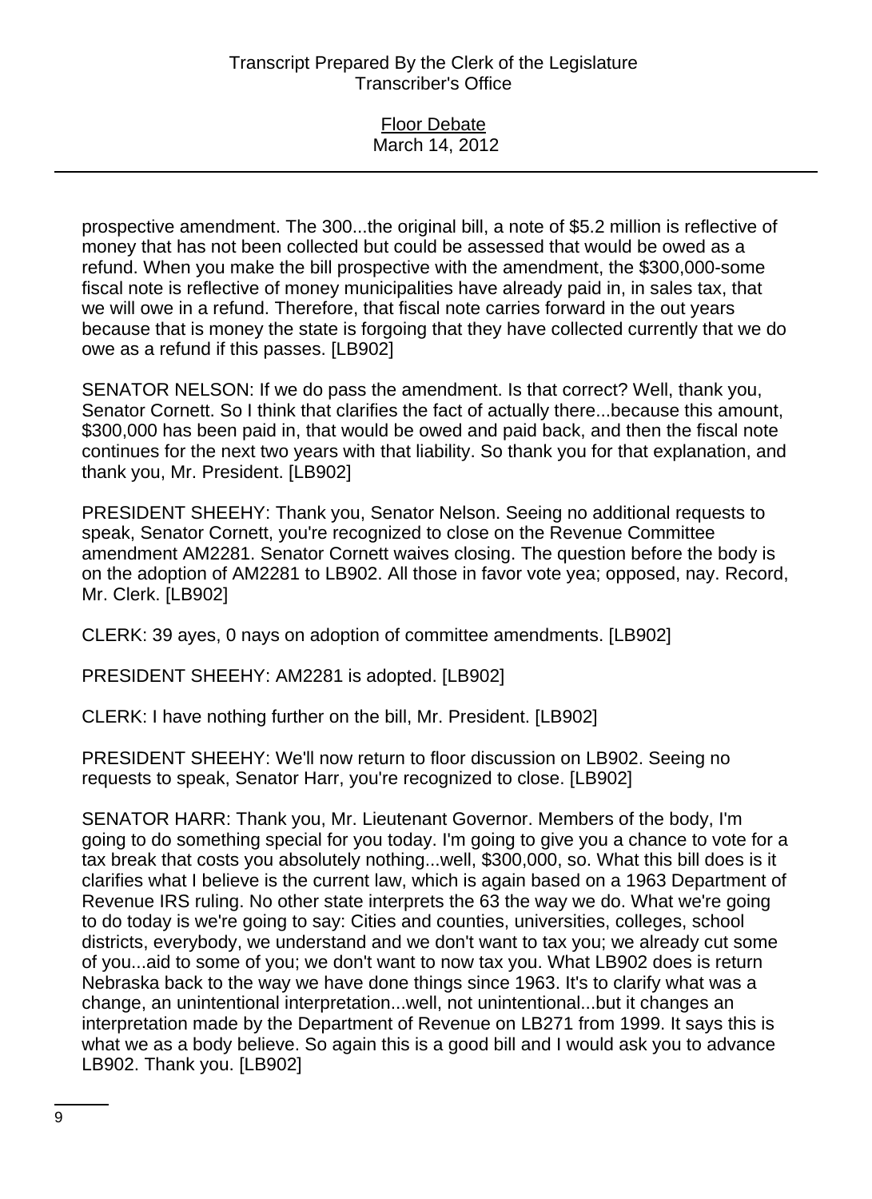prospective amendment. The 300...the original bill, a note of $5.2 million is reflective of money that has not been collected but could be assessed that would be owed as a refund. When you make the bill prospective with the amendment, the $300,000-some fiscal note is reflective of money municipalities have already paid in, in sales tax, that we will owe in a refund. Therefore, that fiscal note carries forward in the out years because that is money the state is forgoing that they have collected currently that we do owe as a refund if this passes. [LB902]

SENATOR NELSON: If we do pass the amendment. Is that correct? Well, thank you, Senator Cornett. So I think that clarifies the fact of actually there...because this amount, $300,000 has been paid in, that would be owed and paid back, and then the fiscal note continues for the next two years with that liability. So thank you for that explanation, and thank you, Mr. President. [LB902]

PRESIDENT SHEEHY: Thank you, Senator Nelson. Seeing no additional requests to speak, Senator Cornett, you're recognized to close on the Revenue Committee amendment AM2281. Senator Cornett waives closing. The question before the body is on the adoption of AM2281 to LB902. All those in favor vote yea; opposed, nay. Record, Mr. Clerk. [LB902]

CLERK: 39 ayes, 0 nays on adoption of committee amendments. [LB902]

PRESIDENT SHEEHY: AM2281 is adopted. [LB902]

CLERK: I have nothing further on the bill, Mr. President. [LB902]

PRESIDENT SHEEHY: We'll now return to floor discussion on LB902. Seeing no requests to speak, Senator Harr, you're recognized to close. [LB902]

SENATOR HARR: Thank you, Mr. Lieutenant Governor. Members of the body, I'm going to do something special for you today. I'm going to give you a chance to vote for a tax break that costs you absolutely nothing...well, $300,000, so. What this bill does is it clarifies what I believe is the current law, which is again based on a 1963 Department of Revenue IRS ruling. No other state interprets the 63 the way we do. What we're going to do today is we're going to say: Cities and counties, universities, colleges, school districts, everybody, we understand and we don't want to tax you; we already cut some of you...aid to some of you; we don't want to now tax you. What LB902 does is return Nebraska back to the way we have done things since 1963. It's to clarify what was a change, an unintentional interpretation...well, not unintentional...but it changes an interpretation made by the Department of Revenue on LB271 from 1999. It says this is what we as a body believe. So again this is a good bill and I would ask you to advance LB902. Thank you. [LB902]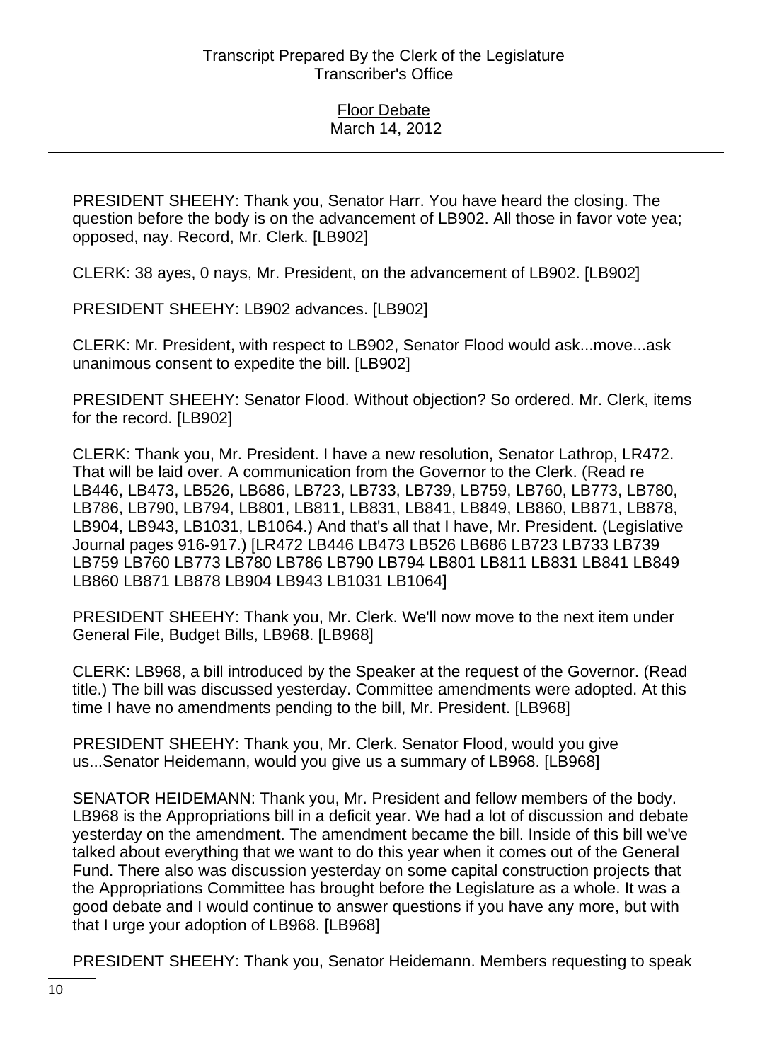PRESIDENT SHEEHY: Thank you, Senator Harr. You have heard the closing. The question before the body is on the advancement of LB902. All those in favor vote yea; opposed, nay. Record, Mr. Clerk. [LB902]

CLERK: 38 ayes, 0 nays, Mr. President, on the advancement of LB902. [LB902]

PRESIDENT SHEEHY: LB902 advances. [LB902]

CLERK: Mr. President, with respect to LB902, Senator Flood would ask...move...ask unanimous consent to expedite the bill. [LB902]

PRESIDENT SHEEHY: Senator Flood. Without objection? So ordered. Mr. Clerk, items for the record. [LB902]

CLERK: Thank you, Mr. President. I have a new resolution, Senator Lathrop, LR472. That will be laid over. A communication from the Governor to the Clerk. (Read re LB446, LB473, LB526, LB686, LB723, LB733, LB739, LB759, LB760, LB773, LB780, LB786, LB790, LB794, LB801, LB811, LB831, LB841, LB849, LB860, LB871, LB878, LB904, LB943, LB1031, LB1064.) And that's all that I have, Mr. President. (Legislative Journal pages 916-917.) [LR472 LB446 LB473 LB526 LB686 LB723 LB733 LB739 LB759 LB760 LB773 LB780 LB786 LB790 LB794 LB801 LB811 LB831 LB841 LB849 LB860 LB871 LB878 LB904 LB943 LB1031 LB1064]

PRESIDENT SHEEHY: Thank you, Mr. Clerk. We'll now move to the next item under General File, Budget Bills, LB968. [LB968]

CLERK: LB968, a bill introduced by the Speaker at the request of the Governor. (Read title.) The bill was discussed yesterday. Committee amendments were adopted. At this time I have no amendments pending to the bill, Mr. President. [LB968]

PRESIDENT SHEEHY: Thank you, Mr. Clerk. Senator Flood, would you give us...Senator Heidemann, would you give us a summary of LB968. [LB968]

SENATOR HEIDEMANN: Thank you, Mr. President and fellow members of the body. LB968 is the Appropriations bill in a deficit year. We had a lot of discussion and debate yesterday on the amendment. The amendment became the bill. Inside of this bill we've talked about everything that we want to do this year when it comes out of the General Fund. There also was discussion yesterday on some capital construction projects that the Appropriations Committee has brought before the Legislature as a whole. It was a good debate and I would continue to answer questions if you have any more, but with that I urge your adoption of LB968. [LB968]

PRESIDENT SHEEHY: Thank you, Senator Heidemann. Members requesting to speak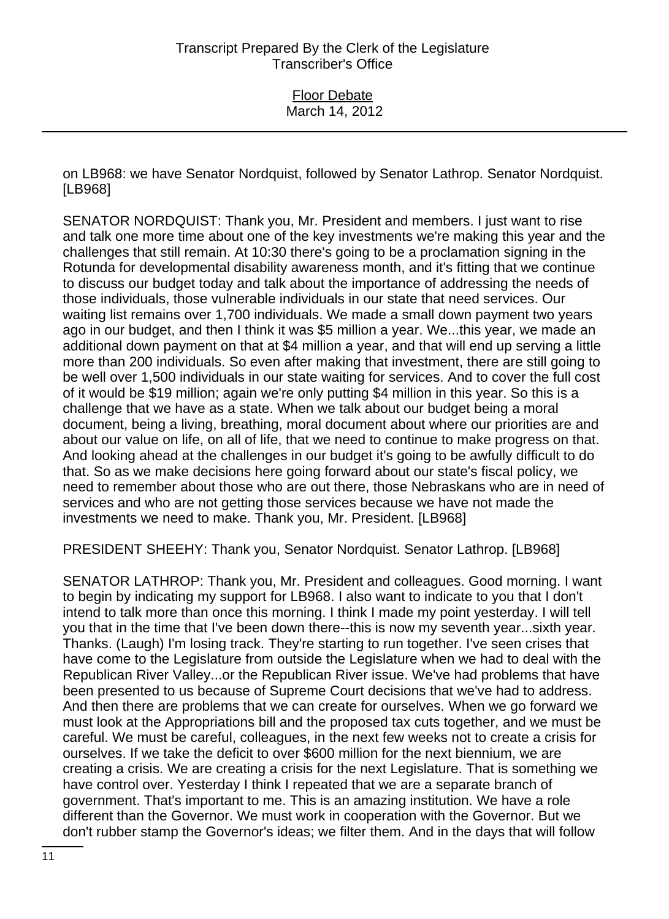on LB968: we have Senator Nordquist, followed by Senator Lathrop. Senator Nordquist. [LB968]

SENATOR NORDQUIST: Thank you, Mr. President and members. I just want to rise and talk one more time about one of the key investments we're making this year and the challenges that still remain. At 10:30 there's going to be a proclamation signing in the Rotunda for developmental disability awareness month, and it's fitting that we continue to discuss our budget today and talk about the importance of addressing the needs of those individuals, those vulnerable individuals in our state that need services. Our waiting list remains over 1,700 individuals. We made a small down payment two years ago in our budget, and then I think it was $5 million a year. We...this year, we made an additional down payment on that at $4 million a year, and that will end up serving a little more than 200 individuals. So even after making that investment, there are still going to be well over 1,500 individuals in our state waiting for services. And to cover the full cost of it would be $19 million; again we're only putting $4 million in this year. So this is a challenge that we have as a state. When we talk about our budget being a moral document, being a living, breathing, moral document about where our priorities are and about our value on life, on all of life, that we need to continue to make progress on that. And looking ahead at the challenges in our budget it's going to be awfully difficult to do that. So as we make decisions here going forward about our state's fiscal policy, we need to remember about those who are out there, those Nebraskans who are in need of services and who are not getting those services because we have not made the investments we need to make. Thank you, Mr. President. [LB968]

PRESIDENT SHEEHY: Thank you, Senator Nordquist. Senator Lathrop. [LB968]

SENATOR LATHROP: Thank you, Mr. President and colleagues. Good morning. I want to begin by indicating my support for LB968. I also want to indicate to you that I don't intend to talk more than once this morning. I think I made my point yesterday. I will tell you that in the time that I've been down there--this is now my seventh year...sixth year. Thanks. (Laugh) I'm losing track. They're starting to run together. I've seen crises that have come to the Legislature from outside the Legislature when we had to deal with the Republican River Valley...or the Republican River issue. We've had problems that have been presented to us because of Supreme Court decisions that we've had to address. And then there are problems that we can create for ourselves. When we go forward we must look at the Appropriations bill and the proposed tax cuts together, and we must be careful. We must be careful, colleagues, in the next few weeks not to create a crisis for ourselves. If we take the deficit to over $600 million for the next biennium, we are creating a crisis. We are creating a crisis for the next Legislature. That is something we have control over. Yesterday I think I repeated that we are a separate branch of government. That's important to me. This is an amazing institution. We have a role different than the Governor. We must work in cooperation with the Governor. But we don't rubber stamp the Governor's ideas; we filter them. And in the days that will follow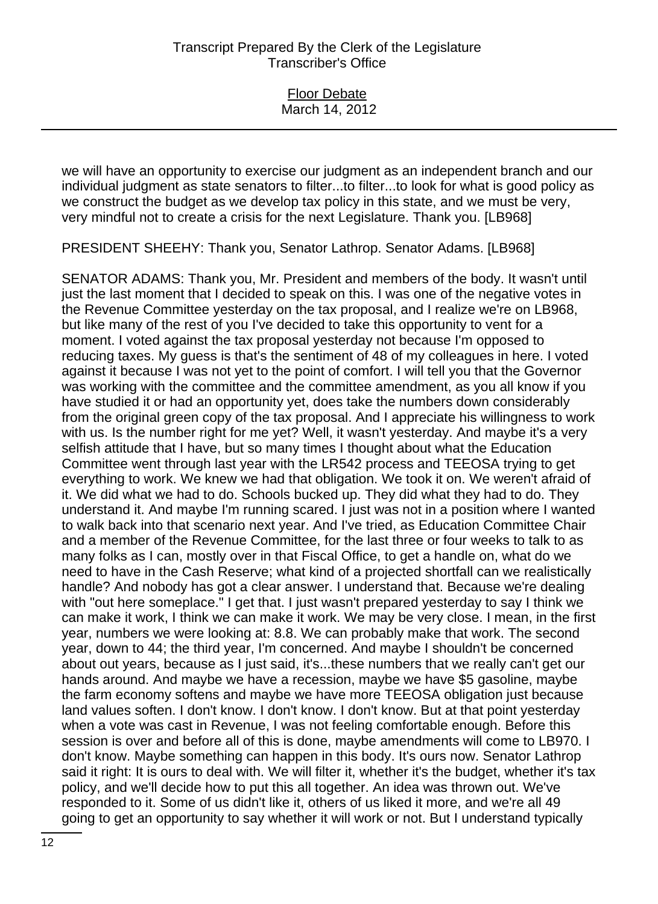we will have an opportunity to exercise our judgment as an independent branch and our individual judgment as state senators to filter...to filter...to look for what is good policy as we construct the budget as we develop tax policy in this state, and we must be very, very mindful not to create a crisis for the next Legislature. Thank you. [LB968]

PRESIDENT SHEEHY: Thank you, Senator Lathrop. Senator Adams. [LB968]

SENATOR ADAMS: Thank you, Mr. President and members of the body. It wasn't until just the last moment that I decided to speak on this. I was one of the negative votes in the Revenue Committee yesterday on the tax proposal, and I realize we're on LB968, but like many of the rest of you I've decided to take this opportunity to vent for a moment. I voted against the tax proposal yesterday not because I'm opposed to reducing taxes. My guess is that's the sentiment of 48 of my colleagues in here. I voted against it because I was not yet to the point of comfort. I will tell you that the Governor was working with the committee and the committee amendment, as you all know if you have studied it or had an opportunity yet, does take the numbers down considerably from the original green copy of the tax proposal. And I appreciate his willingness to work with us. Is the number right for me yet? Well, it wasn't yesterday. And maybe it's a very selfish attitude that I have, but so many times I thought about what the Education Committee went through last year with the LR542 process and TEEOSA trying to get everything to work. We knew we had that obligation. We took it on. We weren't afraid of it. We did what we had to do. Schools bucked up. They did what they had to do. They understand it. And maybe I'm running scared. I just was not in a position where I wanted to walk back into that scenario next year. And I've tried, as Education Committee Chair and a member of the Revenue Committee, for the last three or four weeks to talk to as many folks as I can, mostly over in that Fiscal Office, to get a handle on, what do we need to have in the Cash Reserve; what kind of a projected shortfall can we realistically handle? And nobody has got a clear answer. I understand that. Because we're dealing with "out here someplace." I get that. I just wasn't prepared yesterday to say I think we can make it work, I think we can make it work. We may be very close. I mean, in the first year, numbers we were looking at: 8.8. We can probably make that work. The second year, down to 44; the third year, I'm concerned. And maybe I shouldn't be concerned about out years, because as I just said, it's...these numbers that we really can't get our hands around. And maybe we have a recession, maybe we have $5 gasoline, maybe the farm economy softens and maybe we have more TEEOSA obligation just because land values soften. I don't know. I don't know. I don't know. But at that point yesterday when a vote was cast in Revenue, I was not feeling comfortable enough. Before this session is over and before all of this is done, maybe amendments will come to LB970. I don't know. Maybe something can happen in this body. It's ours now. Senator Lathrop said it right: It is ours to deal with. We will filter it, whether it's the budget, whether it's tax policy, and we'll decide how to put this all together. An idea was thrown out. We've responded to it. Some of us didn't like it, others of us liked it more, and we're all 49 going to get an opportunity to say whether it will work or not. But I understand typically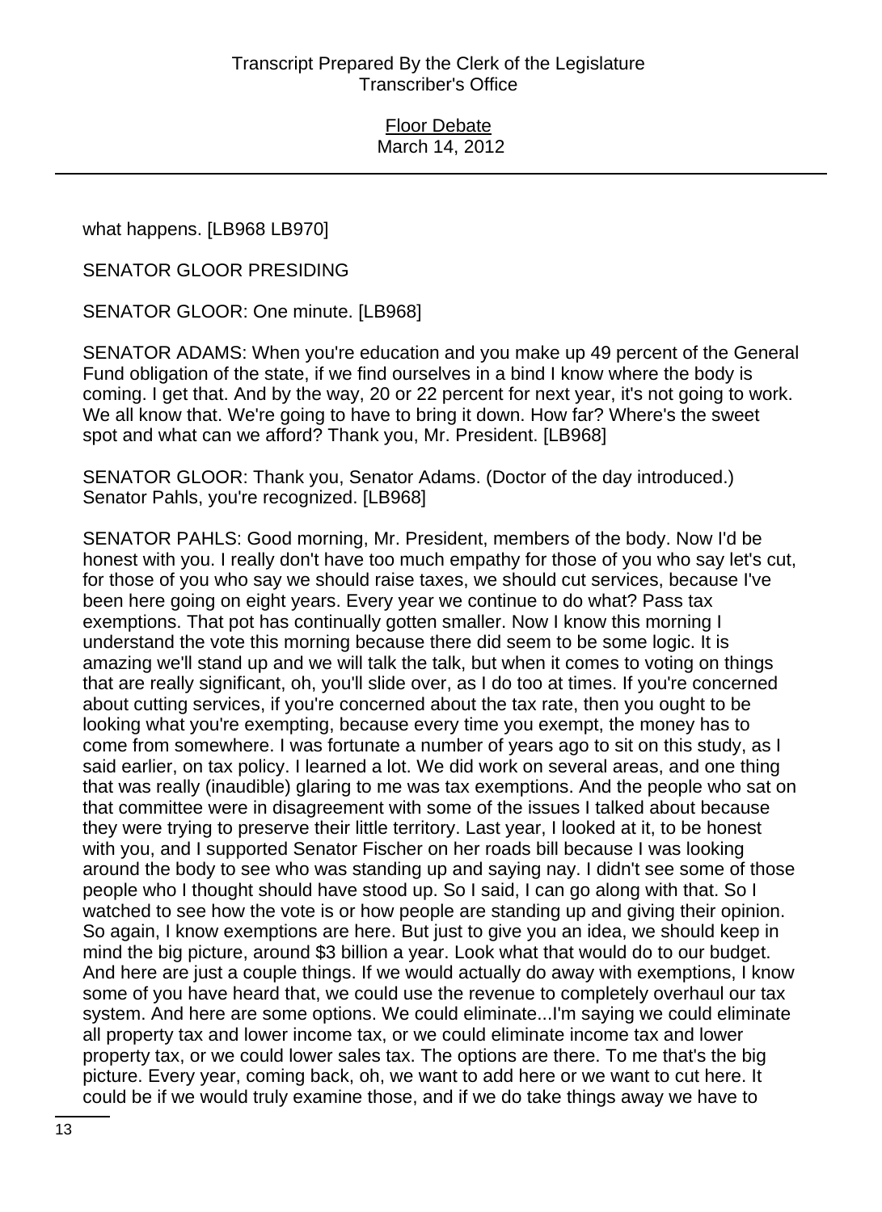what happens. [LB968 LB970]

SENATOR GLOOR PRESIDING

SENATOR GLOOR: One minute. [LB968]

SENATOR ADAMS: When you're education and you make up 49 percent of the General Fund obligation of the state, if we find ourselves in a bind I know where the body is coming. I get that. And by the way, 20 or 22 percent for next year, it's not going to work. We all know that. We're going to have to bring it down. How far? Where's the sweet spot and what can we afford? Thank you, Mr. President. [LB968]

SENATOR GLOOR: Thank you, Senator Adams. (Doctor of the day introduced.) Senator Pahls, you're recognized. [LB968]

SENATOR PAHLS: Good morning, Mr. President, members of the body. Now I'd be honest with you. I really don't have too much empathy for those of you who say let's cut, for those of you who say we should raise taxes, we should cut services, because I've been here going on eight years. Every year we continue to do what? Pass tax exemptions. That pot has continually gotten smaller. Now I know this morning I understand the vote this morning because there did seem to be some logic. It is amazing we'll stand up and we will talk the talk, but when it comes to voting on things that are really significant, oh, you'll slide over, as I do too at times. If you're concerned about cutting services, if you're concerned about the tax rate, then you ought to be looking what you're exempting, because every time you exempt, the money has to come from somewhere. I was fortunate a number of years ago to sit on this study, as I said earlier, on tax policy. I learned a lot. We did work on several areas, and one thing that was really (inaudible) glaring to me was tax exemptions. And the people who sat on that committee were in disagreement with some of the issues I talked about because they were trying to preserve their little territory. Last year, I looked at it, to be honest with you, and I supported Senator Fischer on her roads bill because I was looking around the body to see who was standing up and saying nay. I didn't see some of those people who I thought should have stood up. So I said, I can go along with that. So I watched to see how the vote is or how people are standing up and giving their opinion. So again, I know exemptions are here. But just to give you an idea, we should keep in mind the big picture, around $3 billion a year. Look what that would do to our budget. And here are just a couple things. If we would actually do away with exemptions, I know some of you have heard that, we could use the revenue to completely overhaul our tax system. And here are some options. We could eliminate...I'm saying we could eliminate all property tax and lower income tax, or we could eliminate income tax and lower property tax, or we could lower sales tax. The options are there. To me that's the big picture. Every year, coming back, oh, we want to add here or we want to cut here. It could be if we would truly examine those, and if we do take things away we have to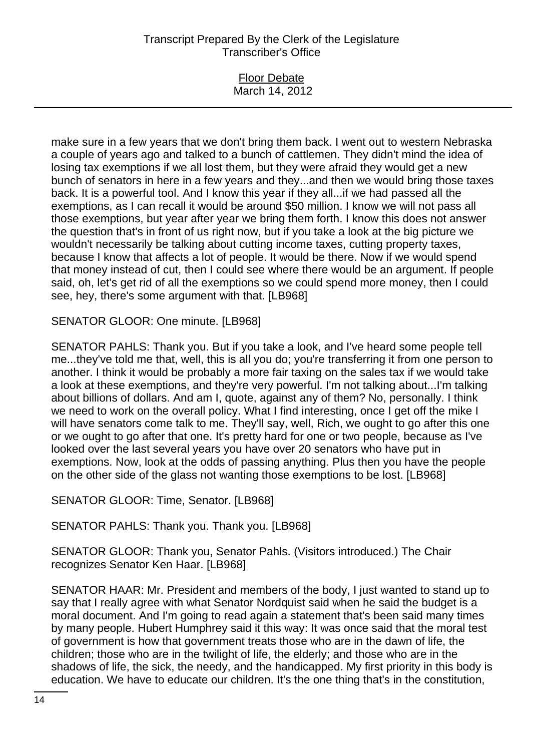make sure in a few years that we don't bring them back. I went out to western Nebraska a couple of years ago and talked to a bunch of cattlemen. They didn't mind the idea of losing tax exemptions if we all lost them, but they were afraid they would get a new bunch of senators in here in a few years and they...and then we would bring those taxes back. It is a powerful tool. And I know this year if they all...if we had passed all the exemptions, as I can recall it would be around $50 million. I know we will not pass all those exemptions, but year after year we bring them forth. I know this does not answer the question that's in front of us right now, but if you take a look at the big picture we wouldn't necessarily be talking about cutting income taxes, cutting property taxes, because I know that affects a lot of people. It would be there. Now if we would spend that money instead of cut, then I could see where there would be an argument. If people said, oh, let's get rid of all the exemptions so we could spend more money, then I could see, hey, there's some argument with that. [LB968]

SENATOR GLOOR: One minute. [LB968]

SENATOR PAHLS: Thank you. But if you take a look, and I've heard some people tell me...they've told me that, well, this is all you do; you're transferring it from one person to another. I think it would be probably a more fair taxing on the sales tax if we would take a look at these exemptions, and they're very powerful. I'm not talking about...I'm talking about billions of dollars. And am I, quote, against any of them? No, personally. I think we need to work on the overall policy. What I find interesting, once I get off the mike I will have senators come talk to me. They'll say, well, Rich, we ought to go after this one or we ought to go after that one. It's pretty hard for one or two people, because as I've looked over the last several years you have over 20 senators who have put in exemptions. Now, look at the odds of passing anything. Plus then you have the people on the other side of the glass not wanting those exemptions to be lost. [LB968]

SENATOR GLOOR: Time, Senator. [LB968]

SENATOR PAHLS: Thank you. Thank you. [LB968]

SENATOR GLOOR: Thank you, Senator Pahls. (Visitors introduced.) The Chair recognizes Senator Ken Haar. [LB968]

SENATOR HAAR: Mr. President and members of the body, I just wanted to stand up to say that I really agree with what Senator Nordquist said when he said the budget is a moral document. And I'm going to read again a statement that's been said many times by many people. Hubert Humphrey said it this way: It was once said that the moral test of government is how that government treats those who are in the dawn of life, the children; those who are in the twilight of life, the elderly; and those who are in the shadows of life, the sick, the needy, and the handicapped. My first priority in this body is education. We have to educate our children. It's the one thing that's in the constitution,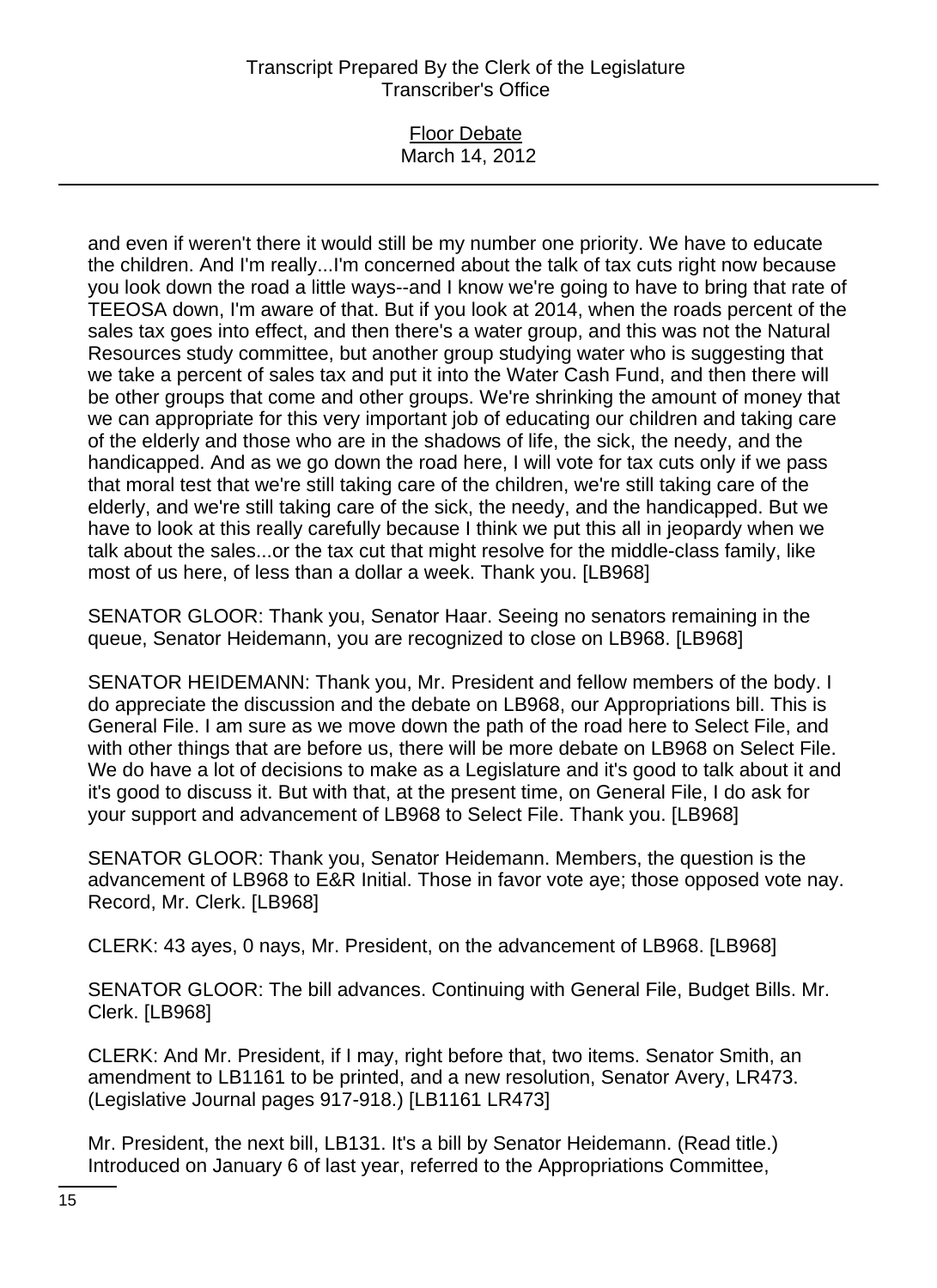and even if weren't there it would still be my number one priority. We have to educate the children. And I'm really...I'm concerned about the talk of tax cuts right now because you look down the road a little ways--and I know we're going to have to bring that rate of TEEOSA down, I'm aware of that. But if you look at 2014, when the roads percent of the sales tax goes into effect, and then there's a water group, and this was not the Natural Resources study committee, but another group studying water who is suggesting that we take a percent of sales tax and put it into the Water Cash Fund, and then there will be other groups that come and other groups. We're shrinking the amount of money that we can appropriate for this very important job of educating our children and taking care of the elderly and those who are in the shadows of life, the sick, the needy, and the handicapped. And as we go down the road here, I will vote for tax cuts only if we pass that moral test that we're still taking care of the children, we're still taking care of the elderly, and we're still taking care of the sick, the needy, and the handicapped. But we have to look at this really carefully because I think we put this all in jeopardy when we talk about the sales...or the tax cut that might resolve for the middle-class family, like most of us here, of less than a dollar a week. Thank you. [LB968]

SENATOR GLOOR: Thank you, Senator Haar. Seeing no senators remaining in the queue, Senator Heidemann, you are recognized to close on LB968. [LB968]

SENATOR HEIDEMANN: Thank you, Mr. President and fellow members of the body. I do appreciate the discussion and the debate on LB968, our Appropriations bill. This is General File. I am sure as we move down the path of the road here to Select File, and with other things that are before us, there will be more debate on LB968 on Select File. We do have a lot of decisions to make as a Legislature and it's good to talk about it and it's good to discuss it. But with that, at the present time, on General File, I do ask for your support and advancement of LB968 to Select File. Thank you. [LB968]

SENATOR GLOOR: Thank you, Senator Heidemann. Members, the question is the advancement of LB968 to E&R Initial. Those in favor vote aye; those opposed vote nay. Record, Mr. Clerk. [LB968]

CLERK: 43 ayes, 0 nays, Mr. President, on the advancement of LB968. [LB968]

SENATOR GLOOR: The bill advances. Continuing with General File, Budget Bills. Mr. Clerk. [LB968]

CLERK: And Mr. President, if I may, right before that, two items. Senator Smith, an amendment to LB1161 to be printed, and a new resolution, Senator Avery, LR473. (Legislative Journal pages 917-918.) [LB1161 LR473]

Mr. President, the next bill, LB131. It's a bill by Senator Heidemann. (Read title.) Introduced on January 6 of last year, referred to the Appropriations Committee,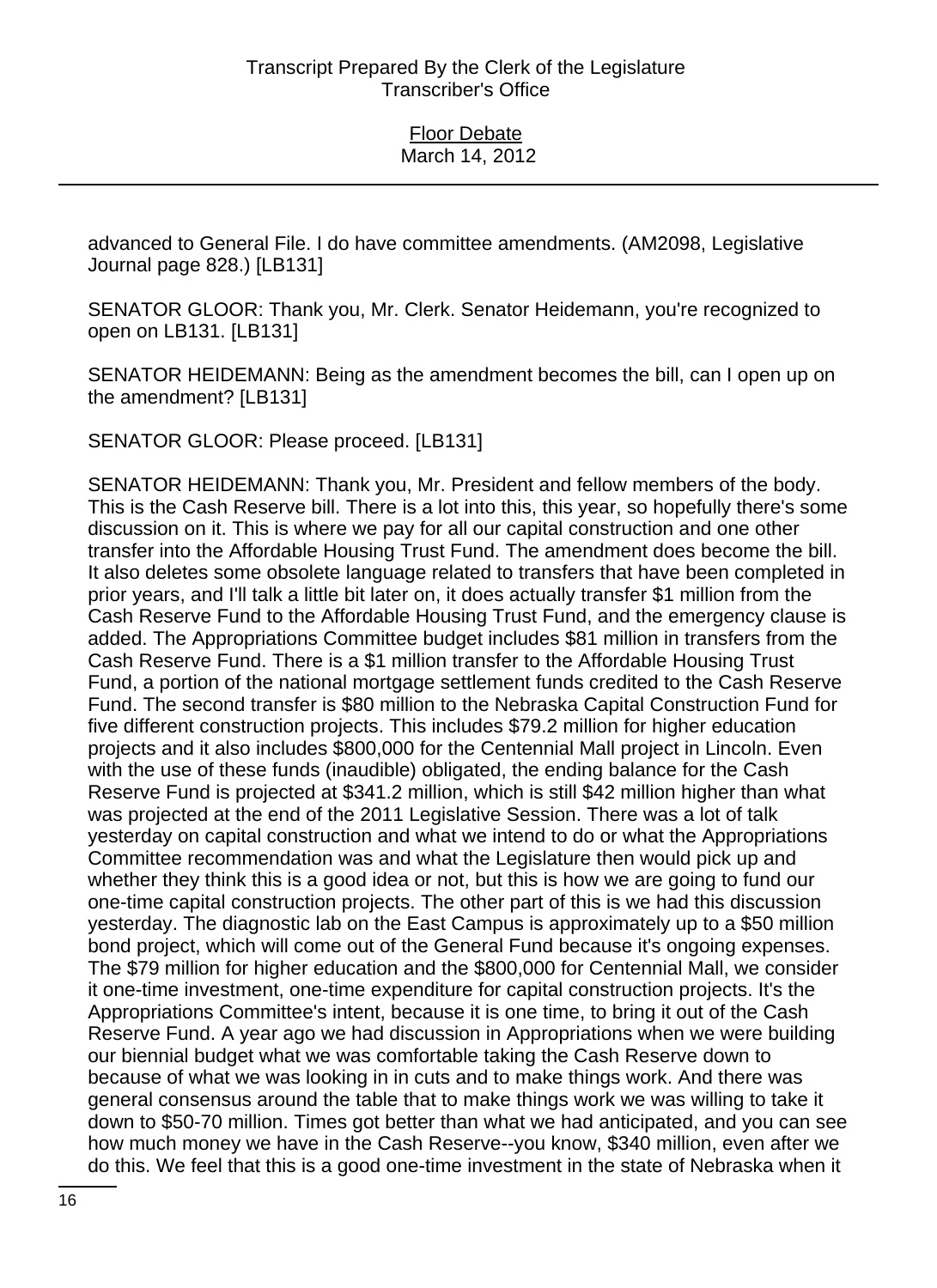advanced to General File. I do have committee amendments. (AM2098, Legislative Journal page 828.) [LB131]

SENATOR GLOOR: Thank you, Mr. Clerk. Senator Heidemann, you're recognized to open on LB131. [LB131]

SENATOR HEIDEMANN: Being as the amendment becomes the bill, can I open up on the amendment? [LB131]

SENATOR GLOOR: Please proceed. [LB131]

SENATOR HEIDEMANN: Thank you, Mr. President and fellow members of the body. This is the Cash Reserve bill. There is a lot into this, this year, so hopefully there's some discussion on it. This is where we pay for all our capital construction and one other transfer into the Affordable Housing Trust Fund. The amendment does become the bill. It also deletes some obsolete language related to transfers that have been completed in prior years, and I'll talk a little bit later on, it does actually transfer $1 million from the Cash Reserve Fund to the Affordable Housing Trust Fund, and the emergency clause is added. The Appropriations Committee budget includes $81 million in transfers from the Cash Reserve Fund. There is a $1 million transfer to the Affordable Housing Trust Fund, a portion of the national mortgage settlement funds credited to the Cash Reserve Fund. The second transfer is $80 million to the Nebraska Capital Construction Fund for five different construction projects. This includes $79.2 million for higher education projects and it also includes $800,000 for the Centennial Mall project in Lincoln. Even with the use of these funds (inaudible) obligated, the ending balance for the Cash Reserve Fund is projected at $341.2 million, which is still $42 million higher than what was projected at the end of the 2011 Legislative Session. There was a lot of talk yesterday on capital construction and what we intend to do or what the Appropriations Committee recommendation was and what the Legislature then would pick up and whether they think this is a good idea or not, but this is how we are going to fund our one-time capital construction projects. The other part of this is we had this discussion yesterday. The diagnostic lab on the East Campus is approximately up to a $50 million bond project, which will come out of the General Fund because it's ongoing expenses. The $79 million for higher education and the $800,000 for Centennial Mall, we consider it one-time investment, one-time expenditure for capital construction projects. It's the Appropriations Committee's intent, because it is one time, to bring it out of the Cash Reserve Fund. A year ago we had discussion in Appropriations when we were building our biennial budget what we was comfortable taking the Cash Reserve down to because of what we was looking in in cuts and to make things work. And there was general consensus around the table that to make things work we was willing to take it down to $50-70 million. Times got better than what we had anticipated, and you can see how much money we have in the Cash Reserve--you know, $340 million, even after we do this. We feel that this is a good one-time investment in the state of Nebraska when it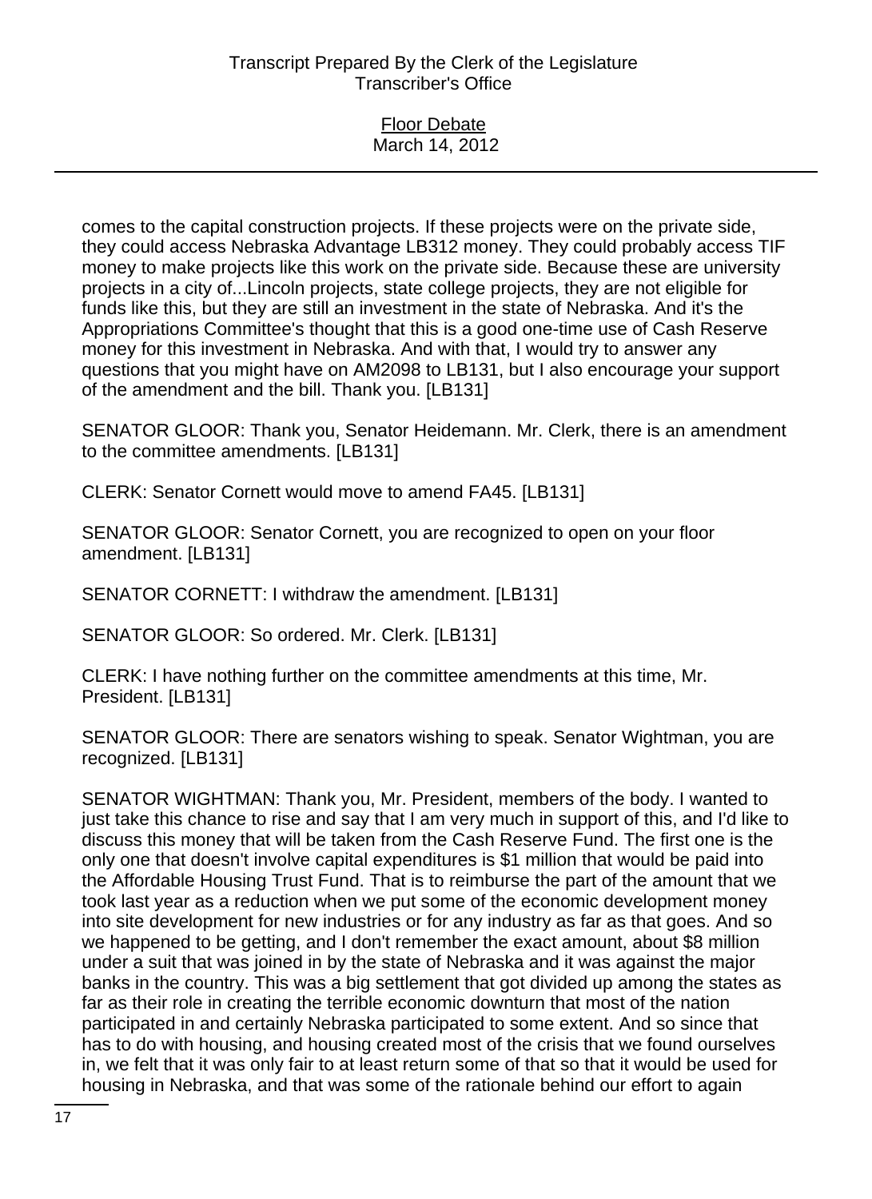comes to the capital construction projects. If these projects were on the private side, they could access Nebraska Advantage LB312 money. They could probably access TIF money to make projects like this work on the private side. Because these are university projects in a city of...Lincoln projects, state college projects, they are not eligible for funds like this, but they are still an investment in the state of Nebraska. And it's the Appropriations Committee's thought that this is a good one-time use of Cash Reserve money for this investment in Nebraska. And with that, I would try to answer any questions that you might have on AM2098 to LB131, but I also encourage your support of the amendment and the bill. Thank you. [LB131]

SENATOR GLOOR: Thank you, Senator Heidemann. Mr. Clerk, there is an amendment to the committee amendments. [LB131]

CLERK: Senator Cornett would move to amend FA45. [LB131]

SENATOR GLOOR: Senator Cornett, you are recognized to open on your floor amendment. [LB131]

SENATOR CORNETT: I withdraw the amendment. [LB131]

SENATOR GLOOR: So ordered. Mr. Clerk. [LB131]

CLERK: I have nothing further on the committee amendments at this time, Mr. President. [LB131]

SENATOR GLOOR: There are senators wishing to speak. Senator Wightman, you are recognized. [LB131]

SENATOR WIGHTMAN: Thank you, Mr. President, members of the body. I wanted to just take this chance to rise and say that I am very much in support of this, and I'd like to discuss this money that will be taken from the Cash Reserve Fund. The first one is the only one that doesn't involve capital expenditures is $1 million that would be paid into the Affordable Housing Trust Fund. That is to reimburse the part of the amount that we took last year as a reduction when we put some of the economic development money into site development for new industries or for any industry as far as that goes. And so we happened to be getting, and I don't remember the exact amount, about $8 million under a suit that was joined in by the state of Nebraska and it was against the major banks in the country. This was a big settlement that got divided up among the states as far as their role in creating the terrible economic downturn that most of the nation participated in and certainly Nebraska participated to some extent. And so since that has to do with housing, and housing created most of the crisis that we found ourselves in, we felt that it was only fair to at least return some of that so that it would be used for housing in Nebraska, and that was some of the rationale behind our effort to again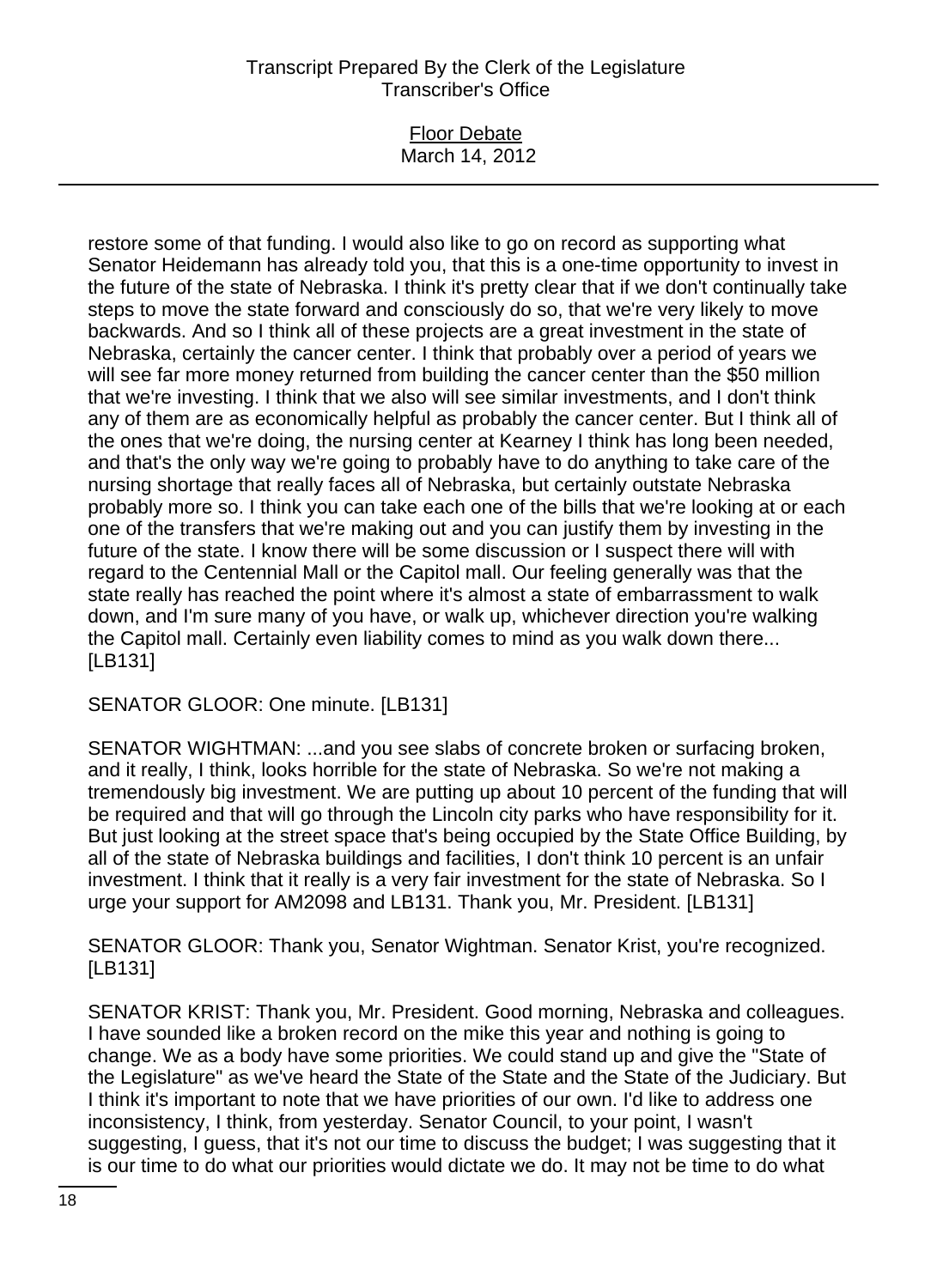restore some of that funding. I would also like to go on record as supporting what Senator Heidemann has already told you, that this is a one-time opportunity to invest in the future of the state of Nebraska. I think it's pretty clear that if we don't continually take steps to move the state forward and consciously do so, that we're very likely to move backwards. And so I think all of these projects are a great investment in the state of Nebraska, certainly the cancer center. I think that probably over a period of years we will see far more money returned from building the cancer center than the $50 million that we're investing. I think that we also will see similar investments, and I don't think any of them are as economically helpful as probably the cancer center. But I think all of the ones that we're doing, the nursing center at Kearney I think has long been needed, and that's the only way we're going to probably have to do anything to take care of the nursing shortage that really faces all of Nebraska, but certainly outstate Nebraska probably more so. I think you can take each one of the bills that we're looking at or each one of the transfers that we're making out and you can justify them by investing in the future of the state. I know there will be some discussion or I suspect there will with regard to the Centennial Mall or the Capitol mall. Our feeling generally was that the state really has reached the point where it's almost a state of embarrassment to walk down, and I'm sure many of you have, or walk up, whichever direction you're walking the Capitol mall. Certainly even liability comes to mind as you walk down there... [LB131]

SENATOR GLOOR: One minute. [LB131]

SENATOR WIGHTMAN: ...and you see slabs of concrete broken or surfacing broken, and it really, I think, looks horrible for the state of Nebraska. So we're not making a tremendously big investment. We are putting up about 10 percent of the funding that will be required and that will go through the Lincoln city parks who have responsibility for it. But just looking at the street space that's being occupied by the State Office Building, by all of the state of Nebraska buildings and facilities, I don't think 10 percent is an unfair investment. I think that it really is a very fair investment for the state of Nebraska. So I urge your support for AM2098 and LB131. Thank you, Mr. President. [LB131]

SENATOR GLOOR: Thank you, Senator Wightman. Senator Krist, you're recognized. [LB131]

SENATOR KRIST: Thank you, Mr. President. Good morning, Nebraska and colleagues. I have sounded like a broken record on the mike this year and nothing is going to change. We as a body have some priorities. We could stand up and give the "State of the Legislature" as we've heard the State of the State and the State of the Judiciary. But I think it's important to note that we have priorities of our own. I'd like to address one inconsistency, I think, from yesterday. Senator Council, to your point, I wasn't suggesting, I guess, that it's not our time to discuss the budget; I was suggesting that it is our time to do what our priorities would dictate we do. It may not be time to do what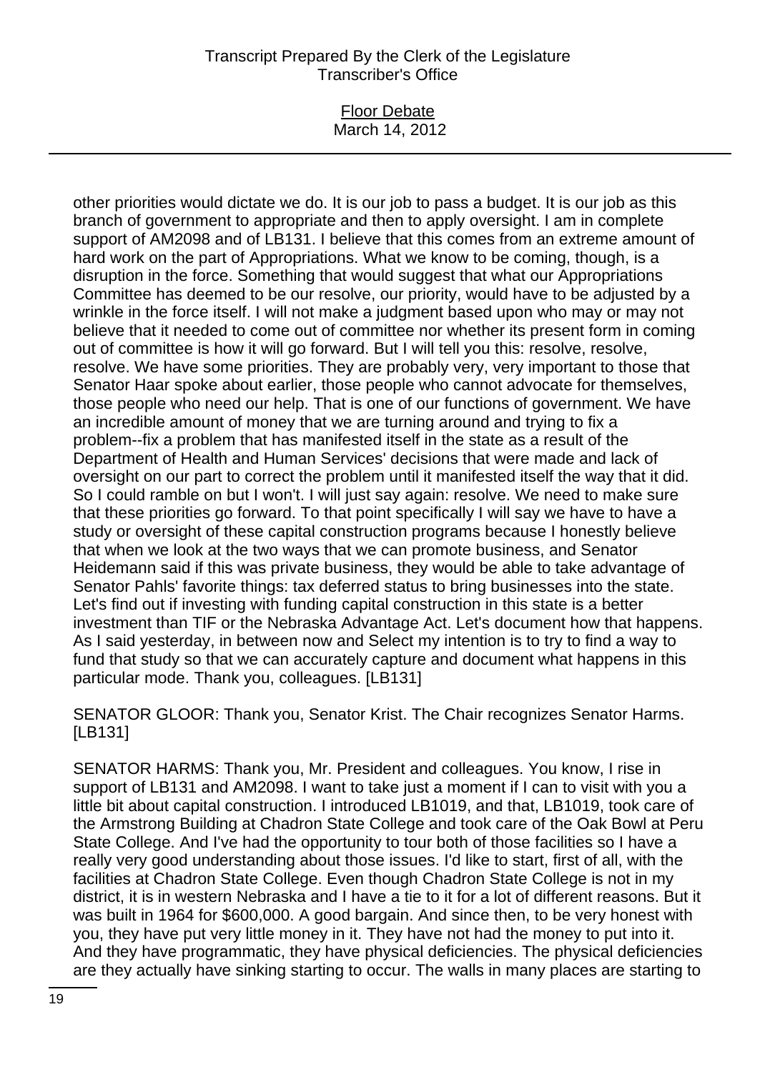other priorities would dictate we do. It is our job to pass a budget. It is our job as this branch of government to appropriate and then to apply oversight. I am in complete support of AM2098 and of LB131. I believe that this comes from an extreme amount of hard work on the part of Appropriations. What we know to be coming, though, is a disruption in the force. Something that would suggest that what our Appropriations Committee has deemed to be our resolve, our priority, would have to be adjusted by a wrinkle in the force itself. I will not make a judgment based upon who may or may not believe that it needed to come out of committee nor whether its present form in coming out of committee is how it will go forward. But I will tell you this: resolve, resolve, resolve. We have some priorities. They are probably very, very important to those that Senator Haar spoke about earlier, those people who cannot advocate for themselves, those people who need our help. That is one of our functions of government. We have an incredible amount of money that we are turning around and trying to fix a problem--fix a problem that has manifested itself in the state as a result of the Department of Health and Human Services' decisions that were made and lack of oversight on our part to correct the problem until it manifested itself the way that it did. So I could ramble on but I won't. I will just say again: resolve. We need to make sure that these priorities go forward. To that point specifically I will say we have to have a study or oversight of these capital construction programs because I honestly believe that when we look at the two ways that we can promote business, and Senator Heidemann said if this was private business, they would be able to take advantage of Senator Pahls' favorite things: tax deferred status to bring businesses into the state. Let's find out if investing with funding capital construction in this state is a better investment than TIF or the Nebraska Advantage Act. Let's document how that happens. As I said yesterday, in between now and Select my intention is to try to find a way to fund that study so that we can accurately capture and document what happens in this particular mode. Thank you, colleagues. [LB131]

SENATOR GLOOR: Thank you, Senator Krist. The Chair recognizes Senator Harms. [LB131]

SENATOR HARMS: Thank you, Mr. President and colleagues. You know, I rise in support of LB131 and AM2098. I want to take just a moment if I can to visit with you a little bit about capital construction. I introduced LB1019, and that, LB1019, took care of the Armstrong Building at Chadron State College and took care of the Oak Bowl at Peru State College. And I've had the opportunity to tour both of those facilities so I have a really very good understanding about those issues. I'd like to start, first of all, with the facilities at Chadron State College. Even though Chadron State College is not in my district, it is in western Nebraska and I have a tie to it for a lot of different reasons. But it was built in 1964 for $600,000. A good bargain. And since then, to be very honest with you, they have put very little money in it. They have not had the money to put into it. And they have programmatic, they have physical deficiencies. The physical deficiencies are they actually have sinking starting to occur. The walls in many places are starting to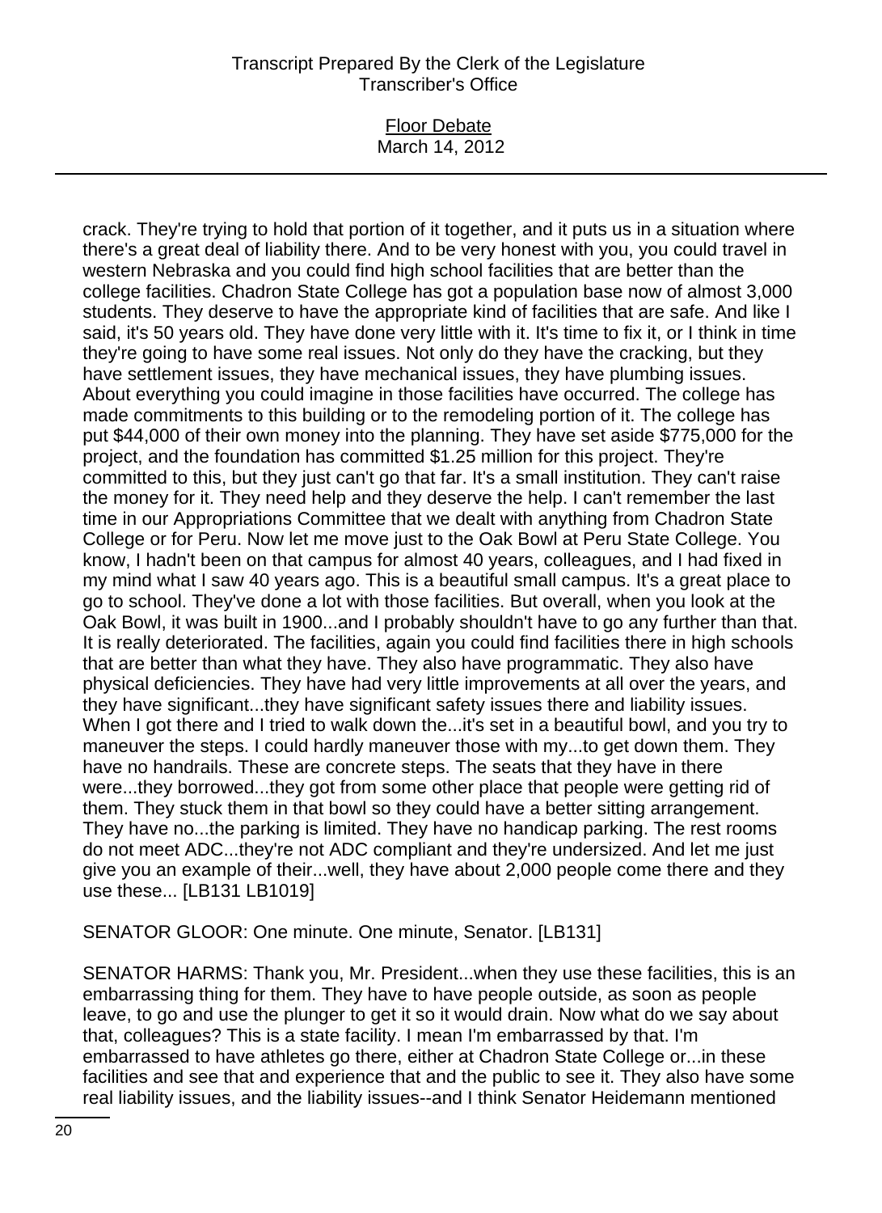crack. They're trying to hold that portion of it together, and it puts us in a situation where there's a great deal of liability there. And to be very honest with you, you could travel in western Nebraska and you could find high school facilities that are better than the college facilities. Chadron State College has got a population base now of almost 3,000 students. They deserve to have the appropriate kind of facilities that are safe. And like I said, it's 50 years old. They have done very little with it. It's time to fix it, or I think in time they're going to have some real issues. Not only do they have the cracking, but they have settlement issues, they have mechanical issues, they have plumbing issues. About everything you could imagine in those facilities have occurred. The college has made commitments to this building or to the remodeling portion of it. The college has put $44,000 of their own money into the planning. They have set aside $775,000 for the project, and the foundation has committed $1.25 million for this project. They're committed to this, but they just can't go that far. It's a small institution. They can't raise the money for it. They need help and they deserve the help. I can't remember the last time in our Appropriations Committee that we dealt with anything from Chadron State College or for Peru. Now let me move just to the Oak Bowl at Peru State College. You know, I hadn't been on that campus for almost 40 years, colleagues, and I had fixed in my mind what I saw 40 years ago. This is a beautiful small campus. It's a great place to go to school. They've done a lot with those facilities. But overall, when you look at the Oak Bowl, it was built in 1900...and I probably shouldn't have to go any further than that. It is really deteriorated. The facilities, again you could find facilities there in high schools that are better than what they have. They also have programmatic. They also have physical deficiencies. They have had very little improvements at all over the years, and they have significant...they have significant safety issues there and liability issues. When I got there and I tried to walk down the...it's set in a beautiful bowl, and you try to maneuver the steps. I could hardly maneuver those with my...to get down them. They have no handrails. These are concrete steps. The seats that they have in there were...they borrowed...they got from some other place that people were getting rid of them. They stuck them in that bowl so they could have a better sitting arrangement. They have no...the parking is limited. They have no handicap parking. The rest rooms do not meet ADC...they're not ADC compliant and they're undersized. And let me just give you an example of their...well, they have about 2,000 people come there and they use these... [LB131 LB1019]

SENATOR GLOOR: One minute. One minute, Senator. [LB131]

SENATOR HARMS: Thank you, Mr. President...when they use these facilities, this is an embarrassing thing for them. They have to have people outside, as soon as people leave, to go and use the plunger to get it so it would drain. Now what do we say about that, colleagues? This is a state facility. I mean I'm embarrassed by that. I'm embarrassed to have athletes go there, either at Chadron State College or...in these facilities and see that and experience that and the public to see it. They also have some real liability issues, and the liability issues--and I think Senator Heidemann mentioned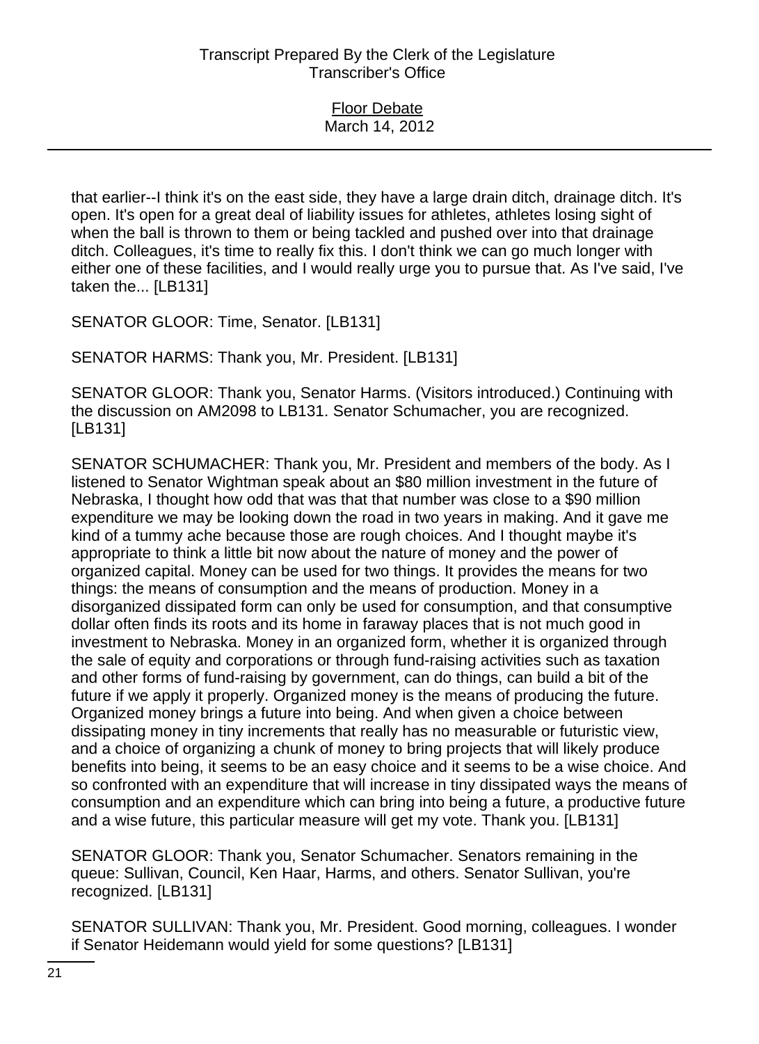that earlier--I think it's on the east side, they have a large drain ditch, drainage ditch. It's open. It's open for a great deal of liability issues for athletes, athletes losing sight of when the ball is thrown to them or being tackled and pushed over into that drainage ditch. Colleagues, it's time to really fix this. I don't think we can go much longer with either one of these facilities, and I would really urge you to pursue that. As I've said, I've taken the... [LB131]

SENATOR GLOOR: Time, Senator. [LB131]

SENATOR HARMS: Thank you, Mr. President. [LB131]

SENATOR GLOOR: Thank you, Senator Harms. (Visitors introduced.) Continuing with the discussion on AM2098 to LB131. Senator Schumacher, you are recognized. [LB131]

SENATOR SCHUMACHER: Thank you, Mr. President and members of the body. As I listened to Senator Wightman speak about an $80 million investment in the future of Nebraska, I thought how odd that was that that number was close to a $90 million expenditure we may be looking down the road in two years in making. And it gave me kind of a tummy ache because those are rough choices. And I thought maybe it's appropriate to think a little bit now about the nature of money and the power of organized capital. Money can be used for two things. It provides the means for two things: the means of consumption and the means of production. Money in a disorganized dissipated form can only be used for consumption, and that consumptive dollar often finds its roots and its home in faraway places that is not much good in investment to Nebraska. Money in an organized form, whether it is organized through the sale of equity and corporations or through fund-raising activities such as taxation and other forms of fund-raising by government, can do things, can build a bit of the future if we apply it properly. Organized money is the means of producing the future. Organized money brings a future into being. And when given a choice between dissipating money in tiny increments that really has no measurable or futuristic view, and a choice of organizing a chunk of money to bring projects that will likely produce benefits into being, it seems to be an easy choice and it seems to be a wise choice. And so confronted with an expenditure that will increase in tiny dissipated ways the means of consumption and an expenditure which can bring into being a future, a productive future and a wise future, this particular measure will get my vote. Thank you. [LB131]

SENATOR GLOOR: Thank you, Senator Schumacher. Senators remaining in the queue: Sullivan, Council, Ken Haar, Harms, and others. Senator Sullivan, you're recognized. [LB131]

SENATOR SULLIVAN: Thank you, Mr. President. Good morning, colleagues. I wonder if Senator Heidemann would yield for some questions? [LB131]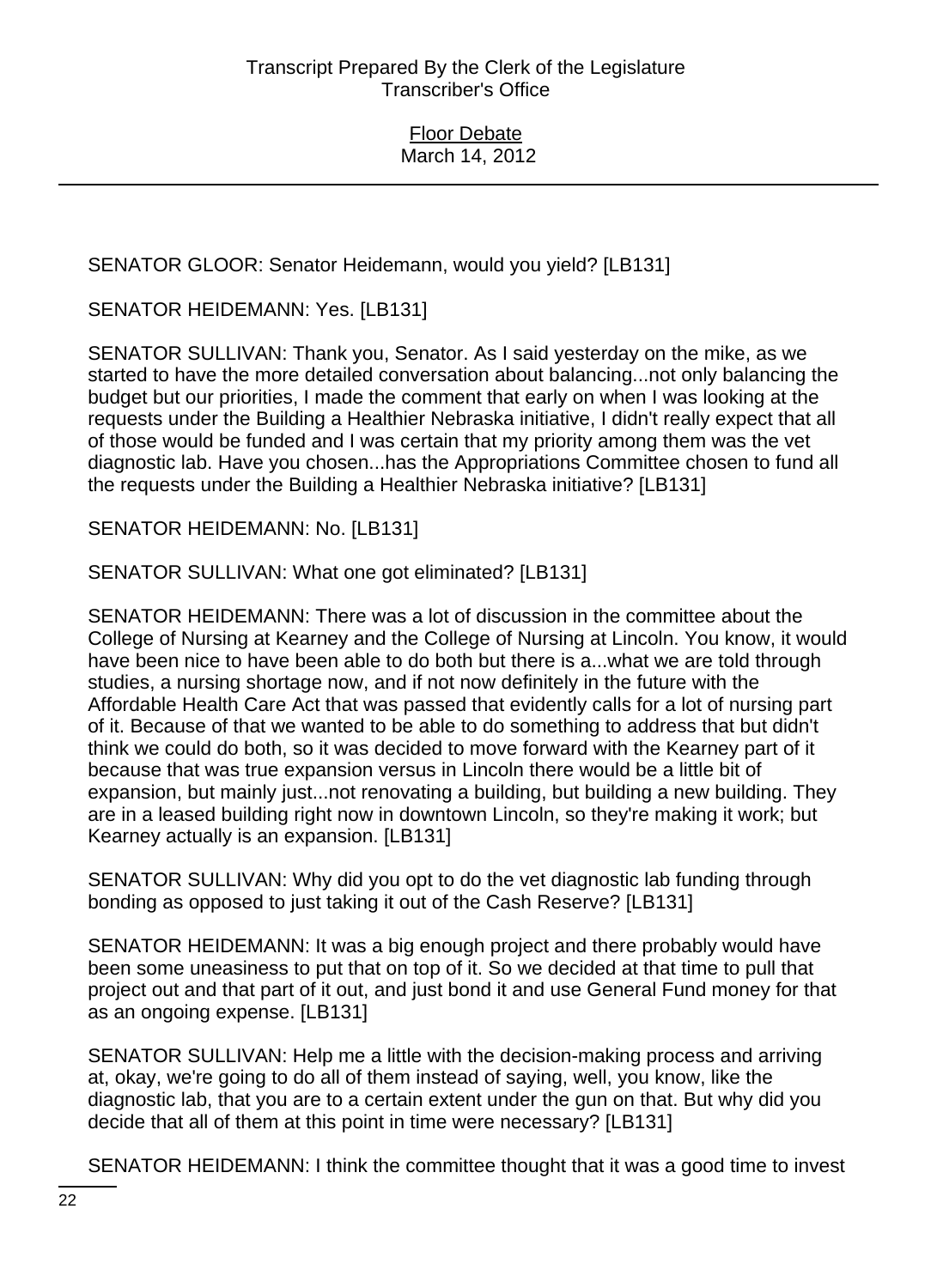SENATOR GLOOR: Senator Heidemann, would you yield? [LB131]

SENATOR HEIDEMANN: Yes. [LB131]

SENATOR SULLIVAN: Thank you, Senator. As I said yesterday on the mike, as we started to have the more detailed conversation about balancing...not only balancing the budget but our priorities, I made the comment that early on when I was looking at the requests under the Building a Healthier Nebraska initiative, I didn't really expect that all of those would be funded and I was certain that my priority among them was the vet diagnostic lab. Have you chosen...has the Appropriations Committee chosen to fund all the requests under the Building a Healthier Nebraska initiative? [LB131]

SENATOR HEIDEMANN: No. [LB131]

SENATOR SULLIVAN: What one got eliminated? [LB131]

SENATOR HEIDEMANN: There was a lot of discussion in the committee about the College of Nursing at Kearney and the College of Nursing at Lincoln. You know, it would have been nice to have been able to do both but there is a...what we are told through studies, a nursing shortage now, and if not now definitely in the future with the Affordable Health Care Act that was passed that evidently calls for a lot of nursing part of it. Because of that we wanted to be able to do something to address that but didn't think we could do both, so it was decided to move forward with the Kearney part of it because that was true expansion versus in Lincoln there would be a little bit of expansion, but mainly just...not renovating a building, but building a new building. They are in a leased building right now in downtown Lincoln, so they're making it work; but Kearney actually is an expansion. [LB131]

SENATOR SULLIVAN: Why did you opt to do the vet diagnostic lab funding through bonding as opposed to just taking it out of the Cash Reserve? [LB131]

SENATOR HEIDEMANN: It was a big enough project and there probably would have been some uneasiness to put that on top of it. So we decided at that time to pull that project out and that part of it out, and just bond it and use General Fund money for that as an ongoing expense. [LB131]

SENATOR SULLIVAN: Help me a little with the decision-making process and arriving at, okay, we're going to do all of them instead of saying, well, you know, like the diagnostic lab, that you are to a certain extent under the gun on that. But why did you decide that all of them at this point in time were necessary? [LB131]

SENATOR HEIDEMANN: I think the committee thought that it was a good time to invest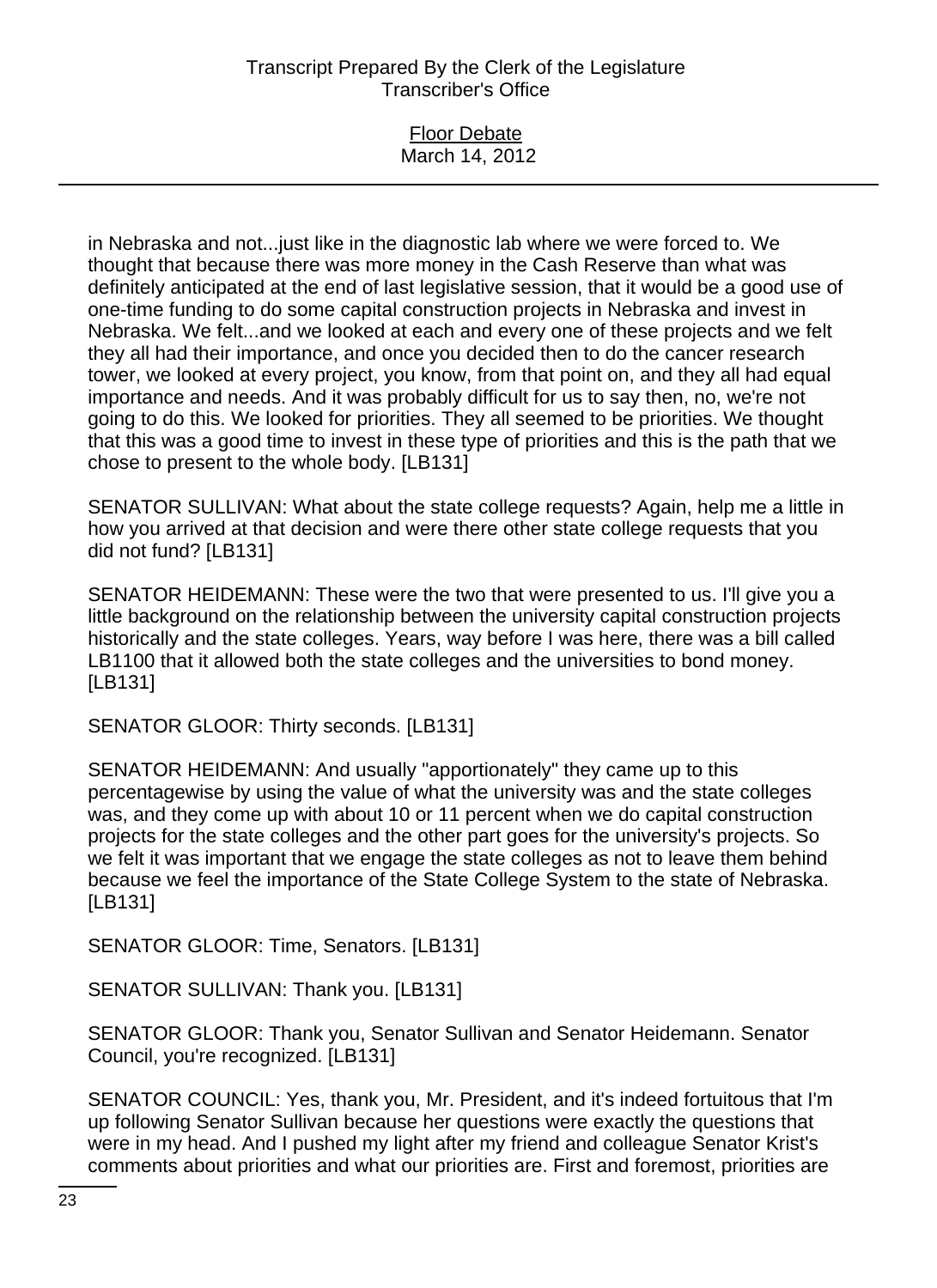in Nebraska and not...just like in the diagnostic lab where we were forced to. We thought that because there was more money in the Cash Reserve than what was definitely anticipated at the end of last legislative session, that it would be a good use of one-time funding to do some capital construction projects in Nebraska and invest in Nebraska. We felt...and we looked at each and every one of these projects and we felt they all had their importance, and once you decided then to do the cancer research tower, we looked at every project, you know, from that point on, and they all had equal importance and needs. And it was probably difficult for us to say then, no, we're not going to do this. We looked for priorities. They all seemed to be priorities. We thought that this was a good time to invest in these type of priorities and this is the path that we chose to present to the whole body. [LB131]

SENATOR SULLIVAN: What about the state college requests? Again, help me a little in how you arrived at that decision and were there other state college requests that you did not fund? [LB131]

SENATOR HEIDEMANN: These were the two that were presented to us. I'll give you a little background on the relationship between the university capital construction projects historically and the state colleges. Years, way before I was here, there was a bill called LB1100 that it allowed both the state colleges and the universities to bond money. [LB131]

SENATOR GLOOR: Thirty seconds. [LB131]

SENATOR HEIDEMANN: And usually "apportionately" they came up to this percentagewise by using the value of what the university was and the state colleges was, and they come up with about 10 or 11 percent when we do capital construction projects for the state colleges and the other part goes for the university's projects. So we felt it was important that we engage the state colleges as not to leave them behind because we feel the importance of the State College System to the state of Nebraska. [LB131]

SENATOR GLOOR: Time, Senators. [LB131]

SENATOR SULLIVAN: Thank you. [LB131]

SENATOR GLOOR: Thank you, Senator Sullivan and Senator Heidemann. Senator Council, you're recognized. [LB131]

SENATOR COUNCIL: Yes, thank you, Mr. President, and it's indeed fortuitous that I'm up following Senator Sullivan because her questions were exactly the questions that were in my head. And I pushed my light after my friend and colleague Senator Krist's comments about priorities and what our priorities are. First and foremost, priorities are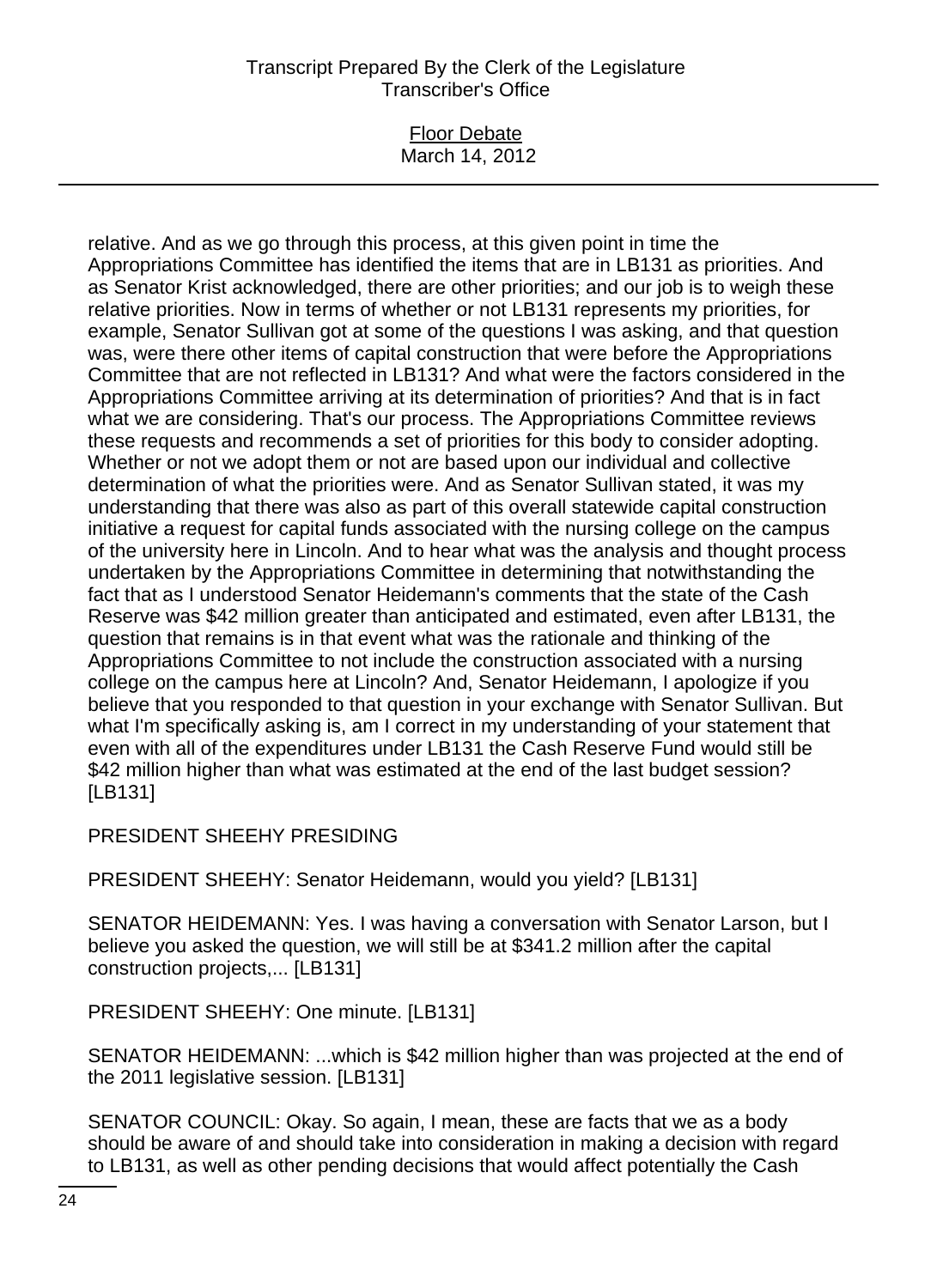relative. And as we go through this process, at this given point in time the Appropriations Committee has identified the items that are in LB131 as priorities. And as Senator Krist acknowledged, there are other priorities; and our job is to weigh these relative priorities. Now in terms of whether or not LB131 represents my priorities, for example, Senator Sullivan got at some of the questions I was asking, and that question was, were there other items of capital construction that were before the Appropriations Committee that are not reflected in LB131? And what were the factors considered in the Appropriations Committee arriving at its determination of priorities? And that is in fact what we are considering. That's our process. The Appropriations Committee reviews these requests and recommends a set of priorities for this body to consider adopting. Whether or not we adopt them or not are based upon our individual and collective determination of what the priorities were. And as Senator Sullivan stated, it was my understanding that there was also as part of this overall statewide capital construction initiative a request for capital funds associated with the nursing college on the campus of the university here in Lincoln. And to hear what was the analysis and thought process undertaken by the Appropriations Committee in determining that notwithstanding the fact that as I understood Senator Heidemann's comments that the state of the Cash Reserve was $42 million greater than anticipated and estimated, even after LB131, the question that remains is in that event what was the rationale and thinking of the Appropriations Committee to not include the construction associated with a nursing college on the campus here at Lincoln? And, Senator Heidemann, I apologize if you believe that you responded to that question in your exchange with Senator Sullivan. But what I'm specifically asking is, am I correct in my understanding of your statement that even with all of the expenditures under LB131 the Cash Reserve Fund would still be $42 million higher than what was estimated at the end of the last budget session? [LB131]

PRESIDENT SHEEHY PRESIDING

PRESIDENT SHEEHY: Senator Heidemann, would you yield? [LB131]

SENATOR HEIDEMANN: Yes. I was having a conversation with Senator Larson, but I believe you asked the question, we will still be at $341.2 million after the capital construction projects,... [LB131]

PRESIDENT SHEEHY: One minute. [LB131]

SENATOR HEIDEMANN: ...which is $42 million higher than was projected at the end of the 2011 legislative session. [LB131]

SENATOR COUNCIL: Okay. So again, I mean, these are facts that we as a body should be aware of and should take into consideration in making a decision with regard to LB131, as well as other pending decisions that would affect potentially the Cash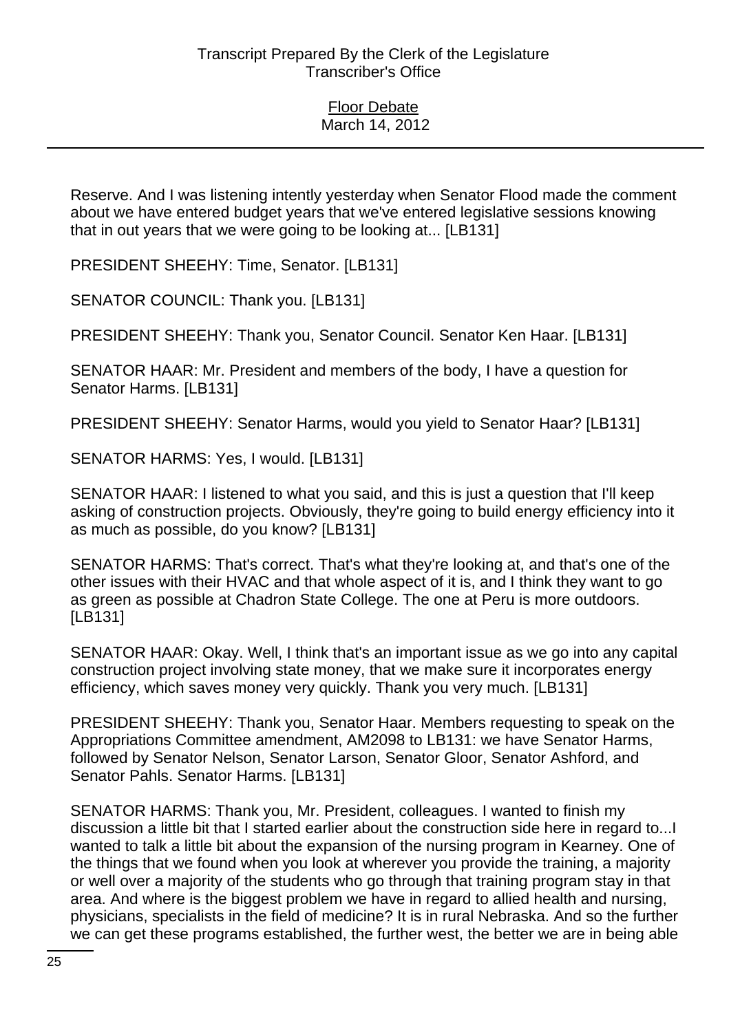Reserve. And I was listening intently yesterday when Senator Flood made the comment about we have entered budget years that we've entered legislative sessions knowing that in out years that we were going to be looking at... [LB131]

PRESIDENT SHEEHY: Time, Senator. [LB131]

SENATOR COUNCIL: Thank you. [LB131]

PRESIDENT SHEEHY: Thank you, Senator Council. Senator Ken Haar. [LB131]

SENATOR HAAR: Mr. President and members of the body, I have a question for Senator Harms. [LB131]

PRESIDENT SHEEHY: Senator Harms, would you yield to Senator Haar? [LB131]

SENATOR HARMS: Yes, I would. [LB131]

SENATOR HAAR: I listened to what you said, and this is just a question that I'll keep asking of construction projects. Obviously, they're going to build energy efficiency into it as much as possible, do you know? [LB131]

SENATOR HARMS: That's correct. That's what they're looking at, and that's one of the other issues with their HVAC and that whole aspect of it is, and I think they want to go as green as possible at Chadron State College. The one at Peru is more outdoors. [LB131]

SENATOR HAAR: Okay. Well, I think that's an important issue as we go into any capital construction project involving state money, that we make sure it incorporates energy efficiency, which saves money very quickly. Thank you very much. [LB131]

PRESIDENT SHEEHY: Thank you, Senator Haar. Members requesting to speak on the Appropriations Committee amendment, AM2098 to LB131: we have Senator Harms, followed by Senator Nelson, Senator Larson, Senator Gloor, Senator Ashford, and Senator Pahls. Senator Harms. [LB131]

SENATOR HARMS: Thank you, Mr. President, colleagues. I wanted to finish my discussion a little bit that I started earlier about the construction side here in regard to...I wanted to talk a little bit about the expansion of the nursing program in Kearney. One of the things that we found when you look at wherever you provide the training, a majority or well over a majority of the students who go through that training program stay in that area. And where is the biggest problem we have in regard to allied health and nursing, physicians, specialists in the field of medicine? It is in rural Nebraska. And so the further we can get these programs established, the further west, the better we are in being able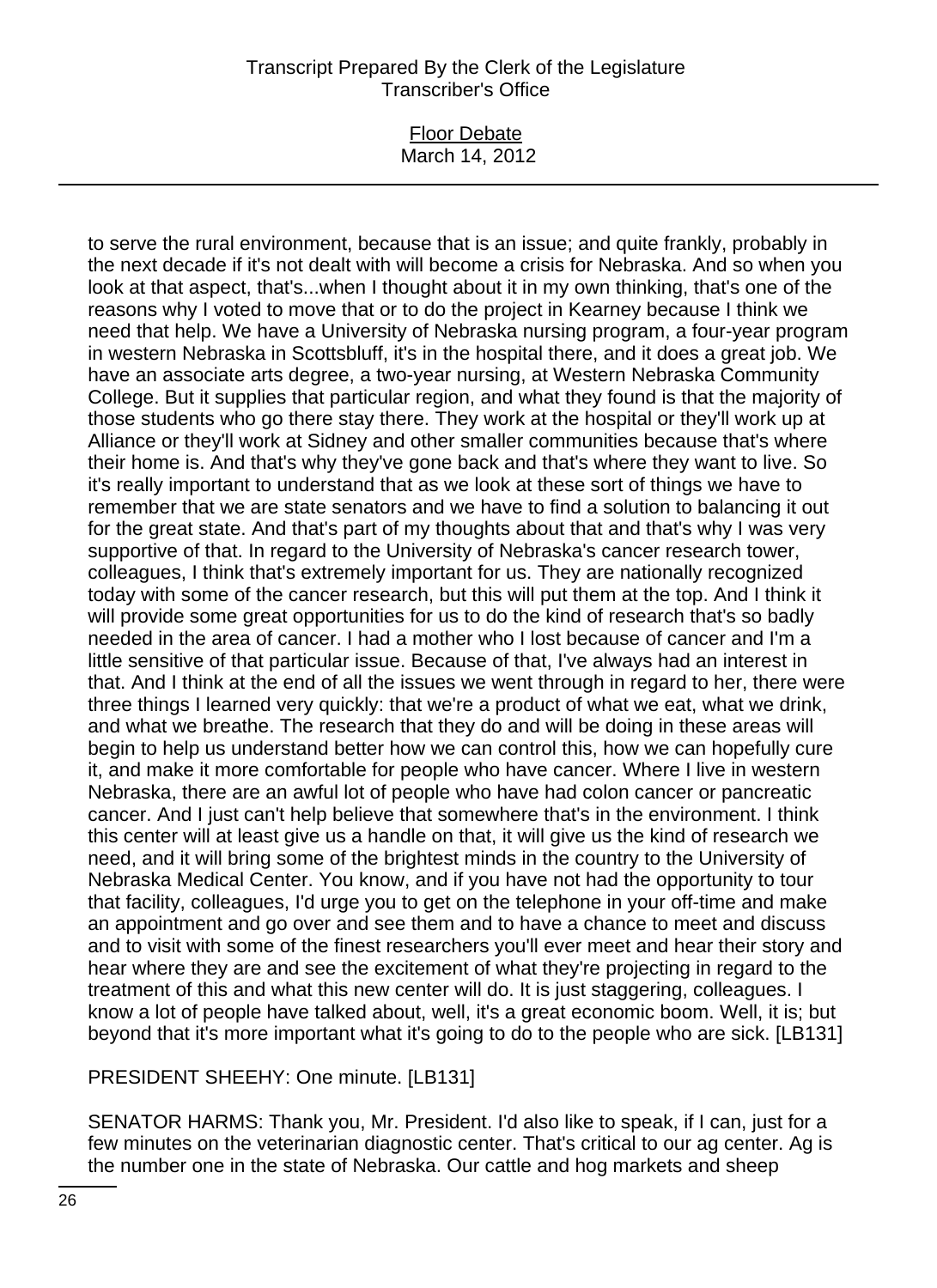to serve the rural environment, because that is an issue; and quite frankly, probably in the next decade if it's not dealt with will become a crisis for Nebraska. And so when you look at that aspect, that's...when I thought about it in my own thinking, that's one of the reasons why I voted to move that or to do the project in Kearney because I think we need that help. We have a University of Nebraska nursing program, a four-year program in western Nebraska in Scottsbluff, it's in the hospital there, and it does a great job. We have an associate arts degree, a two-year nursing, at Western Nebraska Community College. But it supplies that particular region, and what they found is that the majority of those students who go there stay there. They work at the hospital or they'll work up at Alliance or they'll work at Sidney and other smaller communities because that's where their home is. And that's why they've gone back and that's where they want to live. So it's really important to understand that as we look at these sort of things we have to remember that we are state senators and we have to find a solution to balancing it out for the great state. And that's part of my thoughts about that and that's why I was very supportive of that. In regard to the University of Nebraska's cancer research tower, colleagues, I think that's extremely important for us. They are nationally recognized today with some of the cancer research, but this will put them at the top. And I think it will provide some great opportunities for us to do the kind of research that's so badly needed in the area of cancer. I had a mother who I lost because of cancer and I'm a little sensitive of that particular issue. Because of that, I've always had an interest in that. And I think at the end of all the issues we went through in regard to her, there were three things I learned very quickly: that we're a product of what we eat, what we drink, and what we breathe. The research that they do and will be doing in these areas will begin to help us understand better how we can control this, how we can hopefully cure it, and make it more comfortable for people who have cancer. Where I live in western Nebraska, there are an awful lot of people who have had colon cancer or pancreatic cancer. And I just can't help believe that somewhere that's in the environment. I think this center will at least give us a handle on that, it will give us the kind of research we need, and it will bring some of the brightest minds in the country to the University of Nebraska Medical Center. You know, and if you have not had the opportunity to tour that facility, colleagues, I'd urge you to get on the telephone in your off-time and make an appointment and go over and see them and to have a chance to meet and discuss and to visit with some of the finest researchers you'll ever meet and hear their story and hear where they are and see the excitement of what they're projecting in regard to the treatment of this and what this new center will do. It is just staggering, colleagues. I know a lot of people have talked about, well, it's a great economic boom. Well, it is; but beyond that it's more important what it's going to do to the people who are sick. [LB131]

PRESIDENT SHEEHY: One minute. [LB131]

SENATOR HARMS: Thank you, Mr. President. I'd also like to speak, if I can, just for a few minutes on the veterinarian diagnostic center. That's critical to our ag center. Ag is the number one in the state of Nebraska. Our cattle and hog markets and sheep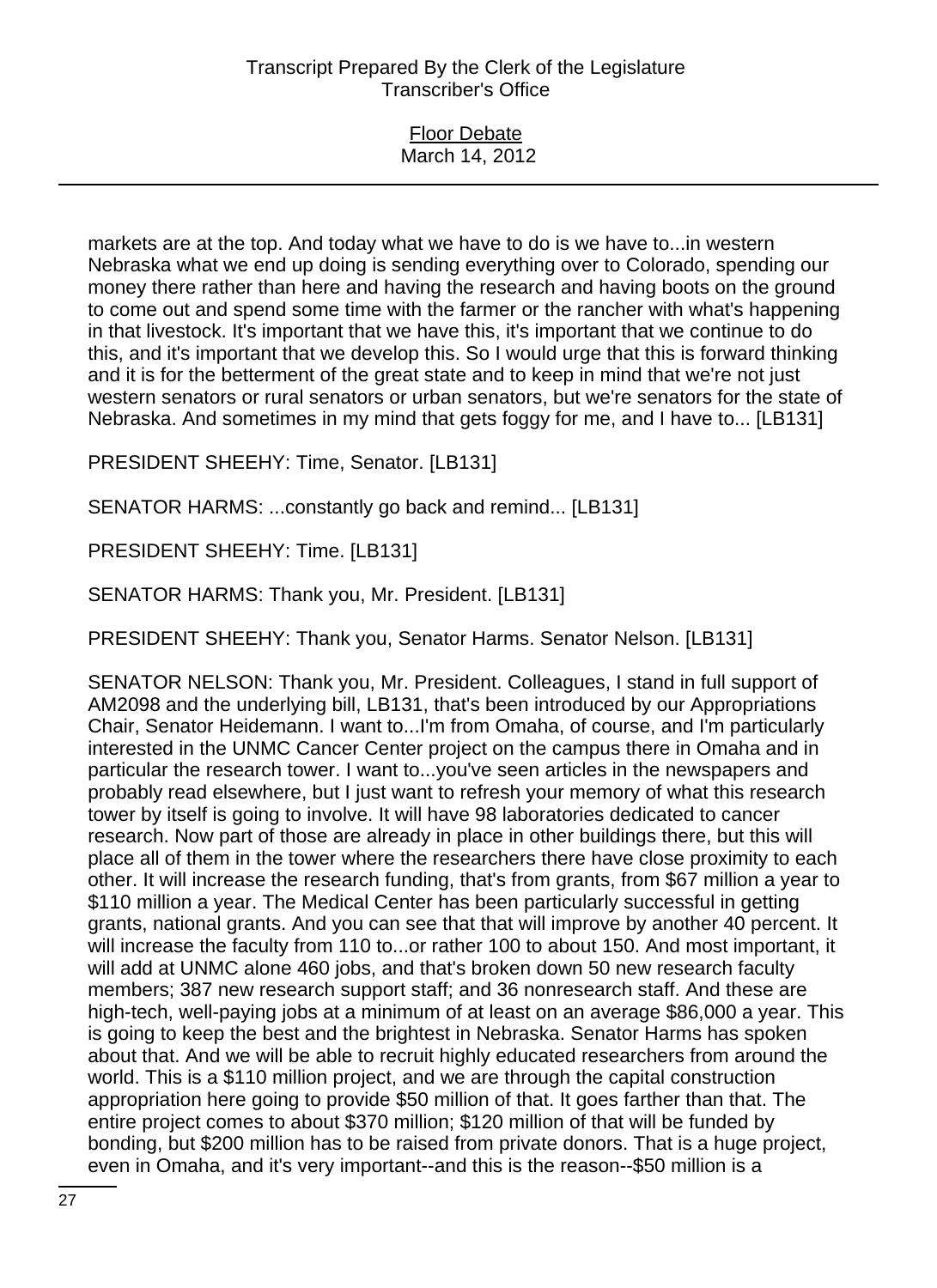markets are at the top. And today what we have to do is we have to...in western Nebraska what we end up doing is sending everything over to Colorado, spending our money there rather than here and having the research and having boots on the ground to come out and spend some time with the farmer or the rancher with what's happening in that livestock. It's important that we have this, it's important that we continue to do this, and it's important that we develop this. So I would urge that this is forward thinking and it is for the betterment of the great state and to keep in mind that we're not just western senators or rural senators or urban senators, but we're senators for the state of Nebraska. And sometimes in my mind that gets foggy for me, and I have to... [LB131]

PRESIDENT SHEEHY: Time, Senator. [LB131]

SENATOR HARMS: ...constantly go back and remind... [LB131]

PRESIDENT SHEEHY: Time. [LB131]

SENATOR HARMS: Thank you, Mr. President. [LB131]

PRESIDENT SHEEHY: Thank you, Senator Harms. Senator Nelson. [LB131]

SENATOR NELSON: Thank you, Mr. President. Colleagues, I stand in full support of AM2098 and the underlying bill, LB131, that's been introduced by our Appropriations Chair, Senator Heidemann. I want to...I'm from Omaha, of course, and I'm particularly interested in the UNMC Cancer Center project on the campus there in Omaha and in particular the research tower. I want to...you've seen articles in the newspapers and probably read elsewhere, but I just want to refresh your memory of what this research tower by itself is going to involve. It will have 98 laboratories dedicated to cancer research. Now part of those are already in place in other buildings there, but this will place all of them in the tower where the researchers there have close proximity to each other. It will increase the research funding, that's from grants, from $67 million a year to $110 million a year. The Medical Center has been particularly successful in getting grants, national grants. And you can see that that will improve by another 40 percent. It will increase the faculty from 110 to...or rather 100 to about 150. And most important, it will add at UNMC alone 460 jobs, and that's broken down 50 new research faculty members; 387 new research support staff; and 36 nonresearch staff. And these are high-tech, well-paying jobs at a minimum of at least on an average $86,000 a year. This is going to keep the best and the brightest in Nebraska. Senator Harms has spoken about that. And we will be able to recruit highly educated researchers from around the world. This is a $110 million project, and we are through the capital construction appropriation here going to provide $50 million of that. It goes farther than that. The entire project comes to about $370 million; $120 million of that will be funded by bonding, but $200 million has to be raised from private donors. That is a huge project, even in Omaha, and it's very important--and this is the reason--$50 million is a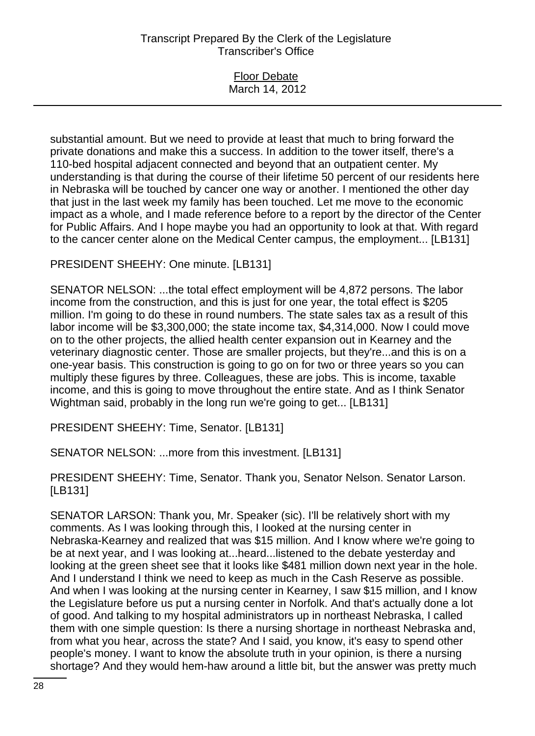substantial amount. But we need to provide at least that much to bring forward the private donations and make this a success. In addition to the tower itself, there's a 110-bed hospital adjacent connected and beyond that an outpatient center. My understanding is that during the course of their lifetime 50 percent of our residents here in Nebraska will be touched by cancer one way or another. I mentioned the other day that just in the last week my family has been touched. Let me move to the economic impact as a whole, and I made reference before to a report by the director of the Center for Public Affairs. And I hope maybe you had an opportunity to look at that. With regard to the cancer center alone on the Medical Center campus, the employment... [LB131]

PRESIDENT SHEEHY: One minute. [LB131]

SENATOR NELSON: ...the total effect employment will be 4,872 persons. The labor income from the construction, and this is just for one year, the total effect is $205 million. I'm going to do these in round numbers. The state sales tax as a result of this labor income will be $3,300,000; the state income tax, $4,314,000. Now I could move on to the other projects, the allied health center expansion out in Kearney and the veterinary diagnostic center. Those are smaller projects, but they're...and this is on a one-year basis. This construction is going to go on for two or three years so you can multiply these figures by three. Colleagues, these are jobs. This is income, taxable income, and this is going to move throughout the entire state. And as I think Senator Wightman said, probably in the long run we're going to get... [LB131]

PRESIDENT SHEEHY: Time, Senator. [LB131]

SENATOR NELSON: ...more from this investment. [LB131]

PRESIDENT SHEEHY: Time, Senator. Thank you, Senator Nelson. Senator Larson. [LB131]

SENATOR LARSON: Thank you, Mr. Speaker (sic). I'll be relatively short with my comments. As I was looking through this, I looked at the nursing center in Nebraska-Kearney and realized that was $15 million. And I know where we're going to be at next year, and I was looking at...heard...listened to the debate yesterday and looking at the green sheet see that it looks like $481 million down next year in the hole. And I understand I think we need to keep as much in the Cash Reserve as possible. And when I was looking at the nursing center in Kearney, I saw $15 million, and I know the Legislature before us put a nursing center in Norfolk. And that's actually done a lot of good. And talking to my hospital administrators up in northeast Nebraska, I called them with one simple question: Is there a nursing shortage in northeast Nebraska and, from what you hear, across the state? And I said, you know, it's easy to spend other people's money. I want to know the absolute truth in your opinion, is there a nursing shortage? And they would hem-haw around a little bit, but the answer was pretty much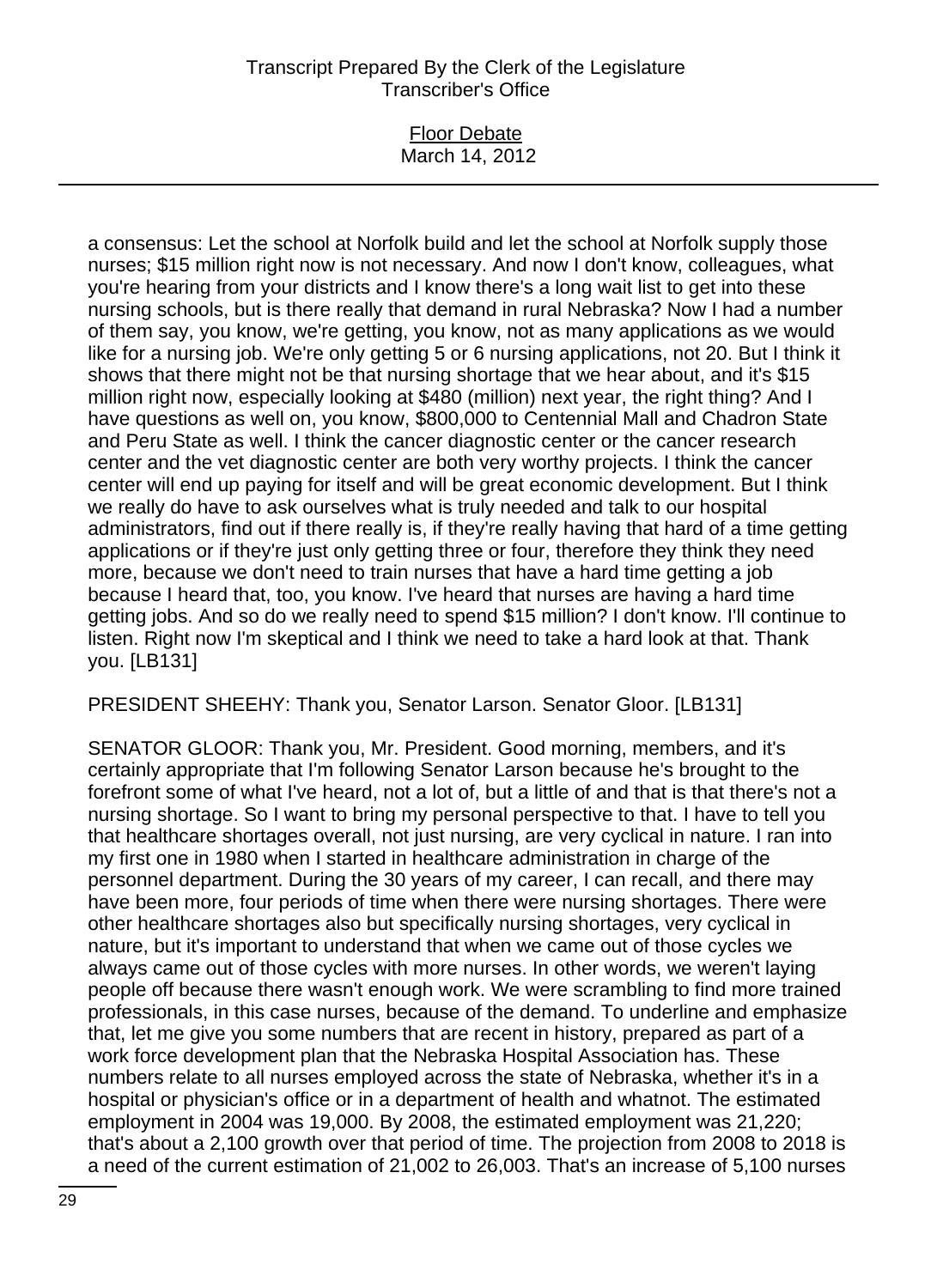a consensus: Let the school at Norfolk build and let the school at Norfolk supply those nurses; $15 million right now is not necessary. And now I don't know, colleagues, what you're hearing from your districts and I know there's a long wait list to get into these nursing schools, but is there really that demand in rural Nebraska? Now I had a number of them say, you know, we're getting, you know, not as many applications as we would like for a nursing job. We're only getting 5 or 6 nursing applications, not 20. But I think it shows that there might not be that nursing shortage that we hear about, and it's $15 million right now, especially looking at $480 (million) next year, the right thing? And I have questions as well on, you know, $800,000 to Centennial Mall and Chadron State and Peru State as well. I think the cancer diagnostic center or the cancer research center and the vet diagnostic center are both very worthy projects. I think the cancer center will end up paying for itself and will be great economic development. But I think we really do have to ask ourselves what is truly needed and talk to our hospital administrators, find out if there really is, if they're really having that hard of a time getting applications or if they're just only getting three or four, therefore they think they need more, because we don't need to train nurses that have a hard time getting a job because I heard that, too, you know. I've heard that nurses are having a hard time getting jobs. And so do we really need to spend $15 million? I don't know. I'll continue to listen. Right now I'm skeptical and I think we need to take a hard look at that. Thank you. [LB131]

PRESIDENT SHEEHY: Thank you, Senator Larson. Senator Gloor. [LB131]

SENATOR GLOOR: Thank you, Mr. President. Good morning, members, and it's certainly appropriate that I'm following Senator Larson because he's brought to the forefront some of what I've heard, not a lot of, but a little of and that is that there's not a nursing shortage. So I want to bring my personal perspective to that. I have to tell you that healthcare shortages overall, not just nursing, are very cyclical in nature. I ran into my first one in 1980 when I started in healthcare administration in charge of the personnel department. During the 30 years of my career, I can recall, and there may have been more, four periods of time when there were nursing shortages. There were other healthcare shortages also but specifically nursing shortages, very cyclical in nature, but it's important to understand that when we came out of those cycles we always came out of those cycles with more nurses. In other words, we weren't laying people off because there wasn't enough work. We were scrambling to find more trained professionals, in this case nurses, because of the demand. To underline and emphasize that, let me give you some numbers that are recent in history, prepared as part of a work force development plan that the Nebraska Hospital Association has. These numbers relate to all nurses employed across the state of Nebraska, whether it's in a hospital or physician's office or in a department of health and whatnot. The estimated employment in 2004 was 19,000. By 2008, the estimated employment was 21,220; that's about a 2,100 growth over that period of time. The projection from 2008 to 2018 is a need of the current estimation of 21,002 to 26,003. That's an increase of 5,100 nurses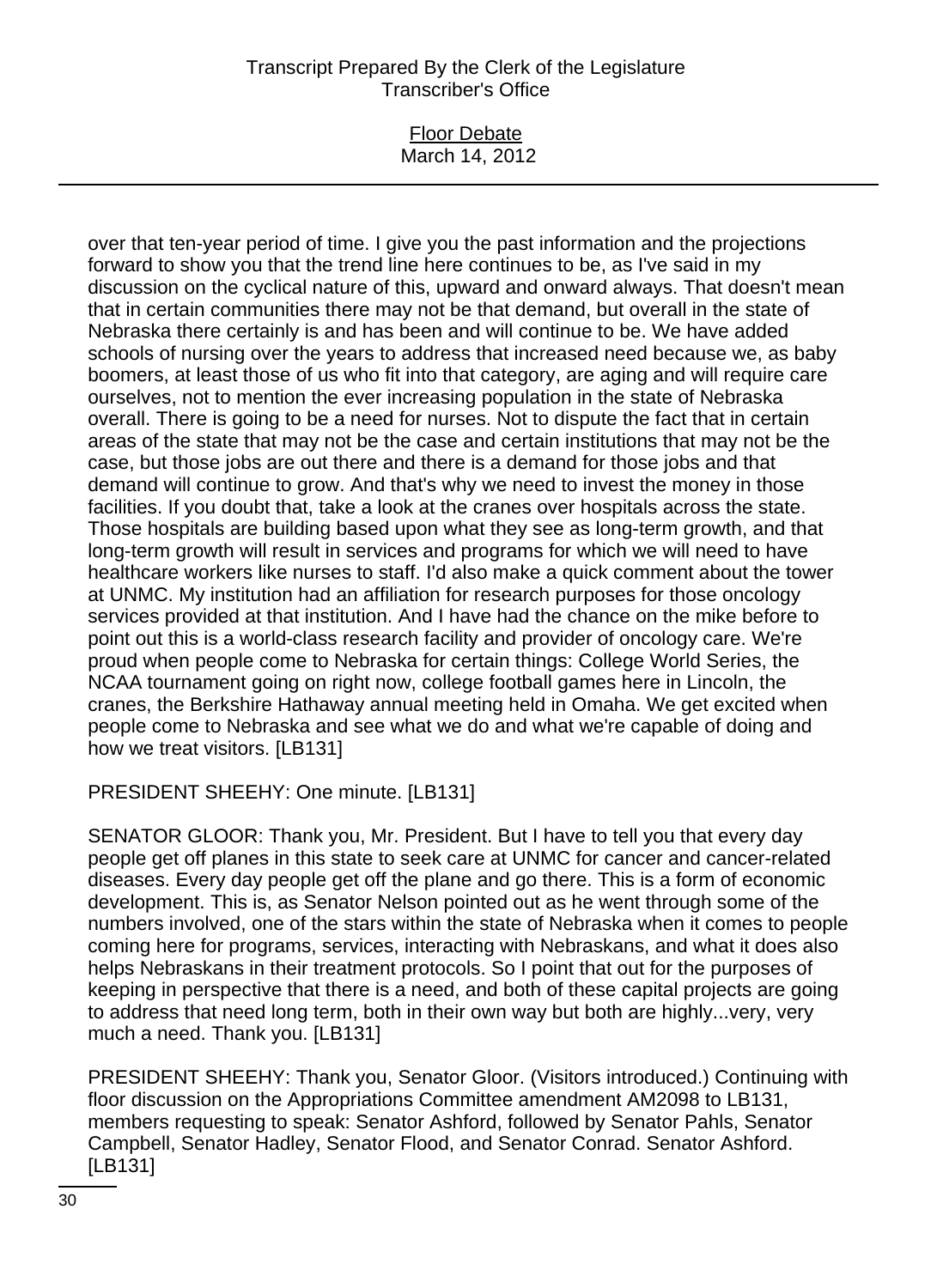over that ten-year period of time. I give you the past information and the projections forward to show you that the trend line here continues to be, as I've said in my discussion on the cyclical nature of this, upward and onward always. That doesn't mean that in certain communities there may not be that demand, but overall in the state of Nebraska there certainly is and has been and will continue to be. We have added schools of nursing over the years to address that increased need because we, as baby boomers, at least those of us who fit into that category, are aging and will require care ourselves, not to mention the ever increasing population in the state of Nebraska overall. There is going to be a need for nurses. Not to dispute the fact that in certain areas of the state that may not be the case and certain institutions that may not be the case, but those jobs are out there and there is a demand for those jobs and that demand will continue to grow. And that's why we need to invest the money in those facilities. If you doubt that, take a look at the cranes over hospitals across the state. Those hospitals are building based upon what they see as long-term growth, and that long-term growth will result in services and programs for which we will need to have healthcare workers like nurses to staff. I'd also make a quick comment about the tower at UNMC. My institution had an affiliation for research purposes for those oncology services provided at that institution. And I have had the chance on the mike before to point out this is a world-class research facility and provider of oncology care. We're proud when people come to Nebraska for certain things: College World Series, the NCAA tournament going on right now, college football games here in Lincoln, the cranes, the Berkshire Hathaway annual meeting held in Omaha. We get excited when people come to Nebraska and see what we do and what we're capable of doing and how we treat visitors. [LB131]

PRESIDENT SHEEHY: One minute. [LB131]

SENATOR GLOOR: Thank you, Mr. President. But I have to tell you that every day people get off planes in this state to seek care at UNMC for cancer and cancer-related diseases. Every day people get off the plane and go there. This is a form of economic development. This is, as Senator Nelson pointed out as he went through some of the numbers involved, one of the stars within the state of Nebraska when it comes to people coming here for programs, services, interacting with Nebraskans, and what it does also helps Nebraskans in their treatment protocols. So I point that out for the purposes of keeping in perspective that there is a need, and both of these capital projects are going to address that need long term, both in their own way but both are highly...very, very much a need. Thank you. [LB131]

PRESIDENT SHEEHY: Thank you, Senator Gloor. (Visitors introduced.) Continuing with floor discussion on the Appropriations Committee amendment AM2098 to LB131, members requesting to speak: Senator Ashford, followed by Senator Pahls, Senator Campbell, Senator Hadley, Senator Flood, and Senator Conrad. Senator Ashford. [LB131]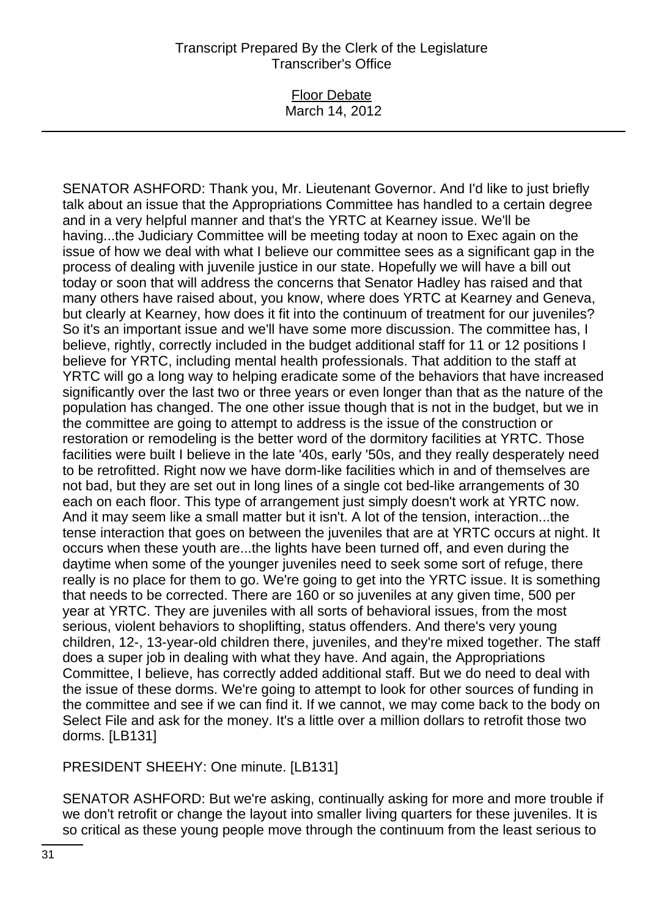SENATOR ASHFORD: Thank you, Mr. Lieutenant Governor. And I'd like to just briefly talk about an issue that the Appropriations Committee has handled to a certain degree and in a very helpful manner and that's the YRTC at Kearney issue. We'll be having...the Judiciary Committee will be meeting today at noon to Exec again on the issue of how we deal with what I believe our committee sees as a significant gap in the process of dealing with juvenile justice in our state. Hopefully we will have a bill out today or soon that will address the concerns that Senator Hadley has raised and that many others have raised about, you know, where does YRTC at Kearney and Geneva, but clearly at Kearney, how does it fit into the continuum of treatment for our juveniles? So it's an important issue and we'll have some more discussion. The committee has, I believe, rightly, correctly included in the budget additional staff for 11 or 12 positions I believe for YRTC, including mental health professionals. That addition to the staff at YRTC will go a long way to helping eradicate some of the behaviors that have increased significantly over the last two or three years or even longer than that as the nature of the population has changed. The one other issue though that is not in the budget, but we in the committee are going to attempt to address is the issue of the construction or restoration or remodeling is the better word of the dormitory facilities at YRTC. Those facilities were built I believe in the late '40s, early '50s, and they really desperately need to be retrofitted. Right now we have dorm-like facilities which in and of themselves are not bad, but they are set out in long lines of a single cot bed-like arrangements of 30 each on each floor. This type of arrangement just simply doesn't work at YRTC now. And it may seem like a small matter but it isn't. A lot of the tension, interaction...the tense interaction that goes on between the juveniles that are at YRTC occurs at night. It occurs when these youth are...the lights have been turned off, and even during the daytime when some of the younger juveniles need to seek some sort of refuge, there really is no place for them to go. We're going to get into the YRTC issue. It is something that needs to be corrected. There are 160 or so juveniles at any given time, 500 per year at YRTC. They are juveniles with all sorts of behavioral issues, from the most serious, violent behaviors to shoplifting, status offenders. And there's very young children, 12-, 13-year-old children there, juveniles, and they're mixed together. The staff does a super job in dealing with what they have. And again, the Appropriations Committee, I believe, has correctly added additional staff. But we do need to deal with the issue of these dorms. We're going to attempt to look for other sources of funding in the committee and see if we can find it. If we cannot, we may come back to the body on Select File and ask for the money. It's a little over a million dollars to retrofit those two dorms. [LB131]

PRESIDENT SHEEHY: One minute. [LB131]

SENATOR ASHFORD: But we're asking, continually asking for more and more trouble if we don't retrofit or change the layout into smaller living quarters for these juveniles. It is so critical as these young people move through the continuum from the least serious to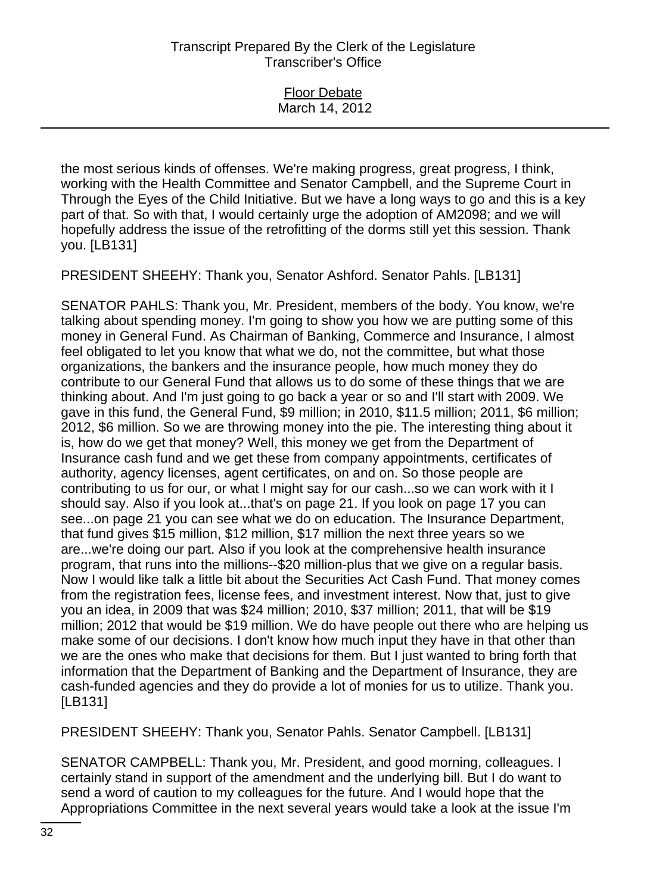the most serious kinds of offenses. We're making progress, great progress, I think, working with the Health Committee and Senator Campbell, and the Supreme Court in Through the Eyes of the Child Initiative. But we have a long ways to go and this is a key part of that. So with that, I would certainly urge the adoption of AM2098; and we will hopefully address the issue of the retrofitting of the dorms still yet this session. Thank you. [LB131]

PRESIDENT SHEEHY: Thank you, Senator Ashford. Senator Pahls. [LB131]

SENATOR PAHLS: Thank you, Mr. President, members of the body. You know, we're talking about spending money. I'm going to show you how we are putting some of this money in General Fund. As Chairman of Banking, Commerce and Insurance, I almost feel obligated to let you know that what we do, not the committee, but what those organizations, the bankers and the insurance people, how much money they do contribute to our General Fund that allows us to do some of these things that we are thinking about. And I'm just going to go back a year or so and I'll start with 2009. We gave in this fund, the General Fund, $9 million; in 2010, $11.5 million; 2011, $6 million; 2012, $6 million. So we are throwing money into the pie. The interesting thing about it is, how do we get that money? Well, this money we get from the Department of Insurance cash fund and we get these from company appointments, certificates of authority, agency licenses, agent certificates, on and on. So those people are contributing to us for our, or what I might say for our cash...so we can work with it I should say. Also if you look at...that's on page 21. If you look on page 17 you can see...on page 21 you can see what we do on education. The Insurance Department, that fund gives $15 million, $12 million, $17 million the next three years so we are...we're doing our part. Also if you look at the comprehensive health insurance program, that runs into the millions--$20 million-plus that we give on a regular basis. Now I would like talk a little bit about the Securities Act Cash Fund. That money comes from the registration fees, license fees, and investment interest. Now that, just to give you an idea, in 2009 that was $24 million; 2010, $37 million; 2011, that will be $19 million; 2012 that would be $19 million. We do have people out there who are helping us make some of our decisions. I don't know how much input they have in that other than we are the ones who make that decisions for them. But I just wanted to bring forth that information that the Department of Banking and the Department of Insurance, they are cash-funded agencies and they do provide a lot of monies for us to utilize. Thank you. [LB131]

PRESIDENT SHEEHY: Thank you, Senator Pahls. Senator Campbell. [LB131]

SENATOR CAMPBELL: Thank you, Mr. President, and good morning, colleagues. I certainly stand in support of the amendment and the underlying bill. But I do want to send a word of caution to my colleagues for the future. And I would hope that the Appropriations Committee in the next several years would take a look at the issue I'm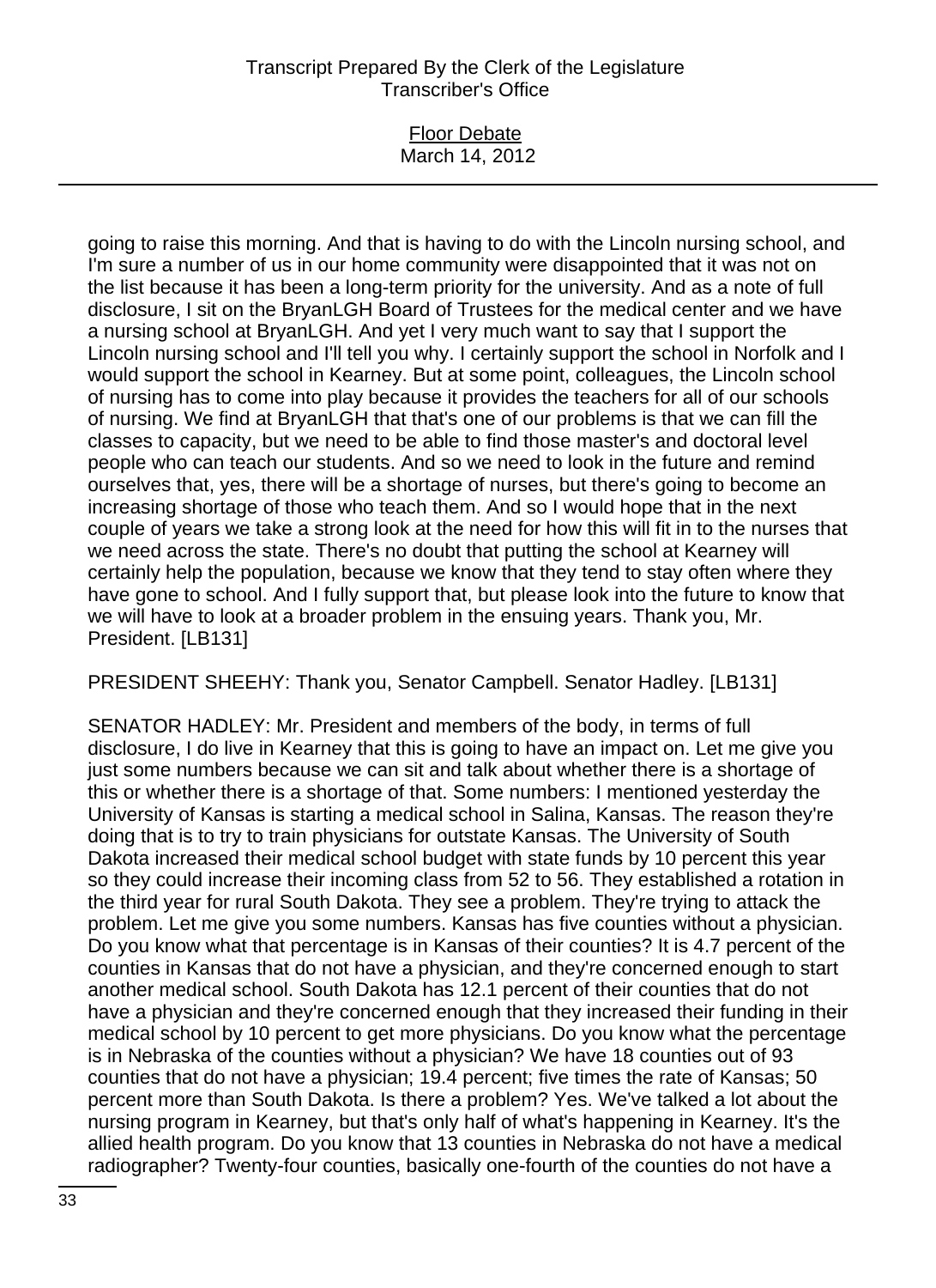going to raise this morning. And that is having to do with the Lincoln nursing school, and I'm sure a number of us in our home community were disappointed that it was not on the list because it has been a long-term priority for the university. And as a note of full disclosure, I sit on the BryanLGH Board of Trustees for the medical center and we have a nursing school at BryanLGH. And yet I very much want to say that I support the Lincoln nursing school and I'll tell you why. I certainly support the school in Norfolk and I would support the school in Kearney. But at some point, colleagues, the Lincoln school of nursing has to come into play because it provides the teachers for all of our schools of nursing. We find at BryanLGH that that's one of our problems is that we can fill the classes to capacity, but we need to be able to find those master's and doctoral level people who can teach our students. And so we need to look in the future and remind ourselves that, yes, there will be a shortage of nurses, but there's going to become an increasing shortage of those who teach them. And so I would hope that in the next couple of years we take a strong look at the need for how this will fit in to the nurses that we need across the state. There's no doubt that putting the school at Kearney will certainly help the population, because we know that they tend to stay often where they have gone to school. And I fully support that, but please look into the future to know that we will have to look at a broader problem in the ensuing years. Thank you, Mr. President. [LB131]

PRESIDENT SHEEHY: Thank you, Senator Campbell. Senator Hadley. [LB131]

SENATOR HADLEY: Mr. President and members of the body, in terms of full disclosure, I do live in Kearney that this is going to have an impact on. Let me give you just some numbers because we can sit and talk about whether there is a shortage of this or whether there is a shortage of that. Some numbers: I mentioned yesterday the University of Kansas is starting a medical school in Salina, Kansas. The reason they're doing that is to try to train physicians for outstate Kansas. The University of South Dakota increased their medical school budget with state funds by 10 percent this year so they could increase their incoming class from 52 to 56. They established a rotation in the third year for rural South Dakota. They see a problem. They're trying to attack the problem. Let me give you some numbers. Kansas has five counties without a physician. Do you know what that percentage is in Kansas of their counties? It is 4.7 percent of the counties in Kansas that do not have a physician, and they're concerned enough to start another medical school. South Dakota has 12.1 percent of their counties that do not have a physician and they're concerned enough that they increased their funding in their medical school by 10 percent to get more physicians. Do you know what the percentage is in Nebraska of the counties without a physician? We have 18 counties out of 93 counties that do not have a physician; 19.4 percent; five times the rate of Kansas; 50 percent more than South Dakota. Is there a problem? Yes. We've talked a lot about the nursing program in Kearney, but that's only half of what's happening in Kearney. It's the allied health program. Do you know that 13 counties in Nebraska do not have a medical radiographer? Twenty-four counties, basically one-fourth of the counties do not have a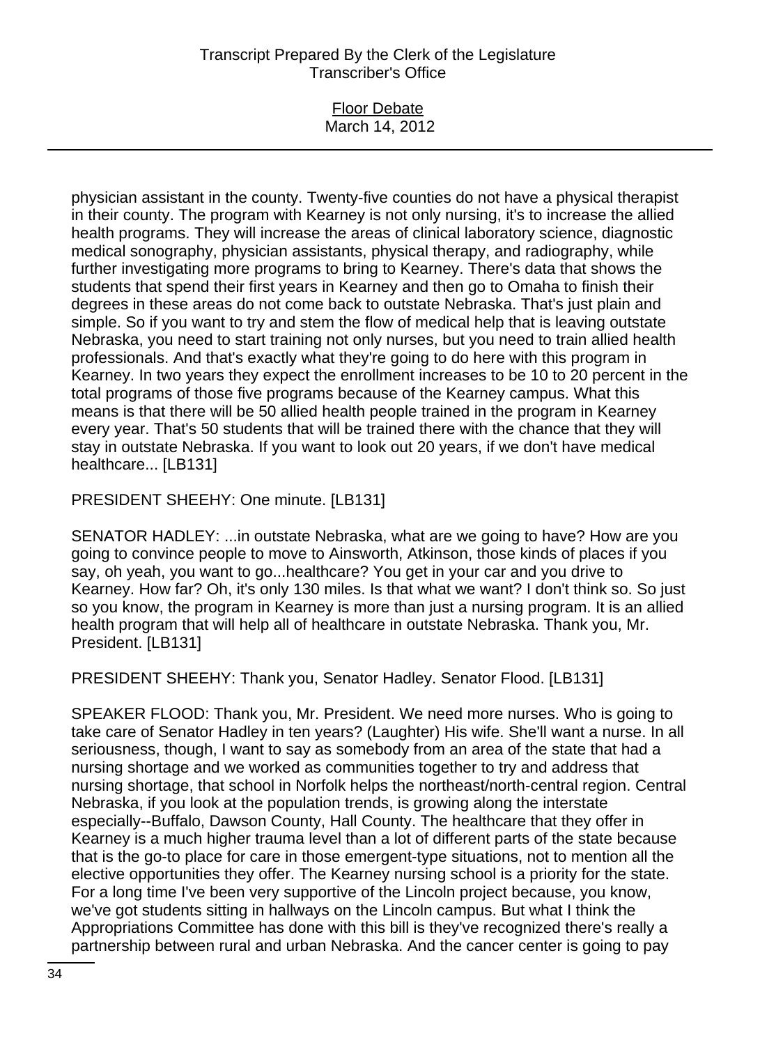physician assistant in the county. Twenty-five counties do not have a physical therapist in their county. The program with Kearney is not only nursing, it's to increase the allied health programs. They will increase the areas of clinical laboratory science, diagnostic medical sonography, physician assistants, physical therapy, and radiography, while further investigating more programs to bring to Kearney. There's data that shows the students that spend their first years in Kearney and then go to Omaha to finish their degrees in these areas do not come back to outstate Nebraska. That's just plain and simple. So if you want to try and stem the flow of medical help that is leaving outstate Nebraska, you need to start training not only nurses, but you need to train allied health professionals. And that's exactly what they're going to do here with this program in Kearney. In two years they expect the enrollment increases to be 10 to 20 percent in the total programs of those five programs because of the Kearney campus. What this means is that there will be 50 allied health people trained in the program in Kearney every year. That's 50 students that will be trained there with the chance that they will stay in outstate Nebraska. If you want to look out 20 years, if we don't have medical healthcare... [LB131]

PRESIDENT SHEEHY: One minute. [LB131]

SENATOR HADLEY: ...in outstate Nebraska, what are we going to have? How are you going to convince people to move to Ainsworth, Atkinson, those kinds of places if you say, oh yeah, you want to go...healthcare? You get in your car and you drive to Kearney. How far? Oh, it's only 130 miles. Is that what we want? I don't think so. So just so you know, the program in Kearney is more than just a nursing program. It is an allied health program that will help all of healthcare in outstate Nebraska. Thank you, Mr. President. [LB131]

PRESIDENT SHEEHY: Thank you, Senator Hadley. Senator Flood. [LB131]

SPEAKER FLOOD: Thank you, Mr. President. We need more nurses. Who is going to take care of Senator Hadley in ten years? (Laughter) His wife. She'll want a nurse. In all seriousness, though, I want to say as somebody from an area of the state that had a nursing shortage and we worked as communities together to try and address that nursing shortage, that school in Norfolk helps the northeast/north-central region. Central Nebraska, if you look at the population trends, is growing along the interstate especially--Buffalo, Dawson County, Hall County. The healthcare that they offer in Kearney is a much higher trauma level than a lot of different parts of the state because that is the go-to place for care in those emergent-type situations, not to mention all the elective opportunities they offer. The Kearney nursing school is a priority for the state. For a long time I've been very supportive of the Lincoln project because, you know, we've got students sitting in hallways on the Lincoln campus. But what I think the Appropriations Committee has done with this bill is they've recognized there's really a partnership between rural and urban Nebraska. And the cancer center is going to pay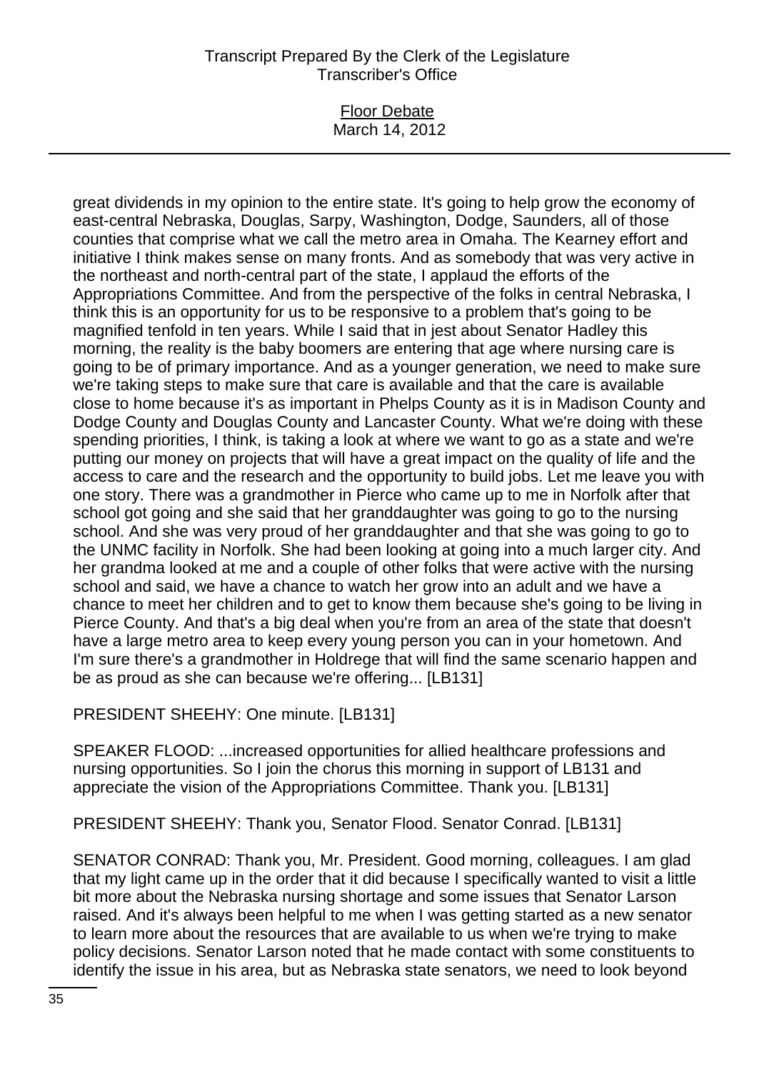great dividends in my opinion to the entire state. It's going to help grow the economy of east-central Nebraska, Douglas, Sarpy, Washington, Dodge, Saunders, all of those counties that comprise what we call the metro area in Omaha. The Kearney effort and initiative I think makes sense on many fronts. And as somebody that was very active in the northeast and north-central part of the state, I applaud the efforts of the Appropriations Committee. And from the perspective of the folks in central Nebraska, I think this is an opportunity for us to be responsive to a problem that's going to be magnified tenfold in ten years. While I said that in jest about Senator Hadley this morning, the reality is the baby boomers are entering that age where nursing care is going to be of primary importance. And as a younger generation, we need to make sure we're taking steps to make sure that care is available and that the care is available close to home because it's as important in Phelps County as it is in Madison County and Dodge County and Douglas County and Lancaster County. What we're doing with these spending priorities, I think, is taking a look at where we want to go as a state and we're putting our money on projects that will have a great impact on the quality of life and the access to care and the research and the opportunity to build jobs. Let me leave you with one story. There was a grandmother in Pierce who came up to me in Norfolk after that school got going and she said that her granddaughter was going to go to the nursing school. And she was very proud of her granddaughter and that she was going to go to the UNMC facility in Norfolk. She had been looking at going into a much larger city. And her grandma looked at me and a couple of other folks that were active with the nursing school and said, we have a chance to watch her grow into an adult and we have a chance to meet her children and to get to know them because she's going to be living in Pierce County. And that's a big deal when you're from an area of the state that doesn't have a large metro area to keep every young person you can in your hometown. And I'm sure there's a grandmother in Holdrege that will find the same scenario happen and be as proud as she can because we're offering... [LB131]

PRESIDENT SHEEHY: One minute. [LB131]

SPEAKER FLOOD: ...increased opportunities for allied healthcare professions and nursing opportunities. So I join the chorus this morning in support of LB131 and appreciate the vision of the Appropriations Committee. Thank you. [LB131]

PRESIDENT SHEEHY: Thank you, Senator Flood. Senator Conrad. [LB131]

SENATOR CONRAD: Thank you, Mr. President. Good morning, colleagues. I am glad that my light came up in the order that it did because I specifically wanted to visit a little bit more about the Nebraska nursing shortage and some issues that Senator Larson raised. And it's always been helpful to me when I was getting started as a new senator to learn more about the resources that are available to us when we're trying to make policy decisions. Senator Larson noted that he made contact with some constituents to identify the issue in his area, but as Nebraska state senators, we need to look beyond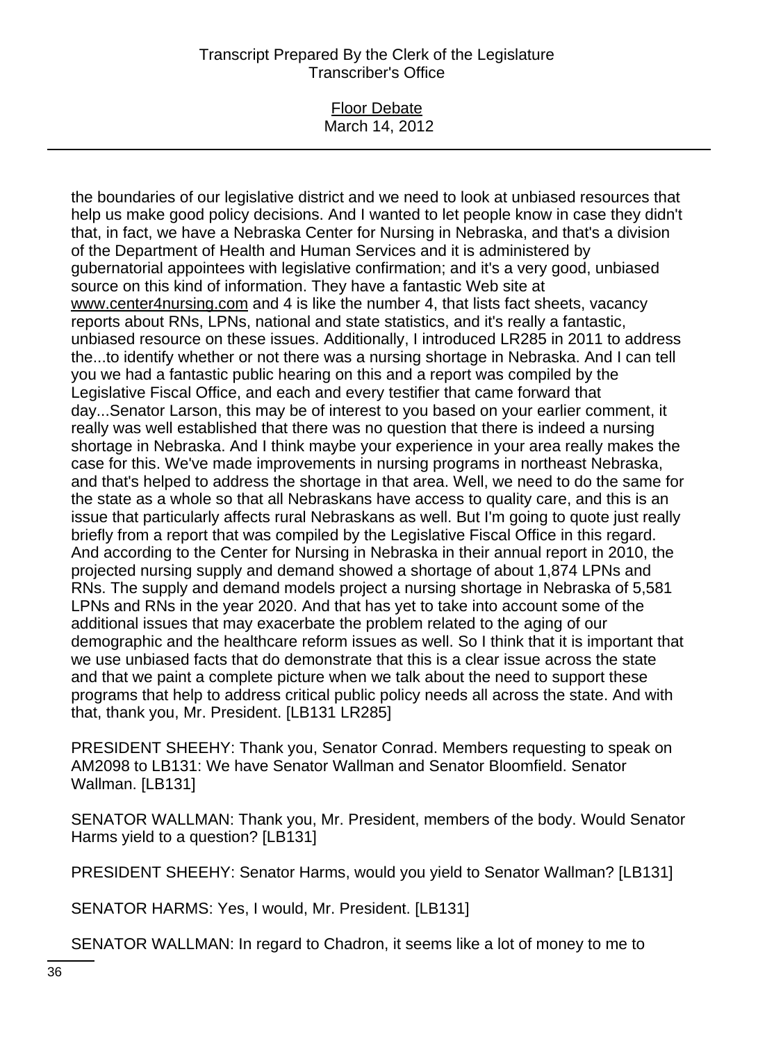the boundaries of our legislative district and we need to look at unbiased resources that help us make good policy decisions. And I wanted to let people know in case they didn't that, in fact, we have a Nebraska Center for Nursing in Nebraska, and that's a division of the Department of Health and Human Services and it is administered by gubernatorial appointees with legislative confirmation; and it's a very good, unbiased source on this kind of information. They have a fantastic Web site at www.center4nursing.com and 4 is like the number 4, that lists fact sheets, vacancy reports about RNs, LPNs, national and state statistics, and it's really a fantastic, unbiased resource on these issues. Additionally, I introduced LR285 in 2011 to address the...to identify whether or not there was a nursing shortage in Nebraska. And I can tell you we had a fantastic public hearing on this and a report was compiled by the Legislative Fiscal Office, and each and every testifier that came forward that day...Senator Larson, this may be of interest to you based on your earlier comment, it really was well established that there was no question that there is indeed a nursing shortage in Nebraska. And I think maybe your experience in your area really makes the case for this. We've made improvements in nursing programs in northeast Nebraska, and that's helped to address the shortage in that area. Well, we need to do the same for the state as a whole so that all Nebraskans have access to quality care, and this is an issue that particularly affects rural Nebraskans as well. But I'm going to quote just really briefly from a report that was compiled by the Legislative Fiscal Office in this regard. And according to the Center for Nursing in Nebraska in their annual report in 2010, the projected nursing supply and demand showed a shortage of about 1,874 LPNs and RNs. The supply and demand models project a nursing shortage in Nebraska of 5,581 LPNs and RNs in the year 2020. And that has yet to take into account some of the additional issues that may exacerbate the problem related to the aging of our demographic and the healthcare reform issues as well. So I think that it is important that we use unbiased facts that do demonstrate that this is a clear issue across the state and that we paint a complete picture when we talk about the need to support these programs that help to address critical public policy needs all across the state. And with that, thank you, Mr. President. [LB131 LR285]

PRESIDENT SHEEHY: Thank you, Senator Conrad. Members requesting to speak on AM2098 to LB131: We have Senator Wallman and Senator Bloomfield. Senator Wallman. [LB131]

SENATOR WALLMAN: Thank you, Mr. President, members of the body. Would Senator Harms yield to a question? [LB131]

PRESIDENT SHEEHY: Senator Harms, would you yield to Senator Wallman? [LB131]

SENATOR HARMS: Yes, I would, Mr. President. [LB131]

SENATOR WALLMAN: In regard to Chadron, it seems like a lot of money to me to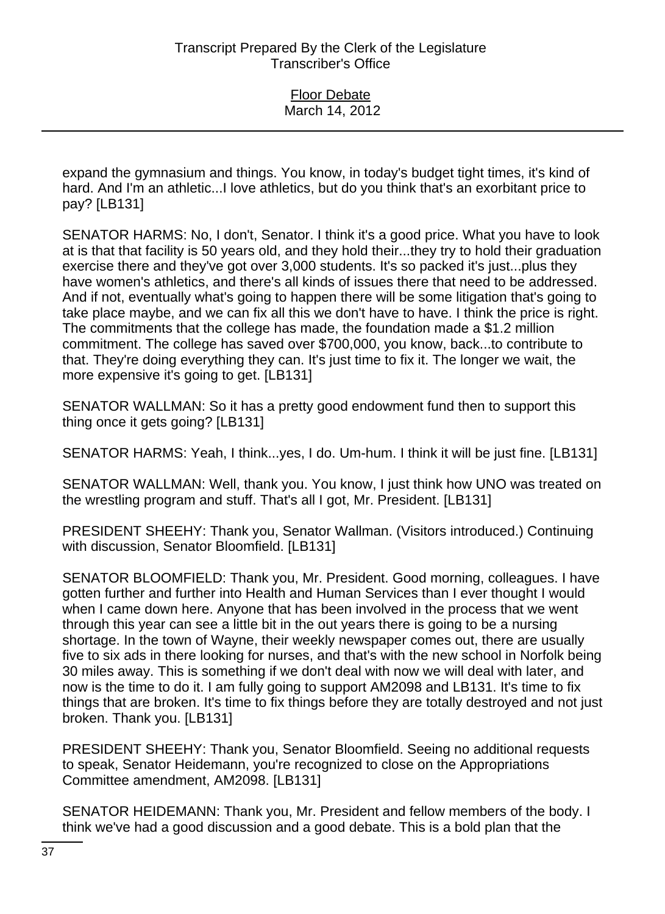expand the gymnasium and things. You know, in today's budget tight times, it's kind of hard. And I'm an athletic...I love athletics, but do you think that's an exorbitant price to pay? [LB131]

SENATOR HARMS: No, I don't, Senator. I think it's a good price. What you have to look at is that that facility is 50 years old, and they hold their...they try to hold their graduation exercise there and they've got over 3,000 students. It's so packed it's just...plus they have women's athletics, and there's all kinds of issues there that need to be addressed. And if not, eventually what's going to happen there will be some litigation that's going to take place maybe, and we can fix all this we don't have to have. I think the price is right. The commitments that the college has made, the foundation made a $1.2 million commitment. The college has saved over $700,000, you know, back...to contribute to that. They're doing everything they can. It's just time to fix it. The longer we wait, the more expensive it's going to get. [LB131]

SENATOR WALLMAN: So it has a pretty good endowment fund then to support this thing once it gets going? [LB131]

SENATOR HARMS: Yeah, I think...yes, I do. Um-hum. I think it will be just fine. [LB131]

SENATOR WALLMAN: Well, thank you. You know, I just think how UNO was treated on the wrestling program and stuff. That's all I got, Mr. President. [LB131]

PRESIDENT SHEEHY: Thank you, Senator Wallman. (Visitors introduced.) Continuing with discussion, Senator Bloomfield. [LB131]

SENATOR BLOOMFIELD: Thank you, Mr. President. Good morning, colleagues. I have gotten further and further into Health and Human Services than I ever thought I would when I came down here. Anyone that has been involved in the process that we went through this year can see a little bit in the out years there is going to be a nursing shortage. In the town of Wayne, their weekly newspaper comes out, there are usually five to six ads in there looking for nurses, and that's with the new school in Norfolk being 30 miles away. This is something if we don't deal with now we will deal with later, and now is the time to do it. I am fully going to support AM2098 and LB131. It's time to fix things that are broken. It's time to fix things before they are totally destroyed and not just broken. Thank you. [LB131]

PRESIDENT SHEEHY: Thank you, Senator Bloomfield. Seeing no additional requests to speak, Senator Heidemann, you're recognized to close on the Appropriations Committee amendment, AM2098. [LB131]

SENATOR HEIDEMANN: Thank you, Mr. President and fellow members of the body. I think we've had a good discussion and a good debate. This is a bold plan that the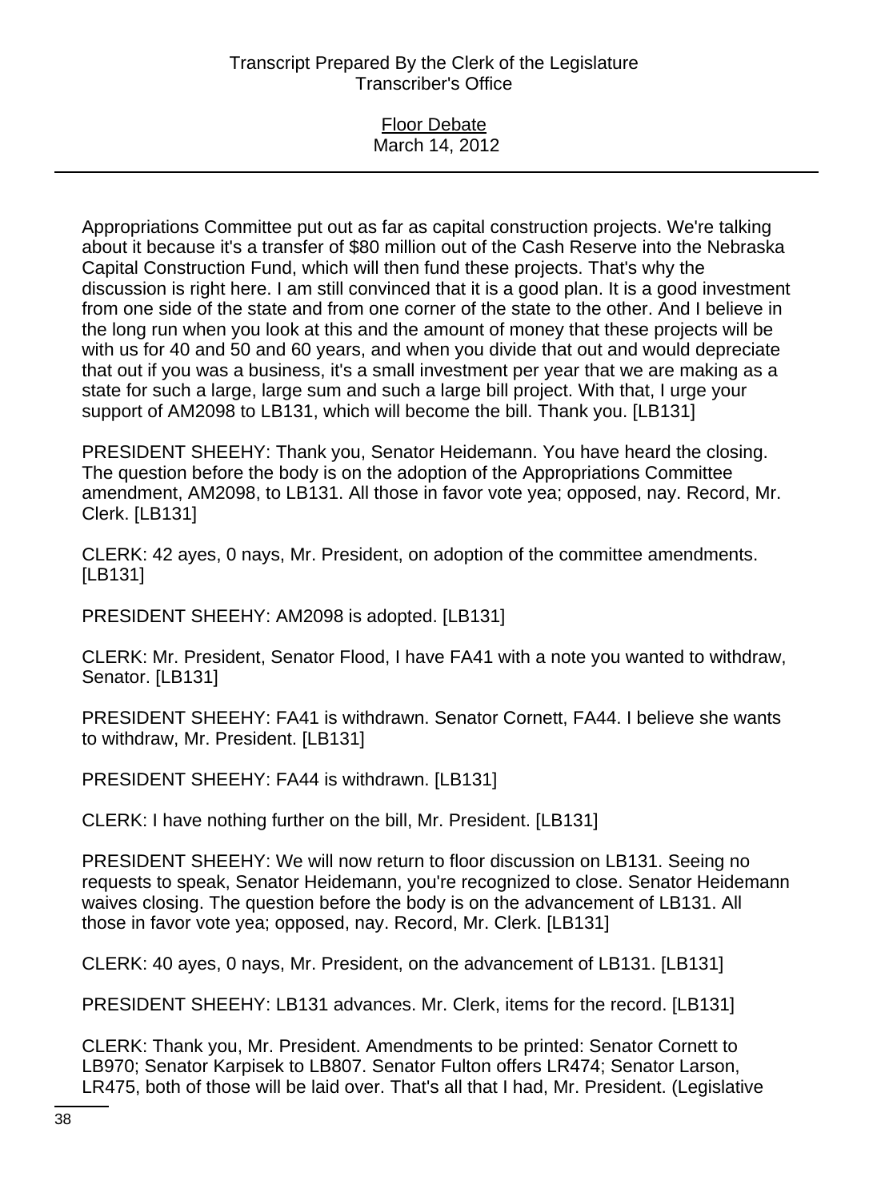Appropriations Committee put out as far as capital construction projects. We're talking about it because it's a transfer of $80 million out of the Cash Reserve into the Nebraska Capital Construction Fund, which will then fund these projects. That's why the discussion is right here. I am still convinced that it is a good plan. It is a good investment from one side of the state and from one corner of the state to the other. And I believe in the long run when you look at this and the amount of money that these projects will be with us for 40 and 50 and 60 years, and when you divide that out and would depreciate that out if you was a business, it's a small investment per year that we are making as a state for such a large, large sum and such a large bill project. With that, I urge your support of AM2098 to LB131, which will become the bill. Thank you. [LB131]

PRESIDENT SHEEHY: Thank you, Senator Heidemann. You have heard the closing. The question before the body is on the adoption of the Appropriations Committee amendment, AM2098, to LB131. All those in favor vote yea; opposed, nay. Record, Mr. Clerk. [LB131]

CLERK: 42 ayes, 0 nays, Mr. President, on adoption of the committee amendments. [LB131]

PRESIDENT SHEEHY: AM2098 is adopted. [LB131]

CLERK: Mr. President, Senator Flood, I have FA41 with a note you wanted to withdraw, Senator. [LB131]

PRESIDENT SHEEHY: FA41 is withdrawn. Senator Cornett, FA44. I believe she wants to withdraw, Mr. President. [LB131]

PRESIDENT SHEEHY: FA44 is withdrawn. [LB131]

CLERK: I have nothing further on the bill, Mr. President. [LB131]

PRESIDENT SHEEHY: We will now return to floor discussion on LB131. Seeing no requests to speak, Senator Heidemann, you're recognized to close. Senator Heidemann waives closing. The question before the body is on the advancement of LB131. All those in favor vote yea; opposed, nay. Record, Mr. Clerk. [LB131]

CLERK: 40 ayes, 0 nays, Mr. President, on the advancement of LB131. [LB131]

PRESIDENT SHEEHY: LB131 advances. Mr. Clerk, items for the record. [LB131]

CLERK: Thank you, Mr. President. Amendments to be printed: Senator Cornett to LB970; Senator Karpisek to LB807. Senator Fulton offers LR474; Senator Larson, LR475, both of those will be laid over. That's all that I had, Mr. President. (Legislative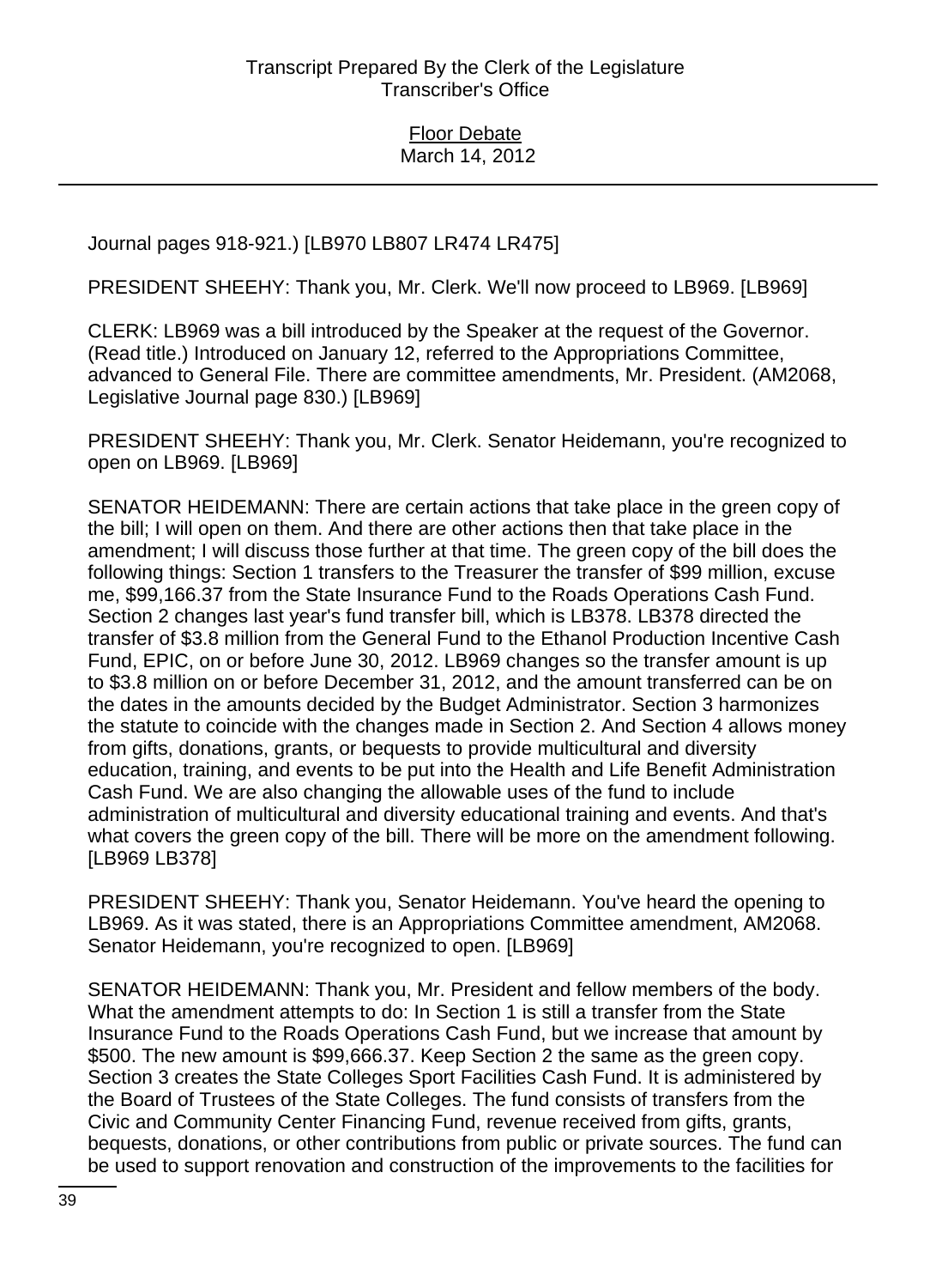Journal pages 918-921.) [LB970 LB807 LR474 LR475]

PRESIDENT SHEEHY: Thank you, Mr. Clerk. We'll now proceed to LB969. [LB969]

CLERK: LB969 was a bill introduced by the Speaker at the request of the Governor. (Read title.) Introduced on January 12, referred to the Appropriations Committee, advanced to General File. There are committee amendments, Mr. President. (AM2068, Legislative Journal page 830.) [LB969]

PRESIDENT SHEEHY: Thank you, Mr. Clerk. Senator Heidemann, you're recognized to open on LB969. [LB969]

SENATOR HEIDEMANN: There are certain actions that take place in the green copy of the bill; I will open on them. And there are other actions then that take place in the amendment; I will discuss those further at that time. The green copy of the bill does the following things: Section 1 transfers to the Treasurer the transfer of $99 million, excuse me, $99,166.37 from the State Insurance Fund to the Roads Operations Cash Fund. Section 2 changes last year's fund transfer bill, which is LB378. LB378 directed the transfer of $3.8 million from the General Fund to the Ethanol Production Incentive Cash Fund, EPIC, on or before June 30, 2012. LB969 changes so the transfer amount is up to $3.8 million on or before December 31, 2012, and the amount transferred can be on the dates in the amounts decided by the Budget Administrator. Section 3 harmonizes the statute to coincide with the changes made in Section 2. And Section 4 allows money from gifts, donations, grants, or bequests to provide multicultural and diversity education, training, and events to be put into the Health and Life Benefit Administration Cash Fund. We are also changing the allowable uses of the fund to include administration of multicultural and diversity educational training and events. And that's what covers the green copy of the bill. There will be more on the amendment following. [LB969 LB378]

PRESIDENT SHEEHY: Thank you, Senator Heidemann. You've heard the opening to LB969. As it was stated, there is an Appropriations Committee amendment, AM2068. Senator Heidemann, you're recognized to open. [LB969]

SENATOR HEIDEMANN: Thank you, Mr. President and fellow members of the body. What the amendment attempts to do: In Section 1 is still a transfer from the State Insurance Fund to the Roads Operations Cash Fund, but we increase that amount by $500. The new amount is $99,666.37. Keep Section 2 the same as the green copy. Section 3 creates the State Colleges Sport Facilities Cash Fund. It is administered by the Board of Trustees of the State Colleges. The fund consists of transfers from the Civic and Community Center Financing Fund, revenue received from gifts, grants, bequests, donations, or other contributions from public or private sources. The fund can be used to support renovation and construction of the improvements to the facilities for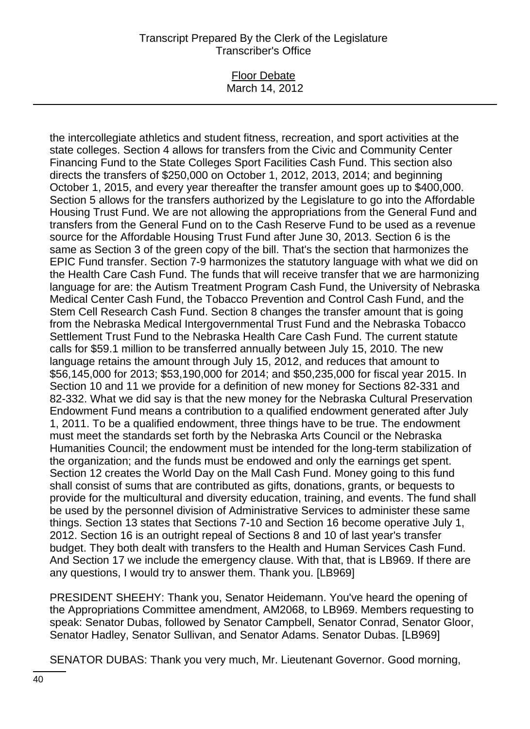the intercollegiate athletics and student fitness, recreation, and sport activities at the state colleges. Section 4 allows for transfers from the Civic and Community Center Financing Fund to the State Colleges Sport Facilities Cash Fund. This section also directs the transfers of $250,000 on October 1, 2012, 2013, 2014; and beginning October 1, 2015, and every year thereafter the transfer amount goes up to $400,000. Section 5 allows for the transfers authorized by the Legislature to go into the Affordable Housing Trust Fund. We are not allowing the appropriations from the General Fund and transfers from the General Fund on to the Cash Reserve Fund to be used as a revenue source for the Affordable Housing Trust Fund after June 30, 2013. Section 6 is the same as Section 3 of the green copy of the bill. That's the section that harmonizes the EPIC Fund transfer. Section 7-9 harmonizes the statutory language with what we did on the Health Care Cash Fund. The funds that will receive transfer that we are harmonizing language for are: the Autism Treatment Program Cash Fund, the University of Nebraska Medical Center Cash Fund, the Tobacco Prevention and Control Cash Fund, and the Stem Cell Research Cash Fund. Section 8 changes the transfer amount that is going from the Nebraska Medical Intergovernmental Trust Fund and the Nebraska Tobacco Settlement Trust Fund to the Nebraska Health Care Cash Fund. The current statute calls for $59.1 million to be transferred annually between July 15, 2010. The new language retains the amount through July 15, 2012, and reduces that amount to $56,145,000 for 2013; $53,190,000 for 2014; and $50,235,000 for fiscal year 2015. In Section 10 and 11 we provide for a definition of new money for Sections 82-331 and 82-332. What we did say is that the new money for the Nebraska Cultural Preservation Endowment Fund means a contribution to a qualified endowment generated after July 1, 2011. To be a qualified endowment, three things have to be true. The endowment must meet the standards set forth by the Nebraska Arts Council or the Nebraska Humanities Council; the endowment must be intended for the long-term stabilization of the organization; and the funds must be endowed and only the earnings get spent. Section 12 creates the World Day on the Mall Cash Fund. Money going to this fund shall consist of sums that are contributed as gifts, donations, grants, or bequests to provide for the multicultural and diversity education, training, and events. The fund shall be used by the personnel division of Administrative Services to administer these same things. Section 13 states that Sections 7-10 and Section 16 become operative July 1, 2012. Section 16 is an outright repeal of Sections 8 and 10 of last year's transfer budget. They both dealt with transfers to the Health and Human Services Cash Fund. And Section 17 we include the emergency clause. With that, that is LB969. If there are any questions, I would try to answer them. Thank you. [LB969]

PRESIDENT SHEEHY: Thank you, Senator Heidemann. You've heard the opening of the Appropriations Committee amendment, AM2068, to LB969. Members requesting to speak: Senator Dubas, followed by Senator Campbell, Senator Conrad, Senator Gloor, Senator Hadley, Senator Sullivan, and Senator Adams. Senator Dubas. [LB969]

SENATOR DUBAS: Thank you very much, Mr. Lieutenant Governor. Good morning,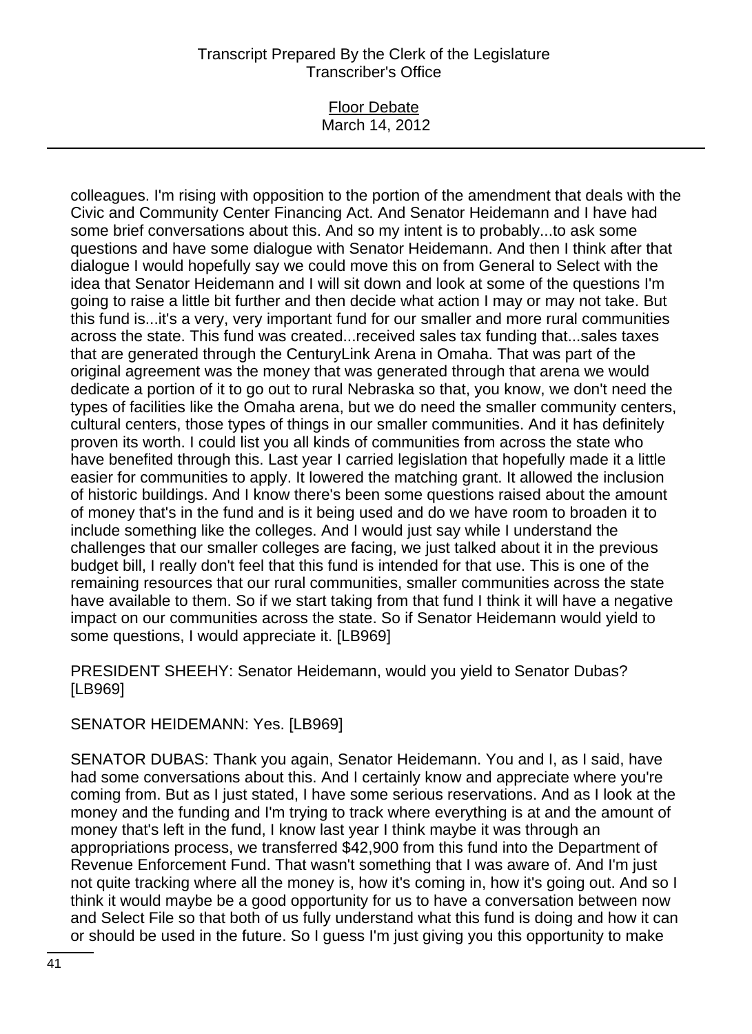colleagues. I'm rising with opposition to the portion of the amendment that deals with the Civic and Community Center Financing Act. And Senator Heidemann and I have had some brief conversations about this. And so my intent is to probably...to ask some questions and have some dialogue with Senator Heidemann. And then I think after that dialogue I would hopefully say we could move this on from General to Select with the idea that Senator Heidemann and I will sit down and look at some of the questions I'm going to raise a little bit further and then decide what action I may or may not take. But this fund is...it's a very, very important fund for our smaller and more rural communities across the state. This fund was created...received sales tax funding that...sales taxes that are generated through the CenturyLink Arena in Omaha. That was part of the original agreement was the money that was generated through that arena we would dedicate a portion of it to go out to rural Nebraska so that, you know, we don't need the types of facilities like the Omaha arena, but we do need the smaller community centers, cultural centers, those types of things in our smaller communities. And it has definitely proven its worth. I could list you all kinds of communities from across the state who have benefited through this. Last year I carried legislation that hopefully made it a little easier for communities to apply. It lowered the matching grant. It allowed the inclusion of historic buildings. And I know there's been some questions raised about the amount of money that's in the fund and is it being used and do we have room to broaden it to include something like the colleges. And I would just say while I understand the challenges that our smaller colleges are facing, we just talked about it in the previous budget bill, I really don't feel that this fund is intended for that use. This is one of the remaining resources that our rural communities, smaller communities across the state have available to them. So if we start taking from that fund I think it will have a negative impact on our communities across the state. So if Senator Heidemann would yield to some questions, I would appreciate it. [LB969]

PRESIDENT SHEEHY: Senator Heidemann, would you yield to Senator Dubas? [LB969]

SENATOR HEIDEMANN: Yes. [LB969]

SENATOR DUBAS: Thank you again, Senator Heidemann. You and I, as I said, have had some conversations about this. And I certainly know and appreciate where you're coming from. But as I just stated, I have some serious reservations. And as I look at the money and the funding and I'm trying to track where everything is at and the amount of money that's left in the fund, I know last year I think maybe it was through an appropriations process, we transferred $42,900 from this fund into the Department of Revenue Enforcement Fund. That wasn't something that I was aware of. And I'm just not quite tracking where all the money is, how it's coming in, how it's going out. And so I think it would maybe be a good opportunity for us to have a conversation between now and Select File so that both of us fully understand what this fund is doing and how it can or should be used in the future. So I guess I'm just giving you this opportunity to make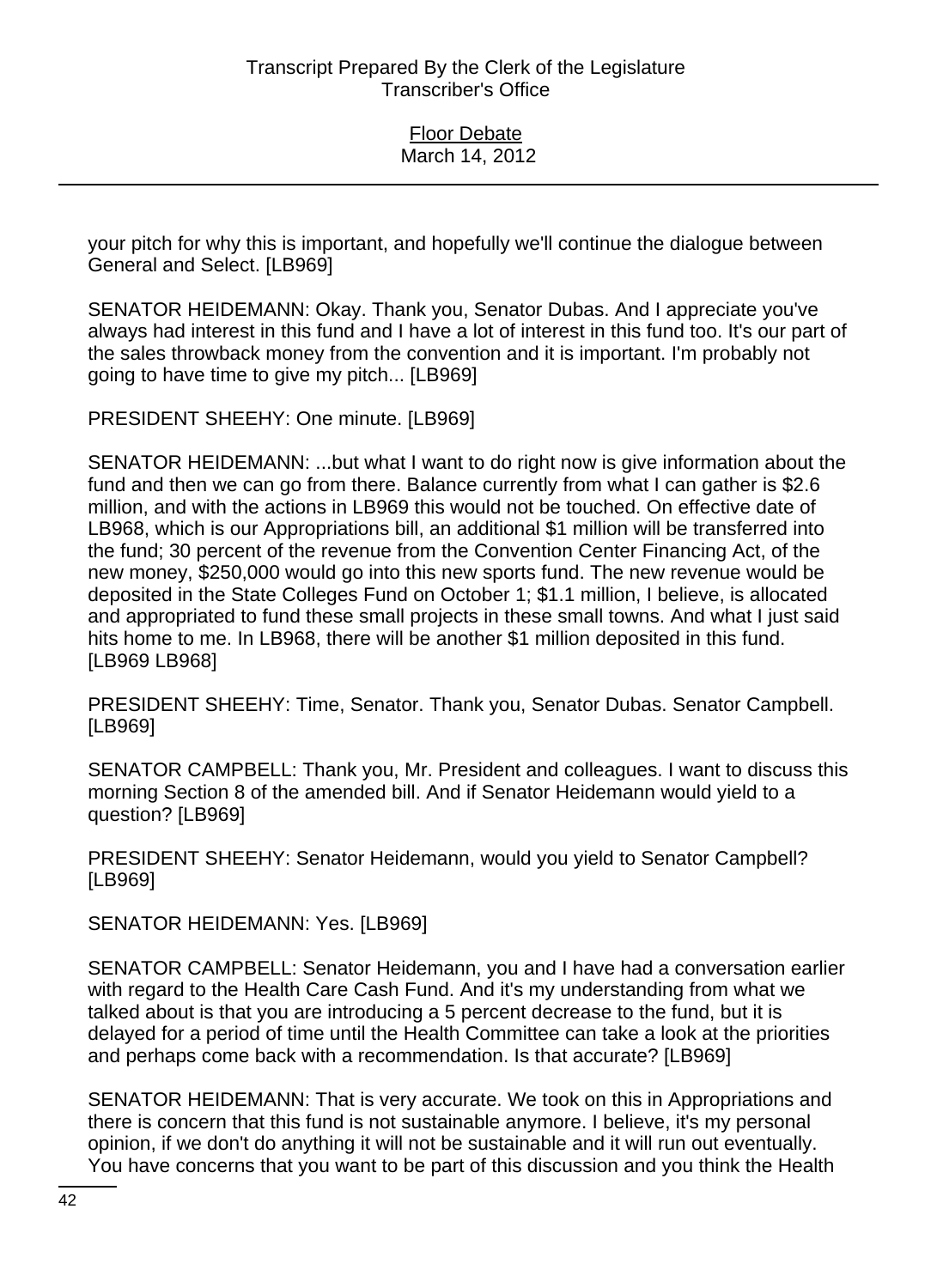your pitch for why this is important, and hopefully we'll continue the dialogue between General and Select. [LB969]

SENATOR HEIDEMANN: Okay. Thank you, Senator Dubas. And I appreciate you've always had interest in this fund and I have a lot of interest in this fund too. It's our part of the sales throwback money from the convention and it is important. I'm probably not going to have time to give my pitch... [LB969]

PRESIDENT SHEEHY: One minute. [LB969]

SENATOR HEIDEMANN: ...but what I want to do right now is give information about the fund and then we can go from there. Balance currently from what I can gather is $2.6 million, and with the actions in LB969 this would not be touched. On effective date of LB968, which is our Appropriations bill, an additional $1 million will be transferred into the fund; 30 percent of the revenue from the Convention Center Financing Act, of the new money, $250,000 would go into this new sports fund. The new revenue would be deposited in the State Colleges Fund on October 1; $1.1 million, I believe, is allocated and appropriated to fund these small projects in these small towns. And what I just said hits home to me. In LB968, there will be another $1 million deposited in this fund. [LB969 LB968]

PRESIDENT SHEEHY: Time, Senator. Thank you, Senator Dubas. Senator Campbell. [LB969]

SENATOR CAMPBELL: Thank you, Mr. President and colleagues. I want to discuss this morning Section 8 of the amended bill. And if Senator Heidemann would yield to a question? [LB969]

PRESIDENT SHEEHY: Senator Heidemann, would you yield to Senator Campbell? [LB969]

SENATOR HEIDEMANN: Yes. [LB969]

SENATOR CAMPBELL: Senator Heidemann, you and I have had a conversation earlier with regard to the Health Care Cash Fund. And it's my understanding from what we talked about is that you are introducing a 5 percent decrease to the fund, but it is delayed for a period of time until the Health Committee can take a look at the priorities and perhaps come back with a recommendation. Is that accurate? [LB969]

SENATOR HEIDEMANN: That is very accurate. We took on this in Appropriations and there is concern that this fund is not sustainable anymore. I believe, it's my personal opinion, if we don't do anything it will not be sustainable and it will run out eventually. You have concerns that you want to be part of this discussion and you think the Health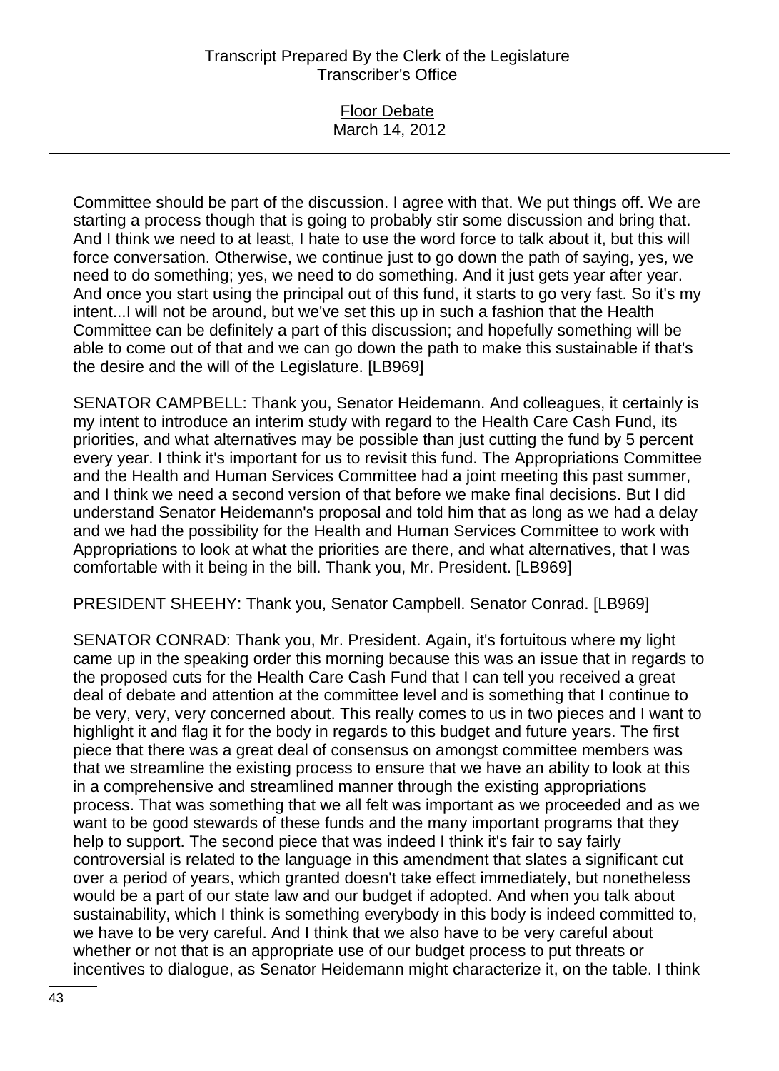Committee should be part of the discussion. I agree with that. We put things off. We are starting a process though that is going to probably stir some discussion and bring that. And I think we need to at least, I hate to use the word force to talk about it, but this will force conversation. Otherwise, we continue just to go down the path of saying, yes, we need to do something; yes, we need to do something. And it just gets year after year. And once you start using the principal out of this fund, it starts to go very fast. So it's my intent...I will not be around, but we've set this up in such a fashion that the Health Committee can be definitely a part of this discussion; and hopefully something will be able to come out of that and we can go down the path to make this sustainable if that's the desire and the will of the Legislature. [LB969]

SENATOR CAMPBELL: Thank you, Senator Heidemann. And colleagues, it certainly is my intent to introduce an interim study with regard to the Health Care Cash Fund, its priorities, and what alternatives may be possible than just cutting the fund by 5 percent every year. I think it's important for us to revisit this fund. The Appropriations Committee and the Health and Human Services Committee had a joint meeting this past summer, and I think we need a second version of that before we make final decisions. But I did understand Senator Heidemann's proposal and told him that as long as we had a delay and we had the possibility for the Health and Human Services Committee to work with Appropriations to look at what the priorities are there, and what alternatives, that I was comfortable with it being in the bill. Thank you, Mr. President. [LB969]

PRESIDENT SHEEHY: Thank you, Senator Campbell. Senator Conrad. [LB969]

SENATOR CONRAD: Thank you, Mr. President. Again, it's fortuitous where my light came up in the speaking order this morning because this was an issue that in regards to the proposed cuts for the Health Care Cash Fund that I can tell you received a great deal of debate and attention at the committee level and is something that I continue to be very, very, very concerned about. This really comes to us in two pieces and I want to highlight it and flag it for the body in regards to this budget and future years. The first piece that there was a great deal of consensus on amongst committee members was that we streamline the existing process to ensure that we have an ability to look at this in a comprehensive and streamlined manner through the existing appropriations process. That was something that we all felt was important as we proceeded and as we want to be good stewards of these funds and the many important programs that they help to support. The second piece that was indeed I think it's fair to say fairly controversial is related to the language in this amendment that slates a significant cut over a period of years, which granted doesn't take effect immediately, but nonetheless would be a part of our state law and our budget if adopted. And when you talk about sustainability, which I think is something everybody in this body is indeed committed to, we have to be very careful. And I think that we also have to be very careful about whether or not that is an appropriate use of our budget process to put threats or incentives to dialogue, as Senator Heidemann might characterize it, on the table. I think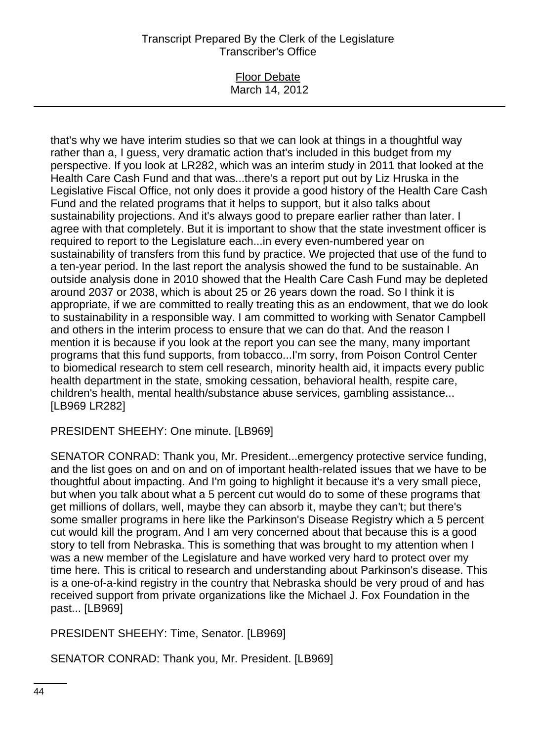that's why we have interim studies so that we can look at things in a thoughtful way rather than a, I guess, very dramatic action that's included in this budget from my perspective. If you look at LR282, which was an interim study in 2011 that looked at the Health Care Cash Fund and that was...there's a report put out by Liz Hruska in the Legislative Fiscal Office, not only does it provide a good history of the Health Care Cash Fund and the related programs that it helps to support, but it also talks about sustainability projections. And it's always good to prepare earlier rather than later. I agree with that completely. But it is important to show that the state investment officer is required to report to the Legislature each...in every even-numbered year on sustainability of transfers from this fund by practice. We projected that use of the fund to a ten-year period. In the last report the analysis showed the fund to be sustainable. An outside analysis done in 2010 showed that the Health Care Cash Fund may be depleted around 2037 or 2038, which is about 25 or 26 years down the road. So I think it is appropriate, if we are committed to really treating this as an endowment, that we do look to sustainability in a responsible way. I am committed to working with Senator Campbell and others in the interim process to ensure that we can do that. And the reason I mention it is because if you look at the report you can see the many, many important programs that this fund supports, from tobacco...I'm sorry, from Poison Control Center to biomedical research to stem cell research, minority health aid, it impacts every public health department in the state, smoking cessation, behavioral health, respite care, children's health, mental health/substance abuse services, gambling assistance... [LB969 LR282]

PRESIDENT SHEEHY: One minute. [LB969]

SENATOR CONRAD: Thank you, Mr. President...emergency protective service funding, and the list goes on and on and on of important health-related issues that we have to be thoughtful about impacting. And I'm going to highlight it because it's a very small piece, but when you talk about what a 5 percent cut would do to some of these programs that get millions of dollars, well, maybe they can absorb it, maybe they can't; but there's some smaller programs in here like the Parkinson's Disease Registry which a 5 percent cut would kill the program. And I am very concerned about that because this is a good story to tell from Nebraska. This is something that was brought to my attention when I was a new member of the Legislature and have worked very hard to protect over my time here. This is critical to research and understanding about Parkinson's disease. This is a one-of-a-kind registry in the country that Nebraska should be very proud of and has received support from private organizations like the Michael J. Fox Foundation in the past... [LB969]

PRESIDENT SHEEHY: Time, Senator. [LB969]

SENATOR CONRAD: Thank you, Mr. President. [LB969]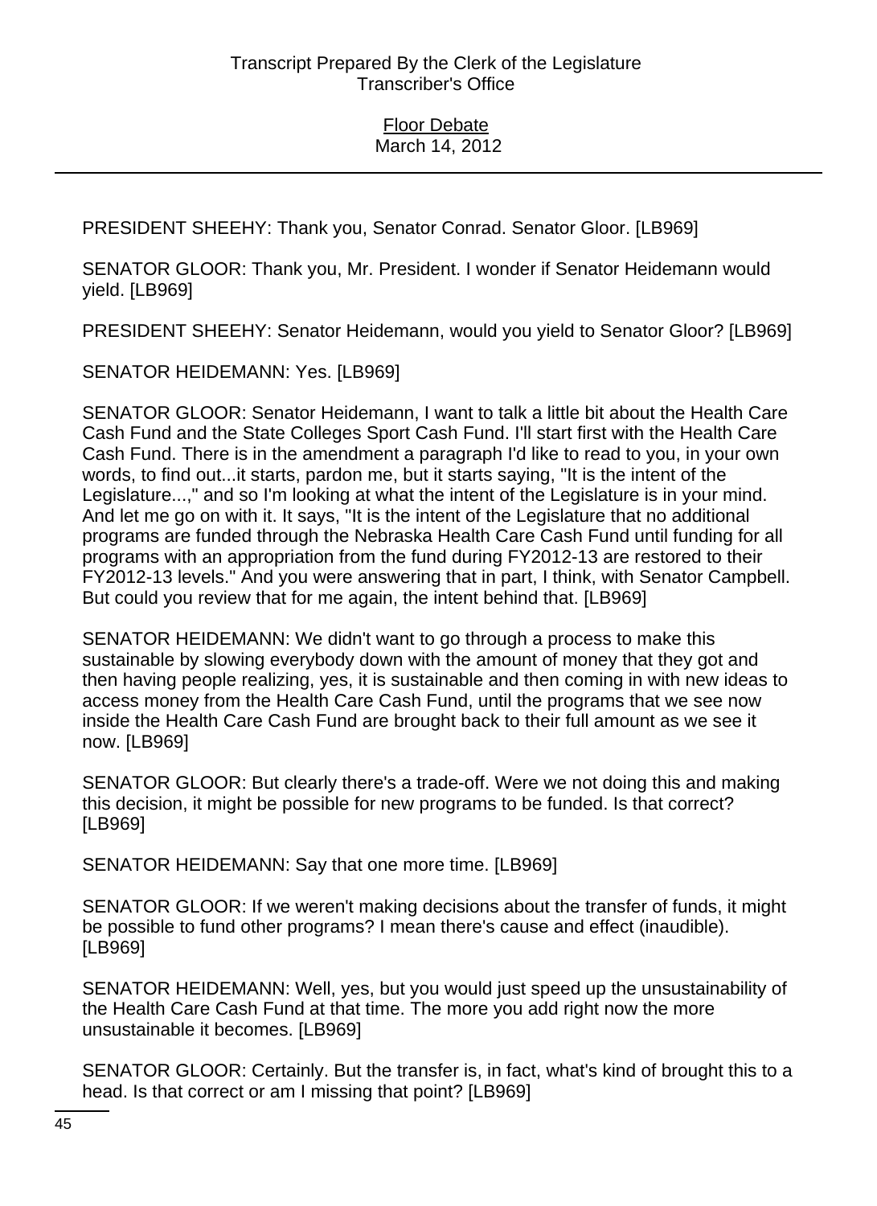PRESIDENT SHEEHY: Thank you, Senator Conrad. Senator Gloor. [LB969]

SENATOR GLOOR: Thank you, Mr. President. I wonder if Senator Heidemann would yield. [LB969]

PRESIDENT SHEEHY: Senator Heidemann, would you yield to Senator Gloor? [LB969]

SENATOR HEIDEMANN: Yes. [LB969]

SENATOR GLOOR: Senator Heidemann, I want to talk a little bit about the Health Care Cash Fund and the State Colleges Sport Cash Fund. I'll start first with the Health Care Cash Fund. There is in the amendment a paragraph I'd like to read to you, in your own words, to find out...it starts, pardon me, but it starts saying, "It is the intent of the Legislature...," and so I'm looking at what the intent of the Legislature is in your mind. And let me go on with it. It says, "It is the intent of the Legislature that no additional programs are funded through the Nebraska Health Care Cash Fund until funding for all programs with an appropriation from the fund during FY2012-13 are restored to their FY2012-13 levels." And you were answering that in part, I think, with Senator Campbell. But could you review that for me again, the intent behind that. [LB969]

SENATOR HEIDEMANN: We didn't want to go through a process to make this sustainable by slowing everybody down with the amount of money that they got and then having people realizing, yes, it is sustainable and then coming in with new ideas to access money from the Health Care Cash Fund, until the programs that we see now inside the Health Care Cash Fund are brought back to their full amount as we see it now. [LB969]

SENATOR GLOOR: But clearly there's a trade-off. Were we not doing this and making this decision, it might be possible for new programs to be funded. Is that correct? [LB969]

SENATOR HEIDEMANN: Say that one more time. [LB969]

SENATOR GLOOR: If we weren't making decisions about the transfer of funds, it might be possible to fund other programs? I mean there's cause and effect (inaudible). [LB969]

SENATOR HEIDEMANN: Well, yes, but you would just speed up the unsustainability of the Health Care Cash Fund at that time. The more you add right now the more unsustainable it becomes. [LB969]

SENATOR GLOOR: Certainly. But the transfer is, in fact, what's kind of brought this to a head. Is that correct or am I missing that point? [LB969]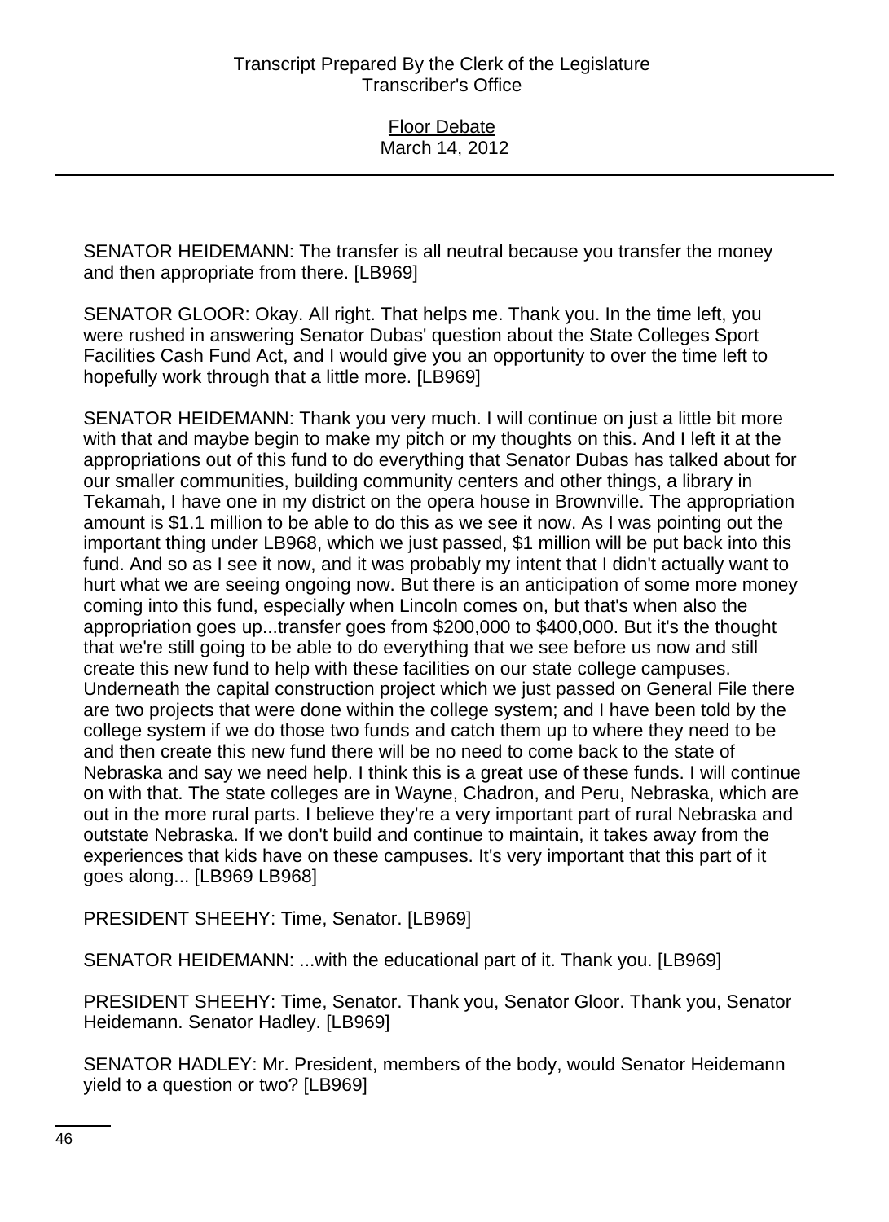SENATOR HEIDEMANN: The transfer is all neutral because you transfer the money and then appropriate from there. [LB969]

SENATOR GLOOR: Okay. All right. That helps me. Thank you. In the time left, you were rushed in answering Senator Dubas' question about the State Colleges Sport Facilities Cash Fund Act, and I would give you an opportunity to over the time left to hopefully work through that a little more. [LB969]

SENATOR HEIDEMANN: Thank you very much. I will continue on just a little bit more with that and maybe begin to make my pitch or my thoughts on this. And I left it at the appropriations out of this fund to do everything that Senator Dubas has talked about for our smaller communities, building community centers and other things, a library in Tekamah, I have one in my district on the opera house in Brownville. The appropriation amount is $1.1 million to be able to do this as we see it now. As I was pointing out the important thing under LB968, which we just passed, $1 million will be put back into this fund. And so as I see it now, and it was probably my intent that I didn't actually want to hurt what we are seeing ongoing now. But there is an anticipation of some more money coming into this fund, especially when Lincoln comes on, but that's when also the appropriation goes up...transfer goes from $200,000 to $400,000. But it's the thought that we're still going to be able to do everything that we see before us now and still create this new fund to help with these facilities on our state college campuses. Underneath the capital construction project which we just passed on General File there are two projects that were done within the college system; and I have been told by the college system if we do those two funds and catch them up to where they need to be and then create this new fund there will be no need to come back to the state of Nebraska and say we need help. I think this is a great use of these funds. I will continue on with that. The state colleges are in Wayne, Chadron, and Peru, Nebraska, which are out in the more rural parts. I believe they're a very important part of rural Nebraska and outstate Nebraska. If we don't build and continue to maintain, it takes away from the experiences that kids have on these campuses. It's very important that this part of it goes along... [LB969 LB968]

PRESIDENT SHEEHY: Time, Senator. [LB969]

SENATOR HEIDEMANN: ...with the educational part of it. Thank you. [LB969]

PRESIDENT SHEEHY: Time, Senator. Thank you, Senator Gloor. Thank you, Senator Heidemann. Senator Hadley. [LB969]

SENATOR HADLEY: Mr. President, members of the body, would Senator Heidemann yield to a question or two? [LB969]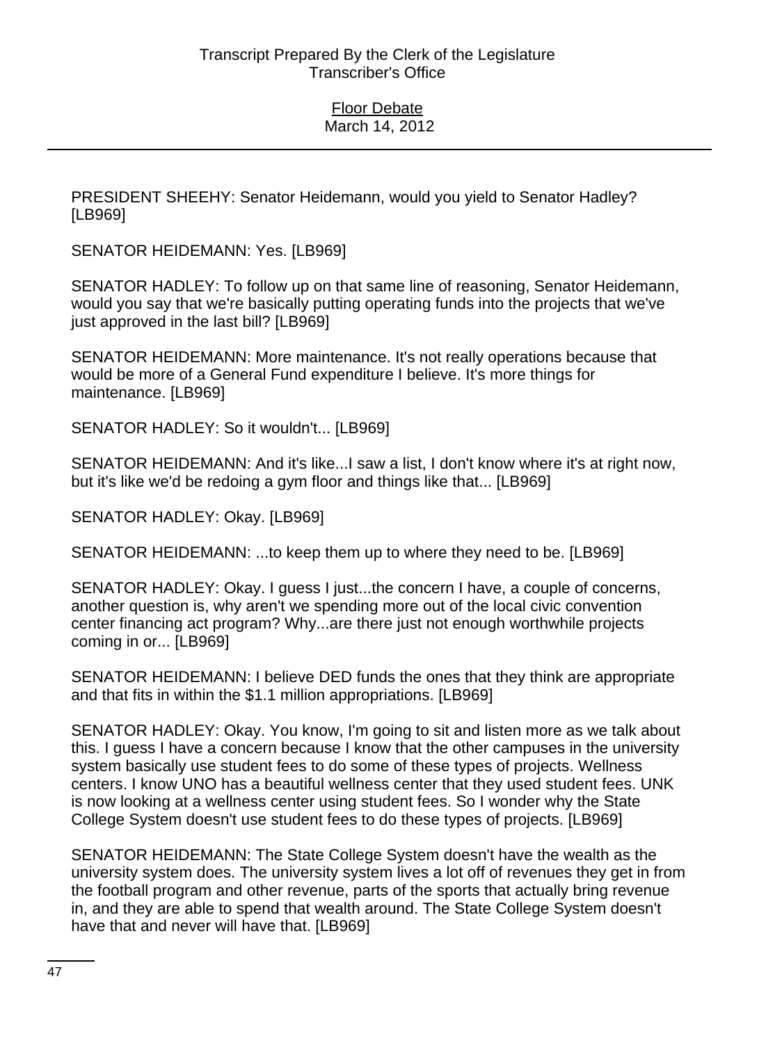PRESIDENT SHEEHY: Senator Heidemann, would you yield to Senator Hadley? [LB969]

SENATOR HEIDEMANN: Yes. [LB969]

SENATOR HADLEY: To follow up on that same line of reasoning, Senator Heidemann, would you say that we're basically putting operating funds into the projects that we've just approved in the last bill? [LB969]

SENATOR HEIDEMANN: More maintenance. It's not really operations because that would be more of a General Fund expenditure I believe. It's more things for maintenance. [LB969]

SENATOR HADLEY: So it wouldn't... [LB969]

SENATOR HEIDEMANN: And it's like...I saw a list, I don't know where it's at right now, but it's like we'd be redoing a gym floor and things like that... [LB969]

SENATOR HADLEY: Okay. [LB969]

SENATOR HEIDEMANN: ...to keep them up to where they need to be. [LB969]

SENATOR HADLEY: Okay. I guess I just...the concern I have, a couple of concerns, another question is, why aren't we spending more out of the local civic convention center financing act program? Why...are there just not enough worthwhile projects coming in or... [LB969]

SENATOR HEIDEMANN: I believe DED funds the ones that they think are appropriate and that fits in within the $1.1 million appropriations. [LB969]

SENATOR HADLEY: Okay. You know, I'm going to sit and listen more as we talk about this. I guess I have a concern because I know that the other campuses in the university system basically use student fees to do some of these types of projects. Wellness centers. I know UNO has a beautiful wellness center that they used student fees. UNK is now looking at a wellness center using student fees. So I wonder why the State College System doesn't use student fees to do these types of projects. [LB969]

SENATOR HEIDEMANN: The State College System doesn't have the wealth as the university system does. The university system lives a lot off of revenues they get in from the football program and other revenue, parts of the sports that actually bring revenue in, and they are able to spend that wealth around. The State College System doesn't have that and never will have that. [LB969]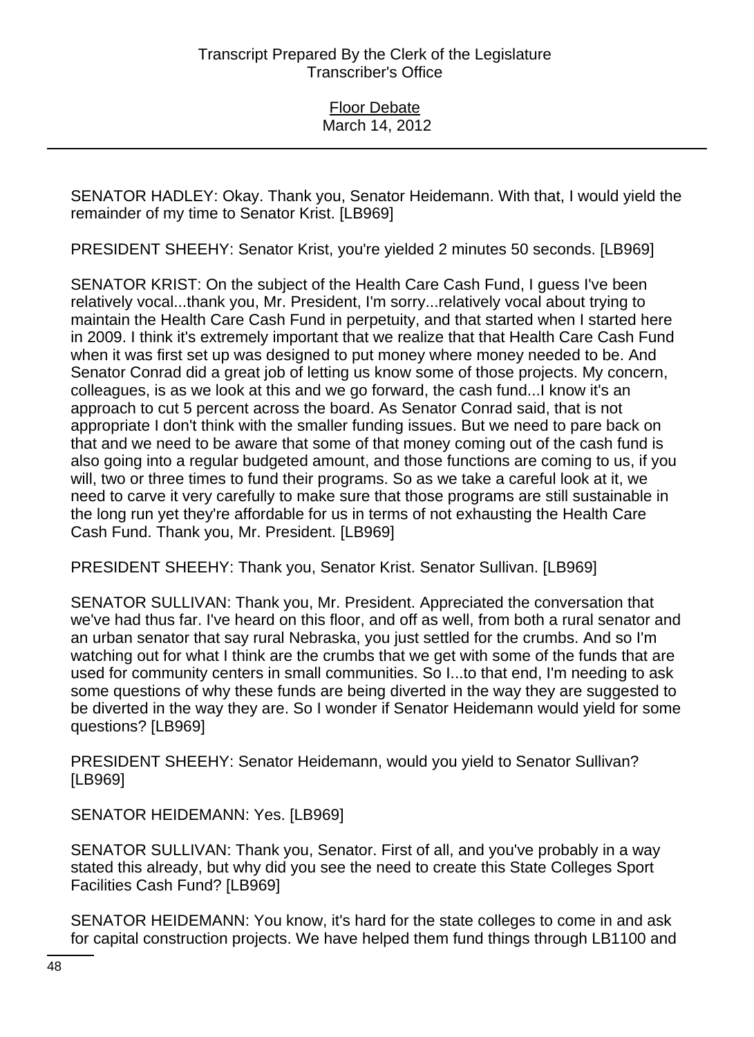SENATOR HADLEY: Okay. Thank you, Senator Heidemann. With that, I would yield the remainder of my time to Senator Krist. [LB969]

PRESIDENT SHEEHY: Senator Krist, you're yielded 2 minutes 50 seconds. [LB969]

SENATOR KRIST: On the subject of the Health Care Cash Fund, I guess I've been relatively vocal...thank you, Mr. President, I'm sorry...relatively vocal about trying to maintain the Health Care Cash Fund in perpetuity, and that started when I started here in 2009. I think it's extremely important that we realize that that Health Care Cash Fund when it was first set up was designed to put money where money needed to be. And Senator Conrad did a great job of letting us know some of those projects. My concern, colleagues, is as we look at this and we go forward, the cash fund...I know it's an approach to cut 5 percent across the board. As Senator Conrad said, that is not appropriate I don't think with the smaller funding issues. But we need to pare back on that and we need to be aware that some of that money coming out of the cash fund is also going into a regular budgeted amount, and those functions are coming to us, if you will, two or three times to fund their programs. So as we take a careful look at it, we need to carve it very carefully to make sure that those programs are still sustainable in the long run yet they're affordable for us in terms of not exhausting the Health Care Cash Fund. Thank you, Mr. President. [LB969]

PRESIDENT SHEEHY: Thank you, Senator Krist. Senator Sullivan. [LB969]

SENATOR SULLIVAN: Thank you, Mr. President. Appreciated the conversation that we've had thus far. I've heard on this floor, and off as well, from both a rural senator and an urban senator that say rural Nebraska, you just settled for the crumbs. And so I'm watching out for what I think are the crumbs that we get with some of the funds that are used for community centers in small communities. So I...to that end, I'm needing to ask some questions of why these funds are being diverted in the way they are suggested to be diverted in the way they are. So I wonder if Senator Heidemann would yield for some questions? [LB969]

PRESIDENT SHEEHY: Senator Heidemann, would you yield to Senator Sullivan? [LB969]

SENATOR HEIDEMANN: Yes. [LB969]

SENATOR SULLIVAN: Thank you, Senator. First of all, and you've probably in a way stated this already, but why did you see the need to create this State Colleges Sport Facilities Cash Fund? [LB969]

SENATOR HEIDEMANN: You know, it's hard for the state colleges to come in and ask for capital construction projects. We have helped them fund things through LB1100 and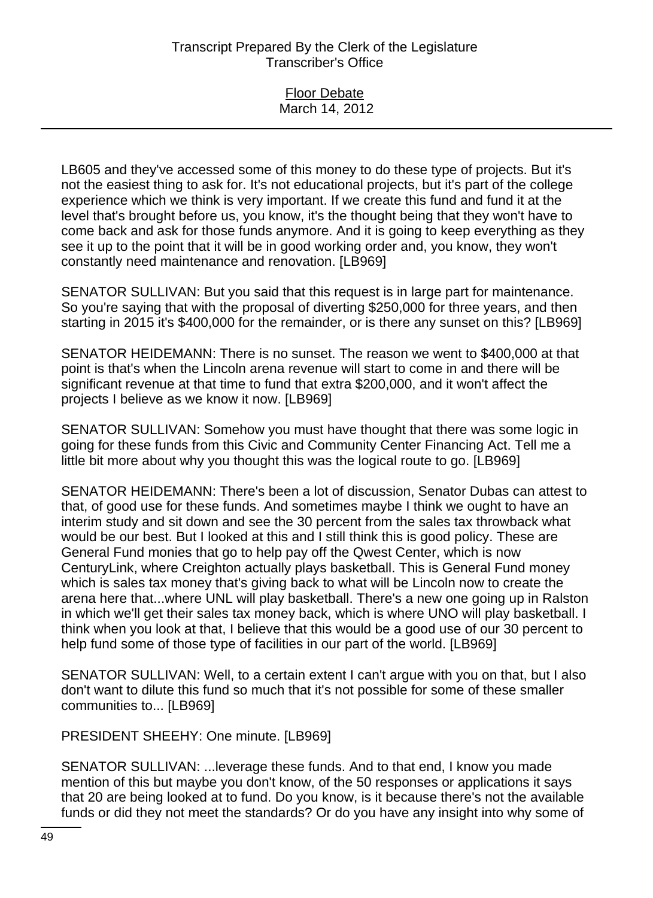LB605 and they've accessed some of this money to do these type of projects. But it's not the easiest thing to ask for. It's not educational projects, but it's part of the college experience which we think is very important. If we create this fund and fund it at the level that's brought before us, you know, it's the thought being that they won't have to come back and ask for those funds anymore. And it is going to keep everything as they see it up to the point that it will be in good working order and, you know, they won't constantly need maintenance and renovation. [LB969]

SENATOR SULLIVAN: But you said that this request is in large part for maintenance. So you're saying that with the proposal of diverting $250,000 for three years, and then starting in 2015 it's $400,000 for the remainder, or is there any sunset on this? [LB969]

SENATOR HEIDEMANN: There is no sunset. The reason we went to $400,000 at that point is that's when the Lincoln arena revenue will start to come in and there will be significant revenue at that time to fund that extra $200,000, and it won't affect the projects I believe as we know it now. [LB969]

SENATOR SULLIVAN: Somehow you must have thought that there was some logic in going for these funds from this Civic and Community Center Financing Act. Tell me a little bit more about why you thought this was the logical route to go. [LB969]

SENATOR HEIDEMANN: There's been a lot of discussion, Senator Dubas can attest to that, of good use for these funds. And sometimes maybe I think we ought to have an interim study and sit down and see the 30 percent from the sales tax throwback what would be our best. But I looked at this and I still think this is good policy. These are General Fund monies that go to help pay off the Qwest Center, which is now CenturyLink, where Creighton actually plays basketball. This is General Fund money which is sales tax money that's giving back to what will be Lincoln now to create the arena here that...where UNL will play basketball. There's a new one going up in Ralston in which we'll get their sales tax money back, which is where UNO will play basketball. I think when you look at that, I believe that this would be a good use of our 30 percent to help fund some of those type of facilities in our part of the world. [LB969]

SENATOR SULLIVAN: Well, to a certain extent I can't argue with you on that, but I also don't want to dilute this fund so much that it's not possible for some of these smaller communities to... [LB969]

PRESIDENT SHEEHY: One minute. [LB969]

SENATOR SULLIVAN: ...leverage these funds. And to that end, I know you made mention of this but maybe you don't know, of the 50 responses or applications it says that 20 are being looked at to fund. Do you know, is it because there's not the available funds or did they not meet the standards? Or do you have any insight into why some of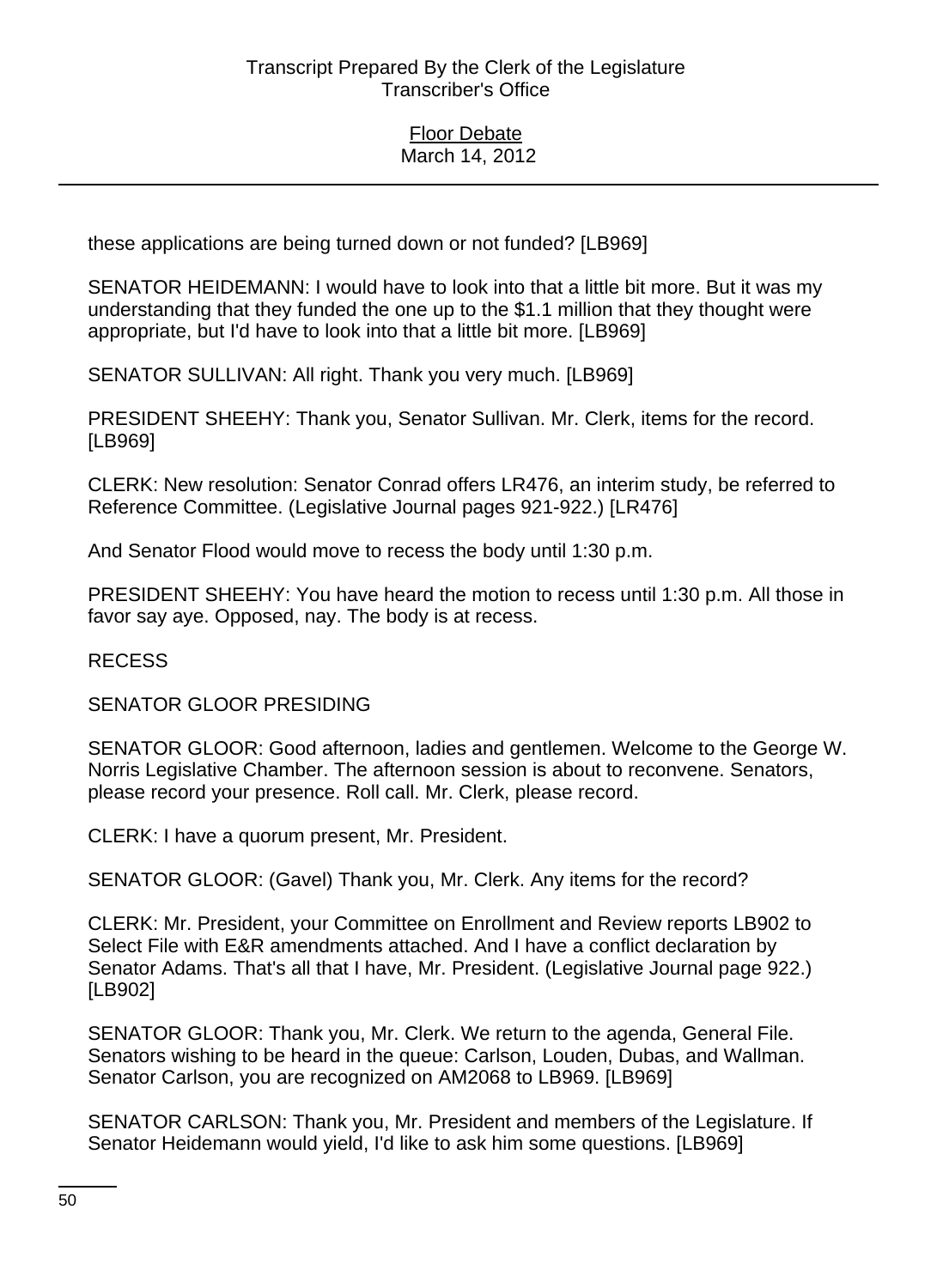these applications are being turned down or not funded? [LB969]

SENATOR HEIDEMANN: I would have to look into that a little bit more. But it was my understanding that they funded the one up to the $1.1 million that they thought were appropriate, but I'd have to look into that a little bit more. [LB969]

SENATOR SULLIVAN: All right. Thank you very much. [LB969]

PRESIDENT SHEEHY: Thank you, Senator Sullivan. Mr. Clerk, items for the record. [LB969]

CLERK: New resolution: Senator Conrad offers LR476, an interim study, be referred to Reference Committee. (Legislative Journal pages 921-922.) [LR476]

And Senator Flood would move to recess the body until 1:30 p.m.

PRESIDENT SHEEHY: You have heard the motion to recess until 1:30 p.m. All those in favor say aye. Opposed, nay. The body is at recess.

RECESS

SENATOR GLOOR PRESIDING

SENATOR GLOOR: Good afternoon, ladies and gentlemen. Welcome to the George W. Norris Legislative Chamber. The afternoon session is about to reconvene. Senators, please record your presence. Roll call. Mr. Clerk, please record.

CLERK: I have a quorum present, Mr. President.

SENATOR GLOOR: (Gavel) Thank you, Mr. Clerk. Any items for the record?

CLERK: Mr. President, your Committee on Enrollment and Review reports LB902 to Select File with E&R amendments attached. And I have a conflict declaration by Senator Adams. That's all that I have, Mr. President. (Legislative Journal page 922.) [LB902]

SENATOR GLOOR: Thank you, Mr. Clerk. We return to the agenda, General File. Senators wishing to be heard in the queue: Carlson, Louden, Dubas, and Wallman. Senator Carlson, you are recognized on AM2068 to LB969. [LB969]

SENATOR CARLSON: Thank you, Mr. President and members of the Legislature. If Senator Heidemann would yield, I'd like to ask him some questions. [LB969]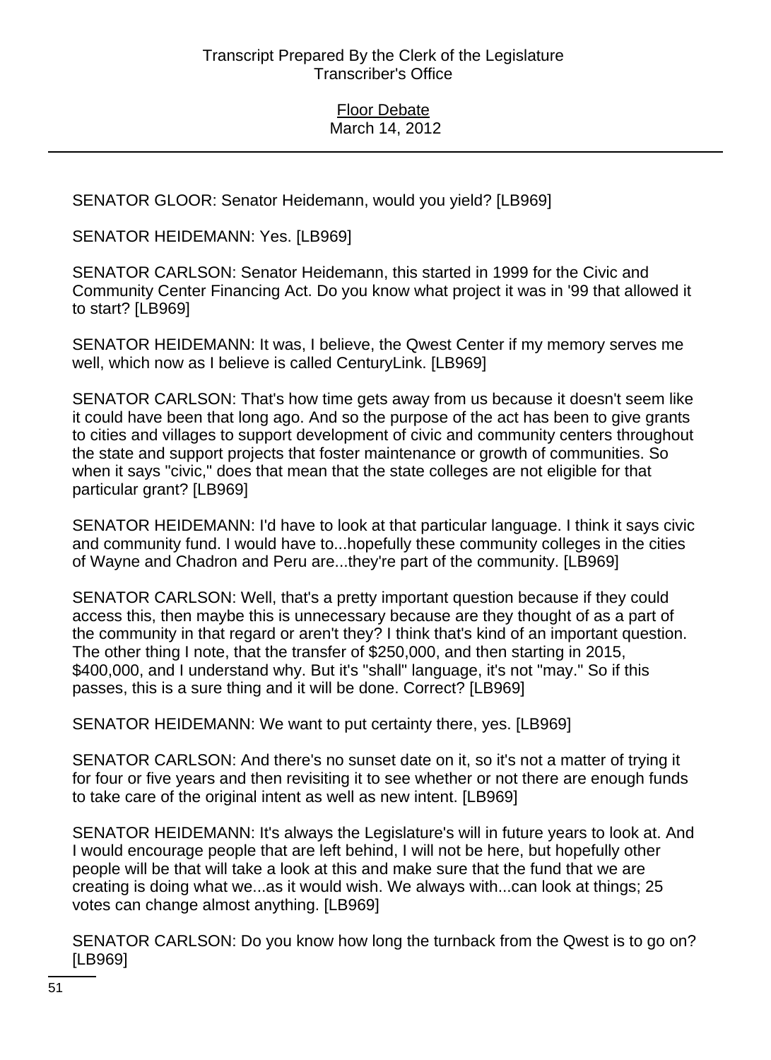SENATOR GLOOR: Senator Heidemann, would you yield? [LB969]

SENATOR HEIDEMANN: Yes. [LB969]

SENATOR CARLSON: Senator Heidemann, this started in 1999 for the Civic and Community Center Financing Act. Do you know what project it was in '99 that allowed it to start? [LB969]

SENATOR HEIDEMANN: It was, I believe, the Qwest Center if my memory serves me well, which now as I believe is called CenturyLink. [LB969]

SENATOR CARLSON: That's how time gets away from us because it doesn't seem like it could have been that long ago. And so the purpose of the act has been to give grants to cities and villages to support development of civic and community centers throughout the state and support projects that foster maintenance or growth of communities. So when it says "civic," does that mean that the state colleges are not eligible for that particular grant? [LB969]

SENATOR HEIDEMANN: I'd have to look at that particular language. I think it says civic and community fund. I would have to...hopefully these community colleges in the cities of Wayne and Chadron and Peru are...they're part of the community. [LB969]

SENATOR CARLSON: Well, that's a pretty important question because if they could access this, then maybe this is unnecessary because are they thought of as a part of the community in that regard or aren't they? I think that's kind of an important question. The other thing I note, that the transfer of $250,000, and then starting in 2015, $400,000, and I understand why. But it's "shall" language, it's not "may." So if this passes, this is a sure thing and it will be done. Correct? [LB969]

SENATOR HEIDEMANN: We want to put certainty there, yes. [LB969]

SENATOR CARLSON: And there's no sunset date on it, so it's not a matter of trying it for four or five years and then revisiting it to see whether or not there are enough funds to take care of the original intent as well as new intent. [LB969]

SENATOR HEIDEMANN: It's always the Legislature's will in future years to look at. And I would encourage people that are left behind, I will not be here, but hopefully other people will be that will take a look at this and make sure that the fund that we are creating is doing what we...as it would wish. We always with...can look at things; 25 votes can change almost anything. [LB969]

SENATOR CARLSON: Do you know how long the turnback from the Qwest is to go on? [LB969]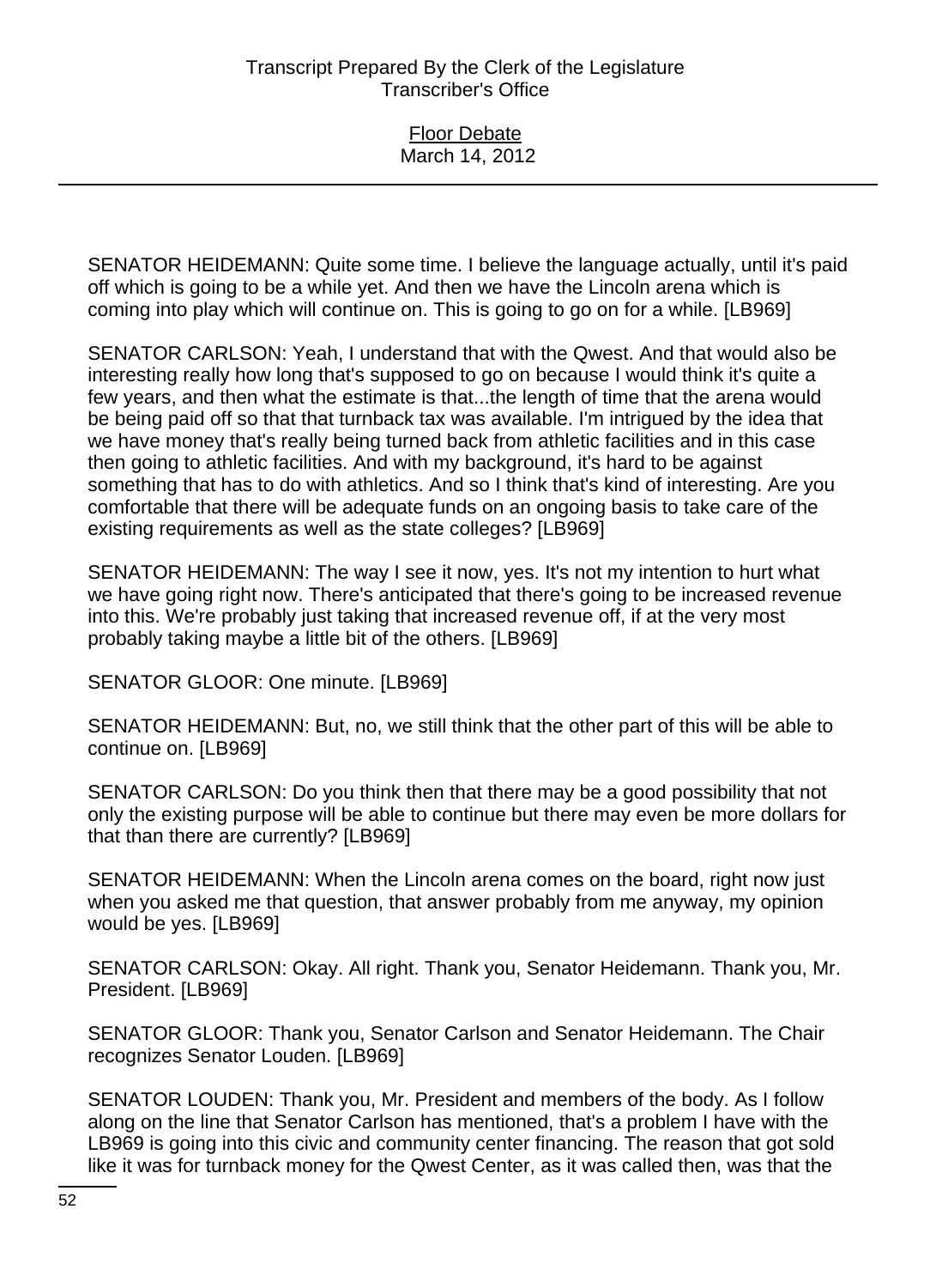SENATOR HEIDEMANN: Quite some time. I believe the language actually, until it's paid off which is going to be a while yet. And then we have the Lincoln arena which is coming into play which will continue on. This is going to go on for a while. [LB969]

SENATOR CARLSON: Yeah, I understand that with the Qwest. And that would also be interesting really how long that's supposed to go on because I would think it's quite a few years, and then what the estimate is that...the length of time that the arena would be being paid off so that that turnback tax was available. I'm intrigued by the idea that we have money that's really being turned back from athletic facilities and in this case then going to athletic facilities. And with my background, it's hard to be against something that has to do with athletics. And so I think that's kind of interesting. Are you comfortable that there will be adequate funds on an ongoing basis to take care of the existing requirements as well as the state colleges? [LB969]

SENATOR HEIDEMANN: The way I see it now, yes. It's not my intention to hurt what we have going right now. There's anticipated that there's going to be increased revenue into this. We're probably just taking that increased revenue off, if at the very most probably taking maybe a little bit of the others. [LB969]

SENATOR GLOOR: One minute. [LB969]

SENATOR HEIDEMANN: But, no, we still think that the other part of this will be able to continue on. [LB969]

SENATOR CARLSON: Do you think then that there may be a good possibility that not only the existing purpose will be able to continue but there may even be more dollars for that than there are currently? [LB969]

SENATOR HEIDEMANN: When the Lincoln arena comes on the board, right now just when you asked me that question, that answer probably from me anyway, my opinion would be yes. [LB969]

SENATOR CARLSON: Okay. All right. Thank you, Senator Heidemann. Thank you, Mr. President. [LB969]

SENATOR GLOOR: Thank you, Senator Carlson and Senator Heidemann. The Chair recognizes Senator Louden. [LB969]

SENATOR LOUDEN: Thank you, Mr. President and members of the body. As I follow along on the line that Senator Carlson has mentioned, that's a problem I have with the LB969 is going into this civic and community center financing. The reason that got sold like it was for turnback money for the Qwest Center, as it was called then, was that the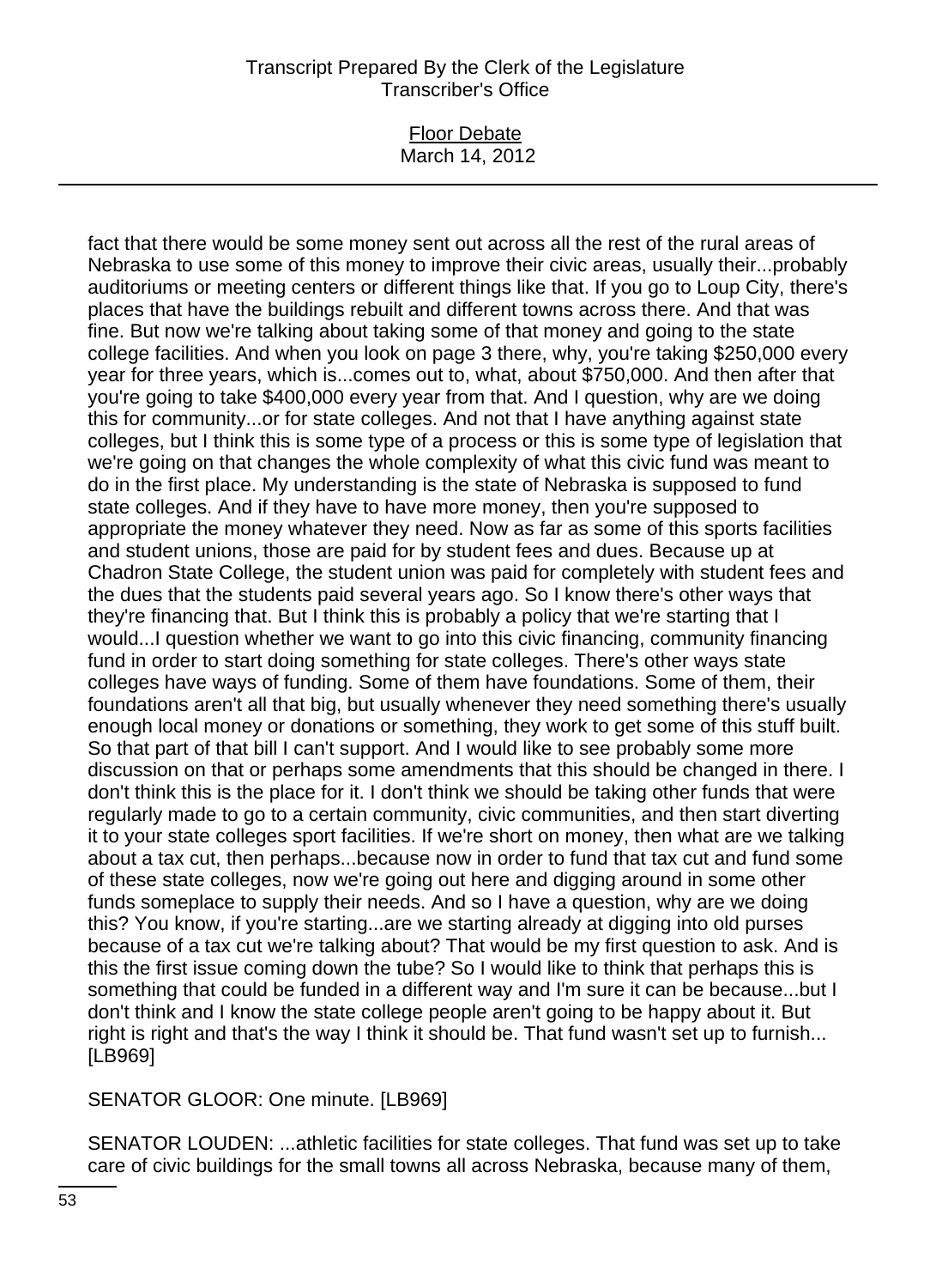fact that there would be some money sent out across all the rest of the rural areas of Nebraska to use some of this money to improve their civic areas, usually their...probably auditoriums or meeting centers or different things like that. If you go to Loup City, there's places that have the buildings rebuilt and different towns across there. And that was fine. But now we're talking about taking some of that money and going to the state college facilities. And when you look on page 3 there, why, you're taking $250,000 every year for three years, which is...comes out to, what, about $750,000. And then after that you're going to take $400,000 every year from that. And I question, why are we doing this for community...or for state colleges. And not that I have anything against state colleges, but I think this is some type of a process or this is some type of legislation that we're going on that changes the whole complexity of what this civic fund was meant to do in the first place. My understanding is the state of Nebraska is supposed to fund state colleges. And if they have to have more money, then you're supposed to appropriate the money whatever they need. Now as far as some of this sports facilities and student unions, those are paid for by student fees and dues. Because up at Chadron State College, the student union was paid for completely with student fees and the dues that the students paid several years ago. So I know there's other ways that they're financing that. But I think this is probably a policy that we're starting that I would...I question whether we want to go into this civic financing, community financing fund in order to start doing something for state colleges. There's other ways state colleges have ways of funding. Some of them have foundations. Some of them, their foundations aren't all that big, but usually whenever they need something there's usually enough local money or donations or something, they work to get some of this stuff built. So that part of that bill I can't support. And I would like to see probably some more discussion on that or perhaps some amendments that this should be changed in there. I don't think this is the place for it. I don't think we should be taking other funds that were regularly made to go to a certain community, civic communities, and then start diverting it to your state colleges sport facilities. If we're short on money, then what are we talking about a tax cut, then perhaps...because now in order to fund that tax cut and fund some of these state colleges, now we're going out here and digging around in some other funds someplace to supply their needs. And so I have a question, why are we doing this? You know, if you're starting...are we starting already at digging into old purses because of a tax cut we're talking about? That would be my first question to ask. And is this the first issue coming down the tube? So I would like to think that perhaps this is something that could be funded in a different way and I'm sure it can be because...but I don't think and I know the state college people aren't going to be happy about it. But right is right and that's the way I think it should be. That fund wasn't set up to furnish... [LB969]

SENATOR GLOOR: One minute. [LB969]

SENATOR LOUDEN: ...athletic facilities for state colleges. That fund was set up to take care of civic buildings for the small towns all across Nebraska, because many of them,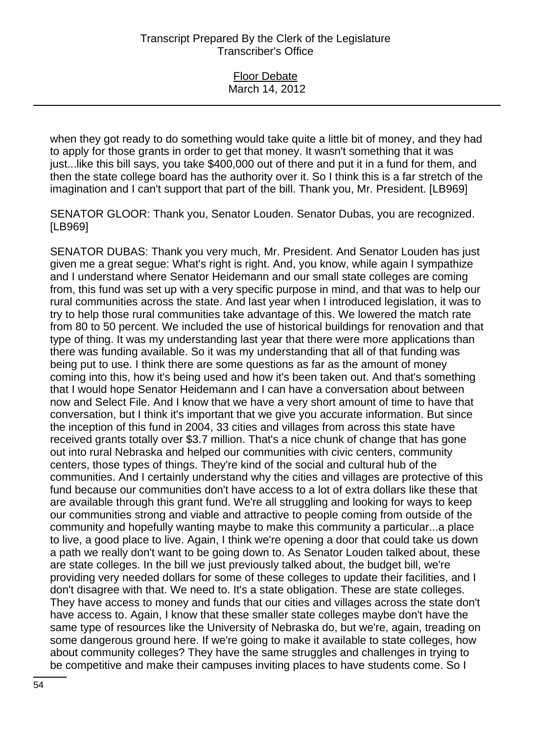when they got ready to do something would take quite a little bit of money, and they had to apply for those grants in order to get that money. It wasn't something that it was just...like this bill says, you take $400,000 out of there and put it in a fund for them, and then the state college board has the authority over it. So I think this is a far stretch of the imagination and I can't support that part of the bill. Thank you, Mr. President. [LB969]

SENATOR GLOOR: Thank you, Senator Louden. Senator Dubas, you are recognized. [LB969]

SENATOR DUBAS: Thank you very much, Mr. President. And Senator Louden has just given me a great segue: What's right is right. And, you know, while again I sympathize and I understand where Senator Heidemann and our small state colleges are coming from, this fund was set up with a very specific purpose in mind, and that was to help our rural communities across the state. And last year when I introduced legislation, it was to try to help those rural communities take advantage of this. We lowered the match rate from 80 to 50 percent. We included the use of historical buildings for renovation and that type of thing. It was my understanding last year that there were more applications than there was funding available. So it was my understanding that all of that funding was being put to use. I think there are some questions as far as the amount of money coming into this, how it's being used and how it's been taken out. And that's something that I would hope Senator Heidemann and I can have a conversation about between now and Select File. And I know that we have a very short amount of time to have that conversation, but I think it's important that we give you accurate information. But since the inception of this fund in 2004, 33 cities and villages from across this state have received grants totally over $3.7 million. That's a nice chunk of change that has gone out into rural Nebraska and helped our communities with civic centers, community centers, those types of things. They're kind of the social and cultural hub of the communities. And I certainly understand why the cities and villages are protective of this fund because our communities don't have access to a lot of extra dollars like these that are available through this grant fund. We're all struggling and looking for ways to keep our communities strong and viable and attractive to people coming from outside of the community and hopefully wanting maybe to make this community a particular...a place to live, a good place to live. Again, I think we're opening a door that could take us down a path we really don't want to be going down to. As Senator Louden talked about, these are state colleges. In the bill we just previously talked about, the budget bill, we're providing very needed dollars for some of these colleges to update their facilities, and I don't disagree with that. We need to. It's a state obligation. These are state colleges. They have access to money and funds that our cities and villages across the state don't have access to. Again, I know that these smaller state colleges maybe don't have the same type of resources like the University of Nebraska do, but we're, again, treading on some dangerous ground here. If we're going to make it available to state colleges, how about community colleges? They have the same struggles and challenges in trying to be competitive and make their campuses inviting places to have students come. So I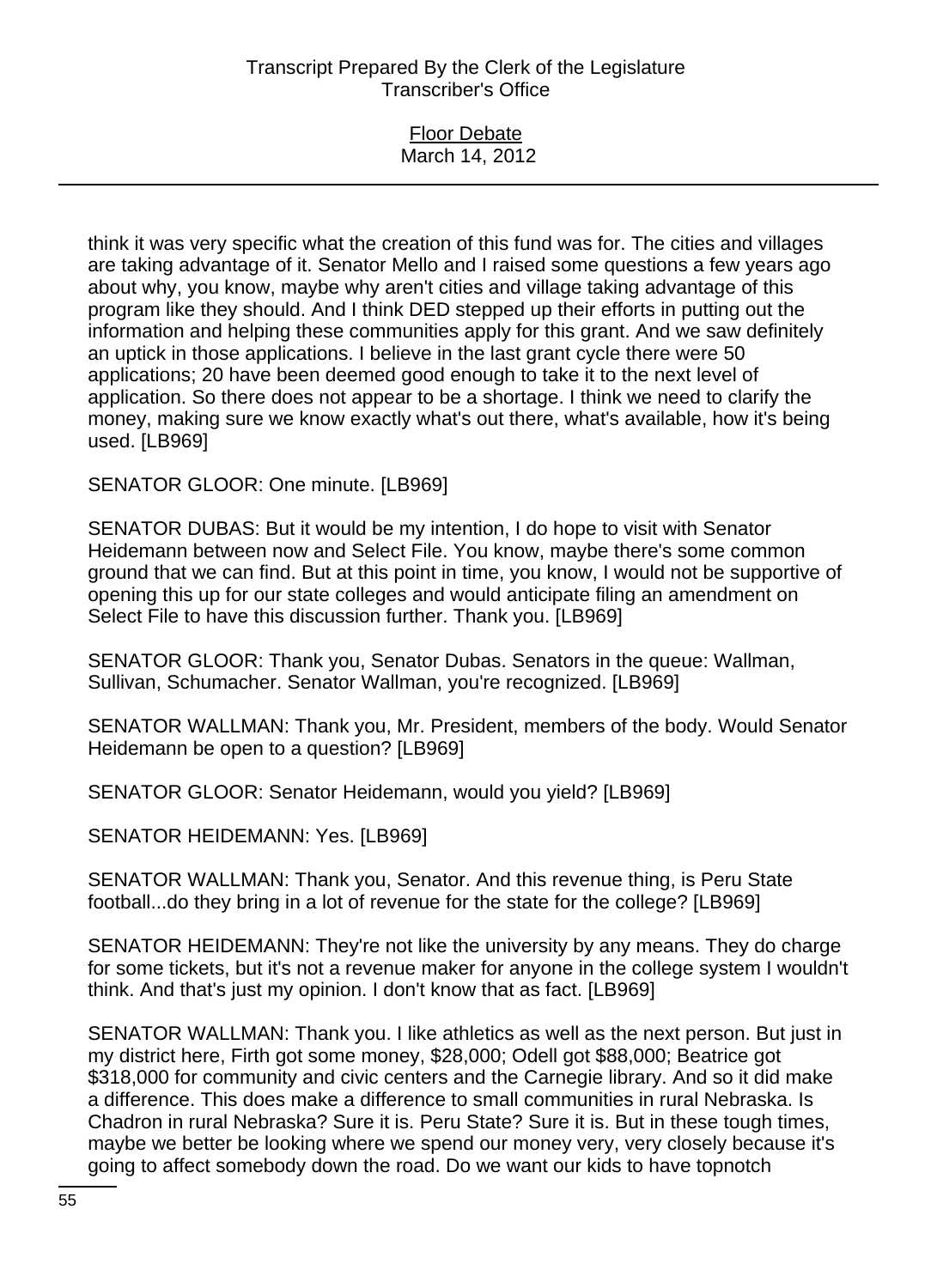think it was very specific what the creation of this fund was for. The cities and villages are taking advantage of it. Senator Mello and I raised some questions a few years ago about why, you know, maybe why aren't cities and village taking advantage of this program like they should. And I think DED stepped up their efforts in putting out the information and helping these communities apply for this grant. And we saw definitely an uptick in those applications. I believe in the last grant cycle there were 50 applications; 20 have been deemed good enough to take it to the next level of application. So there does not appear to be a shortage. I think we need to clarify the money, making sure we know exactly what's out there, what's available, how it's being used. [LB969]

SENATOR GLOOR: One minute. [LB969]

SENATOR DUBAS: But it would be my intention, I do hope to visit with Senator Heidemann between now and Select File. You know, maybe there's some common ground that we can find. But at this point in time, you know, I would not be supportive of opening this up for our state colleges and would anticipate filing an amendment on Select File to have this discussion further. Thank you. [LB969]

SENATOR GLOOR: Thank you, Senator Dubas. Senators in the queue: Wallman, Sullivan, Schumacher. Senator Wallman, you're recognized. [LB969]

SENATOR WALLMAN: Thank you, Mr. President, members of the body. Would Senator Heidemann be open to a question? [LB969]

SENATOR GLOOR: Senator Heidemann, would you yield? [LB969]

SENATOR HEIDEMANN: Yes. [LB969]

SENATOR WALLMAN: Thank you, Senator. And this revenue thing, is Peru State football...do they bring in a lot of revenue for the state for the college? [LB969]

SENATOR HEIDEMANN: They're not like the university by any means. They do charge for some tickets, but it's not a revenue maker for anyone in the college system I wouldn't think. And that's just my opinion. I don't know that as fact. [LB969]

SENATOR WALLMAN: Thank you. I like athletics as well as the next person. But just in my district here, Firth got some money, $28,000; Odell got $88,000; Beatrice got $318,000 for community and civic centers and the Carnegie library. And so it did make a difference. This does make a difference to small communities in rural Nebraska. Is Chadron in rural Nebraska? Sure it is. Peru State? Sure it is. But in these tough times, maybe we better be looking where we spend our money very, very closely because it's going to affect somebody down the road. Do we want our kids to have topnotch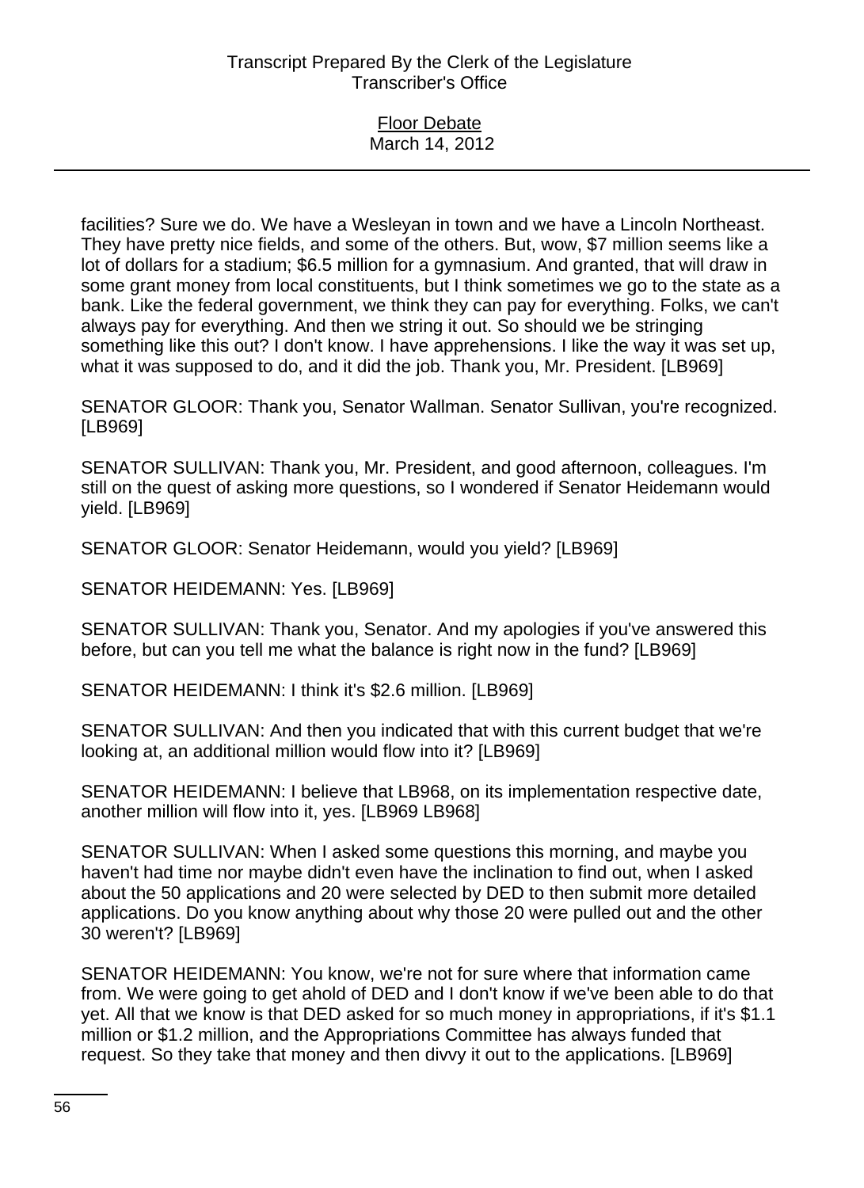facilities? Sure we do. We have a Wesleyan in town and we have a Lincoln Northeast. They have pretty nice fields, and some of the others. But, wow, $7 million seems like a lot of dollars for a stadium; $6.5 million for a gymnasium. And granted, that will draw in some grant money from local constituents, but I think sometimes we go to the state as a bank. Like the federal government, we think they can pay for everything. Folks, we can't always pay for everything. And then we string it out. So should we be stringing something like this out? I don't know. I have apprehensions. I like the way it was set up, what it was supposed to do, and it did the job. Thank you, Mr. President. [LB969]

SENATOR GLOOR: Thank you, Senator Wallman. Senator Sullivan, you're recognized. [LB969]

SENATOR SULLIVAN: Thank you, Mr. President, and good afternoon, colleagues. I'm still on the quest of asking more questions, so I wondered if Senator Heidemann would yield. [LB969]

SENATOR GLOOR: Senator Heidemann, would you yield? [LB969]

SENATOR HEIDEMANN: Yes. [LB969]

SENATOR SULLIVAN: Thank you, Senator. And my apologies if you've answered this before, but can you tell me what the balance is right now in the fund? [LB969]

SENATOR HEIDEMANN: I think it's $2.6 million. [LB969]

SENATOR SULLIVAN: And then you indicated that with this current budget that we're looking at, an additional million would flow into it? [LB969]

SENATOR HEIDEMANN: I believe that LB968, on its implementation respective date, another million will flow into it, yes. [LB969 LB968]

SENATOR SULLIVAN: When I asked some questions this morning, and maybe you haven't had time nor maybe didn't even have the inclination to find out, when I asked about the 50 applications and 20 were selected by DED to then submit more detailed applications. Do you know anything about why those 20 were pulled out and the other 30 weren't? [LB969]

SENATOR HEIDEMANN: You know, we're not for sure where that information came from. We were going to get ahold of DED and I don't know if we've been able to do that yet. All that we know is that DED asked for so much money in appropriations, if it's $1.1 million or $1.2 million, and the Appropriations Committee has always funded that request. So they take that money and then divvy it out to the applications. [LB969]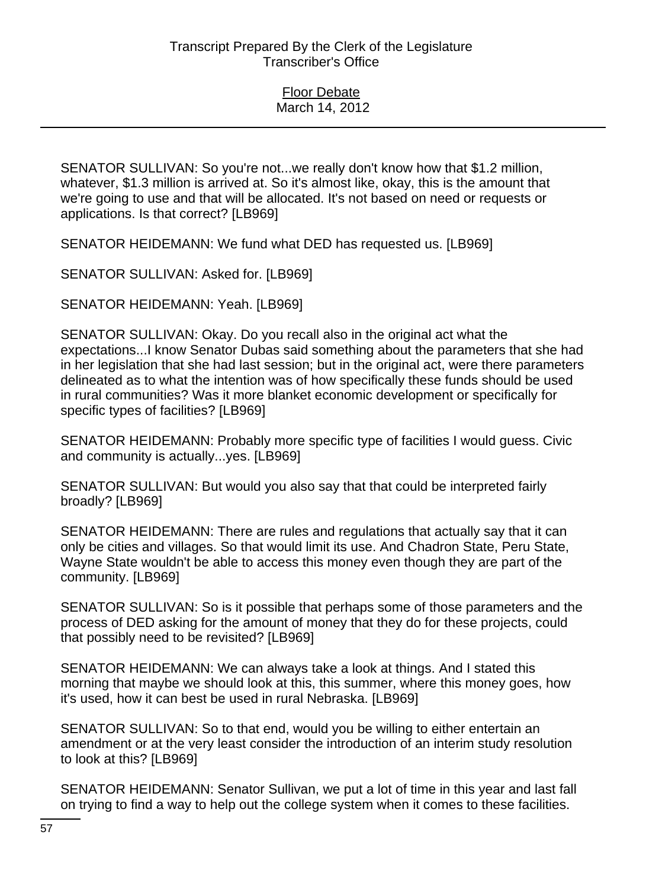SENATOR SULLIVAN: So you're not...we really don't know how that $1.2 million, whatever, $1.3 million is arrived at. So it's almost like, okay, this is the amount that we're going to use and that will be allocated. It's not based on need or requests or applications. Is that correct? [LB969]

SENATOR HEIDEMANN: We fund what DED has requested us. [LB969]

SENATOR SULLIVAN: Asked for. [LB969]

SENATOR HEIDEMANN: Yeah. [LB969]

SENATOR SULLIVAN: Okay. Do you recall also in the original act what the expectations...I know Senator Dubas said something about the parameters that she had in her legislation that she had last session; but in the original act, were there parameters delineated as to what the intention was of how specifically these funds should be used in rural communities? Was it more blanket economic development or specifically for specific types of facilities? [LB969]

SENATOR HEIDEMANN: Probably more specific type of facilities I would guess. Civic and community is actually...yes. [LB969]

SENATOR SULLIVAN: But would you also say that that could be interpreted fairly broadly? [LB969]

SENATOR HEIDEMANN: There are rules and regulations that actually say that it can only be cities and villages. So that would limit its use. And Chadron State, Peru State, Wayne State wouldn't be able to access this money even though they are part of the community. [LB969]

SENATOR SULLIVAN: So is it possible that perhaps some of those parameters and the process of DED asking for the amount of money that they do for these projects, could that possibly need to be revisited? [LB969]

SENATOR HEIDEMANN: We can always take a look at things. And I stated this morning that maybe we should look at this, this summer, where this money goes, how it's used, how it can best be used in rural Nebraska. [LB969]

SENATOR SULLIVAN: So to that end, would you be willing to either entertain an amendment or at the very least consider the introduction of an interim study resolution to look at this? [LB969]

SENATOR HEIDEMANN: Senator Sullivan, we put a lot of time in this year and last fall on trying to find a way to help out the college system when it comes to these facilities.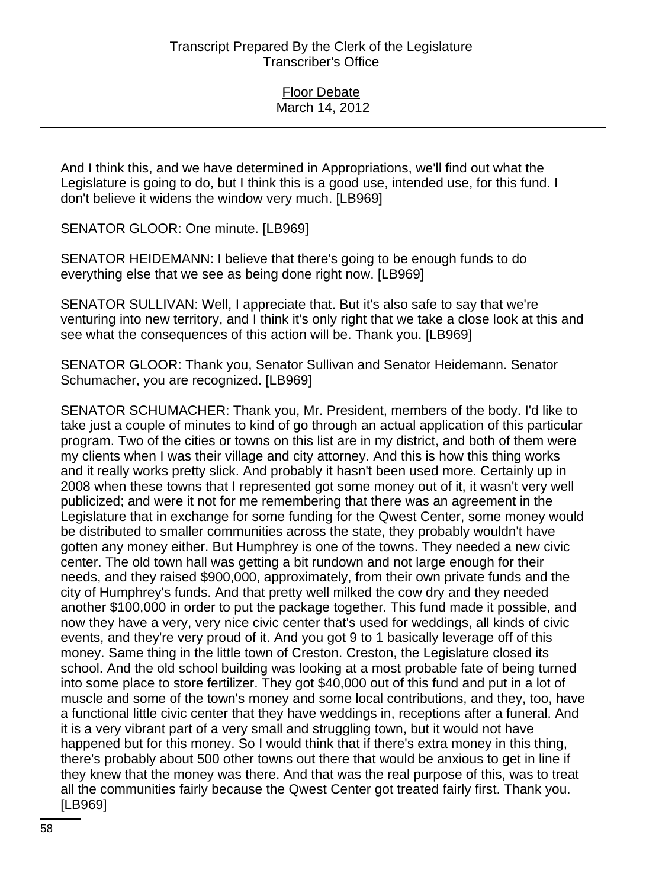And I think this, and we have determined in Appropriations, we'll find out what the Legislature is going to do, but I think this is a good use, intended use, for this fund. I don't believe it widens the window very much. [LB969]

SENATOR GLOOR: One minute. [LB969]

SENATOR HEIDEMANN: I believe that there's going to be enough funds to do everything else that we see as being done right now. [LB969]

SENATOR SULLIVAN: Well, I appreciate that. But it's also safe to say that we're venturing into new territory, and I think it's only right that we take a close look at this and see what the consequences of this action will be. Thank you. [LB969]

SENATOR GLOOR: Thank you, Senator Sullivan and Senator Heidemann. Senator Schumacher, you are recognized. [LB969]

SENATOR SCHUMACHER: Thank you, Mr. President, members of the body. I'd like to take just a couple of minutes to kind of go through an actual application of this particular program. Two of the cities or towns on this list are in my district, and both of them were my clients when I was their village and city attorney. And this is how this thing works and it really works pretty slick. And probably it hasn't been used more. Certainly up in 2008 when these towns that I represented got some money out of it, it wasn't very well publicized; and were it not for me remembering that there was an agreement in the Legislature that in exchange for some funding for the Qwest Center, some money would be distributed to smaller communities across the state, they probably wouldn't have gotten any money either. But Humphrey is one of the towns. They needed a new civic center. The old town hall was getting a bit rundown and not large enough for their needs, and they raised \$900,000, approximately, from their own private funds and the city of Humphrey's funds. And that pretty well milked the cow dry and they needed another \$100,000 in order to put the package together. This fund made it possible, and now they have a very, very nice civic center that's used for weddings, all kinds of civic events, and they're very proud of it. And you got 9 to 1 basically leverage off of this money. Same thing in the little town of Creston. Creston, the Legislature closed its school. And the old school building was looking at a most probable fate of being turned into some place to store fertilizer. They got \$40,000 out of this fund and put in a lot of muscle and some of the town's money and some local contributions, and they, too, have a functional little civic center that they have weddings in, receptions after a funeral. And it is a very vibrant part of a very small and struggling town, but it would not have happened but for this money. So I would think that if there's extra money in this thing, there's probably about 500 other towns out there that would be anxious to get in line if they knew that the money was there. And that was the real purpose of this, was to treat all the communities fairly because the Qwest Center got treated fairly first. Thank you. [LB969]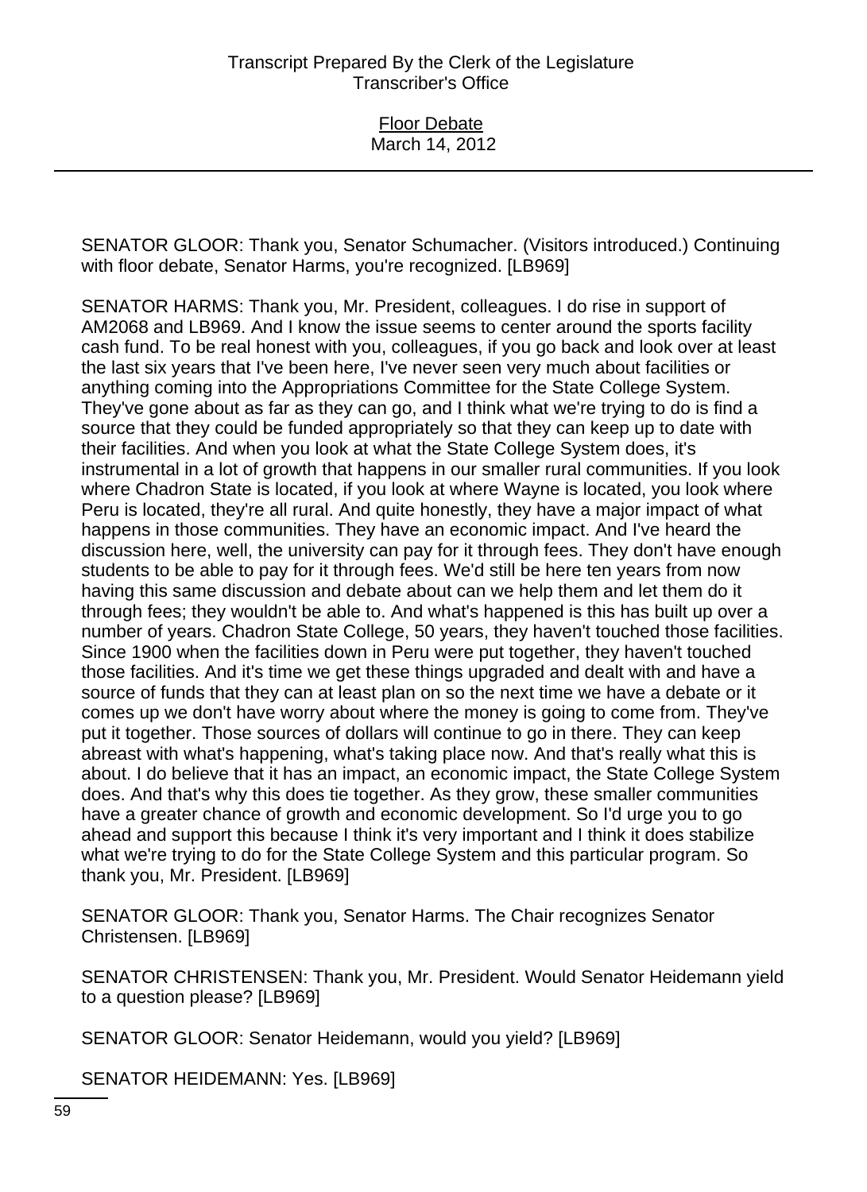SENATOR GLOOR: Thank you, Senator Schumacher. (Visitors introduced.) Continuing with floor debate, Senator Harms, you're recognized. [LB969]

SENATOR HARMS: Thank you, Mr. President, colleagues. I do rise in support of AM2068 and LB969. And I know the issue seems to center around the sports facility cash fund. To be real honest with you, colleagues, if you go back and look over at least the last six years that I've been here, I've never seen very much about facilities or anything coming into the Appropriations Committee for the State College System. They've gone about as far as they can go, and I think what we're trying to do is find a source that they could be funded appropriately so that they can keep up to date with their facilities. And when you look at what the State College System does, it's instrumental in a lot of growth that happens in our smaller rural communities. If you look where Chadron State is located, if you look at where Wayne is located, you look where Peru is located, they're all rural. And quite honestly, they have a major impact of what happens in those communities. They have an economic impact. And I've heard the discussion here, well, the university can pay for it through fees. They don't have enough students to be able to pay for it through fees. We'd still be here ten years from now having this same discussion and debate about can we help them and let them do it through fees; they wouldn't be able to. And what's happened is this has built up over a number of years. Chadron State College, 50 years, they haven't touched those facilities. Since 1900 when the facilities down in Peru were put together, they haven't touched those facilities. And it's time we get these things upgraded and dealt with and have a source of funds that they can at least plan on so the next time we have a debate or it comes up we don't have worry about where the money is going to come from. They've put it together. Those sources of dollars will continue to go in there. They can keep abreast with what's happening, what's taking place now. And that's really what this is about. I do believe that it has an impact, an economic impact, the State College System does. And that's why this does tie together. As they grow, these smaller communities have a greater chance of growth and economic development. So I'd urge you to go ahead and support this because I think it's very important and I think it does stabilize what we're trying to do for the State College System and this particular program. So thank you, Mr. President. [LB969]

SENATOR GLOOR: Thank you, Senator Harms. The Chair recognizes Senator Christensen. [LB969]

SENATOR CHRISTENSEN: Thank you, Mr. President. Would Senator Heidemann yield to a question please? [LB969]

SENATOR GLOOR: Senator Heidemann, would you yield? [LB969]

SENATOR HEIDEMANN: Yes. [LB969]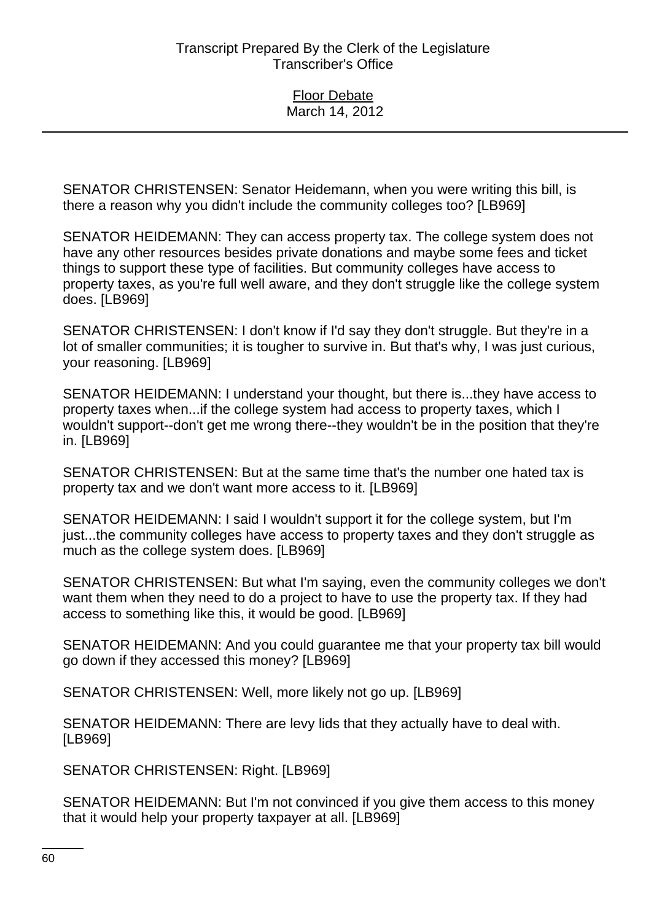SENATOR CHRISTENSEN: Senator Heidemann, when you were writing this bill, is there a reason why you didn't include the community colleges too? [LB969]

SENATOR HEIDEMANN: They can access property tax. The college system does not have any other resources besides private donations and maybe some fees and ticket things to support these type of facilities. But community colleges have access to property taxes, as you're full well aware, and they don't struggle like the college system does. [LB969]

SENATOR CHRISTENSEN: I don't know if I'd say they don't struggle. But they're in a lot of smaller communities; it is tougher to survive in. But that's why, I was just curious, your reasoning. [LB969]

SENATOR HEIDEMANN: I understand your thought, but there is...they have access to property taxes when...if the college system had access to property taxes, which I wouldn't support--don't get me wrong there--they wouldn't be in the position that they're in. [LB969]

SENATOR CHRISTENSEN: But at the same time that's the number one hated tax is property tax and we don't want more access to it. [LB969]

SENATOR HEIDEMANN: I said I wouldn't support it for the college system, but I'm just...the community colleges have access to property taxes and they don't struggle as much as the college system does. [LB969]

SENATOR CHRISTENSEN: But what I'm saying, even the community colleges we don't want them when they need to do a project to have to use the property tax. If they had access to something like this, it would be good. [LB969]

SENATOR HEIDEMANN: And you could guarantee me that your property tax bill would go down if they accessed this money? [LB969]

SENATOR CHRISTENSEN: Well, more likely not go up. [LB969]

SENATOR HEIDEMANN: There are levy lids that they actually have to deal with. [LB969]

SENATOR CHRISTENSEN: Right. [LB969]

SENATOR HEIDEMANN: But I'm not convinced if you give them access to this money that it would help your property taxpayer at all. [LB969]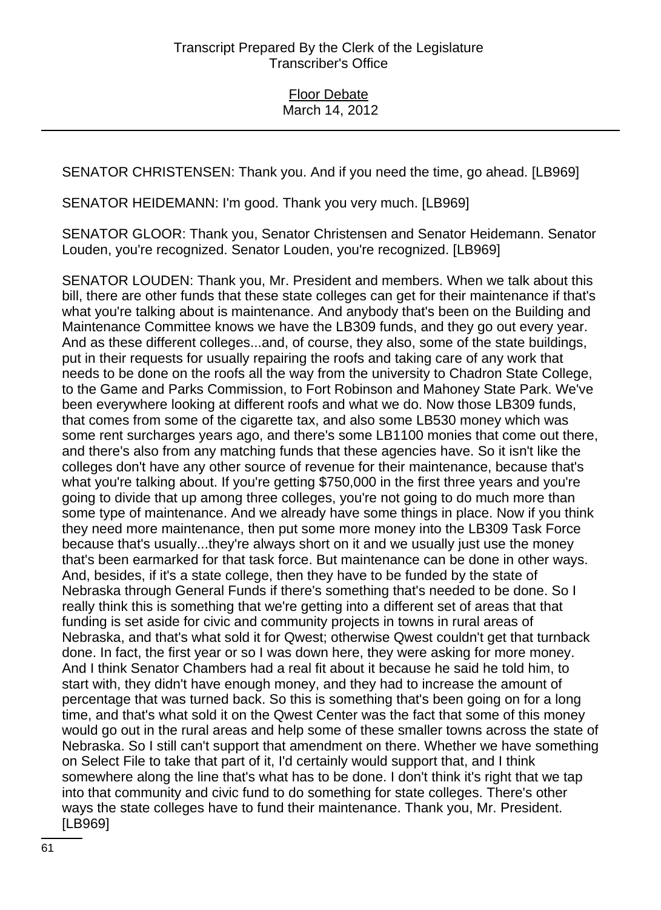SENATOR CHRISTENSEN: Thank you. And if you need the time, go ahead. [LB969]

SENATOR HEIDEMANN: I'm good. Thank you very much. [LB969]

SENATOR GLOOR: Thank you, Senator Christensen and Senator Heidemann. Senator Louden, you're recognized. Senator Louden, you're recognized. [LB969]

SENATOR LOUDEN: Thank you, Mr. President and members. When we talk about this bill, there are other funds that these state colleges can get for their maintenance if that's what you're talking about is maintenance. And anybody that's been on the Building and Maintenance Committee knows we have the LB309 funds, and they go out every year. And as these different colleges...and, of course, they also, some of the state buildings, put in their requests for usually repairing the roofs and taking care of any work that needs to be done on the roofs all the way from the university to Chadron State College, to the Game and Parks Commission, to Fort Robinson and Mahoney State Park. We've been everywhere looking at different roofs and what we do. Now those LB309 funds, that comes from some of the cigarette tax, and also some LB530 money which was some rent surcharges years ago, and there's some LB1100 monies that come out there, and there's also from any matching funds that these agencies have. So it isn't like the colleges don't have any other source of revenue for their maintenance, because that's what you're talking about. If you're getting $750,000 in the first three years and you're going to divide that up among three colleges, you're not going to do much more than some type of maintenance. And we already have some things in place. Now if you think they need more maintenance, then put some more money into the LB309 Task Force because that's usually...they're always short on it and we usually just use the money that's been earmarked for that task force. But maintenance can be done in other ways. And, besides, if it's a state college, then they have to be funded by the state of Nebraska through General Funds if there's something that's needed to be done. So I really think this is something that we're getting into a different set of areas that that funding is set aside for civic and community projects in towns in rural areas of Nebraska, and that's what sold it for Qwest; otherwise Qwest couldn't get that turnback done. In fact, the first year or so I was down here, they were asking for more money. And I think Senator Chambers had a real fit about it because he said he told him, to start with, they didn't have enough money, and they had to increase the amount of percentage that was turned back. So this is something that's been going on for a long time, and that's what sold it on the Qwest Center was the fact that some of this money would go out in the rural areas and help some of these smaller towns across the state of Nebraska. So I still can't support that amendment on there. Whether we have something on Select File to take that part of it, I'd certainly would support that, and I think somewhere along the line that's what has to be done. I don't think it's right that we tap into that community and civic fund to do something for state colleges. There's other ways the state colleges have to fund their maintenance. Thank you, Mr. President. [LB969]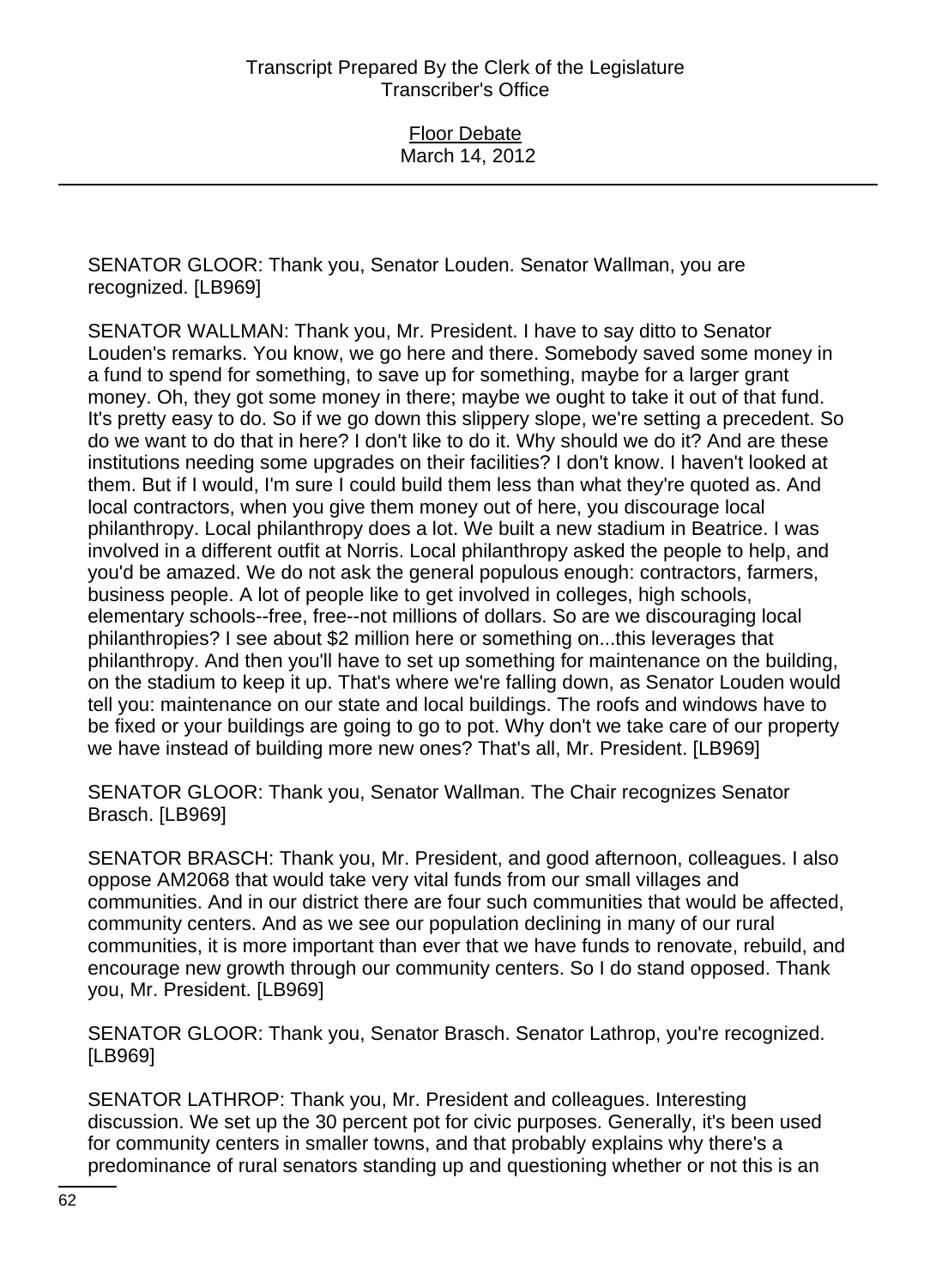SENATOR GLOOR: Thank you, Senator Louden. Senator Wallman, you are recognized. [LB969]

SENATOR WALLMAN: Thank you, Mr. President. I have to say ditto to Senator Louden's remarks. You know, we go here and there. Somebody saved some money in a fund to spend for something, to save up for something, maybe for a larger grant money. Oh, they got some money in there; maybe we ought to take it out of that fund. It's pretty easy to do. So if we go down this slippery slope, we're setting a precedent. So do we want to do that in here? I don't like to do it. Why should we do it? And are these institutions needing some upgrades on their facilities? I don't know. I haven't looked at them. But if I would, I'm sure I could build them less than what they're quoted as. And local contractors, when you give them money out of here, you discourage local philanthropy. Local philanthropy does a lot. We built a new stadium in Beatrice. I was involved in a different outfit at Norris. Local philanthropy asked the people to help, and you'd be amazed. We do not ask the general populous enough: contractors, farmers, business people. A lot of people like to get involved in colleges, high schools, elementary schools--free, free--not millions of dollars. So are we discouraging local philanthropies? I see about $2 million here or something on...this leverages that philanthropy. And then you'll have to set up something for maintenance on the building, on the stadium to keep it up. That's where we're falling down, as Senator Louden would tell you: maintenance on our state and local buildings. The roofs and windows have to be fixed or your buildings are going to go to pot. Why don't we take care of our property we have instead of building more new ones? That's all, Mr. President. [LB969]

SENATOR GLOOR: Thank you, Senator Wallman. The Chair recognizes Senator Brasch. [LB969]

SENATOR BRASCH: Thank you, Mr. President, and good afternoon, colleagues. I also oppose AM2068 that would take very vital funds from our small villages and communities. And in our district there are four such communities that would be affected, community centers. And as we see our population declining in many of our rural communities, it is more important than ever that we have funds to renovate, rebuild, and encourage new growth through our community centers. So I do stand opposed. Thank you, Mr. President. [LB969]

SENATOR GLOOR: Thank you, Senator Brasch. Senator Lathrop, you're recognized. [LB969]

SENATOR LATHROP: Thank you, Mr. President and colleagues. Interesting discussion. We set up the 30 percent pot for civic purposes. Generally, it's been used for community centers in smaller towns, and that probably explains why there's a predominance of rural senators standing up and questioning whether or not this is an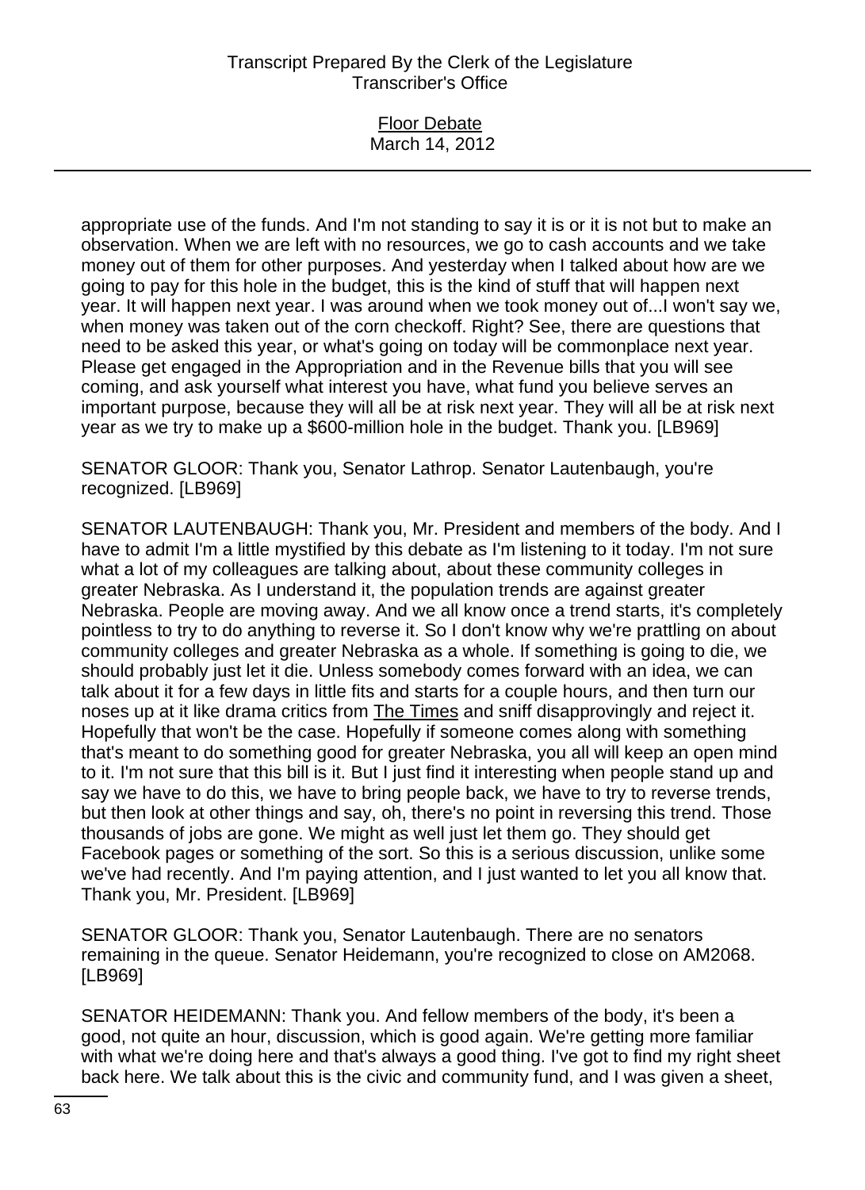appropriate use of the funds. And I'm not standing to say it is or it is not but to make an observation. When we are left with no resources, we go to cash accounts and we take money out of them for other purposes. And yesterday when I talked about how are we going to pay for this hole in the budget, this is the kind of stuff that will happen next year. It will happen next year. I was around when we took money out of...I won't say we, when money was taken out of the corn checkoff. Right? See, there are questions that need to be asked this year, or what's going on today will be commonplace next year. Please get engaged in the Appropriation and in the Revenue bills that you will see coming, and ask yourself what interest you have, what fund you believe serves an important purpose, because they will all be at risk next year. They will all be at risk next year as we try to make up a $600-million hole in the budget. Thank you. [LB969]

SENATOR GLOOR: Thank you, Senator Lathrop. Senator Lautenbaugh, you're recognized. [LB969]

SENATOR LAUTENBAUGH: Thank you, Mr. President and members of the body. And I have to admit I'm a little mystified by this debate as I'm listening to it today. I'm not sure what a lot of my colleagues are talking about, about these community colleges in greater Nebraska. As I understand it, the population trends are against greater Nebraska. People are moving away. And we all know once a trend starts, it's completely pointless to try to do anything to reverse it. So I don't know why we're prattling on about community colleges and greater Nebraska as a whole. If something is going to die, we should probably just let it die. Unless somebody comes forward with an idea, we can talk about it for a few days in little fits and starts for a couple hours, and then turn our noses up at it like drama critics from The Times and sniff disapprovingly and reject it. Hopefully that won't be the case. Hopefully if someone comes along with something that's meant to do something good for greater Nebraska, you all will keep an open mind to it. I'm not sure that this bill is it. But I just find it interesting when people stand up and say we have to do this, we have to bring people back, we have to try to reverse trends, but then look at other things and say, oh, there's no point in reversing this trend. Those thousands of jobs are gone. We might as well just let them go. They should get Facebook pages or something of the sort. So this is a serious discussion, unlike some we've had recently. And I'm paying attention, and I just wanted to let you all know that. Thank you, Mr. President. [LB969]

SENATOR GLOOR: Thank you, Senator Lautenbaugh. There are no senators remaining in the queue. Senator Heidemann, you're recognized to close on AM2068. [LB969]

SENATOR HEIDEMANN: Thank you. And fellow members of the body, it's been a good, not quite an hour, discussion, which is good again. We're getting more familiar with what we're doing here and that's always a good thing. I've got to find my right sheet back here. We talk about this is the civic and community fund, and I was given a sheet,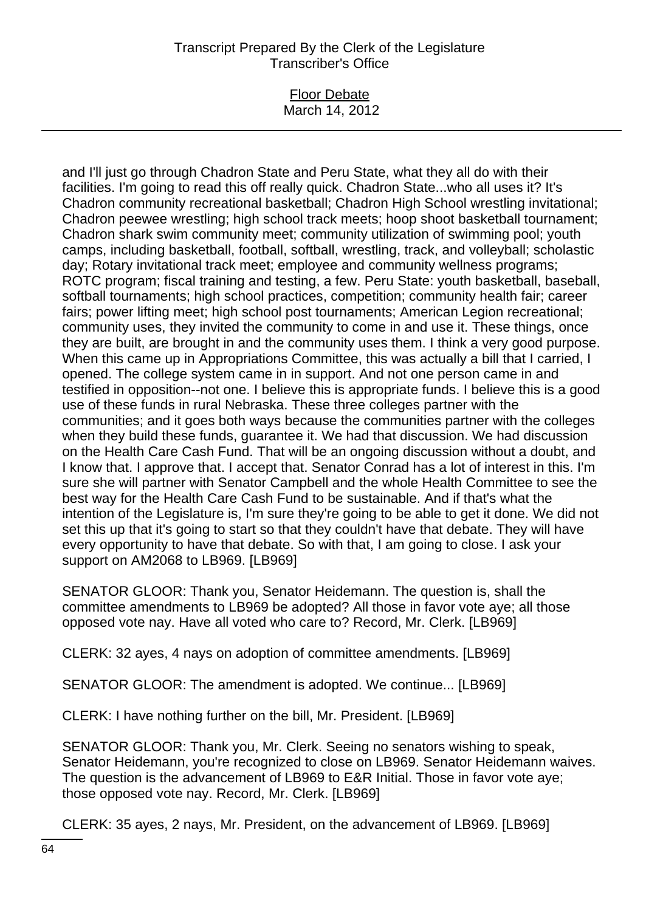and I'll just go through Chadron State and Peru State, what they all do with their facilities. I'm going to read this off really quick. Chadron State...who all uses it? It's Chadron community recreational basketball; Chadron High School wrestling invitational; Chadron peewee wrestling; high school track meets; hoop shoot basketball tournament; Chadron shark swim community meet; community utilization of swimming pool; youth camps, including basketball, football, softball, wrestling, track, and volleyball; scholastic day; Rotary invitational track meet; employee and community wellness programs; ROTC program; fiscal training and testing, a few. Peru State: youth basketball, baseball, softball tournaments; high school practices, competition; community health fair; career fairs; power lifting meet; high school post tournaments; American Legion recreational; community uses, they invited the community to come in and use it. These things, once they are built, are brought in and the community uses them. I think a very good purpose. When this came up in Appropriations Committee, this was actually a bill that I carried, I opened. The college system came in in support. And not one person came in and testified in opposition--not one. I believe this is appropriate funds. I believe this is a good use of these funds in rural Nebraska. These three colleges partner with the communities; and it goes both ways because the communities partner with the colleges when they build these funds, guarantee it. We had that discussion. We had discussion on the Health Care Cash Fund. That will be an ongoing discussion without a doubt, and I know that. I approve that. I accept that. Senator Conrad has a lot of interest in this. I'm sure she will partner with Senator Campbell and the whole Health Committee to see the best way for the Health Care Cash Fund to be sustainable. And if that's what the intention of the Legislature is, I'm sure they're going to be able to get it done. We did not set this up that it's going to start so that they couldn't have that debate. They will have every opportunity to have that debate. So with that, I am going to close. I ask your support on AM2068 to LB969. [LB969]

SENATOR GLOOR: Thank you, Senator Heidemann. The question is, shall the committee amendments to LB969 be adopted? All those in favor vote aye; all those opposed vote nay. Have all voted who care to? Record, Mr. Clerk. [LB969]

CLERK: 32 ayes, 4 nays on adoption of committee amendments. [LB969]

SENATOR GLOOR: The amendment is adopted. We continue... [LB969]

CLERK: I have nothing further on the bill, Mr. President. [LB969]

SENATOR GLOOR: Thank you, Mr. Clerk. Seeing no senators wishing to speak, Senator Heidemann, you're recognized to close on LB969. Senator Heidemann waives. The question is the advancement of LB969 to E&R Initial. Those in favor vote aye; those opposed vote nay. Record, Mr. Clerk. [LB969]

CLERK: 35 ayes, 2 nays, Mr. President, on the advancement of LB969. [LB969]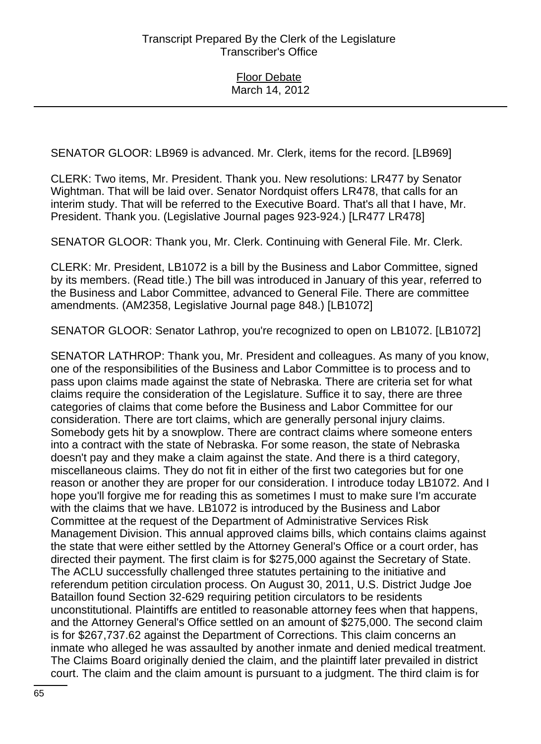SENATOR GLOOR: LB969 is advanced. Mr. Clerk, items for the record. [LB969]

CLERK: Two items, Mr. President. Thank you. New resolutions: LR477 by Senator Wightman. That will be laid over. Senator Nordquist offers LR478, that calls for an interim study. That will be referred to the Executive Board. That's all that I have, Mr. President. Thank you. (Legislative Journal pages 923-924.) [LR477 LR478]

SENATOR GLOOR: Thank you, Mr. Clerk. Continuing with General File. Mr. Clerk.

CLERK: Mr. President, LB1072 is a bill by the Business and Labor Committee, signed by its members. (Read title.) The bill was introduced in January of this year, referred to the Business and Labor Committee, advanced to General File. There are committee amendments. (AM2358, Legislative Journal page 848.) [LB1072]

SENATOR GLOOR: Senator Lathrop, you're recognized to open on LB1072. [LB1072]

SENATOR LATHROP: Thank you, Mr. President and colleagues. As many of you know, one of the responsibilities of the Business and Labor Committee is to process and to pass upon claims made against the state of Nebraska. There are criteria set for what claims require the consideration of the Legislature. Suffice it to say, there are three categories of claims that come before the Business and Labor Committee for our consideration. There are tort claims, which are generally personal injury claims. Somebody gets hit by a snowplow. There are contract claims where someone enters into a contract with the state of Nebraska. For some reason, the state of Nebraska doesn't pay and they make a claim against the state. And there is a third category, miscellaneous claims. They do not fit in either of the first two categories but for one reason or another they are proper for our consideration. I introduce today LB1072. And I hope you'll forgive me for reading this as sometimes I must to make sure I'm accurate with the claims that we have. LB1072 is introduced by the Business and Labor Committee at the request of the Department of Administrative Services Risk Management Division. This annual approved claims bills, which contains claims against the state that were either settled by the Attorney General's Office or a court order, has directed their payment. The first claim is for $275,000 against the Secretary of State. The ACLU successfully challenged three statutes pertaining to the initiative and referendum petition circulation process. On August 30, 2011, U.S. District Judge Joe Bataillon found Section 32-629 requiring petition circulators to be residents unconstitutional. Plaintiffs are entitled to reasonable attorney fees when that happens, and the Attorney General's Office settled on an amount of $275,000. The second claim is for $267,737.62 against the Department of Corrections. This claim concerns an inmate who alleged he was assaulted by another inmate and denied medical treatment. The Claims Board originally denied the claim, and the plaintiff later prevailed in district court. The claim and the claim amount is pursuant to a judgment. The third claim is for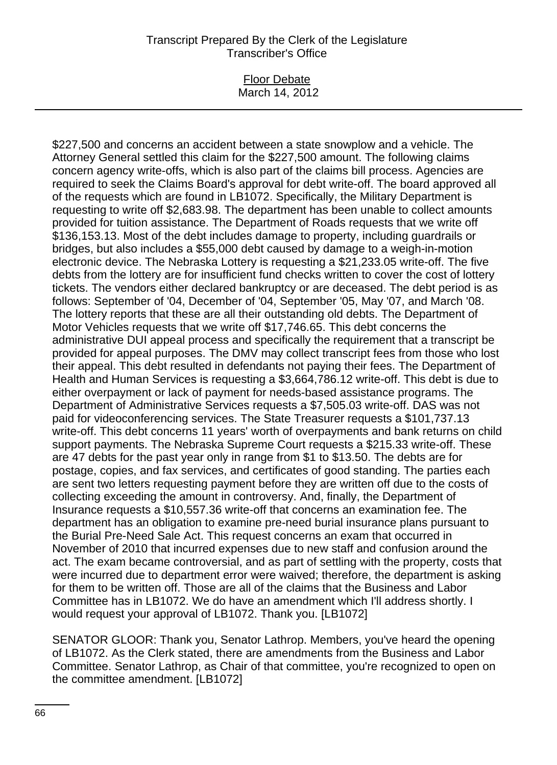$227,500 and concerns an accident between a state snowplow and a vehicle. The Attorney General settled this claim for the $227,500 amount. The following claims concern agency write-offs, which is also part of the claims bill process. Agencies are required to seek the Claims Board's approval for debt write-off. The board approved all of the requests which are found in LB1072. Specifically, the Military Department is requesting to write off $2,683.98. The department has been unable to collect amounts provided for tuition assistance. The Department of Roads requests that we write off $136,153.13. Most of the debt includes damage to property, including guardrails or bridges, but also includes a $55,000 debt caused by damage to a weigh-in-motion electronic device. The Nebraska Lottery is requesting a $21,233.05 write-off. The five debts from the lottery are for insufficient fund checks written to cover the cost of lottery tickets. The vendors either declared bankruptcy or are deceased. The debt period is as follows: September of '04, December of '04, September '05, May '07, and March '08. The lottery reports that these are all their outstanding old debts. The Department of Motor Vehicles requests that we write off $17,746.65. This debt concerns the administrative DUI appeal process and specifically the requirement that a transcript be provided for appeal purposes. The DMV may collect transcript fees from those who lost their appeal. This debt resulted in defendants not paying their fees. The Department of Health and Human Services is requesting a $3,664,786.12 write-off. This debt is due to either overpayment or lack of payment for needs-based assistance programs. The Department of Administrative Services requests a $7,505.03 write-off. DAS was not paid for videoconferencing services. The State Treasurer requests a $101,737.13 write-off. This debt concerns 11 years' worth of overpayments and bank returns on child support payments. The Nebraska Supreme Court requests a $215.33 write-off. These are 47 debts for the past year only in range from $1 to $13.50. The debts are for postage, copies, and fax services, and certificates of good standing. The parties each are sent two letters requesting payment before they are written off due to the costs of collecting exceeding the amount in controversy. And, finally, the Department of Insurance requests a $10,557.36 write-off that concerns an examination fee. The department has an obligation to examine pre-need burial insurance plans pursuant to the Burial Pre-Need Sale Act. This request concerns an exam that occurred in November of 2010 that incurred expenses due to new staff and confusion around the act. The exam became controversial, and as part of settling with the property, costs that were incurred due to department error were waived; therefore, the department is asking for them to be written off. Those are all of the claims that the Business and Labor Committee has in LB1072. We do have an amendment which I'll address shortly. I would request your approval of LB1072. Thank you. [LB1072]

SENATOR GLOOR: Thank you, Senator Lathrop. Members, you've heard the opening of LB1072. As the Clerk stated, there are amendments from the Business and Labor Committee. Senator Lathrop, as Chair of that committee, you're recognized to open on the committee amendment. [LB1072]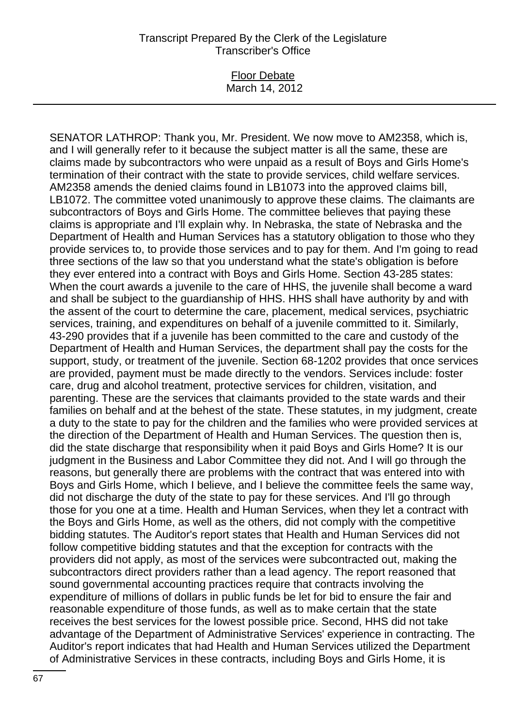SENATOR LATHROP: Thank you, Mr. President. We now move to AM2358, which is, and I will generally refer to it because the subject matter is all the same, these are claims made by subcontractors who were unpaid as a result of Boys and Girls Home's termination of their contract with the state to provide services, child welfare services. AM2358 amends the denied claims found in LB1073 into the approved claims bill, LB1072. The committee voted unanimously to approve these claims. The claimants are subcontractors of Boys and Girls Home. The committee believes that paying these claims is appropriate and I'll explain why. In Nebraska, the state of Nebraska and the Department of Health and Human Services has a statutory obligation to those who they provide services to, to provide those services and to pay for them. And I'm going to read three sections of the law so that you understand what the state's obligation is before they ever entered into a contract with Boys and Girls Home. Section 43-285 states: When the court awards a juvenile to the care of HHS, the juvenile shall become a ward and shall be subject to the guardianship of HHS. HHS shall have authority by and with the assent of the court to determine the care, placement, medical services, psychiatric services, training, and expenditures on behalf of a juvenile committed to it. Similarly, 43-290 provides that if a juvenile has been committed to the care and custody of the Department of Health and Human Services, the department shall pay the costs for the support, study, or treatment of the juvenile. Section 68-1202 provides that once services are provided, payment must be made directly to the vendors. Services include: foster care, drug and alcohol treatment, protective services for children, visitation, and parenting. These are the services that claimants provided to the state wards and their families on behalf and at the behest of the state. These statutes, in my judgment, create a duty to the state to pay for the children and the families who were provided services at the direction of the Department of Health and Human Services. The question then is, did the state discharge that responsibility when it paid Boys and Girls Home? It is our judgment in the Business and Labor Committee they did not. And I will go through the reasons, but generally there are problems with the contract that was entered into with Boys and Girls Home, which I believe, and I believe the committee feels the same way, did not discharge the duty of the state to pay for these services. And I'll go through those for you one at a time. Health and Human Services, when they let a contract with the Boys and Girls Home, as well as the others, did not comply with the competitive bidding statutes. The Auditor's report states that Health and Human Services did not follow competitive bidding statutes and that the exception for contracts with the providers did not apply, as most of the services were subcontracted out, making the subcontractors direct providers rather than a lead agency. The report reasoned that sound governmental accounting practices require that contracts involving the expenditure of millions of dollars in public funds be let for bid to ensure the fair and reasonable expenditure of those funds, as well as to make certain that the state receives the best services for the lowest possible price. Second, HHS did not take advantage of the Department of Administrative Services' experience in contracting. The Auditor's report indicates that had Health and Human Services utilized the Department of Administrative Services in these contracts, including Boys and Girls Home, it is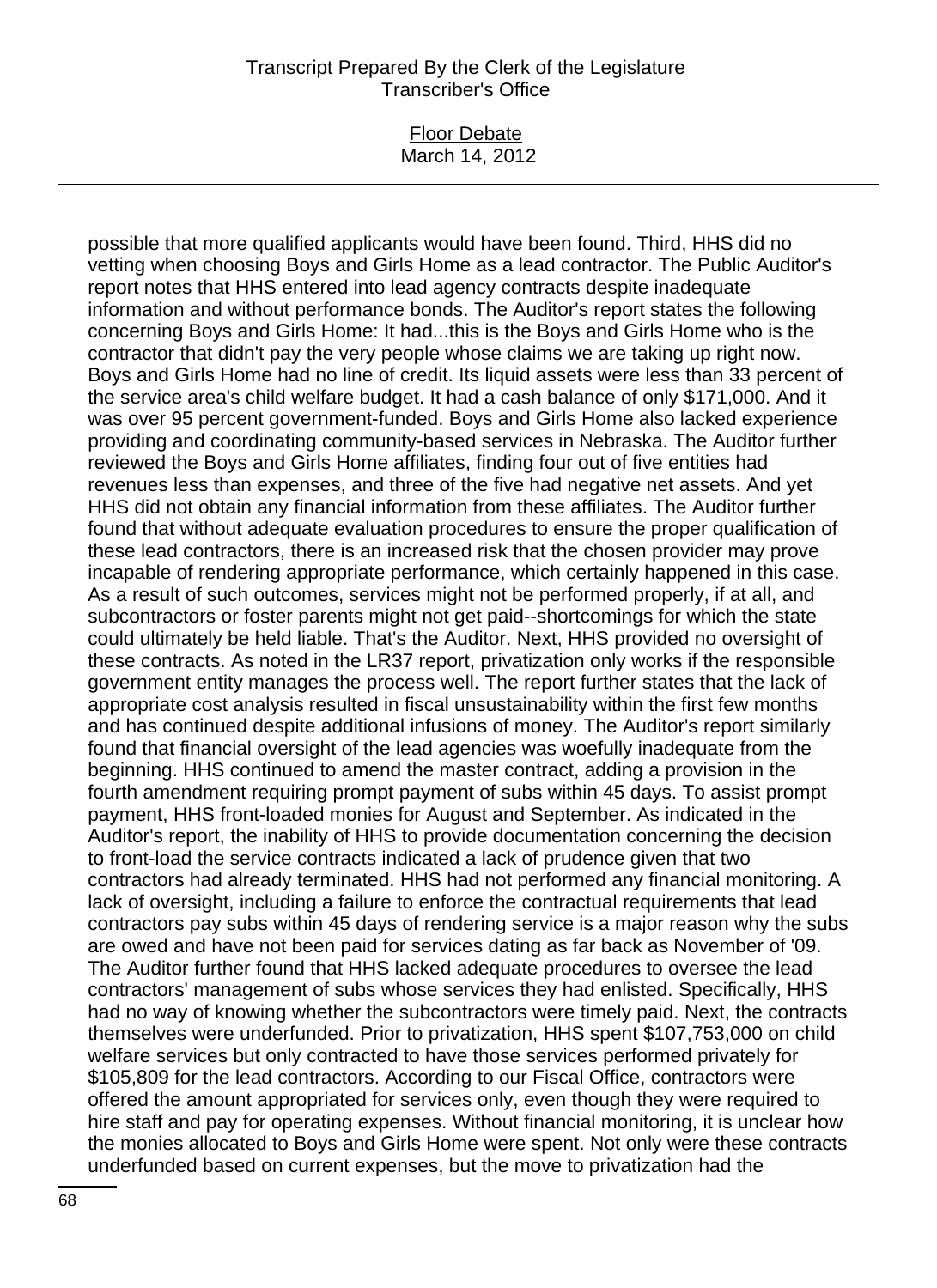possible that more qualified applicants would have been found. Third, HHS did no vetting when choosing Boys and Girls Home as a lead contractor. The Public Auditor's report notes that HHS entered into lead agency contracts despite inadequate information and without performance bonds. The Auditor's report states the following concerning Boys and Girls Home: It had...this is the Boys and Girls Home who is the contractor that didn't pay the very people whose claims we are taking up right now. Boys and Girls Home had no line of credit. Its liquid assets were less than 33 percent of the service area's child welfare budget. It had a cash balance of only $171,000. And it was over 95 percent government-funded. Boys and Girls Home also lacked experience providing and coordinating community-based services in Nebraska. The Auditor further reviewed the Boys and Girls Home affiliates, finding four out of five entities had revenues less than expenses, and three of the five had negative net assets. And yet HHS did not obtain any financial information from these affiliates. The Auditor further found that without adequate evaluation procedures to ensure the proper qualification of these lead contractors, there is an increased risk that the chosen provider may prove incapable of rendering appropriate performance, which certainly happened in this case. As a result of such outcomes, services might not be performed properly, if at all, and subcontractors or foster parents might not get paid--shortcomings for which the state could ultimately be held liable. That's the Auditor. Next, HHS provided no oversight of these contracts. As noted in the LR37 report, privatization only works if the responsible government entity manages the process well. The report further states that the lack of appropriate cost analysis resulted in fiscal unsustainability within the first few months and has continued despite additional infusions of money. The Auditor's report similarly found that financial oversight of the lead agencies was woefully inadequate from the beginning. HHS continued to amend the master contract, adding a provision in the fourth amendment requiring prompt payment of subs within 45 days. To assist prompt payment, HHS front-loaded monies for August and September. As indicated in the Auditor's report, the inability of HHS to provide documentation concerning the decision to front-load the service contracts indicated a lack of prudence given that two contractors had already terminated. HHS had not performed any financial monitoring. A lack of oversight, including a failure to enforce the contractual requirements that lead contractors pay subs within 45 days of rendering service is a major reason why the subs are owed and have not been paid for services dating as far back as November of '09. The Auditor further found that HHS lacked adequate procedures to oversee the lead contractors' management of subs whose services they had enlisted. Specifically, HHS had no way of knowing whether the subcontractors were timely paid. Next, the contracts themselves were underfunded. Prior to privatization, HHS spent $107,753,000 on child welfare services but only contracted to have those services performed privately for $105,809 for the lead contractors. According to our Fiscal Office, contractors were offered the amount appropriated for services only, even though they were required to hire staff and pay for operating expenses. Without financial monitoring, it is unclear how the monies allocated to Boys and Girls Home were spent. Not only were these contracts underfunded based on current expenses, but the move to privatization had the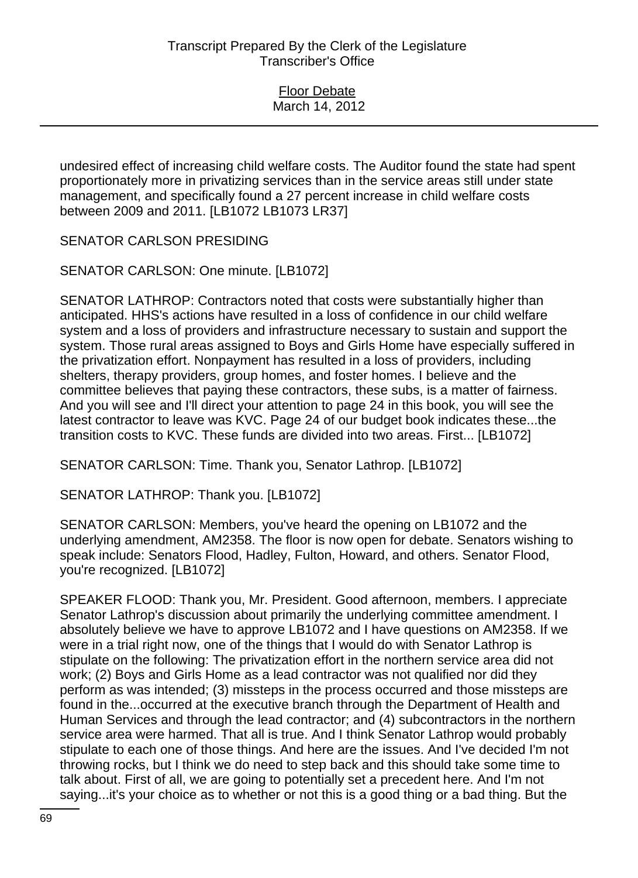undesired effect of increasing child welfare costs. The Auditor found the state had spent proportionately more in privatizing services than in the service areas still under state management, and specifically found a 27 percent increase in child welfare costs between 2009 and 2011. [LB1072 LB1073 LR37]

SENATOR CARLSON PRESIDING

SENATOR CARLSON: One minute. [LB1072]

SENATOR LATHROP: Contractors noted that costs were substantially higher than anticipated. HHS's actions have resulted in a loss of confidence in our child welfare system and a loss of providers and infrastructure necessary to sustain and support the system. Those rural areas assigned to Boys and Girls Home have especially suffered in the privatization effort. Nonpayment has resulted in a loss of providers, including shelters, therapy providers, group homes, and foster homes. I believe and the committee believes that paying these contractors, these subs, is a matter of fairness. And you will see and I'll direct your attention to page 24 in this book, you will see the latest contractor to leave was KVC. Page 24 of our budget book indicates these...the transition costs to KVC. These funds are divided into two areas. First... [LB1072]

SENATOR CARLSON: Time. Thank you, Senator Lathrop. [LB1072]

SENATOR LATHROP: Thank you. [LB1072]

SENATOR CARLSON: Members, you've heard the opening on LB1072 and the underlying amendment, AM2358. The floor is now open for debate. Senators wishing to speak include: Senators Flood, Hadley, Fulton, Howard, and others. Senator Flood, you're recognized. [LB1072]

SPEAKER FLOOD: Thank you, Mr. President. Good afternoon, members. I appreciate Senator Lathrop's discussion about primarily the underlying committee amendment. I absolutely believe we have to approve LB1072 and I have questions on AM2358. If we were in a trial right now, one of the things that I would do with Senator Lathrop is stipulate on the following: The privatization effort in the northern service area did not work; (2) Boys and Girls Home as a lead contractor was not qualified nor did they perform as was intended; (3) missteps in the process occurred and those missteps are found in the...occurred at the executive branch through the Department of Health and Human Services and through the lead contractor; and (4) subcontractors in the northern service area were harmed. That all is true. And I think Senator Lathrop would probably stipulate to each one of those things. And here are the issues. And I've decided I'm not throwing rocks, but I think we do need to step back and this should take some time to talk about. First of all, we are going to potentially set a precedent here. And I'm not saying...it's your choice as to whether or not this is a good thing or a bad thing. But the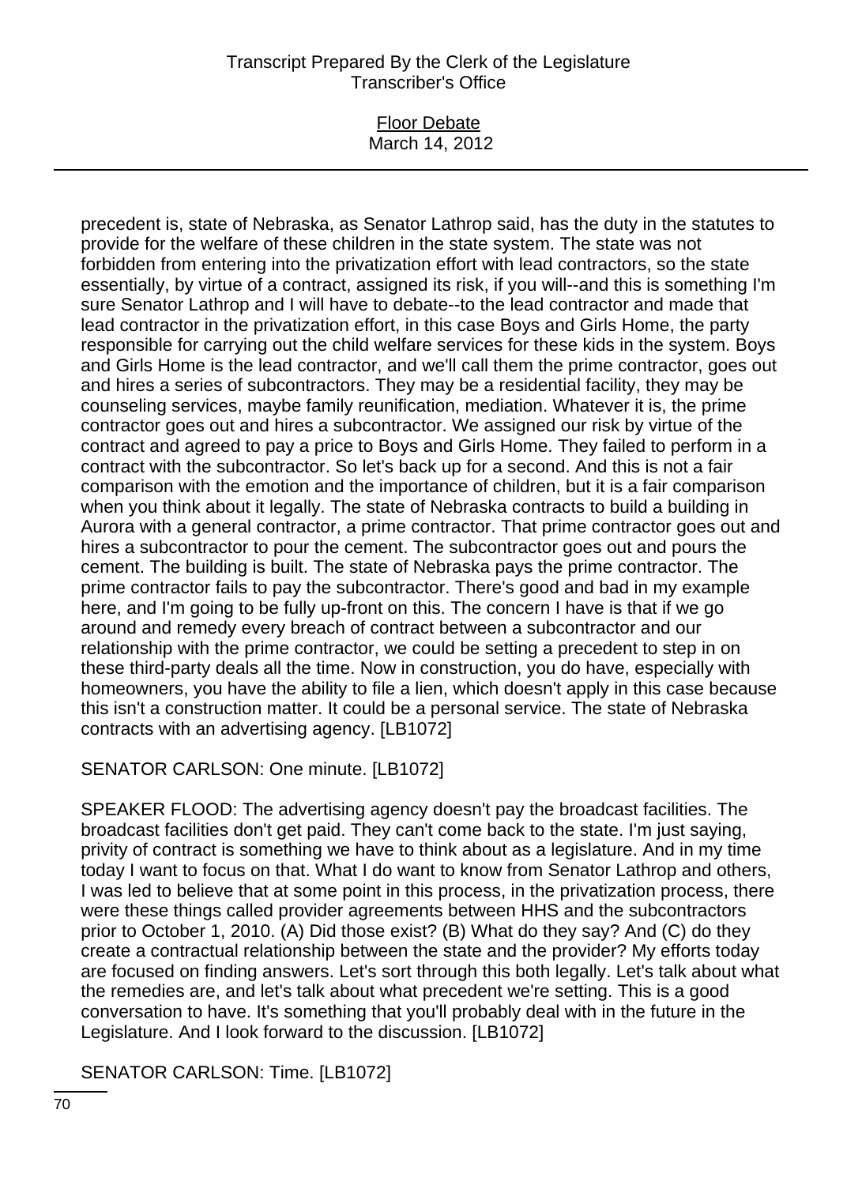precedent is, state of Nebraska, as Senator Lathrop said, has the duty in the statutes to provide for the welfare of these children in the state system. The state was not forbidden from entering into the privatization effort with lead contractors, so the state essentially, by virtue of a contract, assigned its risk, if you will--and this is something I'm sure Senator Lathrop and I will have to debate--to the lead contractor and made that lead contractor in the privatization effort, in this case Boys and Girls Home, the party responsible for carrying out the child welfare services for these kids in the system. Boys and Girls Home is the lead contractor, and we'll call them the prime contractor, goes out and hires a series of subcontractors. They may be a residential facility, they may be counseling services, maybe family reunification, mediation. Whatever it is, the prime contractor goes out and hires a subcontractor. We assigned our risk by virtue of the contract and agreed to pay a price to Boys and Girls Home. They failed to perform in a contract with the subcontractor. So let's back up for a second. And this is not a fair comparison with the emotion and the importance of children, but it is a fair comparison when you think about it legally. The state of Nebraska contracts to build a building in Aurora with a general contractor, a prime contractor. That prime contractor goes out and hires a subcontractor to pour the cement. The subcontractor goes out and pours the cement. The building is built. The state of Nebraska pays the prime contractor. The prime contractor fails to pay the subcontractor. There's good and bad in my example here, and I'm going to be fully up-front on this. The concern I have is that if we go around and remedy every breach of contract between a subcontractor and our relationship with the prime contractor, we could be setting a precedent to step in on these third-party deals all the time. Now in construction, you do have, especially with homeowners, you have the ability to file a lien, which doesn't apply in this case because this isn't a construction matter. It could be a personal service. The state of Nebraska contracts with an advertising agency. [LB1072]

SENATOR CARLSON: One minute. [LB1072]

SPEAKER FLOOD: The advertising agency doesn't pay the broadcast facilities. The broadcast facilities don't get paid. They can't come back to the state. I'm just saying, privity of contract is something we have to think about as a legislature. And in my time today I want to focus on that. What I do want to know from Senator Lathrop and others, I was led to believe that at some point in this process, in the privatization process, there were these things called provider agreements between HHS and the subcontractors prior to October 1, 2010. (A) Did those exist? (B) What do they say? And (C) do they create a contractual relationship between the state and the provider? My efforts today are focused on finding answers. Let's sort through this both legally. Let's talk about what the remedies are, and let's talk about what precedent we're setting. This is a good conversation to have. It's something that you'll probably deal with in the future in the Legislature. And I look forward to the discussion. [LB1072]

SENATOR CARLSON: Time. [LB1072]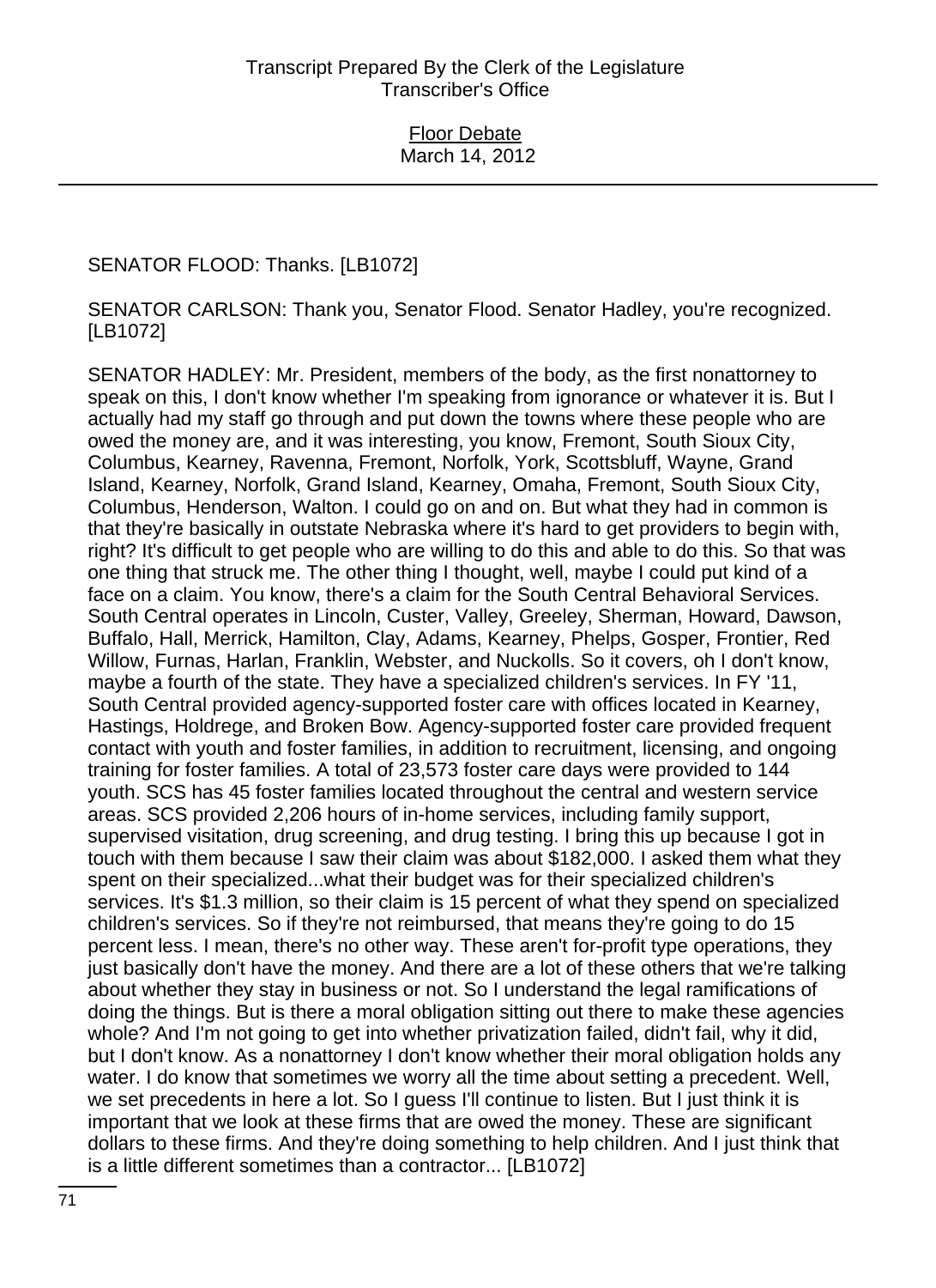SENATOR FLOOD: Thanks. [LB1072]

SENATOR CARLSON: Thank you, Senator Flood. Senator Hadley, you're recognized. [LB1072]

SENATOR HADLEY: Mr. President, members of the body, as the first nonattorney to speak on this, I don't know whether I'm speaking from ignorance or whatever it is. But I actually had my staff go through and put down the towns where these people who are owed the money are, and it was interesting, you know, Fremont, South Sioux City, Columbus, Kearney, Ravenna, Fremont, Norfolk, York, Scottsbluff, Wayne, Grand Island, Kearney, Norfolk, Grand Island, Kearney, Omaha, Fremont, South Sioux City, Columbus, Henderson, Walton. I could go on and on. But what they had in common is that they're basically in outstate Nebraska where it's hard to get providers to begin with, right? It's difficult to get people who are willing to do this and able to do this. So that was one thing that struck me. The other thing I thought, well, maybe I could put kind of a face on a claim. You know, there's a claim for the South Central Behavioral Services. South Central operates in Lincoln, Custer, Valley, Greeley, Sherman, Howard, Dawson, Buffalo, Hall, Merrick, Hamilton, Clay, Adams, Kearney, Phelps, Gosper, Frontier, Red Willow, Furnas, Harlan, Franklin, Webster, and Nuckolls. So it covers, oh I don't know, maybe a fourth of the state. They have a specialized children's services. In FY '11, South Central provided agency-supported foster care with offices located in Kearney, Hastings, Holdrege, and Broken Bow. Agency-supported foster care provided frequent contact with youth and foster families, in addition to recruitment, licensing, and ongoing training for foster families. A total of 23,573 foster care days were provided to 144 youth. SCS has 45 foster families located throughout the central and western service areas. SCS provided 2,206 hours of in-home services, including family support, supervised visitation, drug screening, and drug testing. I bring this up because I got in touch with them because I saw their claim was about $182,000. I asked them what they spent on their specialized...what their budget was for their specialized children's services. It's $1.3 million, so their claim is 15 percent of what they spend on specialized children's services. So if they're not reimbursed, that means they're going to do 15 percent less. I mean, there's no other way. These aren't for-profit type operations, they just basically don't have the money. And there are a lot of these others that we're talking about whether they stay in business or not. So I understand the legal ramifications of doing the things. But is there a moral obligation sitting out there to make these agencies whole? And I'm not going to get into whether privatization failed, didn't fail, why it did, but I don't know. As a nonattorney I don't know whether their moral obligation holds any water. I do know that sometimes we worry all the time about setting a precedent. Well, we set precedents in here a lot. So I guess I'll continue to listen. But I just think it is important that we look at these firms that are owed the money. These are significant dollars to these firms. And they're doing something to help children. And I just think that is a little different sometimes than a contractor... [LB1072]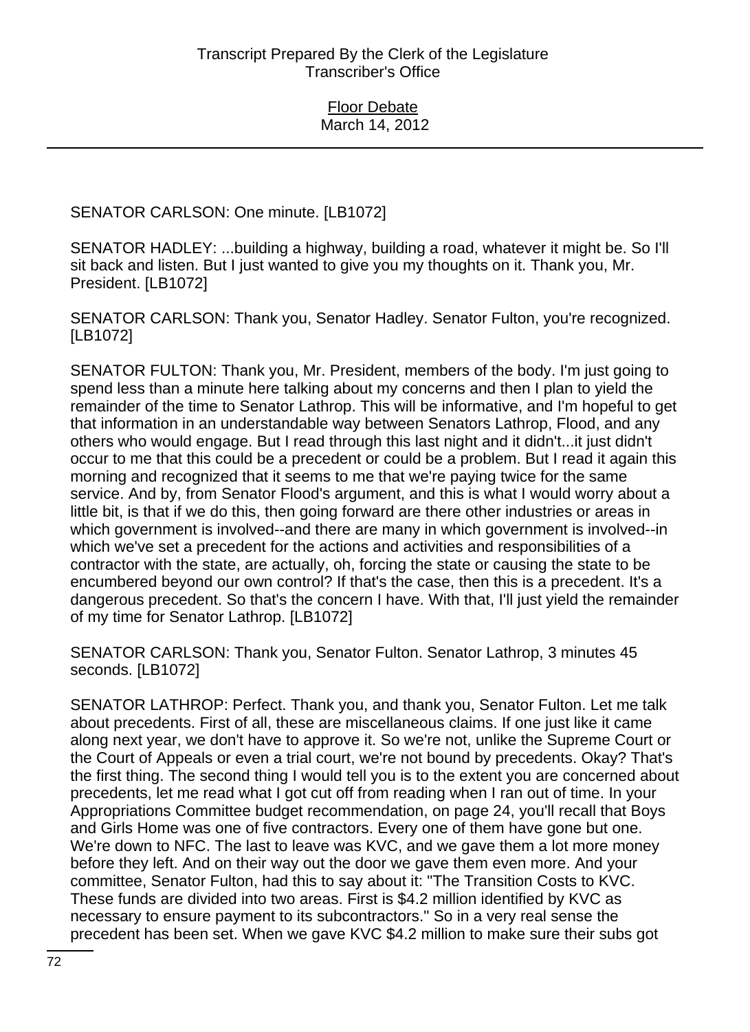SENATOR CARLSON: One minute. [LB1072]

SENATOR HADLEY: ...building a highway, building a road, whatever it might be. So I'll sit back and listen. But I just wanted to give you my thoughts on it. Thank you, Mr. President. [LB1072]

SENATOR CARLSON: Thank you, Senator Hadley. Senator Fulton, you're recognized. [LB1072]

SENATOR FULTON: Thank you, Mr. President, members of the body. I'm just going to spend less than a minute here talking about my concerns and then I plan to yield the remainder of the time to Senator Lathrop. This will be informative, and I'm hopeful to get that information in an understandable way between Senators Lathrop, Flood, and any others who would engage. But I read through this last night and it didn't...it just didn't occur to me that this could be a precedent or could be a problem. But I read it again this morning and recognized that it seems to me that we're paying twice for the same service. And by, from Senator Flood's argument, and this is what I would worry about a little bit, is that if we do this, then going forward are there other industries or areas in which government is involved--and there are many in which government is involved--in which we've set a precedent for the actions and activities and responsibilities of a contractor with the state, are actually, oh, forcing the state or causing the state to be encumbered beyond our own control? If that's the case, then this is a precedent. It's a dangerous precedent. So that's the concern I have. With that, I'll just yield the remainder of my time for Senator Lathrop. [LB1072]

SENATOR CARLSON: Thank you, Senator Fulton. Senator Lathrop, 3 minutes 45 seconds. [LB1072]

SENATOR LATHROP: Perfect. Thank you, and thank you, Senator Fulton. Let me talk about precedents. First of all, these are miscellaneous claims. If one just like it came along next year, we don't have to approve it. So we're not, unlike the Supreme Court or the Court of Appeals or even a trial court, we're not bound by precedents. Okay? That's the first thing. The second thing I would tell you is to the extent you are concerned about precedents, let me read what I got cut off from reading when I ran out of time. In your Appropriations Committee budget recommendation, on page 24, you'll recall that Boys and Girls Home was one of five contractors. Every one of them have gone but one. We're down to NFC. The last to leave was KVC, and we gave them a lot more money before they left. And on their way out the door we gave them even more. And your committee, Senator Fulton, had this to say about it: "The Transition Costs to KVC. These funds are divided into two areas. First is $4.2 million identified by KVC as necessary to ensure payment to its subcontractors." So in a very real sense the precedent has been set. When we gave KVC $4.2 million to make sure their subs got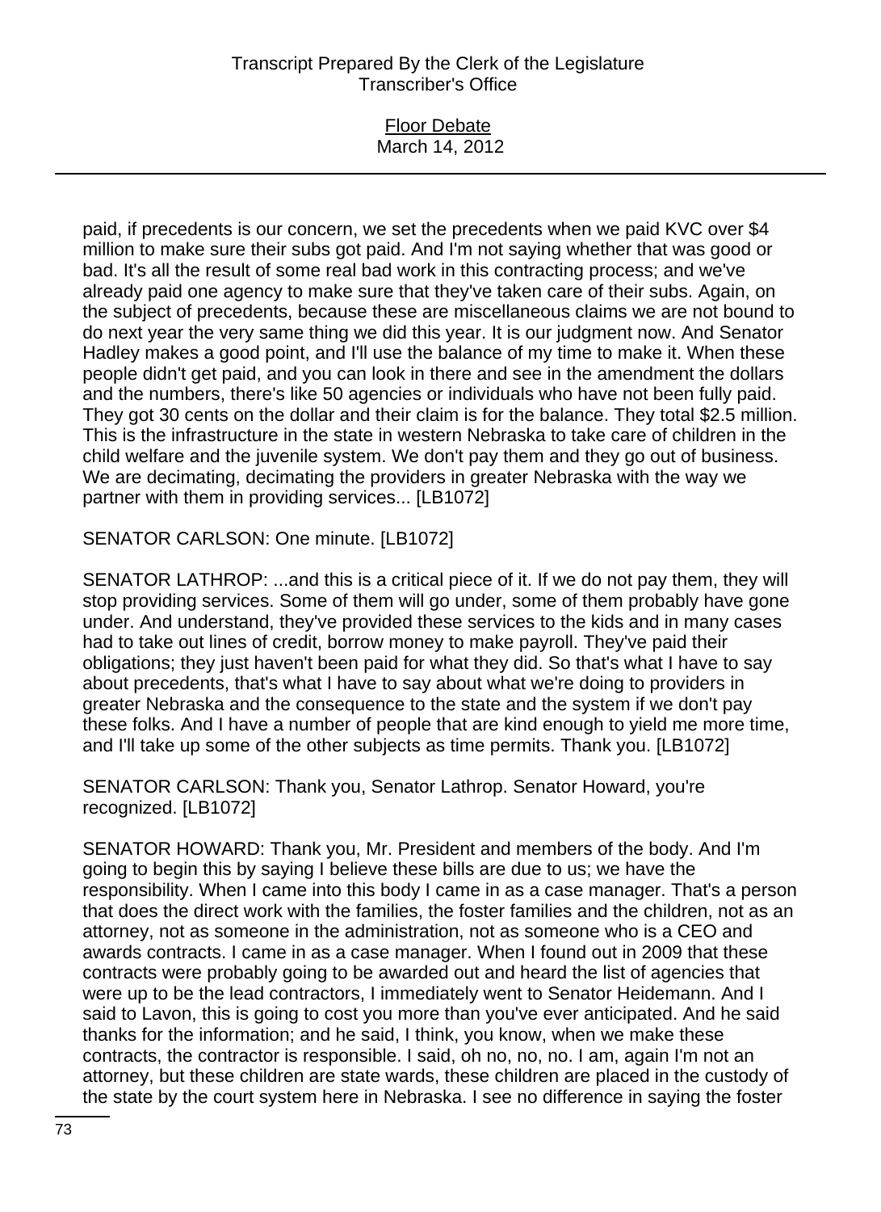paid, if precedents is our concern, we set the precedents when we paid KVC over $4 million to make sure their subs got paid. And I'm not saying whether that was good or bad. It's all the result of some real bad work in this contracting process; and we've already paid one agency to make sure that they've taken care of their subs. Again, on the subject of precedents, because these are miscellaneous claims we are not bound to do next year the very same thing we did this year. It is our judgment now. And Senator Hadley makes a good point, and I'll use the balance of my time to make it. When these people didn't get paid, and you can look in there and see in the amendment the dollars and the numbers, there's like 50 agencies or individuals who have not been fully paid. They got 30 cents on the dollar and their claim is for the balance. They total $2.5 million. This is the infrastructure in the state in western Nebraska to take care of children in the child welfare and the juvenile system. We don't pay them and they go out of business. We are decimating, decimating the providers in greater Nebraska with the way we partner with them in providing services... [LB1072]

SENATOR CARLSON: One minute. [LB1072]

SENATOR LATHROP: ...and this is a critical piece of it. If we do not pay them, they will stop providing services. Some of them will go under, some of them probably have gone under. And understand, they've provided these services to the kids and in many cases had to take out lines of credit, borrow money to make payroll. They've paid their obligations; they just haven't been paid for what they did. So that's what I have to say about precedents, that's what I have to say about what we're doing to providers in greater Nebraska and the consequence to the state and the system if we don't pay these folks. And I have a number of people that are kind enough to yield me more time, and I'll take up some of the other subjects as time permits. Thank you. [LB1072]

SENATOR CARLSON: Thank you, Senator Lathrop. Senator Howard, you're recognized. [LB1072]

SENATOR HOWARD: Thank you, Mr. President and members of the body. And I'm going to begin this by saying I believe these bills are due to us; we have the responsibility. When I came into this body I came in as a case manager. That's a person that does the direct work with the families, the foster families and the children, not as an attorney, not as someone in the administration, not as someone who is a CEO and awards contracts. I came in as a case manager. When I found out in 2009 that these contracts were probably going to be awarded out and heard the list of agencies that were up to be the lead contractors, I immediately went to Senator Heidemann. And I said to Lavon, this is going to cost you more than you've ever anticipated. And he said thanks for the information; and he said, I think, you know, when we make these contracts, the contractor is responsible. I said, oh no, no, no. I am, again I'm not an attorney, but these children are state wards, these children are placed in the custody of the state by the court system here in Nebraska. I see no difference in saying the foster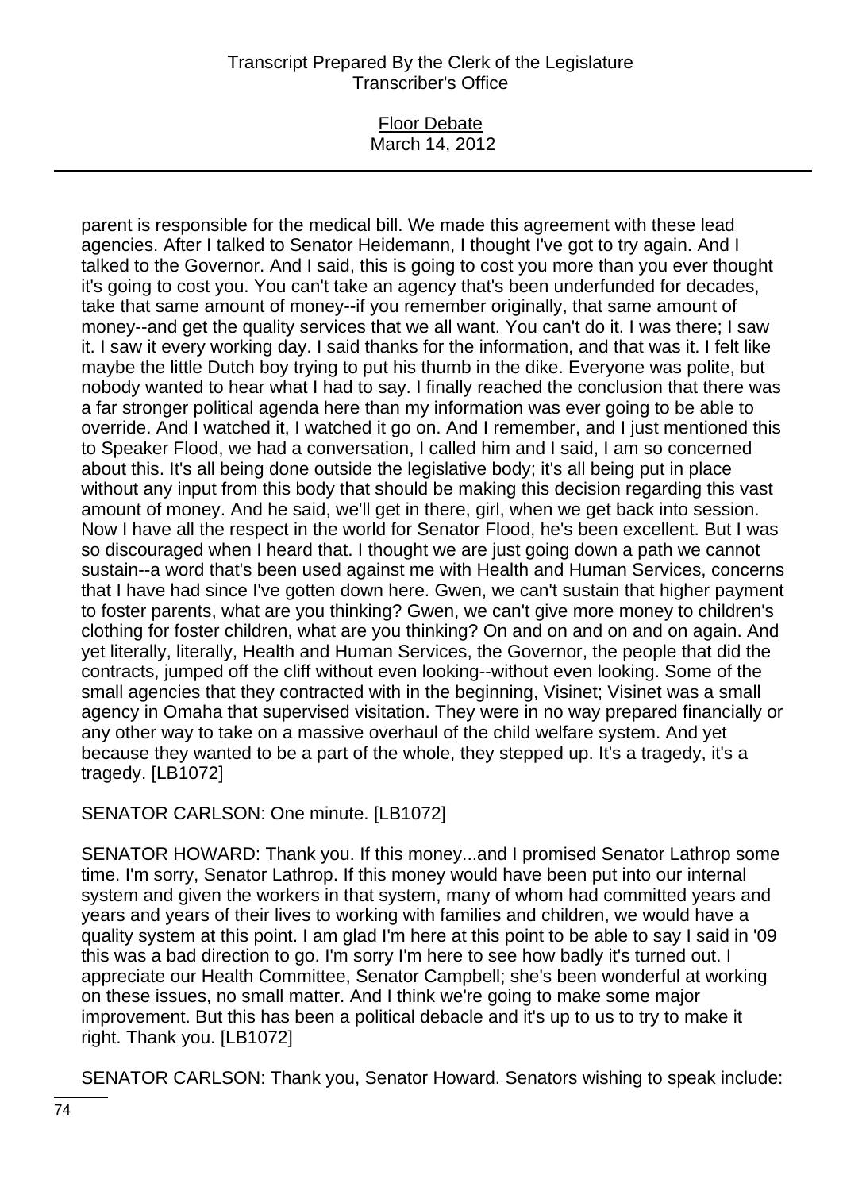parent is responsible for the medical bill. We made this agreement with these lead agencies. After I talked to Senator Heidemann, I thought I've got to try again. And I talked to the Governor. And I said, this is going to cost you more than you ever thought it's going to cost you. You can't take an agency that's been underfunded for decades, take that same amount of money--if you remember originally, that same amount of money--and get the quality services that we all want. You can't do it. I was there; I saw it. I saw it every working day. I said thanks for the information, and that was it. I felt like maybe the little Dutch boy trying to put his thumb in the dike. Everyone was polite, but nobody wanted to hear what I had to say. I finally reached the conclusion that there was a far stronger political agenda here than my information was ever going to be able to override. And I watched it, I watched it go on. And I remember, and I just mentioned this to Speaker Flood, we had a conversation, I called him and I said, I am so concerned about this. It's all being done outside the legislative body; it's all being put in place without any input from this body that should be making this decision regarding this vast amount of money. And he said, we'll get in there, girl, when we get back into session. Now I have all the respect in the world for Senator Flood, he's been excellent. But I was so discouraged when I heard that. I thought we are just going down a path we cannot sustain--a word that's been used against me with Health and Human Services, concerns that I have had since I've gotten down here. Gwen, we can't sustain that higher payment to foster parents, what are you thinking? Gwen, we can't give more money to children's clothing for foster children, what are you thinking? On and on and on and on again. And yet literally, literally, Health and Human Services, the Governor, the people that did the contracts, jumped off the cliff without even looking--without even looking. Some of the small agencies that they contracted with in the beginning, Visinet; Visinet was a small agency in Omaha that supervised visitation. They were in no way prepared financially or any other way to take on a massive overhaul of the child welfare system. And yet because they wanted to be a part of the whole, they stepped up. It's a tragedy, it's a tragedy. [LB1072]

SENATOR CARLSON: One minute. [LB1072]

SENATOR HOWARD: Thank you. If this money...and I promised Senator Lathrop some time. I'm sorry, Senator Lathrop. If this money would have been put into our internal system and given the workers in that system, many of whom had committed years and years and years of their lives to working with families and children, we would have a quality system at this point. I am glad I'm here at this point to be able to say I said in '09 this was a bad direction to go. I'm sorry I'm here to see how badly it's turned out. I appreciate our Health Committee, Senator Campbell; she's been wonderful at working on these issues, no small matter. And I think we're going to make some major improvement. But this has been a political debacle and it's up to us to try to make it right. Thank you. [LB1072]

SENATOR CARLSON: Thank you, Senator Howard. Senators wishing to speak include: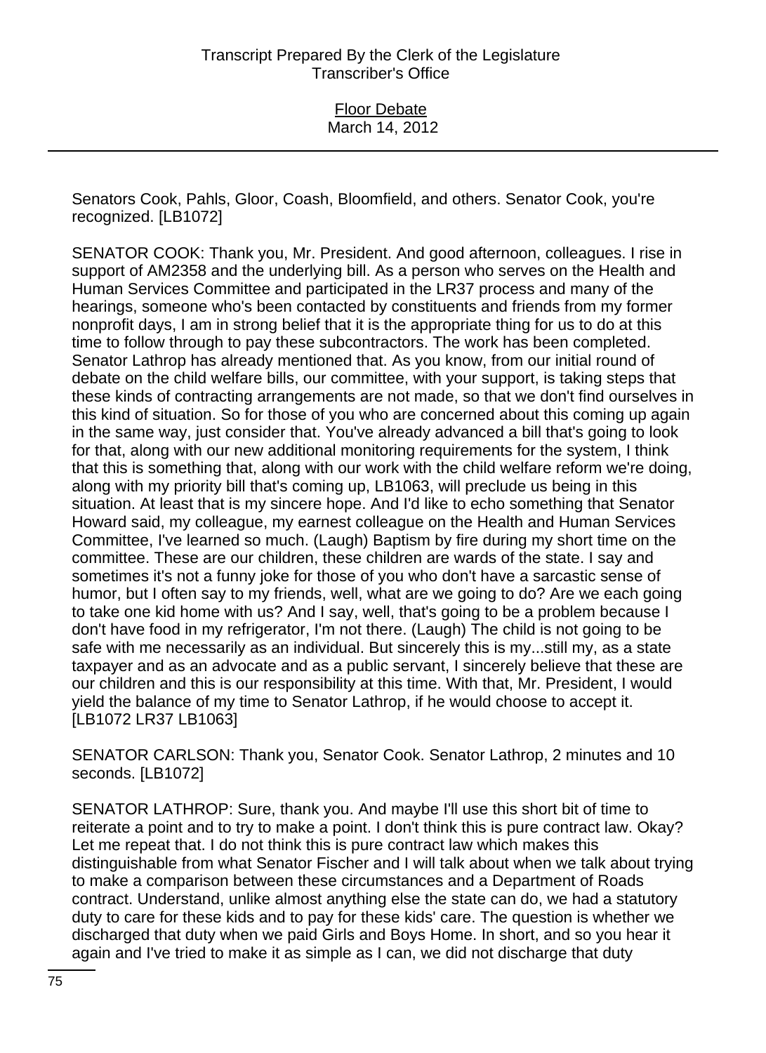Senators Cook, Pahls, Gloor, Coash, Bloomfield, and others. Senator Cook, you're recognized. [LB1072]

SENATOR COOK: Thank you, Mr. President. And good afternoon, colleagues. I rise in support of AM2358 and the underlying bill. As a person who serves on the Health and Human Services Committee and participated in the LR37 process and many of the hearings, someone who's been contacted by constituents and friends from my former nonprofit days, I am in strong belief that it is the appropriate thing for us to do at this time to follow through to pay these subcontractors. The work has been completed. Senator Lathrop has already mentioned that. As you know, from our initial round of debate on the child welfare bills, our committee, with your support, is taking steps that these kinds of contracting arrangements are not made, so that we don't find ourselves in this kind of situation. So for those of you who are concerned about this coming up again in the same way, just consider that. You've already advanced a bill that's going to look for that, along with our new additional monitoring requirements for the system, I think that this is something that, along with our work with the child welfare reform we're doing, along with my priority bill that's coming up, LB1063, will preclude us being in this situation. At least that is my sincere hope. And I'd like to echo something that Senator Howard said, my colleague, my earnest colleague on the Health and Human Services Committee, I've learned so much. (Laugh) Baptism by fire during my short time on the committee. These are our children, these children are wards of the state. I say and sometimes it's not a funny joke for those of you who don't have a sarcastic sense of humor, but I often say to my friends, well, what are we going to do? Are we each going to take one kid home with us? And I say, well, that's going to be a problem because I don't have food in my refrigerator, I'm not there. (Laugh) The child is not going to be safe with me necessarily as an individual. But sincerely this is my...still my, as a state taxpayer and as an advocate and as a public servant, I sincerely believe that these are our children and this is our responsibility at this time. With that, Mr. President, I would yield the balance of my time to Senator Lathrop, if he would choose to accept it. [LB1072 LR37 LB1063]

SENATOR CARLSON: Thank you, Senator Cook. Senator Lathrop, 2 minutes and 10 seconds. [LB1072]

SENATOR LATHROP: Sure, thank you. And maybe I'll use this short bit of time to reiterate a point and to try to make a point. I don't think this is pure contract law. Okay? Let me repeat that. I do not think this is pure contract law which makes this distinguishable from what Senator Fischer and I will talk about when we talk about trying to make a comparison between these circumstances and a Department of Roads contract. Understand, unlike almost anything else the state can do, we had a statutory duty to care for these kids and to pay for these kids' care. The question is whether we discharged that duty when we paid Girls and Boys Home. In short, and so you hear it again and I've tried to make it as simple as I can, we did not discharge that duty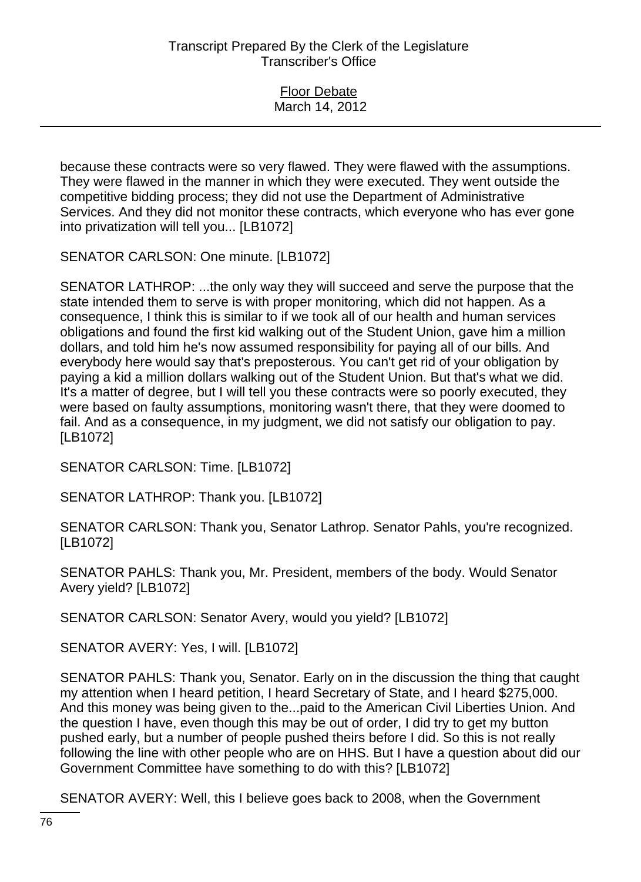because these contracts were so very flawed. They were flawed with the assumptions. They were flawed in the manner in which they were executed. They went outside the competitive bidding process; they did not use the Department of Administrative Services. And they did not monitor these contracts, which everyone who has ever gone into privatization will tell you... [LB1072]

SENATOR CARLSON: One minute. [LB1072]

SENATOR LATHROP: ...the only way they will succeed and serve the purpose that the state intended them to serve is with proper monitoring, which did not happen. As a consequence, I think this is similar to if we took all of our health and human services obligations and found the first kid walking out of the Student Union, gave him a million dollars, and told him he's now assumed responsibility for paying all of our bills. And everybody here would say that's preposterous. You can't get rid of your obligation by paying a kid a million dollars walking out of the Student Union. But that's what we did. It's a matter of degree, but I will tell you these contracts were so poorly executed, they were based on faulty assumptions, monitoring wasn't there, that they were doomed to fail. And as a consequence, in my judgment, we did not satisfy our obligation to pay. [LB1072]

SENATOR CARLSON: Time. [LB1072]

SENATOR LATHROP: Thank you. [LB1072]

SENATOR CARLSON: Thank you, Senator Lathrop. Senator Pahls, you're recognized. [LB1072]

SENATOR PAHLS: Thank you, Mr. President, members of the body. Would Senator Avery yield? [LB1072]

SENATOR CARLSON: Senator Avery, would you yield? [LB1072]

SENATOR AVERY: Yes, I will. [LB1072]

SENATOR PAHLS: Thank you, Senator. Early on in the discussion the thing that caught my attention when I heard petition, I heard Secretary of State, and I heard $275,000. And this money was being given to the...paid to the American Civil Liberties Union. And the question I have, even though this may be out of order, I did try to get my button pushed early, but a number of people pushed theirs before I did. So this is not really following the line with other people who are on HHS. But I have a question about did our Government Committee have something to do with this? [LB1072]

SENATOR AVERY: Well, this I believe goes back to 2008, when the Government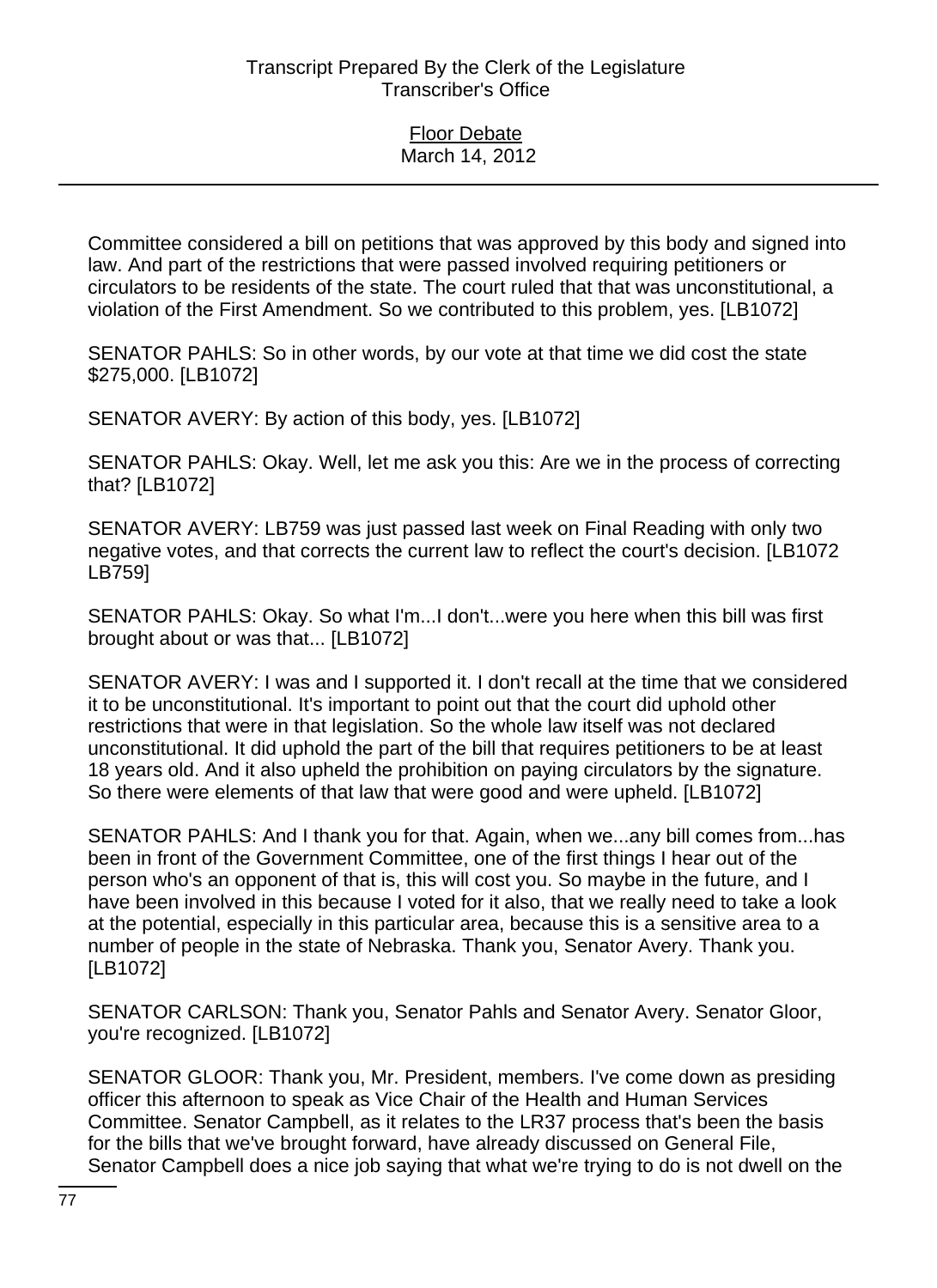Committee considered a bill on petitions that was approved by this body and signed into law. And part of the restrictions that were passed involved requiring petitioners or circulators to be residents of the state. The court ruled that that was unconstitutional, a violation of the First Amendment. So we contributed to this problem, yes. [LB1072]

SENATOR PAHLS: So in other words, by our vote at that time we did cost the state $275,000. [LB1072]

SENATOR AVERY: By action of this body, yes. [LB1072]

SENATOR PAHLS: Okay. Well, let me ask you this: Are we in the process of correcting that? [LB1072]

SENATOR AVERY: LB759 was just passed last week on Final Reading with only two negative votes, and that corrects the current law to reflect the court's decision. [LB1072 LB759]

SENATOR PAHLS: Okay. So what I'm...I don't...were you here when this bill was first brought about or was that... [LB1072]

SENATOR AVERY: I was and I supported it. I don't recall at the time that we considered it to be unconstitutional. It's important to point out that the court did uphold other restrictions that were in that legislation. So the whole law itself was not declared unconstitutional. It did uphold the part of the bill that requires petitioners to be at least 18 years old. And it also upheld the prohibition on paying circulators by the signature. So there were elements of that law that were good and were upheld. [LB1072]

SENATOR PAHLS: And I thank you for that. Again, when we...any bill comes from...has been in front of the Government Committee, one of the first things I hear out of the person who's an opponent of that is, this will cost you. So maybe in the future, and I have been involved in this because I voted for it also, that we really need to take a look at the potential, especially in this particular area, because this is a sensitive area to a number of people in the state of Nebraska. Thank you, Senator Avery. Thank you. [LB1072]

SENATOR CARLSON: Thank you, Senator Pahls and Senator Avery. Senator Gloor, you're recognized. [LB1072]

SENATOR GLOOR: Thank you, Mr. President, members. I've come down as presiding officer this afternoon to speak as Vice Chair of the Health and Human Services Committee. Senator Campbell, as it relates to the LR37 process that's been the basis for the bills that we've brought forward, have already discussed on General File, Senator Campbell does a nice job saying that what we're trying to do is not dwell on the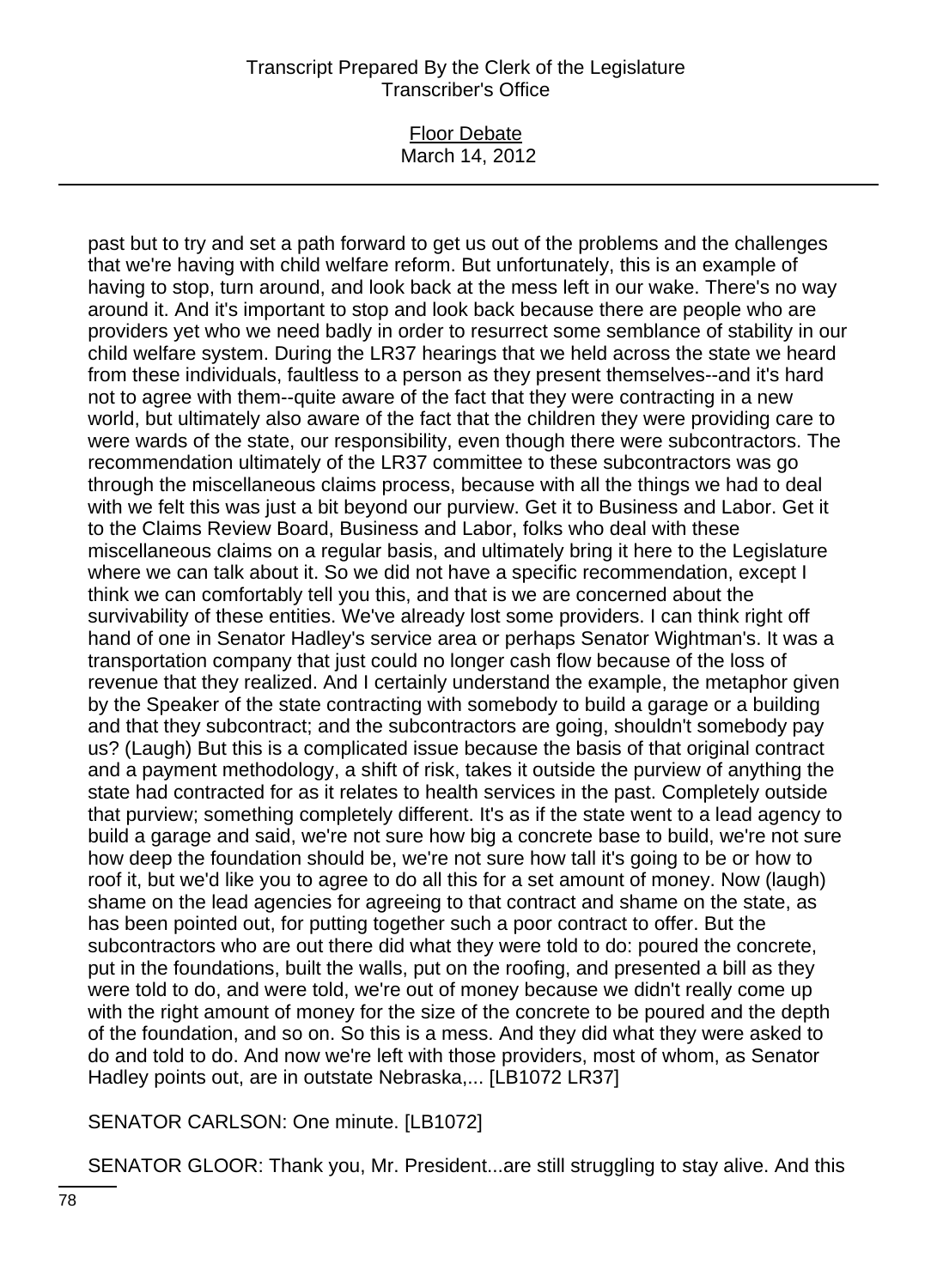past but to try and set a path forward to get us out of the problems and the challenges that we're having with child welfare reform. But unfortunately, this is an example of having to stop, turn around, and look back at the mess left in our wake. There's no way around it. And it's important to stop and look back because there are people who are providers yet who we need badly in order to resurrect some semblance of stability in our child welfare system. During the LR37 hearings that we held across the state we heard from these individuals, faultless to a person as they present themselves--and it's hard not to agree with them--quite aware of the fact that they were contracting in a new world, but ultimately also aware of the fact that the children they were providing care to were wards of the state, our responsibility, even though there were subcontractors. The recommendation ultimately of the LR37 committee to these subcontractors was go through the miscellaneous claims process, because with all the things we had to deal with we felt this was just a bit beyond our purview. Get it to Business and Labor. Get it to the Claims Review Board, Business and Labor, folks who deal with these miscellaneous claims on a regular basis, and ultimately bring it here to the Legislature where we can talk about it. So we did not have a specific recommendation, except I think we can comfortably tell you this, and that is we are concerned about the survivability of these entities. We've already lost some providers. I can think right off hand of one in Senator Hadley's service area or perhaps Senator Wightman's. It was a transportation company that just could no longer cash flow because of the loss of revenue that they realized. And I certainly understand the example, the metaphor given by the Speaker of the state contracting with somebody to build a garage or a building and that they subcontract; and the subcontractors are going, shouldn't somebody pay us? (Laugh) But this is a complicated issue because the basis of that original contract and a payment methodology, a shift of risk, takes it outside the purview of anything the state had contracted for as it relates to health services in the past. Completely outside that purview; something completely different. It's as if the state went to a lead agency to build a garage and said, we're not sure how big a concrete base to build, we're not sure how deep the foundation should be, we're not sure how tall it's going to be or how to roof it, but we'd like you to agree to do all this for a set amount of money. Now (laugh) shame on the lead agencies for agreeing to that contract and shame on the state, as has been pointed out, for putting together such a poor contract to offer. But the subcontractors who are out there did what they were told to do: poured the concrete, put in the foundations, built the walls, put on the roofing, and presented a bill as they were told to do, and were told, we're out of money because we didn't really come up with the right amount of money for the size of the concrete to be poured and the depth of the foundation, and so on. So this is a mess. And they did what they were asked to do and told to do. And now we're left with those providers, most of whom, as Senator Hadley points out, are in outstate Nebraska,... [LB1072 LR37]

SENATOR CARLSON: One minute. [LB1072]

SENATOR GLOOR: Thank you, Mr. President...are still struggling to stay alive. And this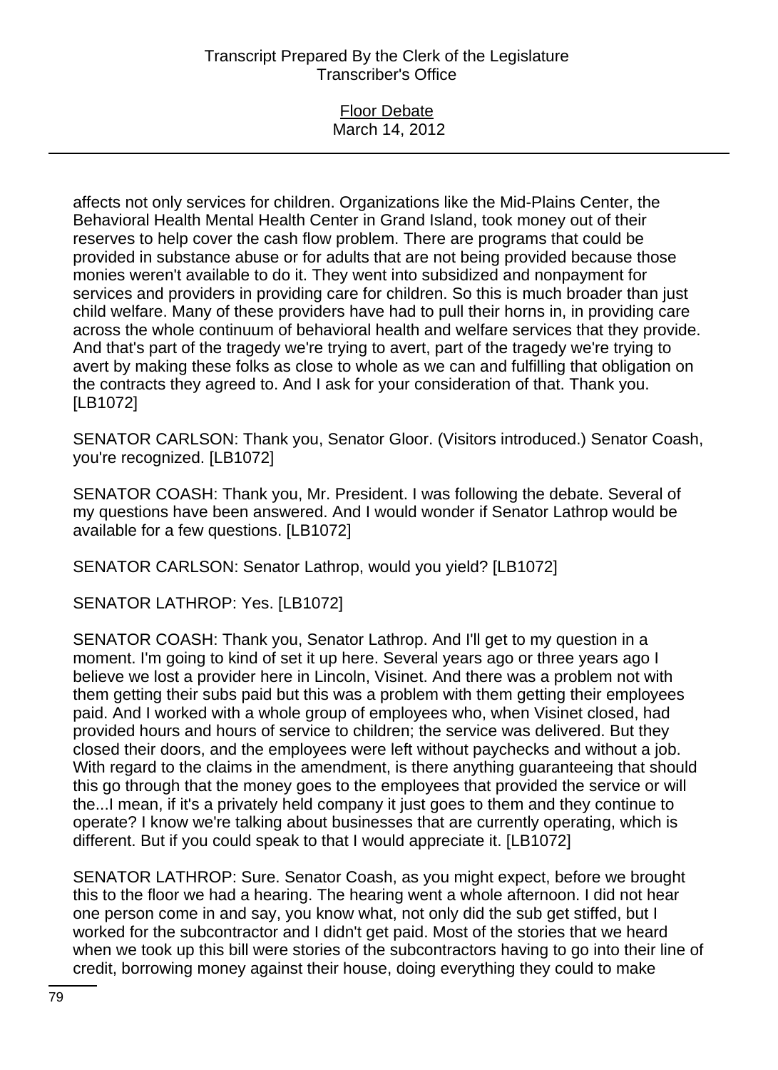affects not only services for children. Organizations like the Mid-Plains Center, the Behavioral Health Mental Health Center in Grand Island, took money out of their reserves to help cover the cash flow problem. There are programs that could be provided in substance abuse or for adults that are not being provided because those monies weren't available to do it. They went into subsidized and nonpayment for services and providers in providing care for children. So this is much broader than just child welfare. Many of these providers have had to pull their horns in, in providing care across the whole continuum of behavioral health and welfare services that they provide. And that's part of the tragedy we're trying to avert, part of the tragedy we're trying to avert by making these folks as close to whole as we can and fulfilling that obligation on the contracts they agreed to. And I ask for your consideration of that. Thank you. [LB1072]

SENATOR CARLSON: Thank you, Senator Gloor. (Visitors introduced.) Senator Coash, you're recognized. [LB1072]

SENATOR COASH: Thank you, Mr. President. I was following the debate. Several of my questions have been answered. And I would wonder if Senator Lathrop would be available for a few questions. [LB1072]

SENATOR CARLSON: Senator Lathrop, would you yield? [LB1072]

SENATOR LATHROP: Yes. [LB1072]

SENATOR COASH: Thank you, Senator Lathrop. And I'll get to my question in a moment. I'm going to kind of set it up here. Several years ago or three years ago I believe we lost a provider here in Lincoln, Visinet. And there was a problem not with them getting their subs paid but this was a problem with them getting their employees paid. And I worked with a whole group of employees who, when Visinet closed, had provided hours and hours of service to children; the service was delivered. But they closed their doors, and the employees were left without paychecks and without a job. With regard to the claims in the amendment, is there anything guaranteeing that should this go through that the money goes to the employees that provided the service or will the...I mean, if it's a privately held company it just goes to them and they continue to operate? I know we're talking about businesses that are currently operating, which is different. But if you could speak to that I would appreciate it. [LB1072]

SENATOR LATHROP: Sure. Senator Coash, as you might expect, before we brought this to the floor we had a hearing. The hearing went a whole afternoon. I did not hear one person come in and say, you know what, not only did the sub get stiffed, but I worked for the subcontractor and I didn't get paid. Most of the stories that we heard when we took up this bill were stories of the subcontractors having to go into their line of credit, borrowing money against their house, doing everything they could to make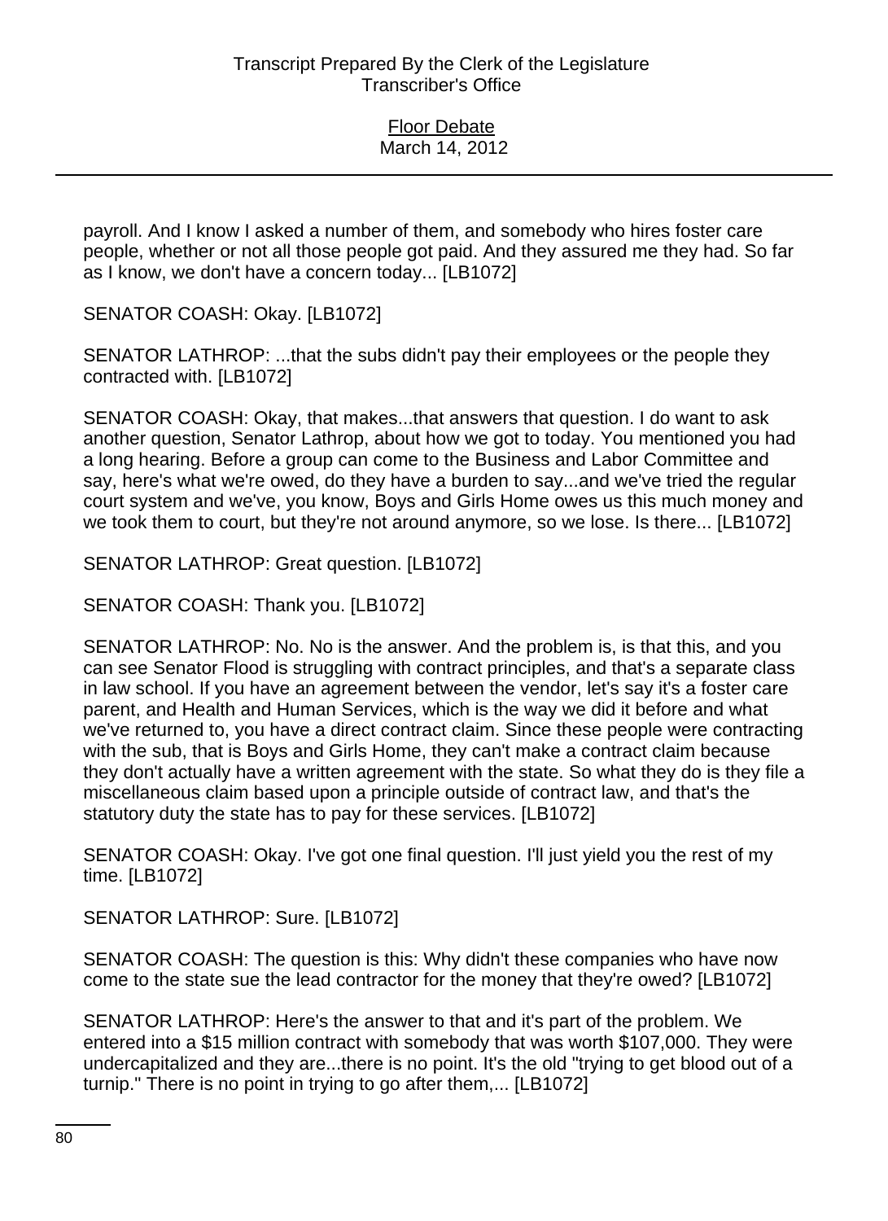payroll. And I know I asked a number of them, and somebody who hires foster care people, whether or not all those people got paid. And they assured me they had. So far as I know, we don't have a concern today... [LB1072]

SENATOR COASH: Okay. [LB1072]

SENATOR LATHROP: ...that the subs didn't pay their employees or the people they contracted with. [LB1072]

SENATOR COASH: Okay, that makes...that answers that question. I do want to ask another question, Senator Lathrop, about how we got to today. You mentioned you had a long hearing. Before a group can come to the Business and Labor Committee and say, here's what we're owed, do they have a burden to say...and we've tried the regular court system and we've, you know, Boys and Girls Home owes us this much money and we took them to court, but they're not around anymore, so we lose. Is there... [LB1072]

SENATOR LATHROP: Great question. [LB1072]

SENATOR COASH: Thank you. [LB1072]

SENATOR LATHROP: No. No is the answer. And the problem is, is that this, and you can see Senator Flood is struggling with contract principles, and that's a separate class in law school. If you have an agreement between the vendor, let's say it's a foster care parent, and Health and Human Services, which is the way we did it before and what we've returned to, you have a direct contract claim. Since these people were contracting with the sub, that is Boys and Girls Home, they can't make a contract claim because they don't actually have a written agreement with the state. So what they do is they file a miscellaneous claim based upon a principle outside of contract law, and that's the statutory duty the state has to pay for these services. [LB1072]

SENATOR COASH: Okay. I've got one final question. I'll just yield you the rest of my time. [LB1072]

SENATOR LATHROP: Sure. [LB1072]

SENATOR COASH: The question is this: Why didn't these companies who have now come to the state sue the lead contractor for the money that they're owed? [LB1072]

SENATOR LATHROP: Here's the answer to that and it's part of the problem. We entered into a $15 million contract with somebody that was worth $107,000. They were undercapitalized and they are...there is no point. It's the old "trying to get blood out of a turnip." There is no point in trying to go after them,... [LB1072]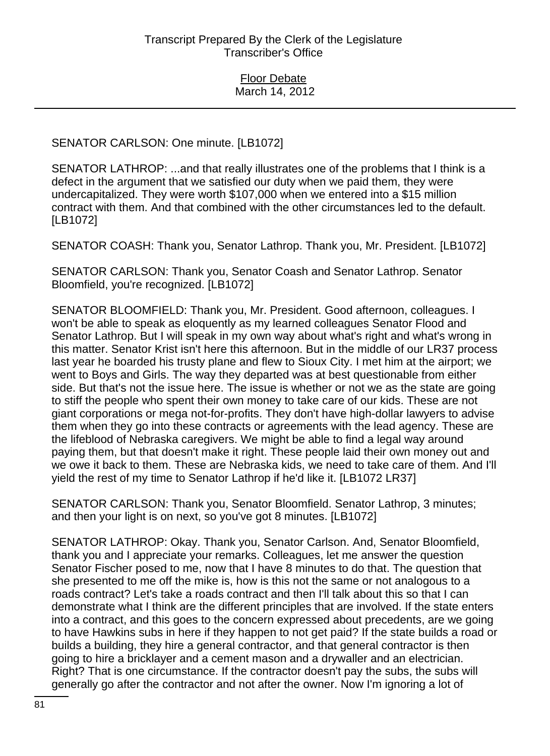SENATOR CARLSON: One minute. [LB1072]

SENATOR LATHROP: ...and that really illustrates one of the problems that I think is a defect in the argument that we satisfied our duty when we paid them, they were undercapitalized. They were worth $107,000 when we entered into a $15 million contract with them. And that combined with the other circumstances led to the default. [LB1072]

SENATOR COASH: Thank you, Senator Lathrop. Thank you, Mr. President. [LB1072]

SENATOR CARLSON: Thank you, Senator Coash and Senator Lathrop. Senator Bloomfield, you're recognized. [LB1072]

SENATOR BLOOMFIELD: Thank you, Mr. President. Good afternoon, colleagues. I won't be able to speak as eloquently as my learned colleagues Senator Flood and Senator Lathrop. But I will speak in my own way about what's right and what's wrong in this matter. Senator Krist isn't here this afternoon. But in the middle of our LR37 process last year he boarded his trusty plane and flew to Sioux City. I met him at the airport; we went to Boys and Girls. The way they departed was at best questionable from either side. But that's not the issue here. The issue is whether or not we as the state are going to stiff the people who spent their own money to take care of our kids. These are not giant corporations or mega not-for-profits. They don't have high-dollar lawyers to advise them when they go into these contracts or agreements with the lead agency. These are the lifeblood of Nebraska caregivers. We might be able to find a legal way around paying them, but that doesn't make it right. These people laid their own money out and we owe it back to them. These are Nebraska kids, we need to take care of them. And I'll yield the rest of my time to Senator Lathrop if he'd like it. [LB1072 LR37]

SENATOR CARLSON: Thank you, Senator Bloomfield. Senator Lathrop, 3 minutes; and then your light is on next, so you've got 8 minutes. [LB1072]

SENATOR LATHROP: Okay. Thank you, Senator Carlson. And, Senator Bloomfield, thank you and I appreciate your remarks. Colleagues, let me answer the question Senator Fischer posed to me, now that I have 8 minutes to do that. The question that she presented to me off the mike is, how is this not the same or not analogous to a roads contract? Let's take a roads contract and then I'll talk about this so that I can demonstrate what I think are the different principles that are involved. If the state enters into a contract, and this goes to the concern expressed about precedents, are we going to have Hawkins subs in here if they happen to not get paid? If the state builds a road or builds a building, they hire a general contractor, and that general contractor is then going to hire a bricklayer and a cement mason and a drywaller and an electrician. Right? That is one circumstance. If the contractor doesn't pay the subs, the subs will generally go after the contractor and not after the owner. Now I'm ignoring a lot of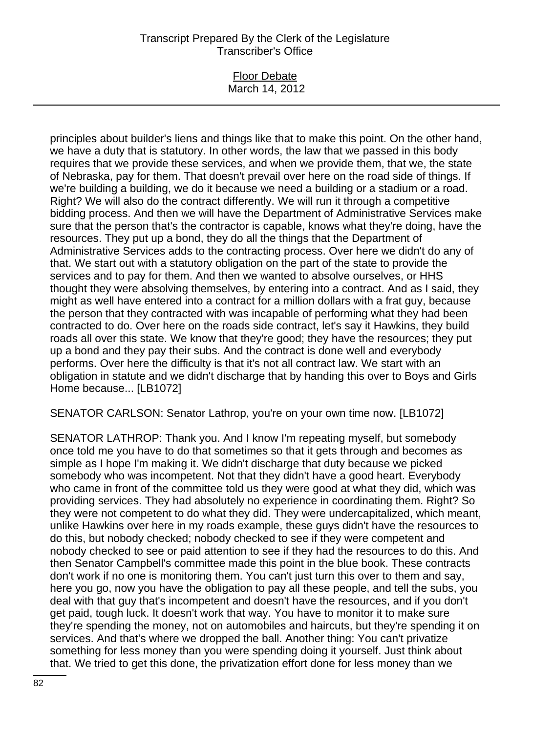principles about builder's liens and things like that to make this point. On the other hand, we have a duty that is statutory. In other words, the law that we passed in this body requires that we provide these services, and when we provide them, that we, the state of Nebraska, pay for them. That doesn't prevail over here on the road side of things. If we're building a building, we do it because we need a building or a stadium or a road. Right? We will also do the contract differently. We will run it through a competitive bidding process. And then we will have the Department of Administrative Services make sure that the person that's the contractor is capable, knows what they're doing, have the resources. They put up a bond, they do all the things that the Department of Administrative Services adds to the contracting process. Over here we didn't do any of that. We start out with a statutory obligation on the part of the state to provide the services and to pay for them. And then we wanted to absolve ourselves, or HHS thought they were absolving themselves, by entering into a contract. And as I said, they might as well have entered into a contract for a million dollars with a frat guy, because the person that they contracted with was incapable of performing what they had been contracted to do. Over here on the roads side contract, let's say it Hawkins, they build roads all over this state. We know that they're good; they have the resources; they put up a bond and they pay their subs. And the contract is done well and everybody performs. Over here the difficulty is that it's not all contract law. We start with an obligation in statute and we didn't discharge that by handing this over to Boys and Girls Home because... [LB1072]

SENATOR CARLSON: Senator Lathrop, you're on your own time now. [LB1072]

SENATOR LATHROP: Thank you. And I know I'm repeating myself, but somebody once told me you have to do that sometimes so that it gets through and becomes as simple as I hope I'm making it. We didn't discharge that duty because we picked somebody who was incompetent. Not that they didn't have a good heart. Everybody who came in front of the committee told us they were good at what they did, which was providing services. They had absolutely no experience in coordinating them. Right? So they were not competent to do what they did. They were undercapitalized, which meant, unlike Hawkins over here in my roads example, these guys didn't have the resources to do this, but nobody checked; nobody checked to see if they were competent and nobody checked to see or paid attention to see if they had the resources to do this. And then Senator Campbell's committee made this point in the blue book. These contracts don't work if no one is monitoring them. You can't just turn this over to them and say, here you go, now you have the obligation to pay all these people, and tell the subs, you deal with that guy that's incompetent and doesn't have the resources, and if you don't get paid, tough luck. It doesn't work that way. You have to monitor it to make sure they're spending the money, not on automobiles and haircuts, but they're spending it on services. And that's where we dropped the ball. Another thing: You can't privatize something for less money than you were spending doing it yourself. Just think about that. We tried to get this done, the privatization effort done for less money than we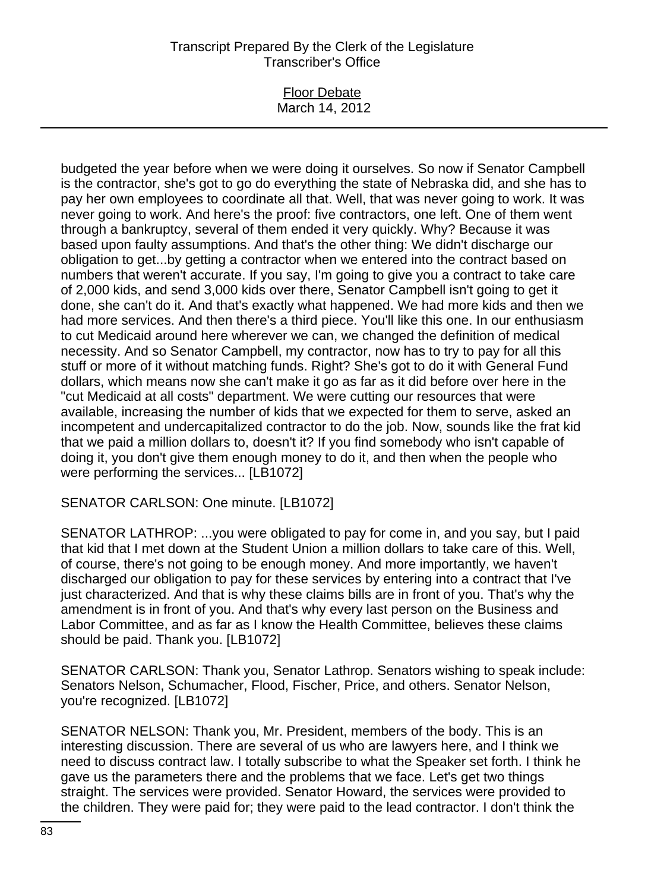budgeted the year before when we were doing it ourselves. So now if Senator Campbell is the contractor, she's got to go do everything the state of Nebraska did, and she has to pay her own employees to coordinate all that. Well, that was never going to work. It was never going to work. And here's the proof: five contractors, one left. One of them went through a bankruptcy, several of them ended it very quickly. Why? Because it was based upon faulty assumptions. And that's the other thing: We didn't discharge our obligation to get...by getting a contractor when we entered into the contract based on numbers that weren't accurate. If you say, I'm going to give you a contract to take care of 2,000 kids, and send 3,000 kids over there, Senator Campbell isn't going to get it done, she can't do it. And that's exactly what happened. We had more kids and then we had more services. And then there's a third piece. You'll like this one. In our enthusiasm to cut Medicaid around here wherever we can, we changed the definition of medical necessity. And so Senator Campbell, my contractor, now has to try to pay for all this stuff or more of it without matching funds. Right? She's got to do it with General Fund dollars, which means now she can't make it go as far as it did before over here in the "cut Medicaid at all costs" department. We were cutting our resources that were available, increasing the number of kids that we expected for them to serve, asked an incompetent and undercapitalized contractor to do the job. Now, sounds like the frat kid that we paid a million dollars to, doesn't it? If you find somebody who isn't capable of doing it, you don't give them enough money to do it, and then when the people who were performing the services... [LB1072]

SENATOR CARLSON: One minute. [LB1072]

SENATOR LATHROP: ...you were obligated to pay for come in, and you say, but I paid that kid that I met down at the Student Union a million dollars to take care of this. Well, of course, there's not going to be enough money. And more importantly, we haven't discharged our obligation to pay for these services by entering into a contract that I've just characterized. And that is why these claims bills are in front of you. That's why the amendment is in front of you. And that's why every last person on the Business and Labor Committee, and as far as I know the Health Committee, believes these claims should be paid. Thank you. [LB1072]

SENATOR CARLSON: Thank you, Senator Lathrop. Senators wishing to speak include: Senators Nelson, Schumacher, Flood, Fischer, Price, and others. Senator Nelson, you're recognized. [LB1072]

SENATOR NELSON: Thank you, Mr. President, members of the body. This is an interesting discussion. There are several of us who are lawyers here, and I think we need to discuss contract law. I totally subscribe to what the Speaker set forth. I think he gave us the parameters there and the problems that we face. Let's get two things straight. The services were provided. Senator Howard, the services were provided to the children. They were paid for; they were paid to the lead contractor. I don't think the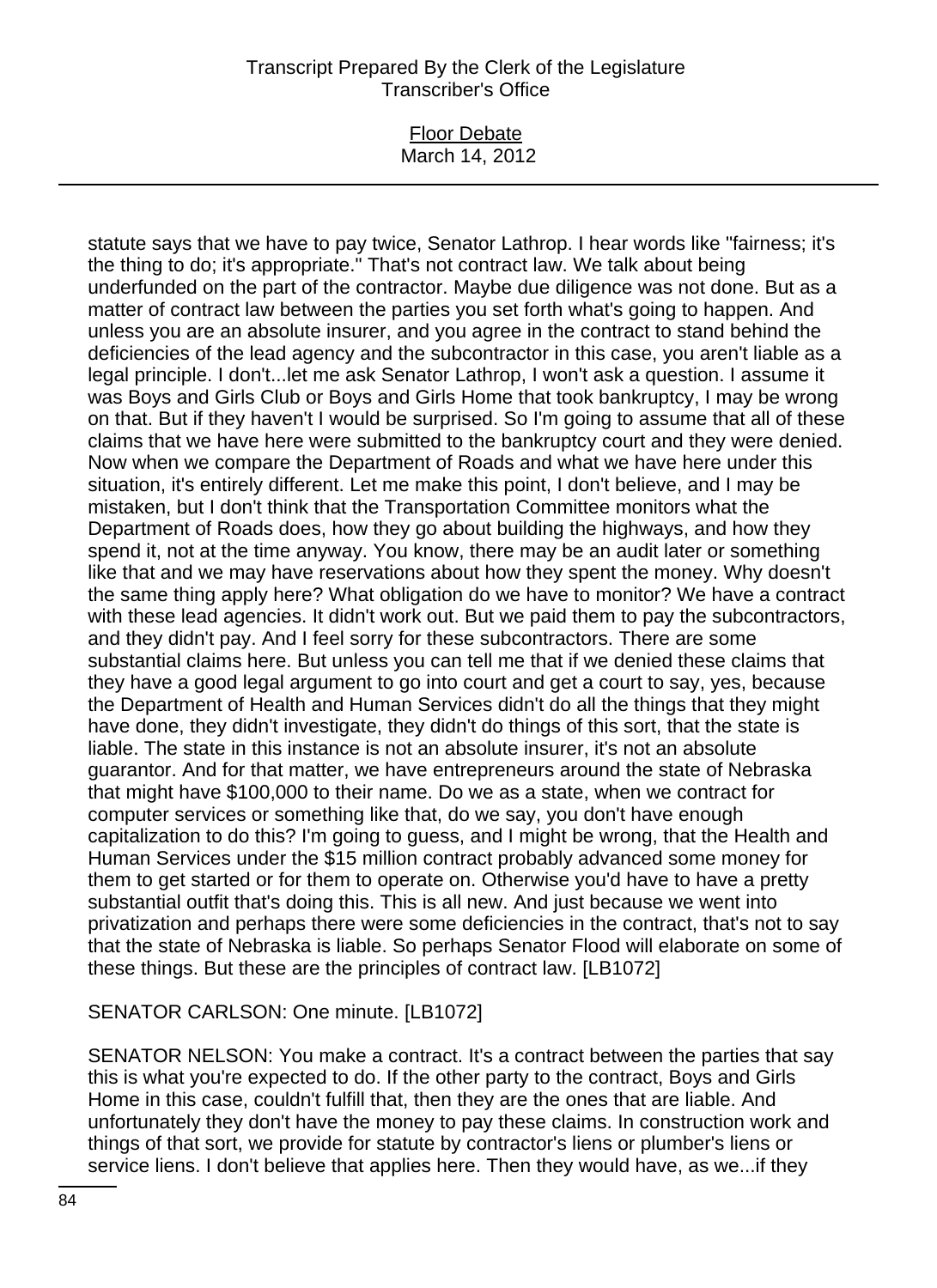statute says that we have to pay twice, Senator Lathrop. I hear words like "fairness; it's the thing to do; it's appropriate." That's not contract law. We talk about being underfunded on the part of the contractor. Maybe due diligence was not done. But as a matter of contract law between the parties you set forth what's going to happen. And unless you are an absolute insurer, and you agree in the contract to stand behind the deficiencies of the lead agency and the subcontractor in this case, you aren't liable as a legal principle. I don't...let me ask Senator Lathrop, I won't ask a question. I assume it was Boys and Girls Club or Boys and Girls Home that took bankruptcy, I may be wrong on that. But if they haven't I would be surprised. So I'm going to assume that all of these claims that we have here were submitted to the bankruptcy court and they were denied. Now when we compare the Department of Roads and what we have here under this situation, it's entirely different. Let me make this point, I don't believe, and I may be mistaken, but I don't think that the Transportation Committee monitors what the Department of Roads does, how they go about building the highways, and how they spend it, not at the time anyway. You know, there may be an audit later or something like that and we may have reservations about how they spent the money. Why doesn't the same thing apply here? What obligation do we have to monitor? We have a contract with these lead agencies. It didn't work out. But we paid them to pay the subcontractors, and they didn't pay. And I feel sorry for these subcontractors. There are some substantial claims here. But unless you can tell me that if we denied these claims that they have a good legal argument to go into court and get a court to say, yes, because the Department of Health and Human Services didn't do all the things that they might have done, they didn't investigate, they didn't do things of this sort, that the state is liable. The state in this instance is not an absolute insurer, it's not an absolute guarantor. And for that matter, we have entrepreneurs around the state of Nebraska that might have $100,000 to their name. Do we as a state, when we contract for computer services or something like that, do we say, you don't have enough capitalization to do this? I'm going to guess, and I might be wrong, that the Health and Human Services under the $15 million contract probably advanced some money for them to get started or for them to operate on. Otherwise you'd have to have a pretty substantial outfit that's doing this. This is all new. And just because we went into privatization and perhaps there were some deficiencies in the contract, that's not to say that the state of Nebraska is liable. So perhaps Senator Flood will elaborate on some of these things. But these are the principles of contract law. [LB1072]

SENATOR CARLSON: One minute. [LB1072]

SENATOR NELSON: You make a contract. It's a contract between the parties that say this is what you're expected to do. If the other party to the contract, Boys and Girls Home in this case, couldn't fulfill that, then they are the ones that are liable. And unfortunately they don't have the money to pay these claims. In construction work and things of that sort, we provide for statute by contractor's liens or plumber's liens or service liens. I don't believe that applies here. Then they would have, as we...if they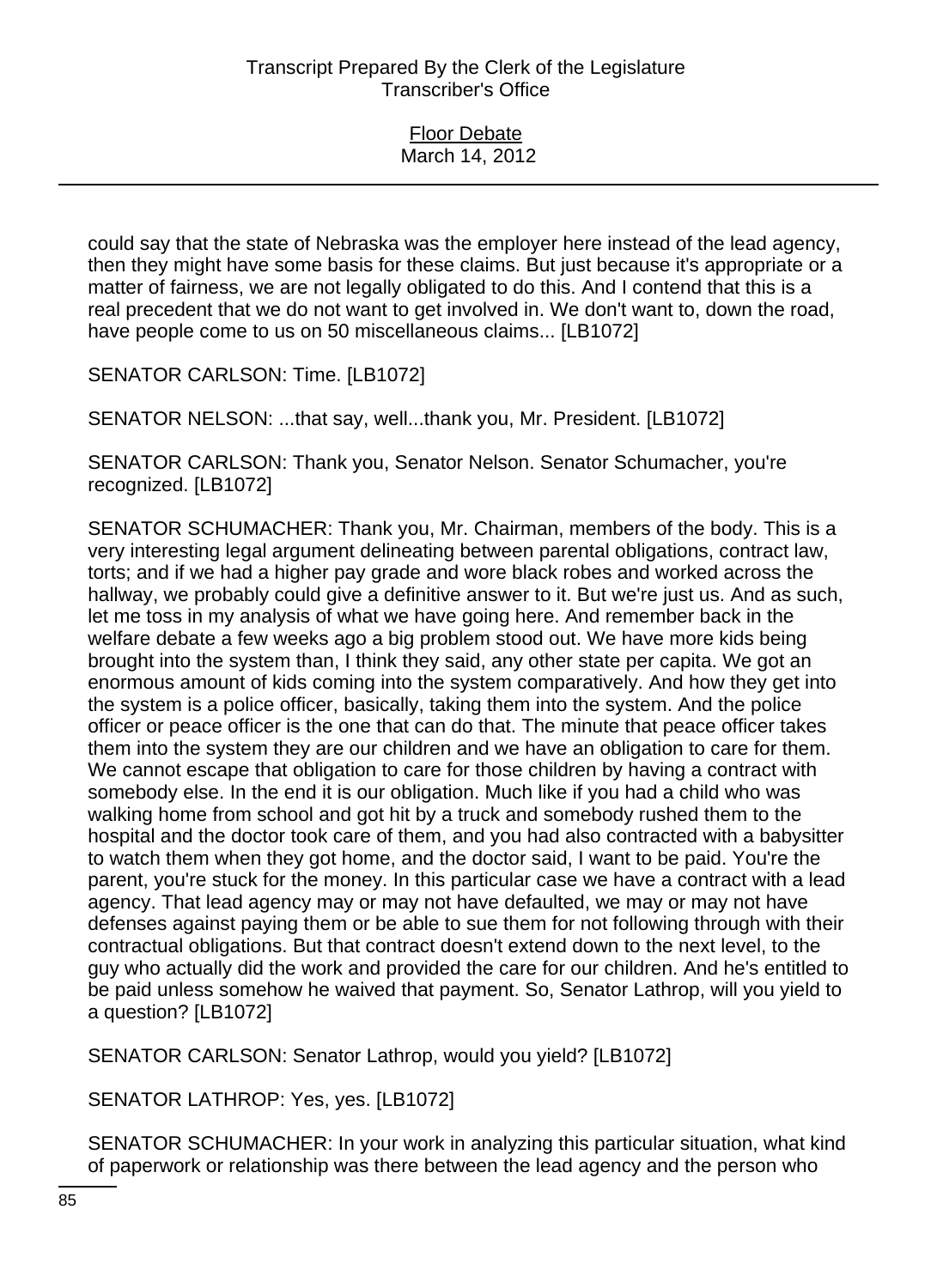could say that the state of Nebraska was the employer here instead of the lead agency, then they might have some basis for these claims. But just because it's appropriate or a matter of fairness, we are not legally obligated to do this. And I contend that this is a real precedent that we do not want to get involved in. We don't want to, down the road, have people come to us on 50 miscellaneous claims... [LB1072]

SENATOR CARLSON: Time. [LB1072]

SENATOR NELSON: ...that say, well...thank you, Mr. President. [LB1072]

SENATOR CARLSON: Thank you, Senator Nelson. Senator Schumacher, you're recognized. [LB1072]

SENATOR SCHUMACHER: Thank you, Mr. Chairman, members of the body. This is a very interesting legal argument delineating between parental obligations, contract law, torts; and if we had a higher pay grade and wore black robes and worked across the hallway, we probably could give a definitive answer to it. But we're just us. And as such, let me toss in my analysis of what we have going here. And remember back in the welfare debate a few weeks ago a big problem stood out. We have more kids being brought into the system than, I think they said, any other state per capita. We got an enormous amount of kids coming into the system comparatively. And how they get into the system is a police officer, basically, taking them into the system. And the police officer or peace officer is the one that can do that. The minute that peace officer takes them into the system they are our children and we have an obligation to care for them. We cannot escape that obligation to care for those children by having a contract with somebody else. In the end it is our obligation. Much like if you had a child who was walking home from school and got hit by a truck and somebody rushed them to the hospital and the doctor took care of them, and you had also contracted with a babysitter to watch them when they got home, and the doctor said, I want to be paid. You're the parent, you're stuck for the money. In this particular case we have a contract with a lead agency. That lead agency may or may not have defaulted, we may or may not have defenses against paying them or be able to sue them for not following through with their contractual obligations. But that contract doesn't extend down to the next level, to the guy who actually did the work and provided the care for our children. And he's entitled to be paid unless somehow he waived that payment. So, Senator Lathrop, will you yield to a question? [LB1072]

SENATOR CARLSON: Senator Lathrop, would you yield? [LB1072]

SENATOR LATHROP: Yes, yes. [LB1072]

SENATOR SCHUMACHER: In your work in analyzing this particular situation, what kind of paperwork or relationship was there between the lead agency and the person who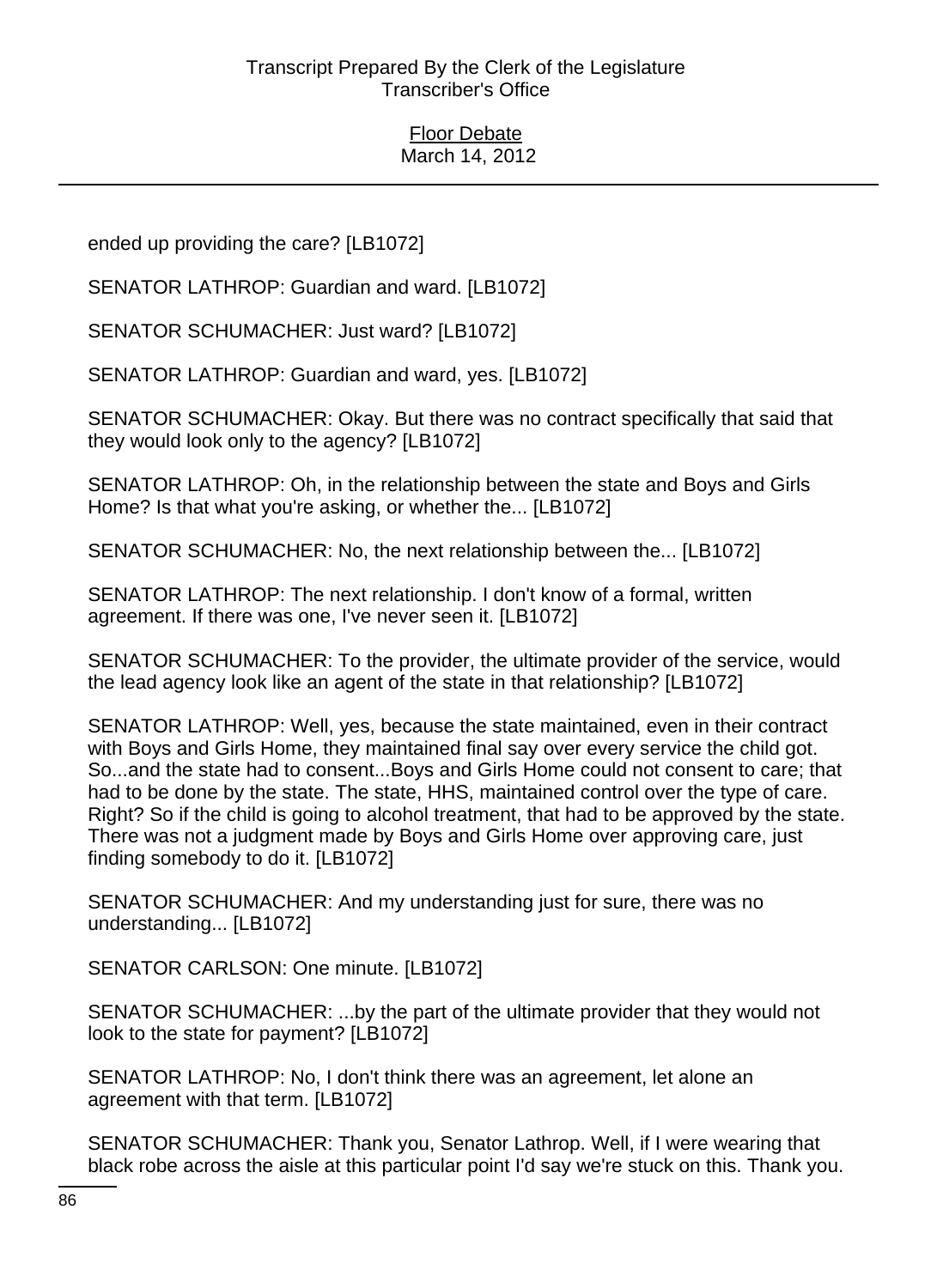ended up providing the care? [LB1072]

SENATOR LATHROP: Guardian and ward. [LB1072]

SENATOR SCHUMACHER: Just ward? [LB1072]

SENATOR LATHROP: Guardian and ward, yes. [LB1072]

SENATOR SCHUMACHER: Okay. But there was no contract specifically that said that they would look only to the agency? [LB1072]

SENATOR LATHROP: Oh, in the relationship between the state and Boys and Girls Home? Is that what you're asking, or whether the... [LB1072]

SENATOR SCHUMACHER: No, the next relationship between the... [LB1072]

SENATOR LATHROP: The next relationship. I don't know of a formal, written agreement. If there was one, I've never seen it. [LB1072]

SENATOR SCHUMACHER: To the provider, the ultimate provider of the service, would the lead agency look like an agent of the state in that relationship? [LB1072]

SENATOR LATHROP: Well, yes, because the state maintained, even in their contract with Boys and Girls Home, they maintained final say over every service the child got. So...and the state had to consent...Boys and Girls Home could not consent to care; that had to be done by the state. The state, HHS, maintained control over the type of care. Right? So if the child is going to alcohol treatment, that had to be approved by the state. There was not a judgment made by Boys and Girls Home over approving care, just finding somebody to do it. [LB1072]

SENATOR SCHUMACHER: And my understanding just for sure, there was no understanding... [LB1072]

SENATOR CARLSON: One minute. [LB1072]

SENATOR SCHUMACHER: ...by the part of the ultimate provider that they would not look to the state for payment? [LB1072]

SENATOR LATHROP: No, I don't think there was an agreement, let alone an agreement with that term. [LB1072]

SENATOR SCHUMACHER: Thank you, Senator Lathrop. Well, if I were wearing that black robe across the aisle at this particular point I'd say we're stuck on this. Thank you.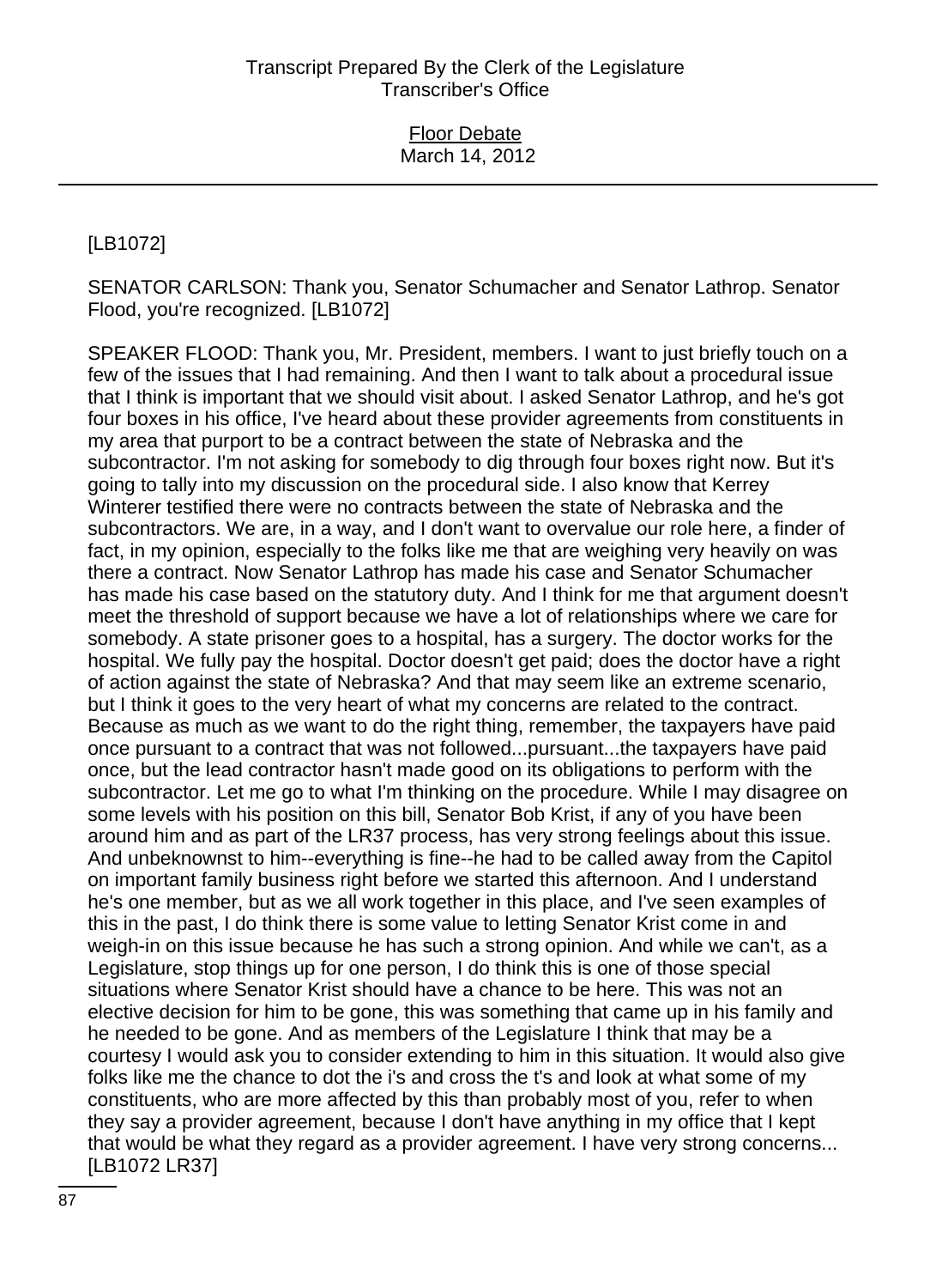[LB1072]

SENATOR CARLSON: Thank you, Senator Schumacher and Senator Lathrop. Senator Flood, you're recognized. [LB1072]

SPEAKER FLOOD: Thank you, Mr. President, members. I want to just briefly touch on a few of the issues that I had remaining. And then I want to talk about a procedural issue that I think is important that we should visit about. I asked Senator Lathrop, and he's got four boxes in his office, I've heard about these provider agreements from constituents in my area that purport to be a contract between the state of Nebraska and the subcontractor. I'm not asking for somebody to dig through four boxes right now. But it's going to tally into my discussion on the procedural side. I also know that Kerrey Winterer testified there were no contracts between the state of Nebraska and the subcontractors. We are, in a way, and I don't want to overvalue our role here, a finder of fact, in my opinion, especially to the folks like me that are weighing very heavily on was there a contract. Now Senator Lathrop has made his case and Senator Schumacher has made his case based on the statutory duty. And I think for me that argument doesn't meet the threshold of support because we have a lot of relationships where we care for somebody. A state prisoner goes to a hospital, has a surgery. The doctor works for the hospital. We fully pay the hospital. Doctor doesn't get paid; does the doctor have a right of action against the state of Nebraska? And that may seem like an extreme scenario, but I think it goes to the very heart of what my concerns are related to the contract. Because as much as we want to do the right thing, remember, the taxpayers have paid once pursuant to a contract that was not followed...pursuant...the taxpayers have paid once, but the lead contractor hasn't made good on its obligations to perform with the subcontractor. Let me go to what I'm thinking on the procedure. While I may disagree on some levels with his position on this bill, Senator Bob Krist, if any of you have been around him and as part of the LR37 process, has very strong feelings about this issue. And unbeknownst to him--everything is fine--he had to be called away from the Capitol on important family business right before we started this afternoon. And I understand he's one member, but as we all work together in this place, and I've seen examples of this in the past, I do think there is some value to letting Senator Krist come in and weigh-in on this issue because he has such a strong opinion. And while we can't, as a Legislature, stop things up for one person, I do think this is one of those special situations where Senator Krist should have a chance to be here. This was not an elective decision for him to be gone, this was something that came up in his family and he needed to be gone. And as members of the Legislature I think that may be a courtesy I would ask you to consider extending to him in this situation. It would also give folks like me the chance to dot the i's and cross the t's and look at what some of my constituents, who are more affected by this than probably most of you, refer to when they say a provider agreement, because I don't have anything in my office that I kept that would be what they regard as a provider agreement. I have very strong concerns... [LB1072 LR37]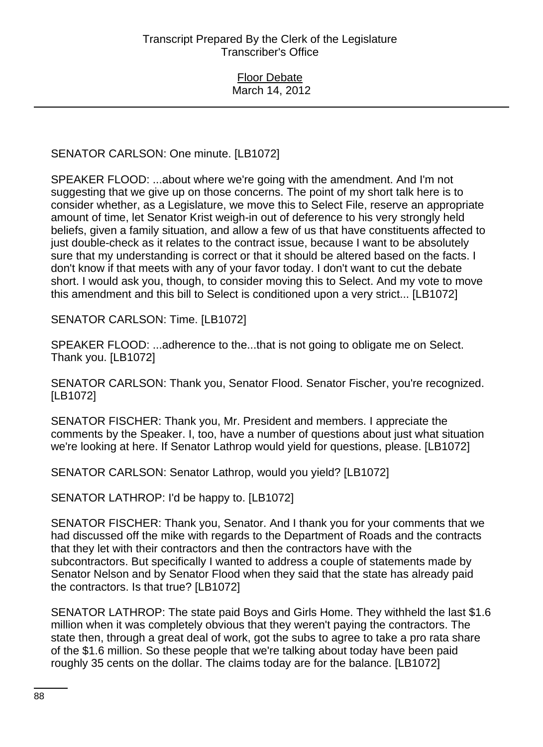SENATOR CARLSON: One minute. [LB1072]

SPEAKER FLOOD: ...about where we're going with the amendment. And I'm not suggesting that we give up on those concerns. The point of my short talk here is to consider whether, as a Legislature, we move this to Select File, reserve an appropriate amount of time, let Senator Krist weigh-in out of deference to his very strongly held beliefs, given a family situation, and allow a few of us that have constituents affected to just double-check as it relates to the contract issue, because I want to be absolutely sure that my understanding is correct or that it should be altered based on the facts. I don't know if that meets with any of your favor today. I don't want to cut the debate short. I would ask you, though, to consider moving this to Select. And my vote to move this amendment and this bill to Select is conditioned upon a very strict... [LB1072]

SENATOR CARLSON: Time. [LB1072]

SPEAKER FLOOD: ...adherence to the...that is not going to obligate me on Select. Thank you. [LB1072]

SENATOR CARLSON: Thank you, Senator Flood. Senator Fischer, you're recognized. [LB1072]

SENATOR FISCHER: Thank you, Mr. President and members. I appreciate the comments by the Speaker. I, too, have a number of questions about just what situation we're looking at here. If Senator Lathrop would yield for questions, please. [LB1072]

SENATOR CARLSON: Senator Lathrop, would you yield? [LB1072]

SENATOR LATHROP: I'd be happy to. [LB1072]

SENATOR FISCHER: Thank you, Senator. And I thank you for your comments that we had discussed off the mike with regards to the Department of Roads and the contracts that they let with their contractors and then the contractors have with the subcontractors. But specifically I wanted to address a couple of statements made by Senator Nelson and by Senator Flood when they said that the state has already paid the contractors. Is that true? [LB1072]

SENATOR LATHROP: The state paid Boys and Girls Home. They withheld the last $1.6 million when it was completely obvious that they weren't paying the contractors. The state then, through a great deal of work, got the subs to agree to take a pro rata share of the $1.6 million. So these people that we're talking about today have been paid roughly 35 cents on the dollar. The claims today are for the balance. [LB1072]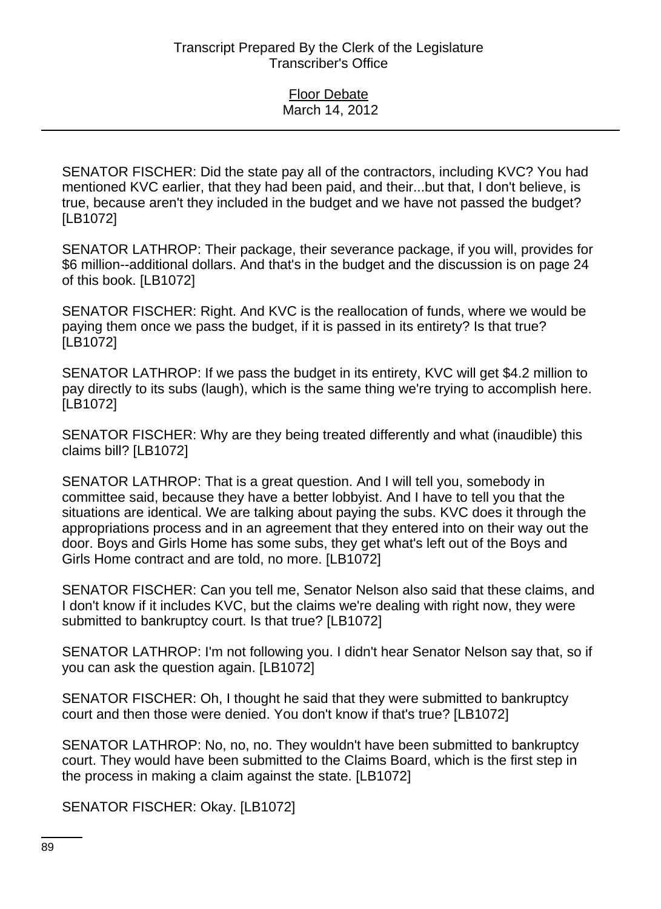SENATOR FISCHER: Did the state pay all of the contractors, including KVC? You had mentioned KVC earlier, that they had been paid, and their...but that, I don't believe, is true, because aren't they included in the budget and we have not passed the budget? [LB1072]

SENATOR LATHROP: Their package, their severance package, if you will, provides for $6 million--additional dollars. And that's in the budget and the discussion is on page 24 of this book. [LB1072]

SENATOR FISCHER: Right. And KVC is the reallocation of funds, where we would be paying them once we pass the budget, if it is passed in its entirety? Is that true? [LB1072]

SENATOR LATHROP: If we pass the budget in its entirety, KVC will get $4.2 million to pay directly to its subs (laugh), which is the same thing we're trying to accomplish here. [LB1072]

SENATOR FISCHER: Why are they being treated differently and what (inaudible) this claims bill? [LB1072]

SENATOR LATHROP: That is a great question. And I will tell you, somebody in committee said, because they have a better lobbyist. And I have to tell you that the situations are identical. We are talking about paying the subs. KVC does it through the appropriations process and in an agreement that they entered into on their way out the door. Boys and Girls Home has some subs, they get what's left out of the Boys and Girls Home contract and are told, no more. [LB1072]

SENATOR FISCHER: Can you tell me, Senator Nelson also said that these claims, and I don't know if it includes KVC, but the claims we're dealing with right now, they were submitted to bankruptcy court. Is that true? [LB1072]

SENATOR LATHROP: I'm not following you. I didn't hear Senator Nelson say that, so if you can ask the question again. [LB1072]

SENATOR FISCHER: Oh, I thought he said that they were submitted to bankruptcy court and then those were denied. You don't know if that's true? [LB1072]

SENATOR LATHROP: No, no, no. They wouldn't have been submitted to bankruptcy court. They would have been submitted to the Claims Board, which is the first step in the process in making a claim against the state. [LB1072]

SENATOR FISCHER: Okay. [LB1072]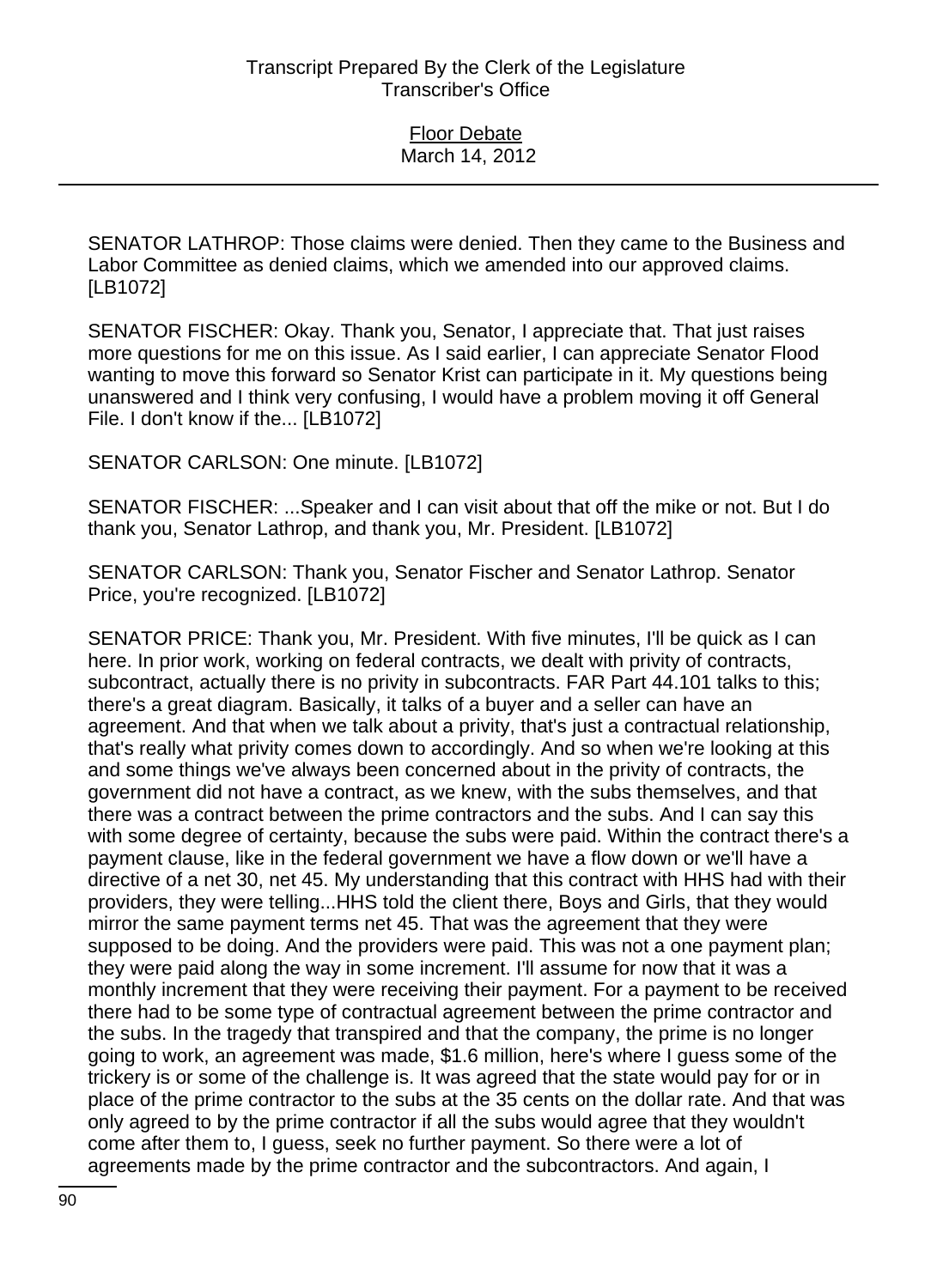SENATOR LATHROP: Those claims were denied. Then they came to the Business and Labor Committee as denied claims, which we amended into our approved claims. [LB1072]

SENATOR FISCHER: Okay. Thank you, Senator, I appreciate that. That just raises more questions for me on this issue. As I said earlier, I can appreciate Senator Flood wanting to move this forward so Senator Krist can participate in it. My questions being unanswered and I think very confusing, I would have a problem moving it off General File. I don't know if the... [LB1072]

SENATOR CARLSON: One minute. [LB1072]

SENATOR FISCHER: ...Speaker and I can visit about that off the mike or not. But I do thank you, Senator Lathrop, and thank you, Mr. President. [LB1072]

SENATOR CARLSON: Thank you, Senator Fischer and Senator Lathrop. Senator Price, you're recognized. [LB1072]

SENATOR PRICE: Thank you, Mr. President. With five minutes, I'll be quick as I can here. In prior work, working on federal contracts, we dealt with privity of contracts, subcontract, actually there is no privity in subcontracts. FAR Part 44.101 talks to this; there's a great diagram. Basically, it talks of a buyer and a seller can have an agreement. And that when we talk about a privity, that's just a contractual relationship, that's really what privity comes down to accordingly. And so when we're looking at this and some things we've always been concerned about in the privity of contracts, the government did not have a contract, as we knew, with the subs themselves, and that there was a contract between the prime contractors and the subs. And I can say this with some degree of certainty, because the subs were paid. Within the contract there's a payment clause, like in the federal government we have a flow down or we'll have a directive of a net 30, net 45. My understanding that this contract with HHS had with their providers, they were telling...HHS told the client there, Boys and Girls, that they would mirror the same payment terms net 45. That was the agreement that they were supposed to be doing. And the providers were paid. This was not a one payment plan; they were paid along the way in some increment. I'll assume for now that it was a monthly increment that they were receiving their payment. For a payment to be received there had to be some type of contractual agreement between the prime contractor and the subs. In the tragedy that transpired and that the company, the prime is no longer going to work, an agreement was made, $1.6 million, here's where I guess some of the trickery is or some of the challenge is. It was agreed that the state would pay for or in place of the prime contractor to the subs at the 35 cents on the dollar rate. And that was only agreed to by the prime contractor if all the subs would agree that they wouldn't come after them to, I guess, seek no further payment. So there were a lot of agreements made by the prime contractor and the subcontractors. And again, I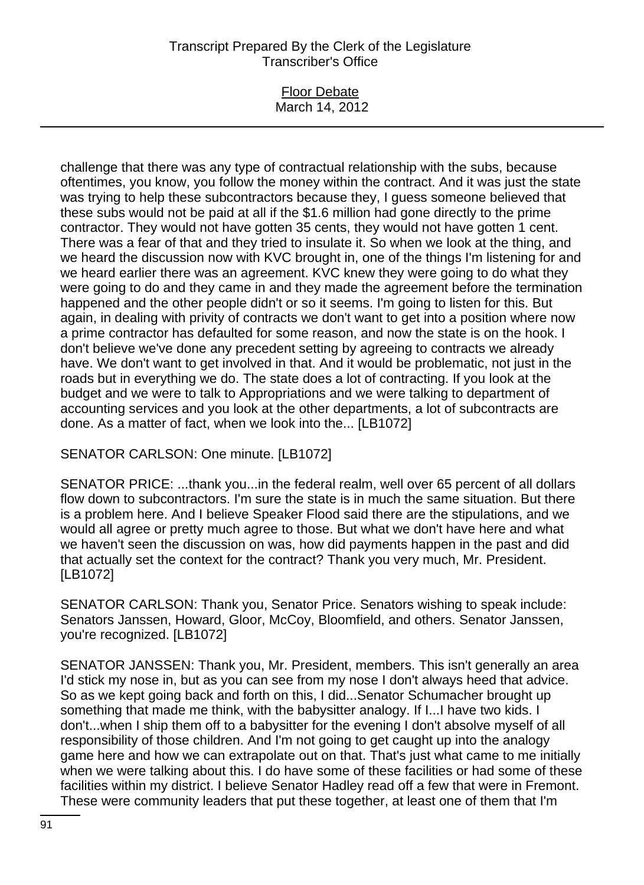challenge that there was any type of contractual relationship with the subs, because oftentimes, you know, you follow the money within the contract. And it was just the state was trying to help these subcontractors because they, I guess someone believed that these subs would not be paid at all if the $1.6 million had gone directly to the prime contractor. They would not have gotten 35 cents, they would not have gotten 1 cent. There was a fear of that and they tried to insulate it. So when we look at the thing, and we heard the discussion now with KVC brought in, one of the things I'm listening for and we heard earlier there was an agreement. KVC knew they were going to do what they were going to do and they came in and they made the agreement before the termination happened and the other people didn't or so it seems. I'm going to listen for this. But again, in dealing with privity of contracts we don't want to get into a position where now a prime contractor has defaulted for some reason, and now the state is on the hook. I don't believe we've done any precedent setting by agreeing to contracts we already have. We don't want to get involved in that. And it would be problematic, not just in the roads but in everything we do. The state does a lot of contracting. If you look at the budget and we were to talk to Appropriations and we were talking to department of accounting services and you look at the other departments, a lot of subcontracts are done. As a matter of fact, when we look into the... [LB1072]

SENATOR CARLSON: One minute. [LB1072]

SENATOR PRICE: ...thank you...in the federal realm, well over 65 percent of all dollars flow down to subcontractors. I'm sure the state is in much the same situation. But there is a problem here. And I believe Speaker Flood said there are the stipulations, and we would all agree or pretty much agree to those. But what we don't have here and what we haven't seen the discussion on was, how did payments happen in the past and did that actually set the context for the contract? Thank you very much, Mr. President. [LB1072]

SENATOR CARLSON: Thank you, Senator Price. Senators wishing to speak include: Senators Janssen, Howard, Gloor, McCoy, Bloomfield, and others. Senator Janssen, you're recognized. [LB1072]

SENATOR JANSSEN: Thank you, Mr. President, members. This isn't generally an area I'd stick my nose in, but as you can see from my nose I don't always heed that advice. So as we kept going back and forth on this, I did...Senator Schumacher brought up something that made me think, with the babysitter analogy. If I...I have two kids. I don't...when I ship them off to a babysitter for the evening I don't absolve myself of all responsibility of those children. And I'm not going to get caught up into the analogy game here and how we can extrapolate out on that. That's just what came to me initially when we were talking about this. I do have some of these facilities or had some of these facilities within my district. I believe Senator Hadley read off a few that were in Fremont. These were community leaders that put these together, at least one of them that I'm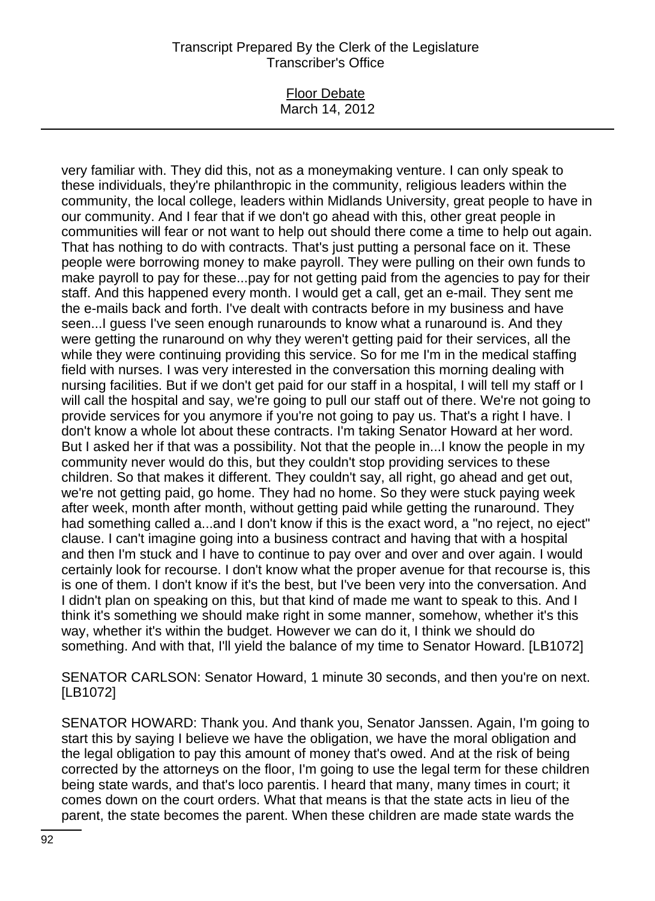very familiar with. They did this, not as a moneymaking venture. I can only speak to these individuals, they're philanthropic in the community, religious leaders within the community, the local college, leaders within Midlands University, great people to have in our community. And I fear that if we don't go ahead with this, other great people in communities will fear or not want to help out should there come a time to help out again. That has nothing to do with contracts. That's just putting a personal face on it. These people were borrowing money to make payroll. They were pulling on their own funds to make payroll to pay for these...pay for not getting paid from the agencies to pay for their staff. And this happened every month. I would get a call, get an e-mail. They sent me the e-mails back and forth. I've dealt with contracts before in my business and have seen...I guess I've seen enough runarounds to know what a runaround is. And they were getting the runaround on why they weren't getting paid for their services, all the while they were continuing providing this service. So for me I'm in the medical staffing field with nurses. I was very interested in the conversation this morning dealing with nursing facilities. But if we don't get paid for our staff in a hospital, I will tell my staff or I will call the hospital and say, we're going to pull our staff out of there. We're not going to provide services for you anymore if you're not going to pay us. That's a right I have. I don't know a whole lot about these contracts. I'm taking Senator Howard at her word. But I asked her if that was a possibility. Not that the people in...I know the people in my community never would do this, but they couldn't stop providing services to these children. So that makes it different. They couldn't say, all right, go ahead and get out, we're not getting paid, go home. They had no home. So they were stuck paying week after week, month after month, without getting paid while getting the runaround. They had something called a...and I don't know if this is the exact word, a "no reject, no eject" clause. I can't imagine going into a business contract and having that with a hospital and then I'm stuck and I have to continue to pay over and over and over again. I would certainly look for recourse. I don't know what the proper avenue for that recourse is, this is one of them. I don't know if it's the best, but I've been very into the conversation. And I didn't plan on speaking on this, but that kind of made me want to speak to this. And I think it's something we should make right in some manner, somehow, whether it's this way, whether it's within the budget. However we can do it, I think we should do something. And with that, I'll yield the balance of my time to Senator Howard. [LB1072]

SENATOR CARLSON: Senator Howard, 1 minute 30 seconds, and then you're on next. [LB1072]

SENATOR HOWARD: Thank you. And thank you, Senator Janssen. Again, I'm going to start this by saying I believe we have the obligation, we have the moral obligation and the legal obligation to pay this amount of money that's owed. And at the risk of being corrected by the attorneys on the floor, I'm going to use the legal term for these children being state wards, and that's loco parentis. I heard that many, many times in court; it comes down on the court orders. What that means is that the state acts in lieu of the parent, the state becomes the parent. When these children are made state wards the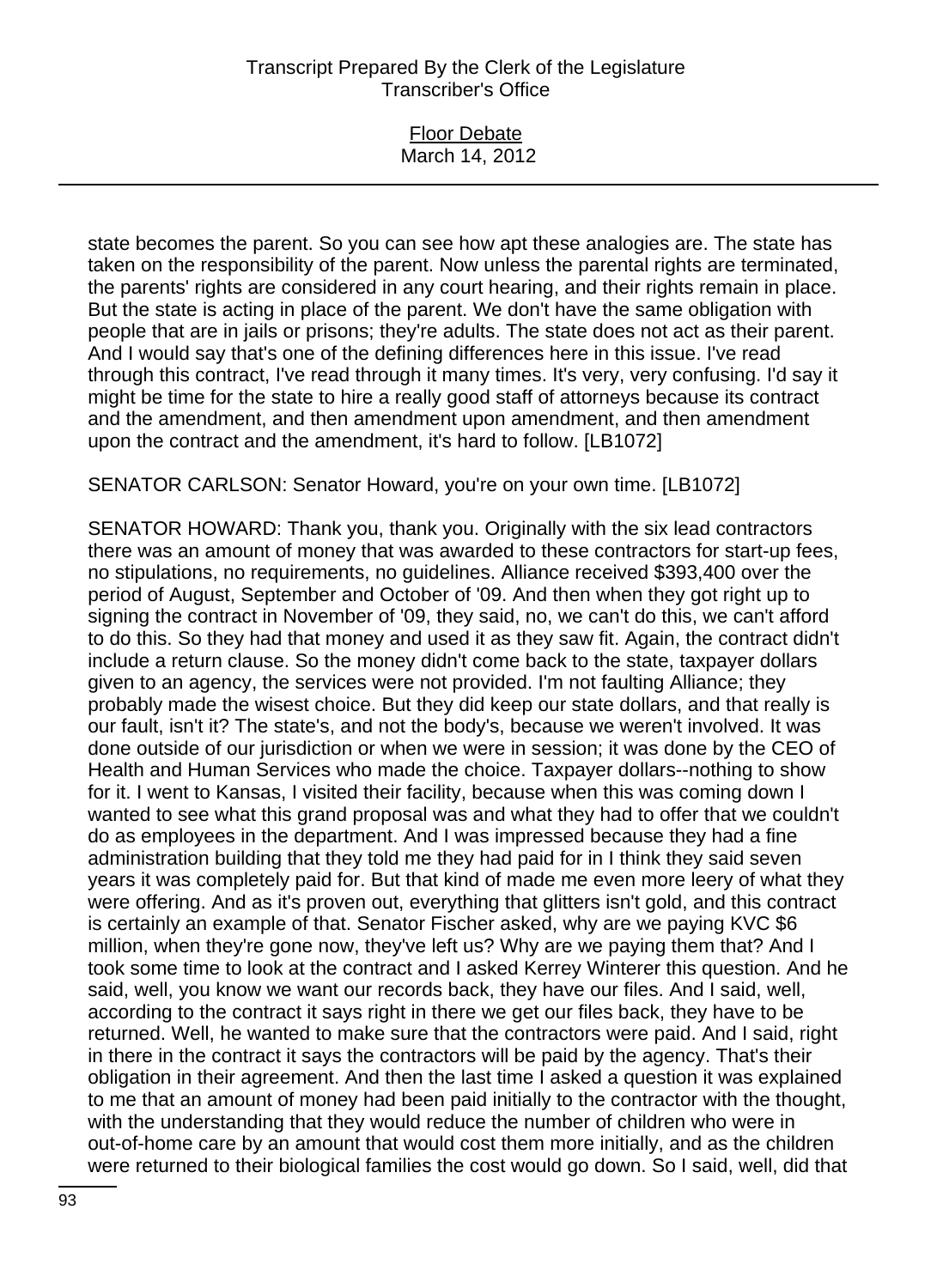state becomes the parent. So you can see how apt these analogies are. The state has taken on the responsibility of the parent. Now unless the parental rights are terminated, the parents' rights are considered in any court hearing, and their rights remain in place. But the state is acting in place of the parent. We don't have the same obligation with people that are in jails or prisons; they're adults. The state does not act as their parent. And I would say that's one of the defining differences here in this issue. I've read through this contract, I've read through it many times. It's very, very confusing. I'd say it might be time for the state to hire a really good staff of attorneys because its contract and the amendment, and then amendment upon amendment, and then amendment upon the contract and the amendment, it's hard to follow. [LB1072]

SENATOR CARLSON: Senator Howard, you're on your own time. [LB1072]

SENATOR HOWARD: Thank you, thank you. Originally with the six lead contractors there was an amount of money that was awarded to these contractors for start-up fees, no stipulations, no requirements, no guidelines. Alliance received $393,400 over the period of August, September and October of '09. And then when they got right up to signing the contract in November of '09, they said, no, we can't do this, we can't afford to do this. So they had that money and used it as they saw fit. Again, the contract didn't include a return clause. So the money didn't come back to the state, taxpayer dollars given to an agency, the services were not provided. I'm not faulting Alliance; they probably made the wisest choice. But they did keep our state dollars, and that really is our fault, isn't it? The state's, and not the body's, because we weren't involved. It was done outside of our jurisdiction or when we were in session; it was done by the CEO of Health and Human Services who made the choice. Taxpayer dollars--nothing to show for it. I went to Kansas, I visited their facility, because when this was coming down I wanted to see what this grand proposal was and what they had to offer that we couldn't do as employees in the department. And I was impressed because they had a fine administration building that they told me they had paid for in I think they said seven years it was completely paid for. But that kind of made me even more leery of what they were offering. And as it's proven out, everything that glitters isn't gold, and this contract is certainly an example of that. Senator Fischer asked, why are we paying KVC $6 million, when they're gone now, they've left us? Why are we paying them that? And I took some time to look at the contract and I asked Kerrey Winterer this question. And he said, well, you know we want our records back, they have our files. And I said, well, according to the contract it says right in there we get our files back, they have to be returned. Well, he wanted to make sure that the contractors were paid. And I said, right in there in the contract it says the contractors will be paid by the agency. That's their obligation in their agreement. And then the last time I asked a question it was explained to me that an amount of money had been paid initially to the contractor with the thought, with the understanding that they would reduce the number of children who were in out-of-home care by an amount that would cost them more initially, and as the children were returned to their biological families the cost would go down. So I said, well, did that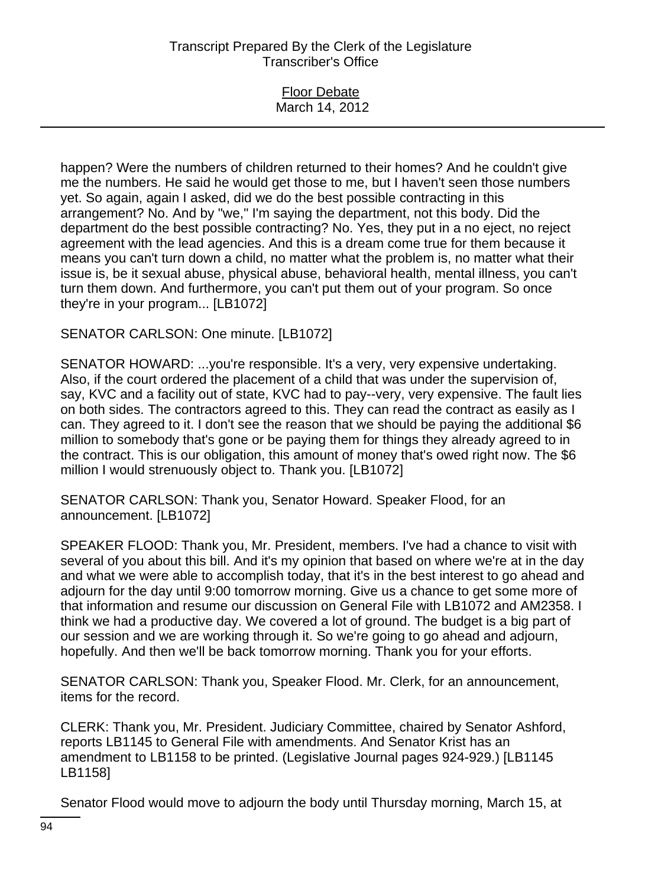happen? Were the numbers of children returned to their homes? And he couldn't give me the numbers. He said he would get those to me, but I haven't seen those numbers yet. So again, again I asked, did we do the best possible contracting in this arrangement? No. And by "we," I'm saying the department, not this body. Did the department do the best possible contracting? No. Yes, they put in a no eject, no reject agreement with the lead agencies. And this is a dream come true for them because it means you can't turn down a child, no matter what the problem is, no matter what their issue is, be it sexual abuse, physical abuse, behavioral health, mental illness, you can't turn them down. And furthermore, you can't put them out of your program. So once they're in your program... [LB1072]

SENATOR CARLSON: One minute. [LB1072]

SENATOR HOWARD: ...you're responsible. It's a very, very expensive undertaking. Also, if the court ordered the placement of a child that was under the supervision of, say, KVC and a facility out of state, KVC had to pay--very, very expensive. The fault lies on both sides. The contractors agreed to this. They can read the contract as easily as I can. They agreed to it. I don't see the reason that we should be paying the additional $6 million to somebody that's gone or be paying them for things they already agreed to in the contract. This is our obligation, this amount of money that's owed right now. The $6 million I would strenuously object to. Thank you. [LB1072]

SENATOR CARLSON: Thank you, Senator Howard. Speaker Flood, for an announcement. [LB1072]

SPEAKER FLOOD: Thank you, Mr. President, members. I've had a chance to visit with several of you about this bill. And it's my opinion that based on where we're at in the day and what we were able to accomplish today, that it's in the best interest to go ahead and adjourn for the day until 9:00 tomorrow morning. Give us a chance to get some more of that information and resume our discussion on General File with LB1072 and AM2358. I think we had a productive day. We covered a lot of ground. The budget is a big part of our session and we are working through it. So we're going to go ahead and adjourn, hopefully. And then we'll be back tomorrow morning. Thank you for your efforts.

SENATOR CARLSON: Thank you, Speaker Flood. Mr. Clerk, for an announcement, items for the record.

CLERK: Thank you, Mr. President. Judiciary Committee, chaired by Senator Ashford, reports LB1145 to General File with amendments. And Senator Krist has an amendment to LB1158 to be printed. (Legislative Journal pages 924-929.) [LB1145 LB1158]

Senator Flood would move to adjourn the body until Thursday morning, March 15, at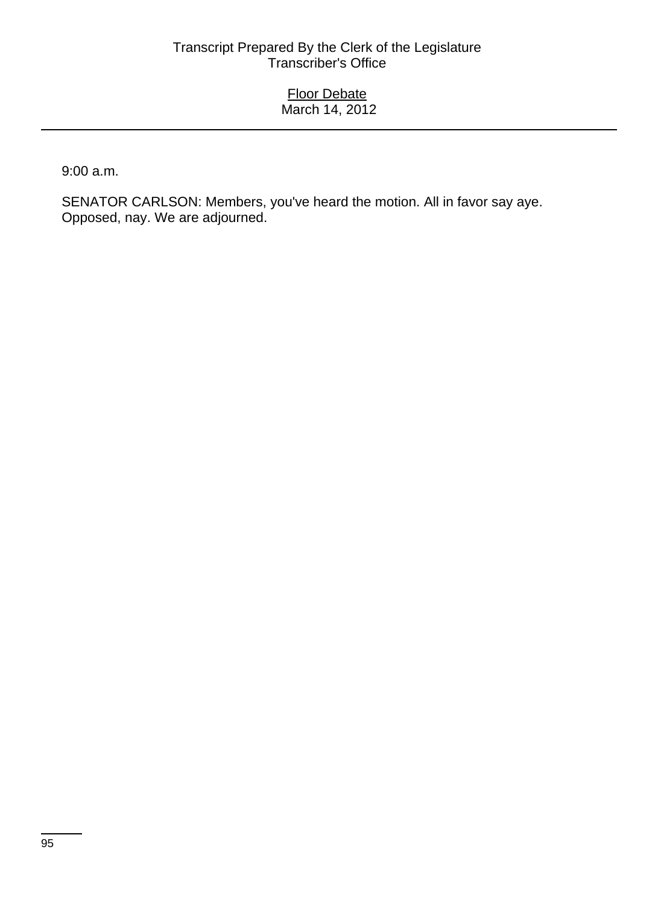9:00 a.m.

SENATOR CARLSON: Members, you've heard the motion. All in favor say aye. Opposed, nay. We are adjourned.